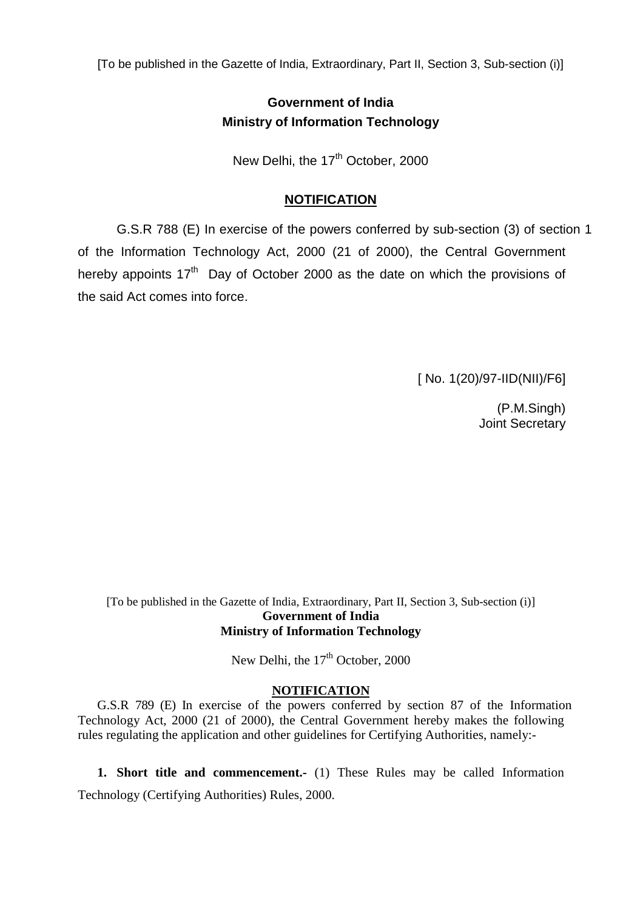[To be published in the Gazette of India, Extraordinary, Part II, Section 3, Sub-section (i)]

**Government of India**
**Ministry of Information Technology**

New Delhi, the 17th October, 2000

## NOTIFICATION

G.S.R 788 (E) In exercise of the powers conferred by sub-section (3) of section 1 of the Information Technology Act, 2000 (21 of 2000), the Central Government hereby appoints 17th Day of October 2000 as the date on which the provisions of the said Act comes into force.

[ No. 1(20)/97-IID(NII)/F6]

(P.M.Singh)
Joint Secretary

[To be published in the Gazette of India, Extraordinary, Part II, Section 3, Sub-section (i)]

**Government of India**
**Ministry of Information Technology**

New Delhi, the 17th October, 2000

## NOTIFICATION

G.S.R 789 (E) In exercise of the powers conferred by section 87 of the Information Technology Act, 2000 (21 of 2000), the Central Government hereby makes the following rules regulating the application and other guidelines for Certifying Authorities, namely:-

**1. Short title and commencement.-** (1) These Rules may be called Information Technology (Certifying Authorities) Rules, 2000.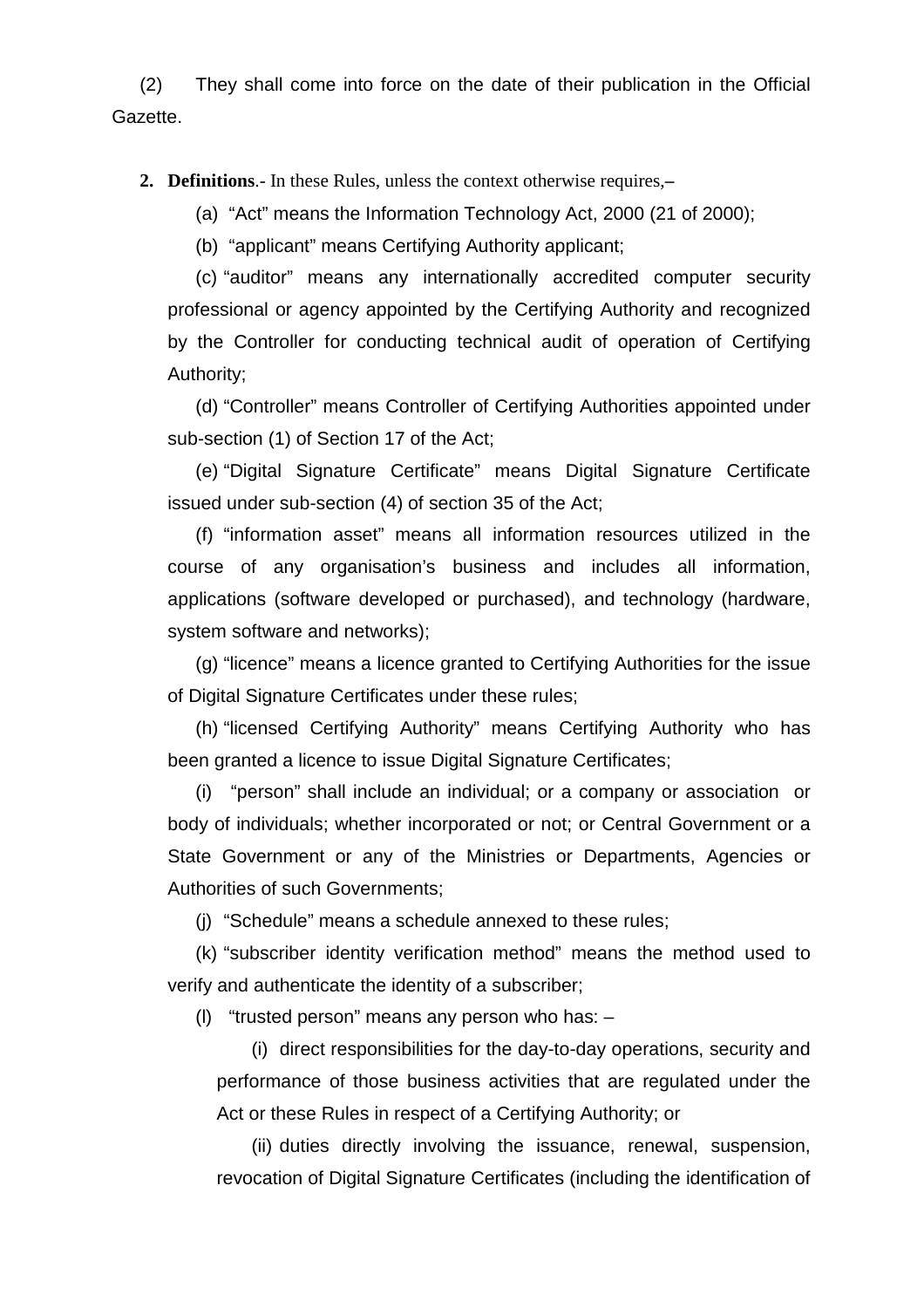(2) They shall come into force on the date of their publication in the Official Gazette.

**2. Definitions**.- In these Rules, unless the context otherwise requires,–

(a) "Act" means the Information Technology Act, 2000 (21 of 2000);

(b) "applicant" means Certifying Authority applicant;

(c) "auditor" means any internationally accredited computer security professional or agency appointed by the Certifying Authority and recognized by the Controller for conducting technical audit of operation of Certifying Authority;

(d) "Controller" means Controller of Certifying Authorities appointed under sub-section (1) of Section 17 of the Act;

(e) "Digital Signature Certificate" means Digital Signature Certificate issued under sub-section (4) of section 35 of the Act;

(f) "information asset" means all information resources utilized in the course of any organisation's business and includes all information, applications (software developed or purchased), and technology (hardware, system software and networks);

(g) "licence" means a licence granted to Certifying Authorities for the issue of Digital Signature Certificates under these rules;

(h) "licensed Certifying Authority" means Certifying Authority who has been granted a licence to issue Digital Signature Certificates;

(i) "person" shall include an individual; or a company or association or body of individuals; whether incorporated or not; or Central Government or a State Government or any of the Ministries or Departments, Agencies or Authorities of such Governments;

(j) "Schedule" means a schedule annexed to these rules;

(k) "subscriber identity verification method" means the method used to verify and authenticate the identity of a subscriber;

(l) "trusted person" means any person who has: –

(i) direct responsibilities for the day-to-day operations, security and performance of those business activities that are regulated under the Act or these Rules in respect of a Certifying Authority; or

(ii) duties directly involving the issuance, renewal, suspension, revocation of Digital Signature Certificates (including the identification of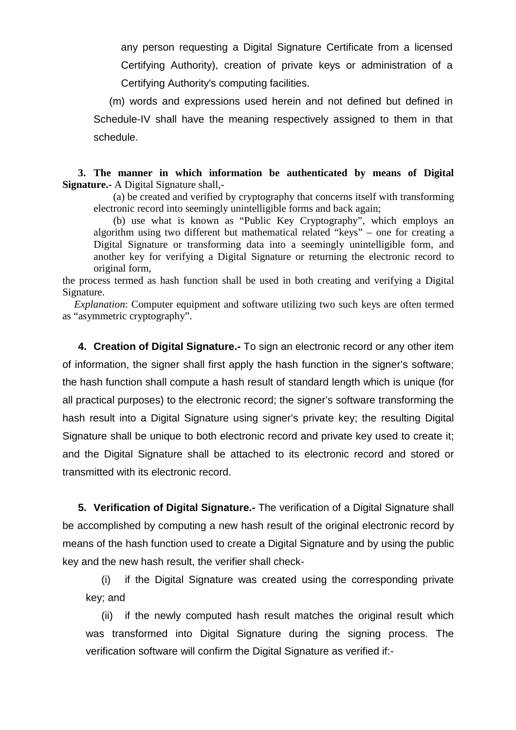any person requesting a Digital Signature Certificate from a licensed Certifying Authority), creation of private keys or administration of a Certifying Authority's computing facilities.

(m) words and expressions used herein and not defined but defined in Schedule-IV shall have the meaning respectively assigned to them in that schedule.

**3. The manner in which information be authenticated by means of Digital Signature.-** A Digital Signature shall,-

(a) be created and verified by cryptography that concerns itself with transforming electronic record into seemingly unintelligible forms and back again;

(b) use what is known as "Public Key Cryptography", which employs an algorithm using two different but mathematical related "keys" – one for creating a Digital Signature or transforming data into a seemingly unintelligible form, and another key for verifying a Digital Signature or returning the electronic record to original form,

the process termed as hash function shall be used in both creating and verifying a Digital Signature.

*Explanation*: Computer equipment and software utilizing two such keys are often termed as "asymmetric cryptography".

**4. Creation of Digital Signature.-** To sign an electronic record or any other item of information, the signer shall first apply the hash function in the signer's software; the hash function shall compute a hash result of standard length which is unique (for all practical purposes) to the electronic record; the signer's software transforming the hash result into a Digital Signature using signer's private key; the resulting Digital Signature shall be unique to both electronic record and private key used to create it; and the Digital Signature shall be attached to its electronic record and stored or transmitted with its electronic record.

**5. Verification of Digital Signature.-** The verification of a Digital Signature shall be accomplished by computing a new hash result of the original electronic record by means of the hash function used to create a Digital Signature and by using the public key and the new hash result, the verifier shall check-

(i) if the Digital Signature was created using the corresponding private key; and

(ii) if the newly computed hash result matches the original result which was transformed into Digital Signature during the signing process. The verification software will confirm the Digital Signature as verified if:-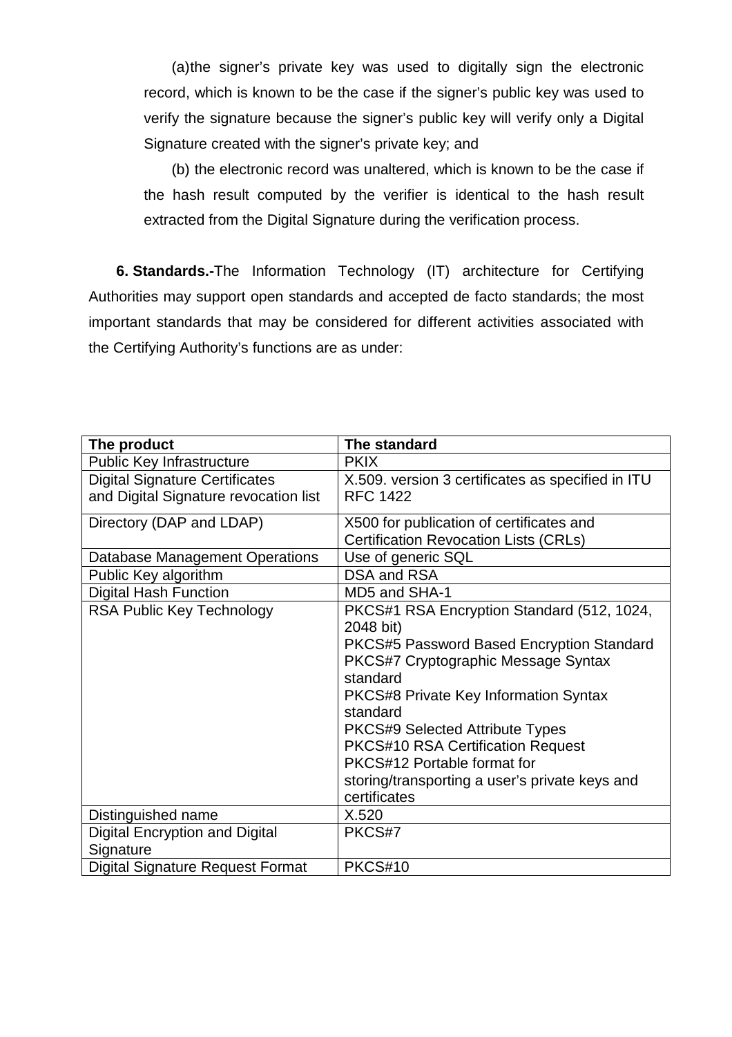(a) the signer's private key was used to digitally sign the electronic record, which is known to be the case if the signer's public key was used to verify the signature because the signer's public key will verify only a Digital Signature created with the signer's private key; and

(b) the electronic record was unaltered, which is known to be the case if the hash result computed by the verifier is identical to the hash result extracted from the Digital Signature during the verification process.

**6. Standards.-**The Information Technology (IT) architecture for Certifying Authorities may support open standards and accepted de facto standards; the most important standards that may be considered for different activities associated with the Certifying Authority's functions are as under:

| **The product** | **The standard** |
| --- | --- |
| Public Key Infrastructure | PKIX |
| Digital Signature Certificates and Digital Signature revocation list | X.509. version 3 certificates as specified in ITU RFC 1422 |
| Directory (DAP and LDAP) | X500 for publication of certificates and Certification Revocation Lists (CRLs) |
| Database Management Operations | Use of generic SQL |
| Public Key algorithm | DSA and RSA |
| Digital Hash Function | MD5 and SHA-1 |
| RSA Public Key Technology | PKCS#1 RSA Encryption Standard (512, 1024, 2048 bit)<br>PKCS#5 Password Based Encryption Standard<br>PKCS#7 Cryptographic Message Syntax standard<br>PKCS#8 Private Key Information Syntax standard<br>PKCS#9 Selected Attribute Types<br>PKCS#10 RSA Certification Request<br>PKCS#12 Portable format for storing/transporting a user's private keys and certificates |
| Distinguished name | X.520 |
| Digital Encryption and Digital Signature | PKCS#7 |
| Digital Signature Request Format | PKCS#10 |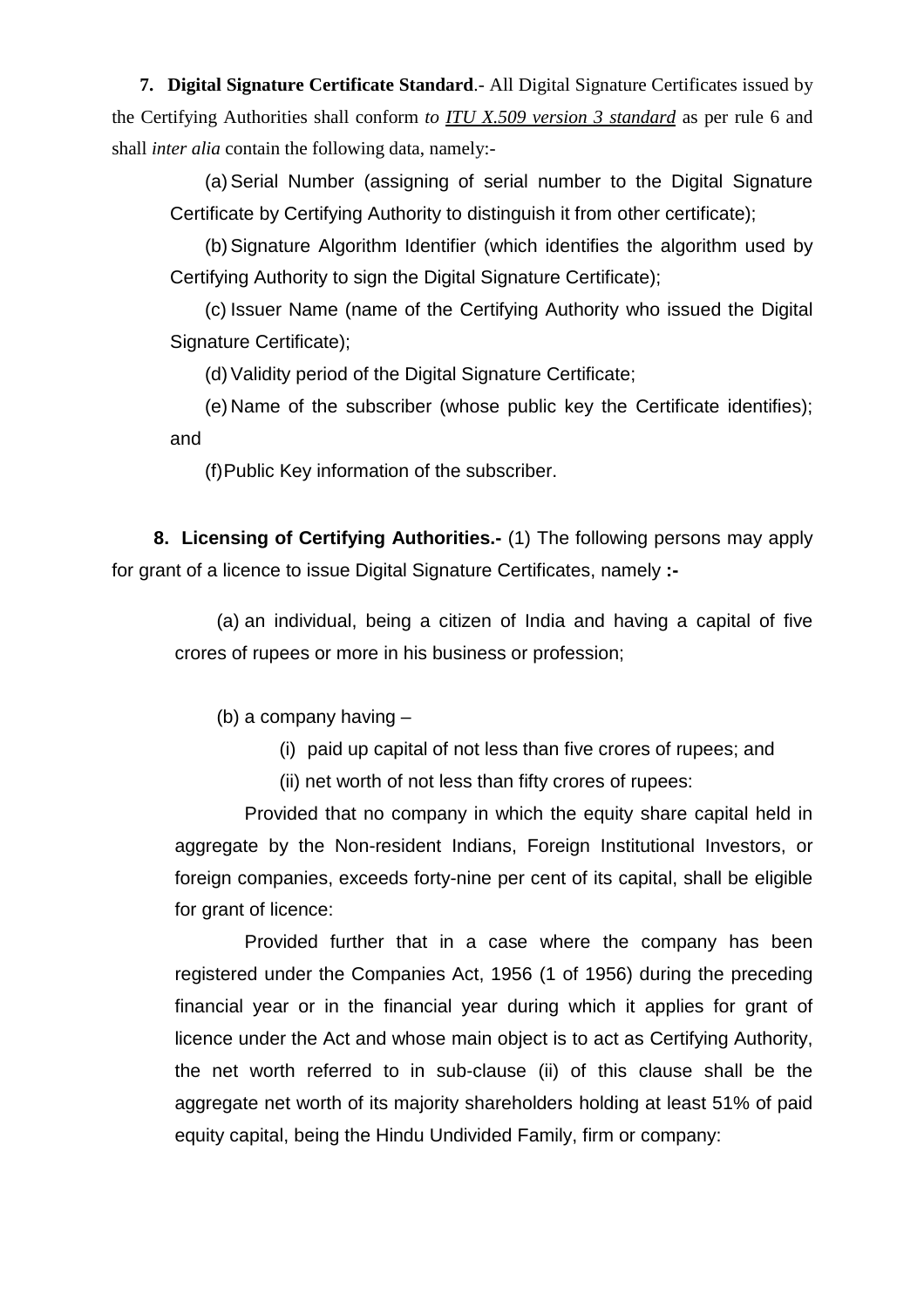**7. Digital Signature Certificate Standard**.- All Digital Signature Certificates issued by the Certifying Authorities shall conform *to ITU X.509 version 3 standard* as per rule 6 and shall *inter alia* contain the following data, namely:-

(a) Serial Number (assigning of serial number to the Digital Signature Certificate by Certifying Authority to distinguish it from other certificate);

(b) Signature Algorithm Identifier (which identifies the algorithm used by Certifying Authority to sign the Digital Signature Certificate);

(c) Issuer Name (name of the Certifying Authority who issued the Digital Signature Certificate);

(d) Validity period of the Digital Signature Certificate;

(e) Name of the subscriber (whose public key the Certificate identifies); and

(f) Public Key information of the subscriber.

**8. Licensing of Certifying Authorities.-** (1) The following persons may apply for grant of a licence to issue Digital Signature Certificates, namely **:-**

(a) an individual, being a citizen of India and having a capital of five crores of rupees or more in his business or profession;

(b) a company having –

(i) paid up capital of not less than five crores of rupees; and

(ii) net worth of not less than fifty crores of rupees:

Provided that no company in which the equity share capital held in aggregate by the Non-resident Indians, Foreign Institutional Investors, or foreign companies, exceeds forty-nine per cent of its capital, shall be eligible for grant of licence:

Provided further that in a case where the company has been registered under the Companies Act, 1956 (1 of 1956) during the preceding financial year or in the financial year during which it applies for grant of licence under the Act and whose main object is to act as Certifying Authority, the net worth referred to in sub-clause (ii) of this clause shall be the aggregate net worth of its majority shareholders holding at least 51% of paid equity capital, being the Hindu Undivided Family, firm or company: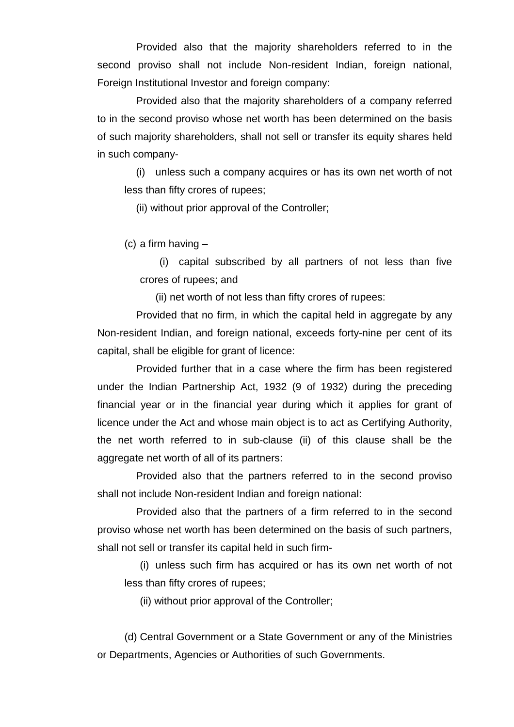Provided also that the majority shareholders referred to in the second proviso shall not include Non-resident Indian, foreign national, Foreign Institutional Investor and foreign company:

Provided also that the majority shareholders of a company referred to in the second proviso whose net worth has been determined on the basis of such majority shareholders, shall not sell or transfer its equity shares held in such company-

(i) unless such a company acquires or has its own net worth of not less than fifty crores of rupees;

(ii) without prior approval of the Controller;

(c) a firm having –

(i) capital subscribed by all partners of not less than five crores of rupees; and

(ii) net worth of not less than fifty crores of rupees:

Provided that no firm, in which the capital held in aggregate by any Non-resident Indian, and foreign national, exceeds forty-nine per cent of its capital, shall be eligible for grant of licence:

Provided further that in a case where the firm has been registered under the Indian Partnership Act, 1932 (9 of 1932) during the preceding financial year or in the financial year during which it applies for grant of licence under the Act and whose main object is to act as Certifying Authority, the net worth referred to in sub-clause (ii) of this clause shall be the aggregate net worth of all of its partners:

Provided also that the partners referred to in the second proviso shall not include Non-resident Indian and foreign national:

Provided also that the partners of a firm referred to in the second proviso whose net worth has been determined on the basis of such partners, shall not sell or transfer its capital held in such firm-

(i) unless such firm has acquired or has its own net worth of not less than fifty crores of rupees;

(ii) without prior approval of the Controller;

(d) Central Government or a State Government or any of the Ministries or Departments, Agencies or Authorities of such Governments.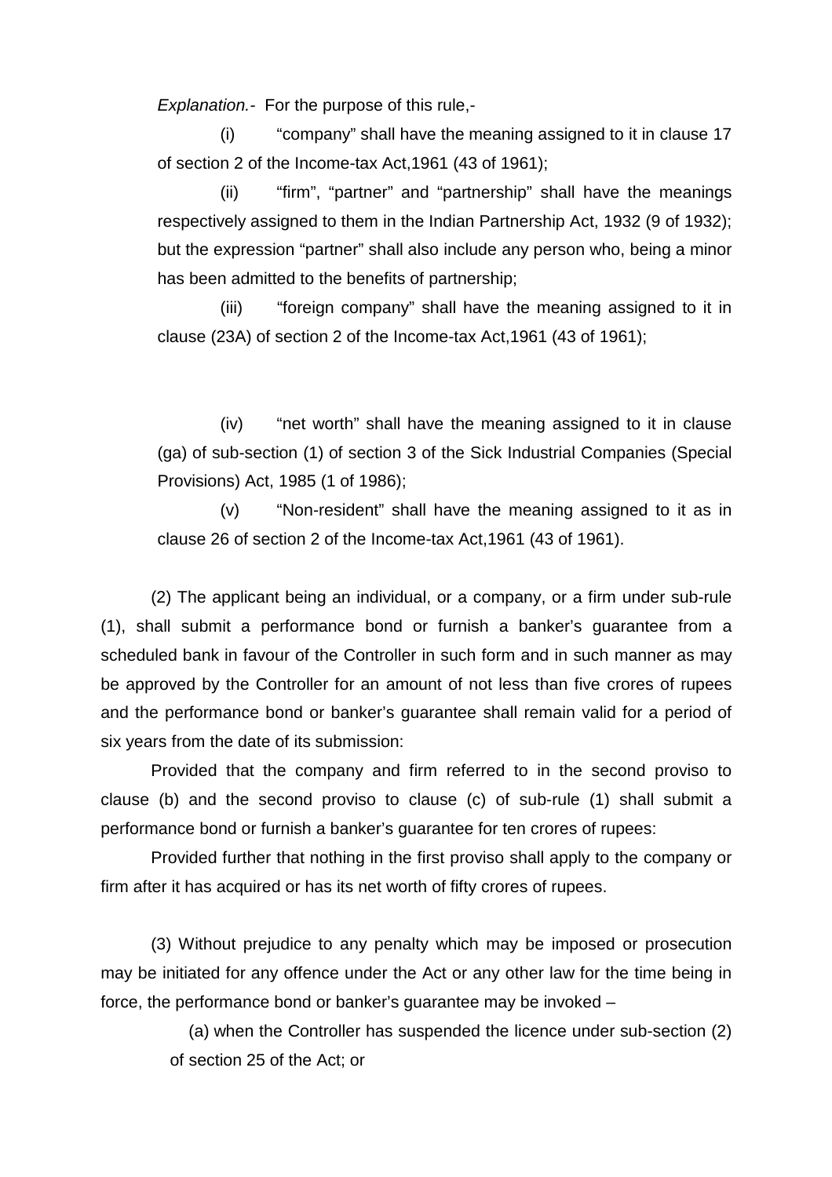*Explanation.-* For the purpose of this rule,-

(i) "company" shall have the meaning assigned to it in clause 17 of section 2 of the Income-tax Act,1961 (43 of 1961);

(ii) "firm", "partner" and "partnership" shall have the meanings respectively assigned to them in the Indian Partnership Act, 1932 (9 of 1932); but the expression "partner" shall also include any person who, being a minor has been admitted to the benefits of partnership;

(iii) "foreign company" shall have the meaning assigned to it in clause (23A) of section 2 of the Income-tax Act,1961 (43 of 1961);

(iv) "net worth" shall have the meaning assigned to it in clause (ga) of sub-section (1) of section 3 of the Sick Industrial Companies (Special Provisions) Act, 1985 (1 of 1986);

(v) "Non-resident" shall have the meaning assigned to it as in clause 26 of section 2 of the Income-tax Act,1961 (43 of 1961).

(2) The applicant being an individual, or a company, or a firm under sub-rule (1), shall submit a performance bond or furnish a banker's guarantee from a scheduled bank in favour of the Controller in such form and in such manner as may be approved by the Controller for an amount of not less than five crores of rupees and the performance bond or banker's guarantee shall remain valid for a period of six years from the date of its submission:

Provided that the company and firm referred to in the second proviso to clause (b) and the second proviso to clause (c) of sub-rule (1) shall submit a performance bond or furnish a banker's guarantee for ten crores of rupees:

Provided further that nothing in the first proviso shall apply to the company or firm after it has acquired or has its net worth of fifty crores of rupees.

(3) Without prejudice to any penalty which may be imposed or prosecution may be initiated for any offence under the Act or any other law for the time being in force, the performance bond or banker's guarantee may be invoked –

(a) when the Controller has suspended the licence under sub-section (2) of section 25 of the Act; or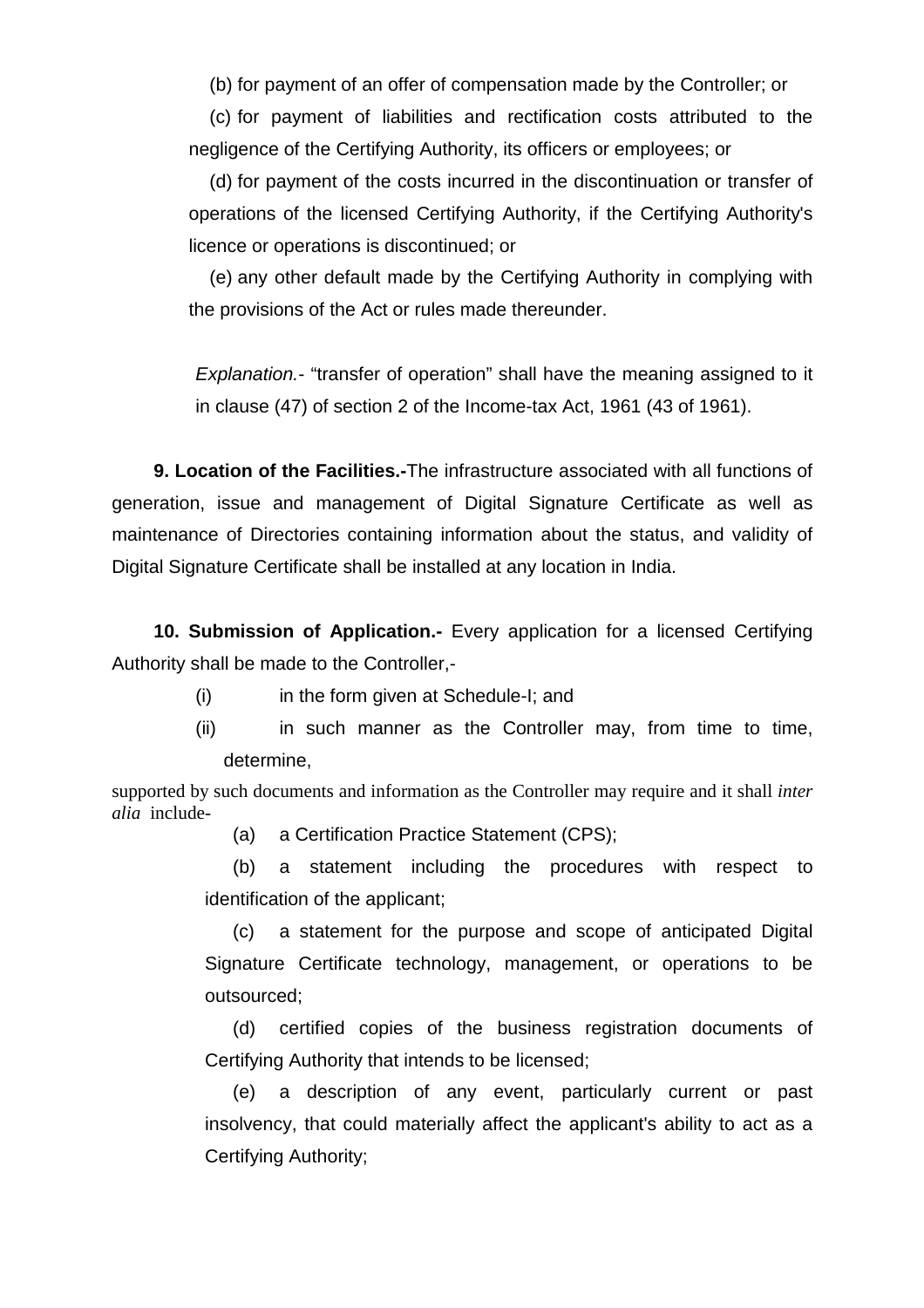(b) for payment of an offer of compensation made by the Controller; or

(c) for payment of liabilities and rectification costs attributed to the negligence of the Certifying Authority, its officers or employees; or

(d) for payment of the costs incurred in the discontinuation or transfer of operations of the licensed Certifying Authority, if the Certifying Authority's licence or operations is discontinued; or

(e) any other default made by the Certifying Authority in complying with the provisions of the Act or rules made thereunder.

*Explanation.-* "transfer of operation" shall have the meaning assigned to it in clause (47) of section 2 of the Income-tax Act, 1961 (43 of 1961).

**9. Location of the Facilities.-**The infrastructure associated with all functions of generation, issue and management of Digital Signature Certificate as well as maintenance of Directories containing information about the status, and validity of Digital Signature Certificate shall be installed at any location in India.

**10. Submission of Application.-** Every application for a licensed Certifying Authority shall be made to the Controller,-

(i) in the form given at Schedule-I; and

(ii) in such manner as the Controller may, from time to time, determine,

supported by such documents and information as the Controller may require and it shall *inter alia* include-

(a) a Certification Practice Statement (CPS);

(b) a statement including the procedures with respect to identification of the applicant;

(c) a statement for the purpose and scope of anticipated Digital Signature Certificate technology, management, or operations to be outsourced;

(d) certified copies of the business registration documents of Certifying Authority that intends to be licensed;

(e) a description of any event, particularly current or past insolvency, that could materially affect the applicant's ability to act as a Certifying Authority;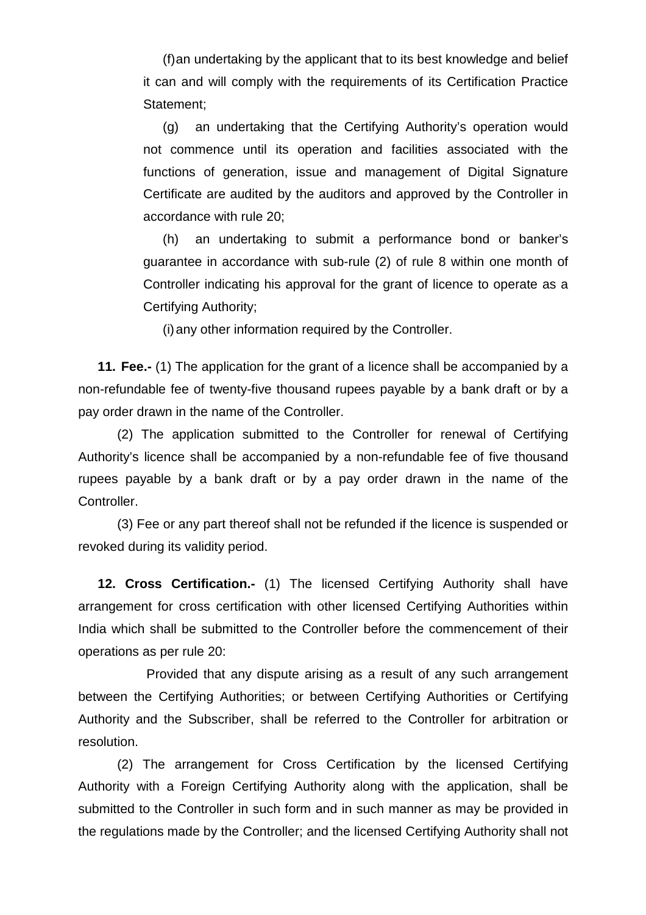(f) an undertaking by the applicant that to its best knowledge and belief it can and will comply with the requirements of its Certification Practice Statement;

(g) an undertaking that the Certifying Authority's operation would not commence until its operation and facilities associated with the functions of generation, issue and management of Digital Signature Certificate are audited by the auditors and approved by the Controller in accordance with rule 20;

(h) an undertaking to submit a performance bond or banker's guarantee in accordance with sub-rule (2) of rule 8 within one month of Controller indicating his approval for the grant of licence to operate as a Certifying Authority;

(i) any other information required by the Controller.

**11. Fee.-** (1) The application for the grant of a licence shall be accompanied by a non-refundable fee of twenty-five thousand rupees payable by a bank draft or by a pay order drawn in the name of the Controller.

(2) The application submitted to the Controller for renewal of Certifying Authority's licence shall be accompanied by a non-refundable fee of five thousand rupees payable by a bank draft or by a pay order drawn in the name of the Controller.

(3) Fee or any part thereof shall not be refunded if the licence is suspended or revoked during its validity period.

**12. Cross Certification.-** (1) The licensed Certifying Authority shall have arrangement for cross certification with other licensed Certifying Authorities within India which shall be submitted to the Controller before the commencement of their operations as per rule 20:

Provided that any dispute arising as a result of any such arrangement between the Certifying Authorities; or between Certifying Authorities or Certifying Authority and the Subscriber, shall be referred to the Controller for arbitration or resolution.

(2) The arrangement for Cross Certification by the licensed Certifying Authority with a Foreign Certifying Authority along with the application, shall be submitted to the Controller in such form and in such manner as may be provided in the regulations made by the Controller; and the licensed Certifying Authority shall not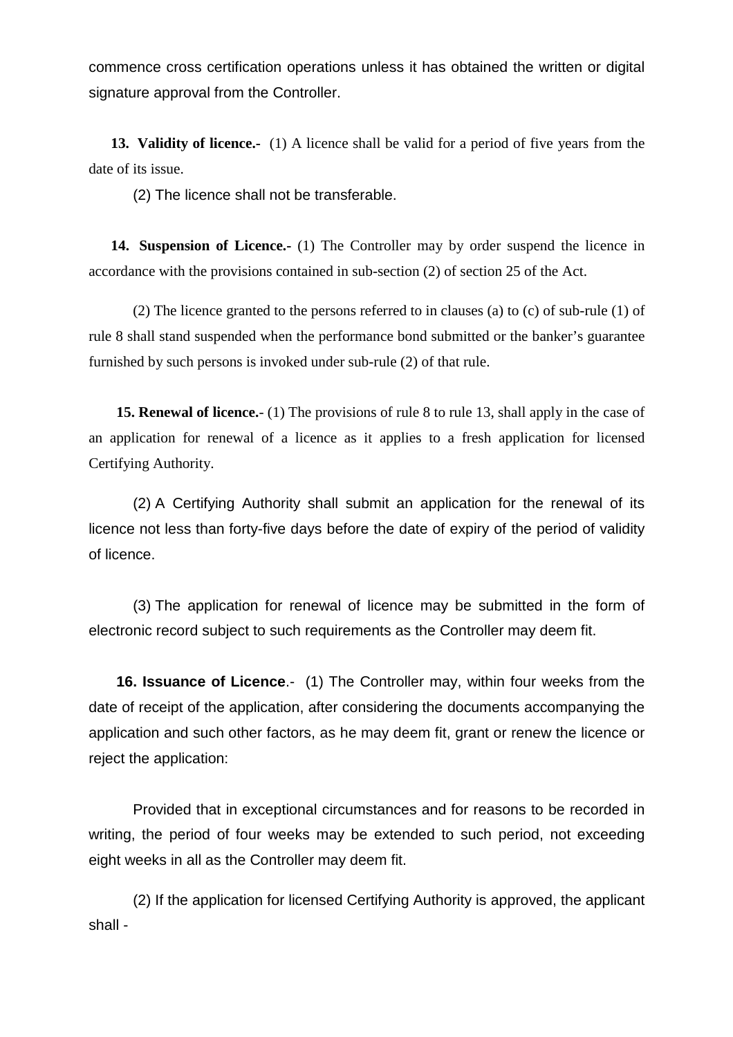commence cross certification operations unless it has obtained the written or digital signature approval from the Controller.

**13. Validity of licence.-** (1) A licence shall be valid for a period of five years from the date of its issue.

(2) The licence shall not be transferable.

**14. Suspension of Licence.-** (1) The Controller may by order suspend the licence in accordance with the provisions contained in sub-section (2) of section 25 of the Act.

(2) The licence granted to the persons referred to in clauses (a) to (c) of sub-rule (1) of rule 8 shall stand suspended when the performance bond submitted or the banker's guarantee furnished by such persons is invoked under sub-rule (2) of that rule.

**15. Renewal of licence.-** (1) The provisions of rule 8 to rule 13, shall apply in the case of an application for renewal of a licence as it applies to a fresh application for licensed Certifying Authority.

(2) A Certifying Authority shall submit an application for the renewal of its licence not less than forty-five days before the date of expiry of the period of validity of licence.

(3) The application for renewal of licence may be submitted in the form of electronic record subject to such requirements as the Controller may deem fit.

**16. Issuance of Licence**.- (1) The Controller may, within four weeks from the date of receipt of the application, after considering the documents accompanying the application and such other factors, as he may deem fit, grant or renew the licence or reject the application:

Provided that in exceptional circumstances and for reasons to be recorded in writing, the period of four weeks may be extended to such period, not exceeding eight weeks in all as the Controller may deem fit.

(2) If the application for licensed Certifying Authority is approved, the applicant shall -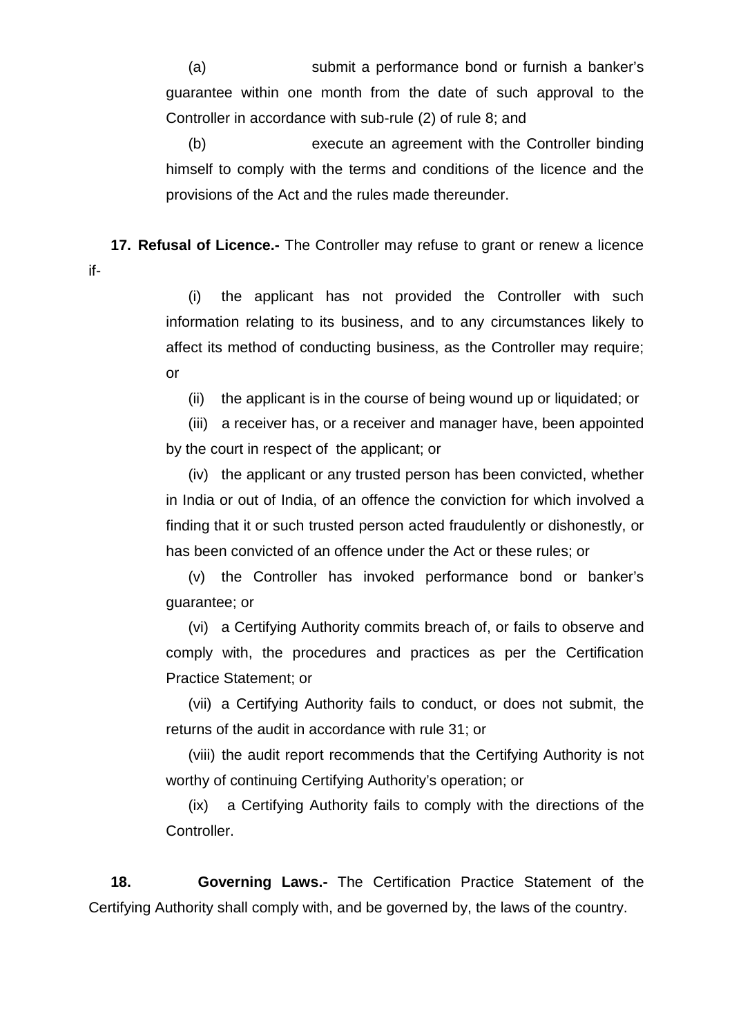(a) submit a performance bond or furnish a banker's guarantee within one month from the date of such approval to the Controller in accordance with sub-rule (2) of rule 8; and

(b) execute an agreement with the Controller binding himself to comply with the terms and conditions of the licence and the provisions of the Act and the rules made thereunder.

**17. Refusal of Licence.-** The Controller may refuse to grant or renew a licence if-

(i) the applicant has not provided the Controller with such information relating to its business, and to any circumstances likely to affect its method of conducting business, as the Controller may require; or

(ii) the applicant is in the course of being wound up or liquidated; or

(iii) a receiver has, or a receiver and manager have, been appointed by the court in respect of the applicant; or

(iv) the applicant or any trusted person has been convicted, whether in India or out of India, of an offence the conviction for which involved a finding that it or such trusted person acted fraudulently or dishonestly, or has been convicted of an offence under the Act or these rules; or

(v) the Controller has invoked performance bond or banker's guarantee; or

(vi) a Certifying Authority commits breach of, or fails to observe and comply with, the procedures and practices as per the Certification Practice Statement; or

(vii) a Certifying Authority fails to conduct, or does not submit, the returns of the audit in accordance with rule 31; or

(viii) the audit report recommends that the Certifying Authority is not worthy of continuing Certifying Authority's operation; or

(ix) a Certifying Authority fails to comply with the directions of the Controller.

**18. Governing Laws.-** The Certification Practice Statement of the Certifying Authority shall comply with, and be governed by, the laws of the country.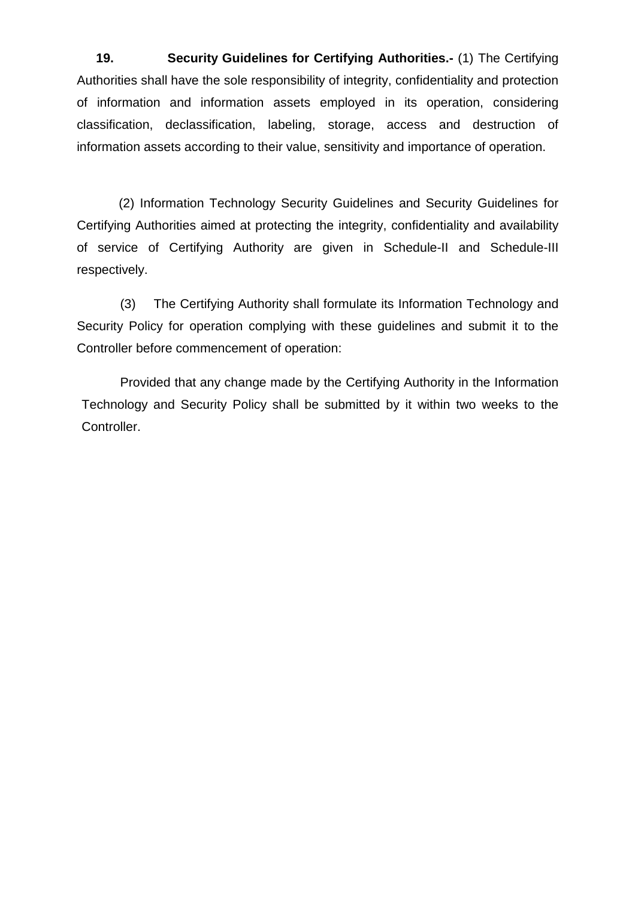**19. Security Guidelines for Certifying Authorities.-** (1) The Certifying Authorities shall have the sole responsibility of integrity, confidentiality and protection of information and information assets employed in its operation, considering classification, declassification, labeling, storage, access and destruction of information assets according to their value, sensitivity and importance of operation.

(2) Information Technology Security Guidelines and Security Guidelines for Certifying Authorities aimed at protecting the integrity, confidentiality and availability of service of Certifying Authority are given in Schedule-II and Schedule-III respectively.

(3) The Certifying Authority shall formulate its Information Technology and Security Policy for operation complying with these guidelines and submit it to the Controller before commencement of operation:

Provided that any change made by the Certifying Authority in the Information Technology and Security Policy shall be submitted by it within two weeks to the Controller.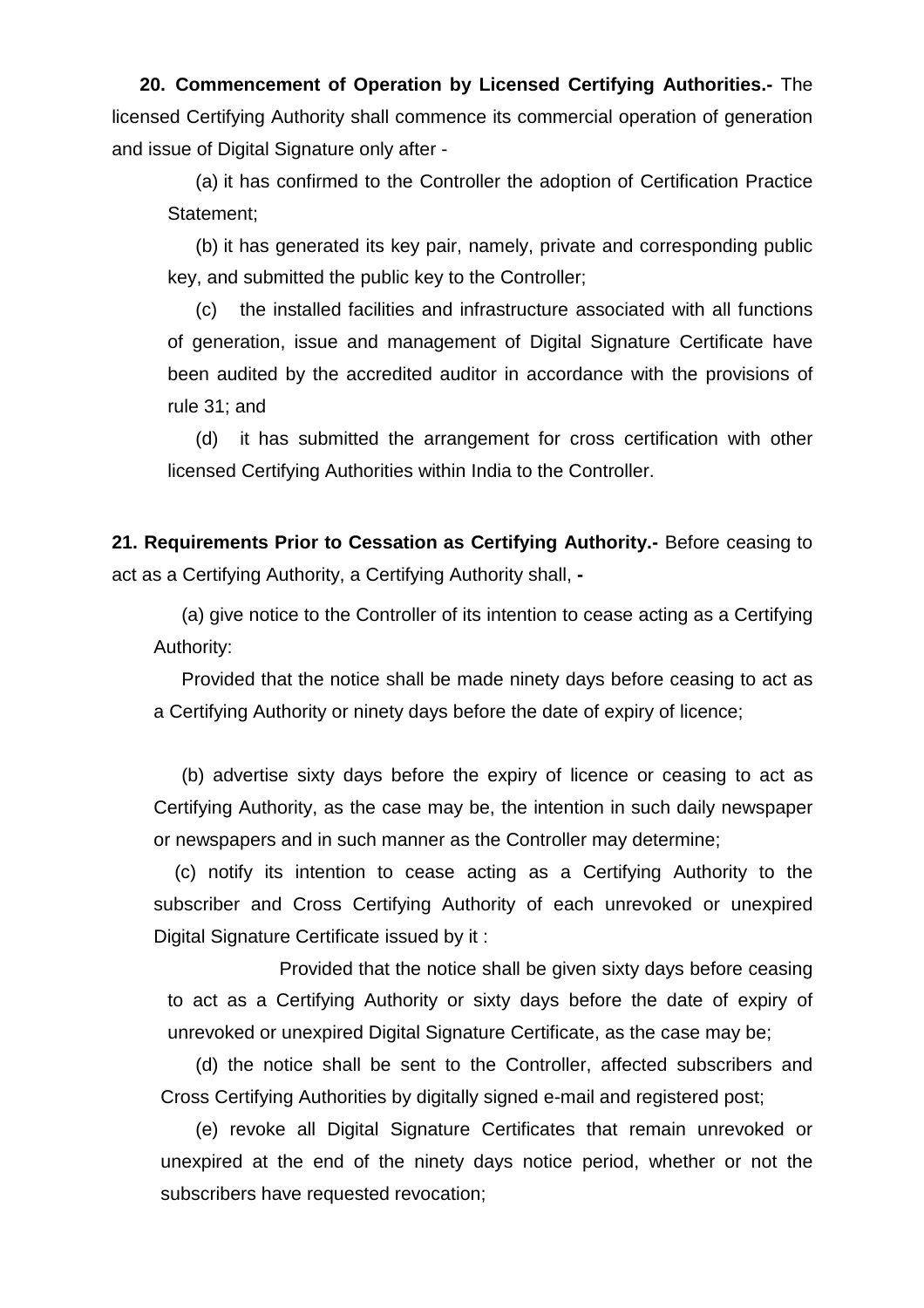**20. Commencement of Operation by Licensed Certifying Authorities.-** The licensed Certifying Authority shall commence its commercial operation of generation and issue of Digital Signature only after -

(a) it has confirmed to the Controller the adoption of Certification Practice Statement;

(b) it has generated its key pair, namely, private and corresponding public key, and submitted the public key to the Controller;

(c) the installed facilities and infrastructure associated with all functions of generation, issue and management of Digital Signature Certificate have been audited by the accredited auditor in accordance with the provisions of rule 31; and

(d) it has submitted the arrangement for cross certification with other licensed Certifying Authorities within India to the Controller.

**21. Requirements Prior to Cessation as Certifying Authority.-** Before ceasing to act as a Certifying Authority, a Certifying Authority shall, **-**

(a) give notice to the Controller of its intention to cease acting as a Certifying Authority:

Provided that the notice shall be made ninety days before ceasing to act as a Certifying Authority or ninety days before the date of expiry of licence;

(b) advertise sixty days before the expiry of licence or ceasing to act as Certifying Authority, as the case may be, the intention in such daily newspaper or newspapers and in such manner as the Controller may determine;

(c) notify its intention to cease acting as a Certifying Authority to the subscriber and Cross Certifying Authority of each unrevoked or unexpired Digital Signature Certificate issued by it :

Provided that the notice shall be given sixty days before ceasing to act as a Certifying Authority or sixty days before the date of expiry of unrevoked or unexpired Digital Signature Certificate, as the case may be;

(d) the notice shall be sent to the Controller, affected subscribers and Cross Certifying Authorities by digitally signed e-mail and registered post;

(e) revoke all Digital Signature Certificates that remain unrevoked or unexpired at the end of the ninety days notice period, whether or not the subscribers have requested revocation;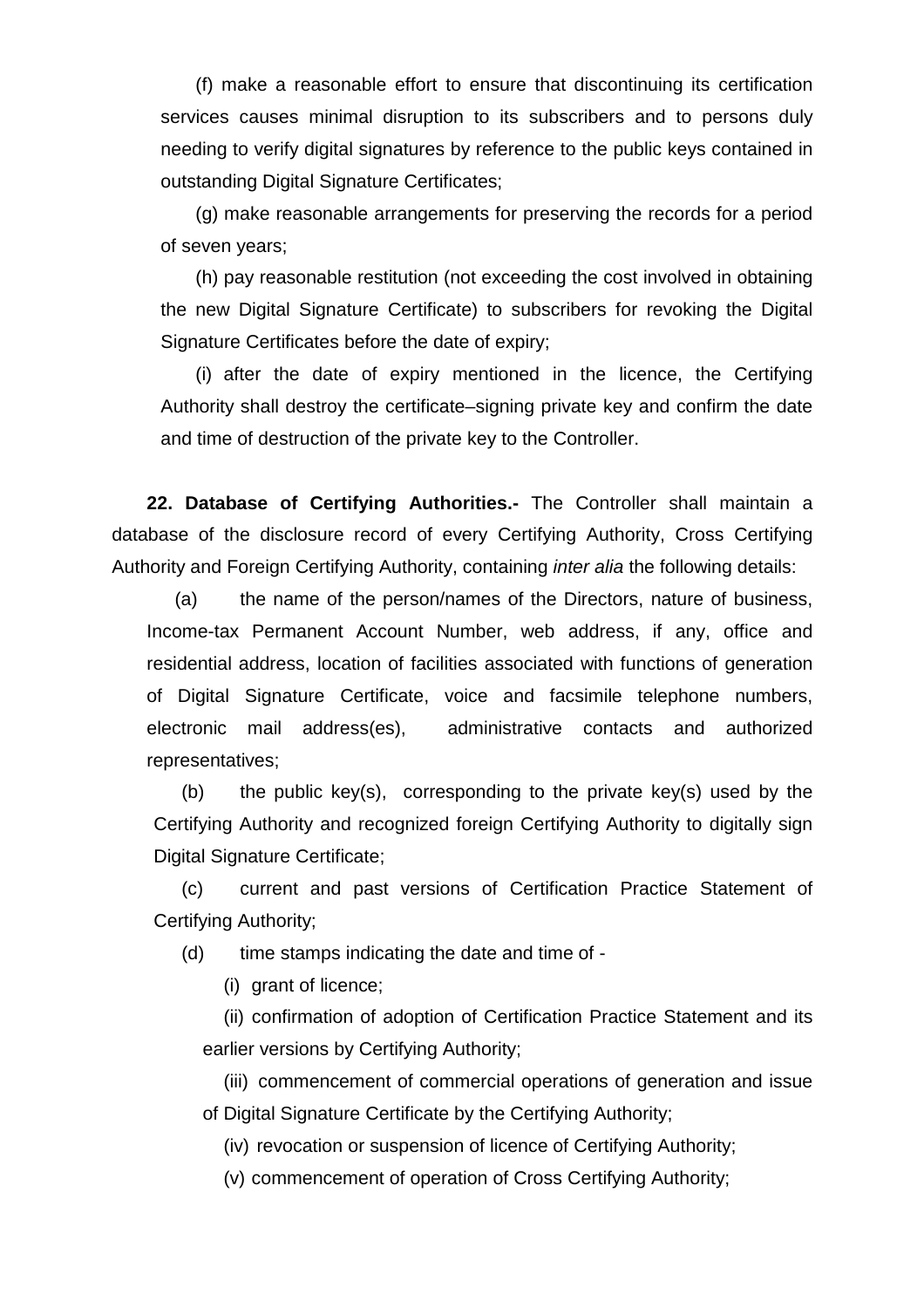(f) make a reasonable effort to ensure that discontinuing its certification services causes minimal disruption to its subscribers and to persons duly needing to verify digital signatures by reference to the public keys contained in outstanding Digital Signature Certificates;

(g) make reasonable arrangements for preserving the records for a period of seven years;

(h) pay reasonable restitution (not exceeding the cost involved in obtaining the new Digital Signature Certificate) to subscribers for revoking the Digital Signature Certificates before the date of expiry;

(i) after the date of expiry mentioned in the licence, the Certifying Authority shall destroy the certificate–signing private key and confirm the date and time of destruction of the private key to the Controller.

**22. Database of Certifying Authorities.-** The Controller shall maintain a database of the disclosure record of every Certifying Authority, Cross Certifying Authority and Foreign Certifying Authority, containing *inter alia* the following details:

(a) the name of the person/names of the Directors, nature of business, Income-tax Permanent Account Number, web address, if any, office and residential address, location of facilities associated with functions of generation of Digital Signature Certificate, voice and facsimile telephone numbers, electronic mail address(es), administrative contacts and authorized representatives;

(b) the public key(s), corresponding to the private key(s) used by the Certifying Authority and recognized foreign Certifying Authority to digitally sign Digital Signature Certificate;

(c) current and past versions of Certification Practice Statement of Certifying Authority;

(d) time stamps indicating the date and time of -

(i) grant of licence;

(ii) confirmation of adoption of Certification Practice Statement and its earlier versions by Certifying Authority;

(iii) commencement of commercial operations of generation and issue of Digital Signature Certificate by the Certifying Authority;

(iv) revocation or suspension of licence of Certifying Authority;

(v) commencement of operation of Cross Certifying Authority;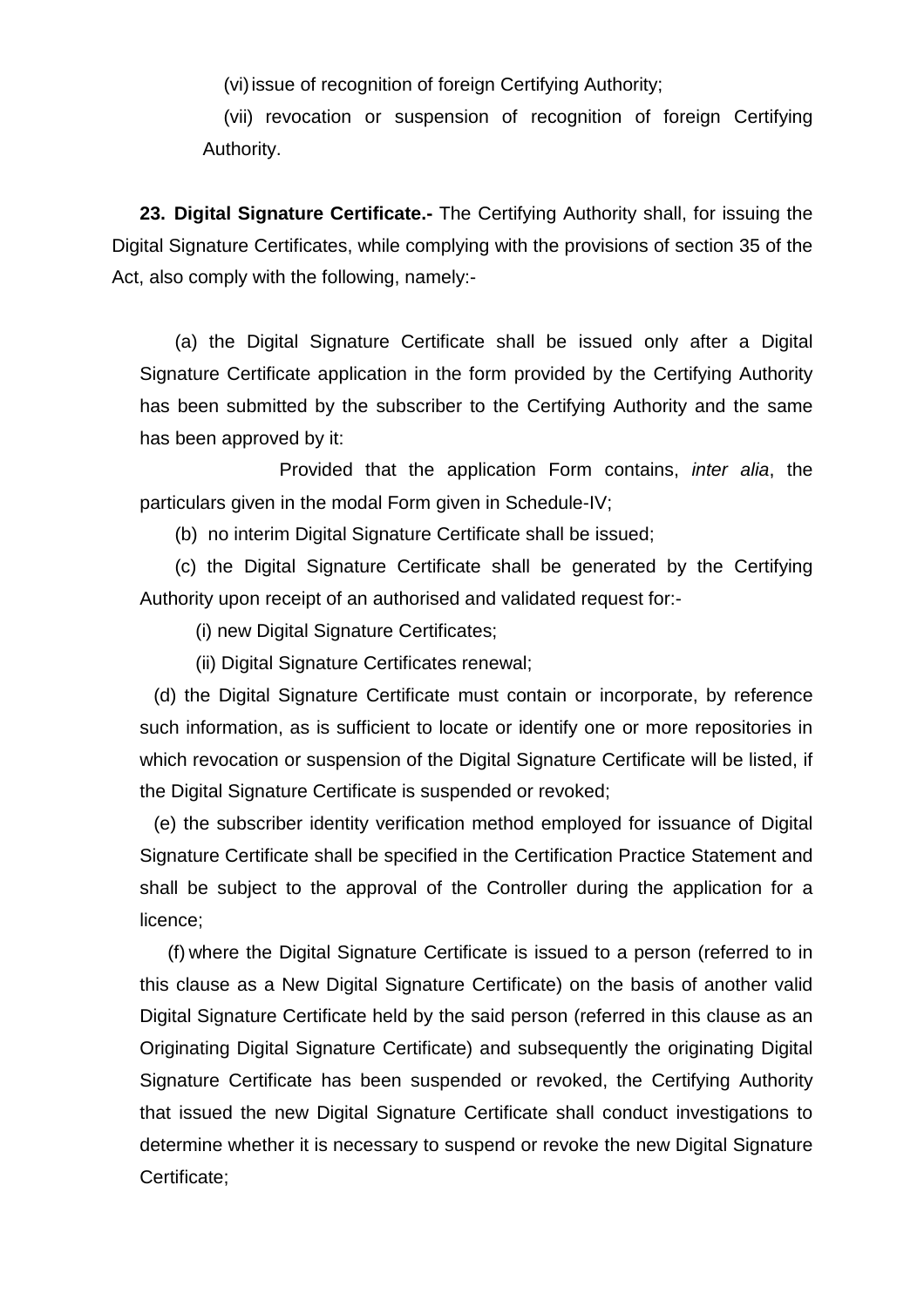(vi) issue of recognition of foreign Certifying Authority;

(vii) revocation or suspension of recognition of foreign Certifying Authority.

**23. Digital Signature Certificate.-** The Certifying Authority shall, for issuing the Digital Signature Certificates, while complying with the provisions of section 35 of the Act, also comply with the following, namely:-

(a) the Digital Signature Certificate shall be issued only after a Digital Signature Certificate application in the form provided by the Certifying Authority has been submitted by the subscriber to the Certifying Authority and the same has been approved by it:

Provided that the application Form contains, *inter alia*, the particulars given in the modal Form given in Schedule-IV;

(b) no interim Digital Signature Certificate shall be issued;

(c) the Digital Signature Certificate shall be generated by the Certifying Authority upon receipt of an authorised and validated request for:-

(i) new Digital Signature Certificates;

(ii) Digital Signature Certificates renewal;

(d) the Digital Signature Certificate must contain or incorporate, by reference such information, as is sufficient to locate or identify one or more repositories in which revocation or suspension of the Digital Signature Certificate will be listed, if the Digital Signature Certificate is suspended or revoked;

(e) the subscriber identity verification method employed for issuance of Digital Signature Certificate shall be specified in the Certification Practice Statement and shall be subject to the approval of the Controller during the application for a licence;

(f) where the Digital Signature Certificate is issued to a person (referred to in this clause as a New Digital Signature Certificate) on the basis of another valid Digital Signature Certificate held by the said person (referred in this clause as an Originating Digital Signature Certificate) and subsequently the originating Digital Signature Certificate has been suspended or revoked, the Certifying Authority that issued the new Digital Signature Certificate shall conduct investigations to determine whether it is necessary to suspend or revoke the new Digital Signature Certificate;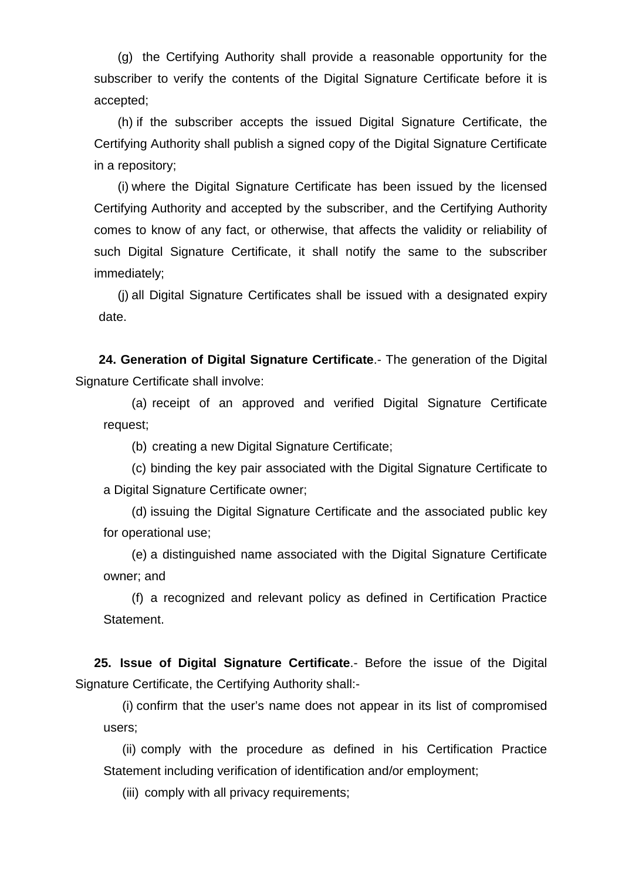(g) the Certifying Authority shall provide a reasonable opportunity for the subscriber to verify the contents of the Digital Signature Certificate before it is accepted;

(h) if the subscriber accepts the issued Digital Signature Certificate, the Certifying Authority shall publish a signed copy of the Digital Signature Certificate in a repository;

(i) where the Digital Signature Certificate has been issued by the licensed Certifying Authority and accepted by the subscriber, and the Certifying Authority comes to know of any fact, or otherwise, that affects the validity or reliability of such Digital Signature Certificate, it shall notify the same to the subscriber immediately;

(j) all Digital Signature Certificates shall be issued with a designated expiry date.

**24. Generation of Digital Signature Certificate**.- The generation of the Digital Signature Certificate shall involve:

(a) receipt of an approved and verified Digital Signature Certificate request;

(b) creating a new Digital Signature Certificate;

(c) binding the key pair associated with the Digital Signature Certificate to a Digital Signature Certificate owner;

(d) issuing the Digital Signature Certificate and the associated public key for operational use;

(e) a distinguished name associated with the Digital Signature Certificate owner; and

(f) a recognized and relevant policy as defined in Certification Practice Statement.

**25. Issue of Digital Signature Certificate**.- Before the issue of the Digital Signature Certificate, the Certifying Authority shall:-

(i) confirm that the user's name does not appear in its list of compromised users;

(ii) comply with the procedure as defined in his Certification Practice Statement including verification of identification and/or employment;

(iii) comply with all privacy requirements;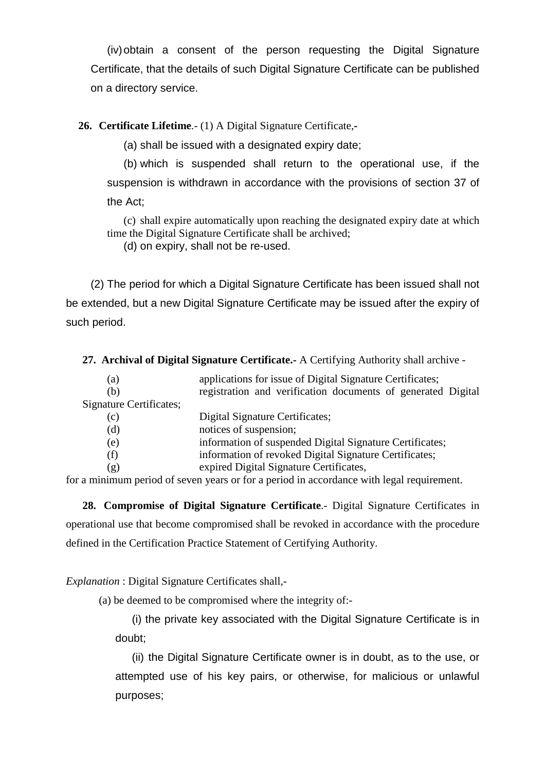(iv) obtain a consent of the person requesting the Digital Signature Certificate, that the details of such Digital Signature Certificate can be published on a directory service.

**26. Certificate Lifetime**.- (1) A Digital Signature Certificate,-

(a) shall be issued with a designated expiry date;

(b) which is suspended shall return to the operational use, if the suspension is withdrawn in accordance with the provisions of section 37 of the Act;

(c) shall expire automatically upon reaching the designated expiry date at which time the Digital Signature Certificate shall be archived;

(d) on expiry, shall not be re-used.

(2) The period for which a Digital Signature Certificate has been issued shall not be extended, but a new Digital Signature Certificate may be issued after the expiry of such period.

**27. Archival of Digital Signature Certificate.-** A Certifying Authority shall archive -

(a) applications for issue of Digital Signature Certificates;

(b) registration and verification documents of generated Digital Signature Certificates;

(c) Digital Signature Certificates;

(d) notices of suspension;

(e) information of suspended Digital Signature Certificates;

(f) information of revoked Digital Signature Certificates;

(g) expired Digital Signature Certificates,

for a minimum period of seven years or for a period in accordance with legal requirement.

**28. Compromise of Digital Signature Certificate**.- Digital Signature Certificates in operational use that become compromised shall be revoked in accordance with the procedure defined in the Certification Practice Statement of Certifying Authority.

*Explanation* : Digital Signature Certificates shall,-

(a) be deemed to be compromised where the integrity of:-

(i) the private key associated with the Digital Signature Certificate is in doubt;

(ii) the Digital Signature Certificate owner is in doubt, as to the use, or attempted use of his key pairs, or otherwise, for malicious or unlawful purposes;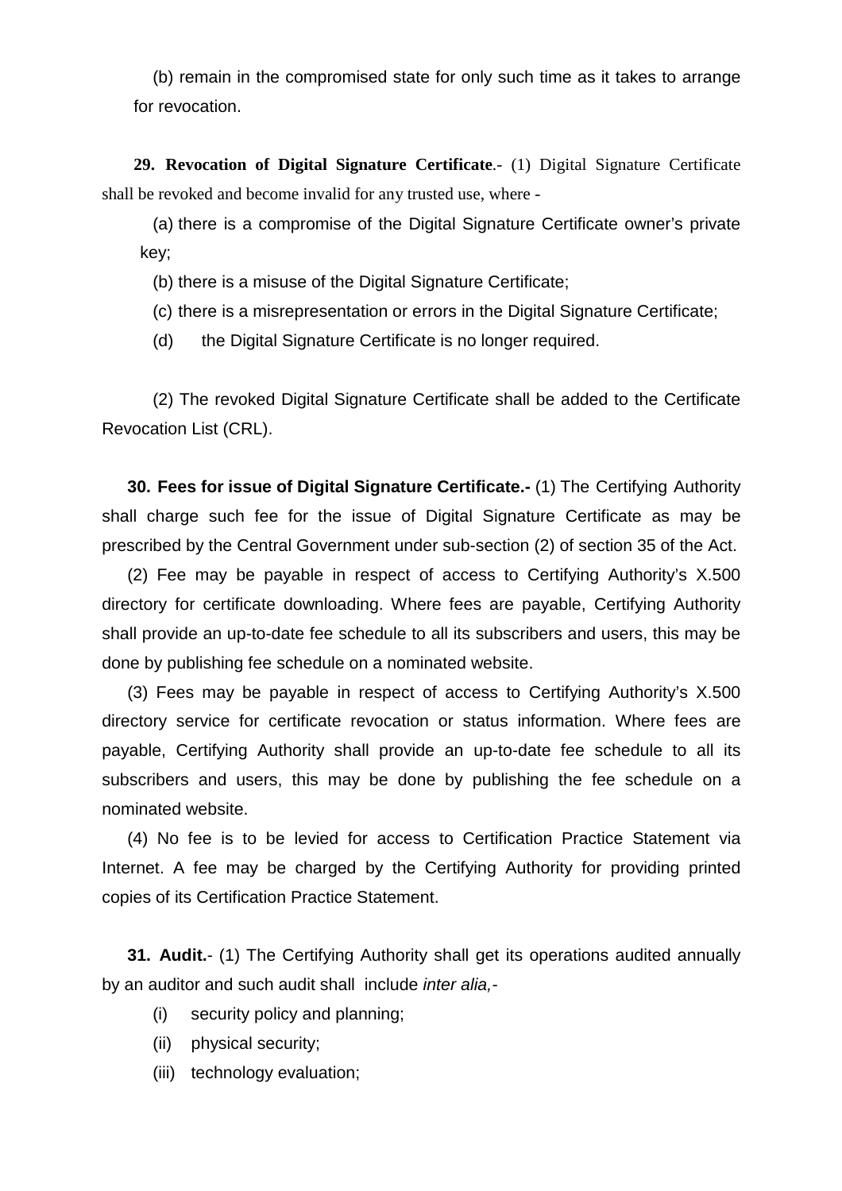(b) remain in the compromised state for only such time as it takes to arrange for revocation.

**29. Revocation of Digital Signature Certificate**.- (1) Digital Signature Certificate shall be revoked and become invalid for any trusted use, where -

(a) there is a compromise of the Digital Signature Certificate owner's private key;

(b) there is a misuse of the Digital Signature Certificate;

(c) there is a misrepresentation or errors in the Digital Signature Certificate;

(d) the Digital Signature Certificate is no longer required.

(2) The revoked Digital Signature Certificate shall be added to the Certificate Revocation List (CRL).

**30. Fees for issue of Digital Signature Certificate.-** (1) The Certifying Authority shall charge such fee for the issue of Digital Signature Certificate as may be prescribed by the Central Government under sub-section (2) of section 35 of the Act.

(2) Fee may be payable in respect of access to Certifying Authority's X.500 directory for certificate downloading. Where fees are payable, Certifying Authority shall provide an up-to-date fee schedule to all its subscribers and users, this may be done by publishing fee schedule on a nominated website.

(3) Fees may be payable in respect of access to Certifying Authority's X.500 directory service for certificate revocation or status information. Where fees are payable, Certifying Authority shall provide an up-to-date fee schedule to all its subscribers and users, this may be done by publishing the fee schedule on a nominated website.

(4) No fee is to be levied for access to Certification Practice Statement via Internet. A fee may be charged by the Certifying Authority for providing printed copies of its Certification Practice Statement.

**31. Audit.**- (1) The Certifying Authority shall get its operations audited annually by an auditor and such audit shall include *inter alia,-*

(i) security policy and planning;

(ii) physical security;

(iii) technology evaluation;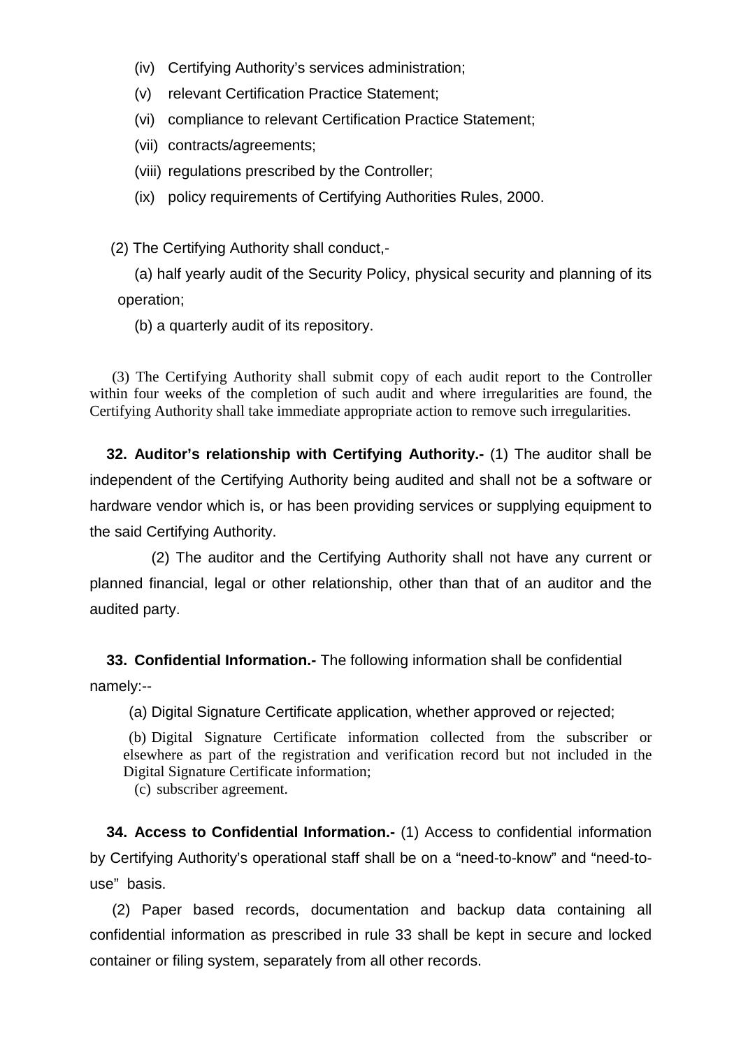(iv) Certifying Authority's services administration;

(v) relevant Certification Practice Statement;

(vi) compliance to relevant Certification Practice Statement;

(vii) contracts/agreements;

(viii) regulations prescribed by the Controller;

(ix) policy requirements of Certifying Authorities Rules, 2000.

(2) The Certifying Authority shall conduct,-

(a) half yearly audit of the Security Policy, physical security and planning of its operation;

(b) a quarterly audit of its repository.

(3) The Certifying Authority shall submit copy of each audit report to the Controller within four weeks of the completion of such audit and where irregularities are found, the Certifying Authority shall take immediate appropriate action to remove such irregularities.

**32. Auditor's relationship with Certifying Authority.-** (1) The auditor shall be independent of the Certifying Authority being audited and shall not be a software or hardware vendor which is, or has been providing services or supplying equipment to the said Certifying Authority.

(2) The auditor and the Certifying Authority shall not have any current or planned financial, legal or other relationship, other than that of an auditor and the audited party.

**33. Confidential Information.-** The following information shall be confidential namely:--

(a) Digital Signature Certificate application, whether approved or rejected;

(b) Digital Signature Certificate information collected from the subscriber or elsewhere as part of the registration and verification record but not included in the Digital Signature Certificate information;

(c) subscriber agreement.

**34. Access to Confidential Information.-** (1) Access to confidential information by Certifying Authority's operational staff shall be on a "need-to-know" and "need-to-use" basis.

(2) Paper based records, documentation and backup data containing all confidential information as prescribed in rule 33 shall be kept in secure and locked container or filing system, separately from all other records.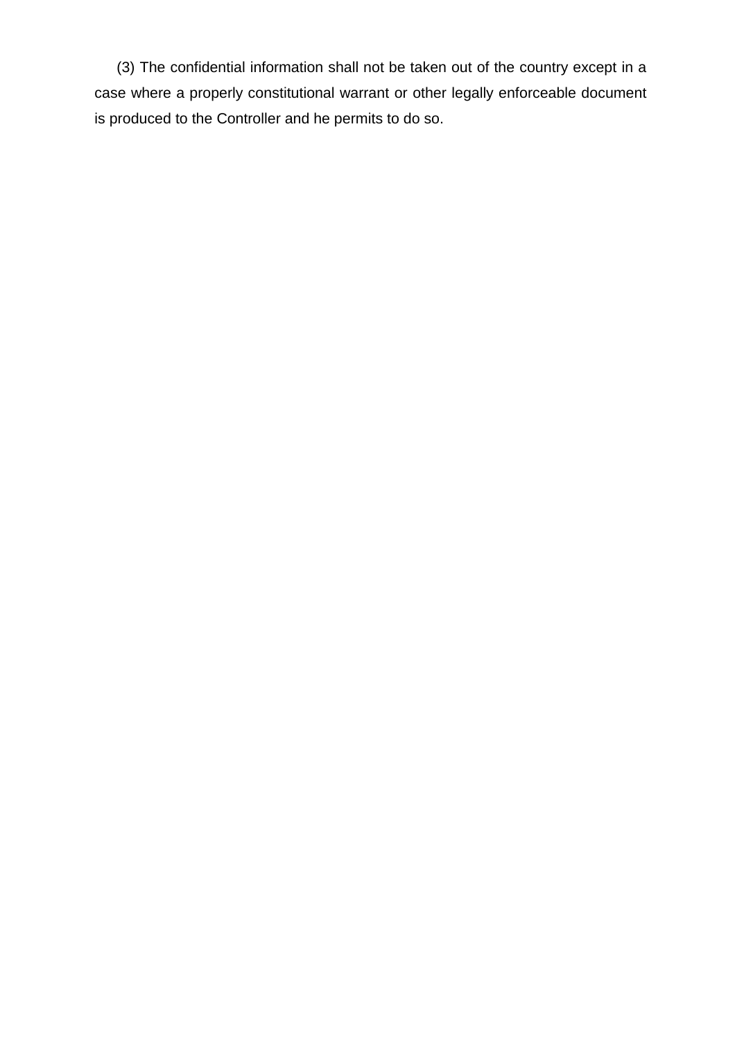(3) The confidential information shall not be taken out of the country except in a case where a properly constitutional warrant or other legally enforceable document is produced to the Controller and he permits to do so.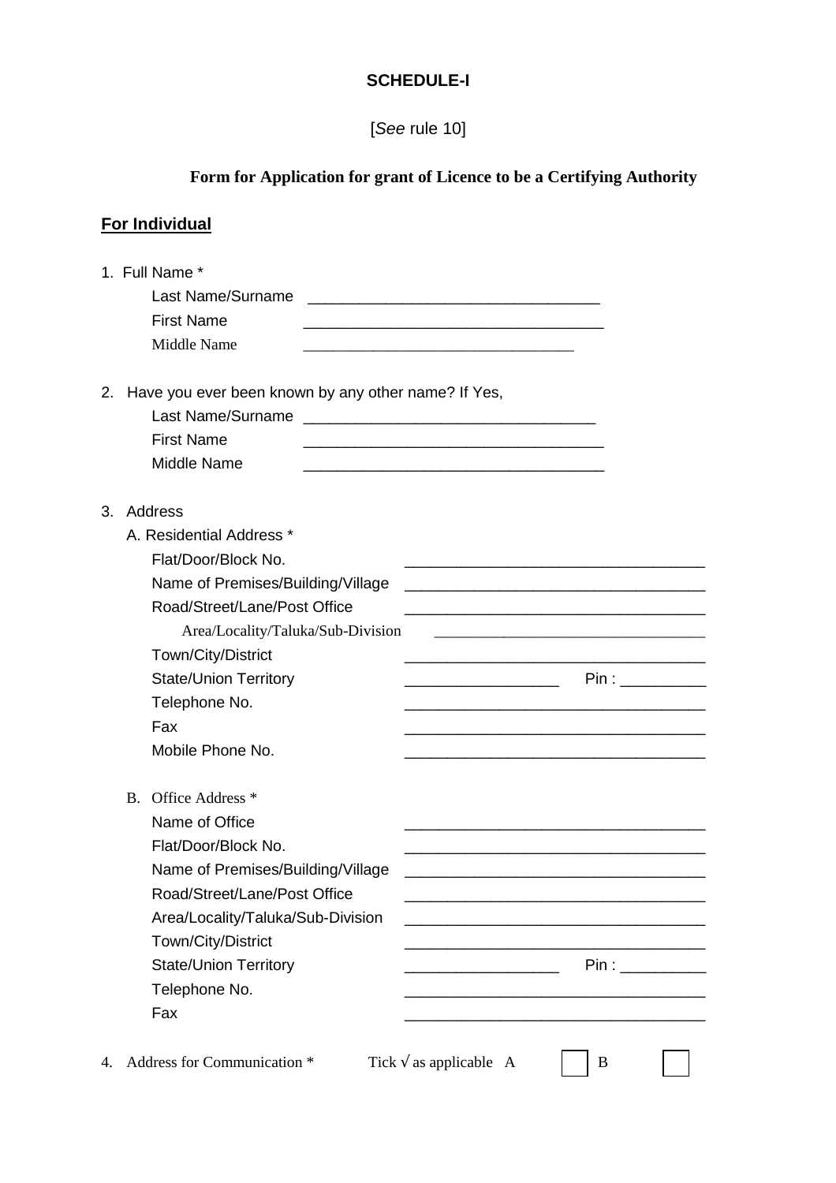**SCHEDULE-I**

[*See* rule 10]

**Form for Application for grant of Licence to be a Certifying Authority**

**For Individual**

1. Full Name *

   Last Name/Surname ___________________________________

   First Name ___________________________________

   Middle Name ___________________________________

2. Have you ever been known by any other name? If Yes,

   Last Name/Surname ___________________________________

   First Name ___________________________________

   Middle Name ___________________________________

3. Address

   A. Residential Address *

   Flat/Door/Block No. ___________________________________

   Name of Premises/Building/Village ___________________________________

   Road/Street/Lane/Post Office ___________________________________

   Area/Locality/Taluka/Sub-Division ___________________________________

   Town/City/District ___________________________________

   State/Union Territory __________________ Pin : __________

   Telephone No. ___________________________________

   Fax ___________________________________

   Mobile Phone No. ___________________________________

   B. Office Address *

   Name of Office ___________________________________

   Flat/Door/Block No. ___________________________________

   Name of Premises/Building/Village ___________________________________

   Road/Street/Lane/Post Office ___________________________________

   Area/Locality/Taluka/Sub-Division ___________________________________

   Town/City/District ___________________________________

   State/Union Territory __________________ Pin : __________

   Telephone No. ___________________________________

   Fax ___________________________________

4. Address for Communication * Tick √ as applicable A ☐ B ☐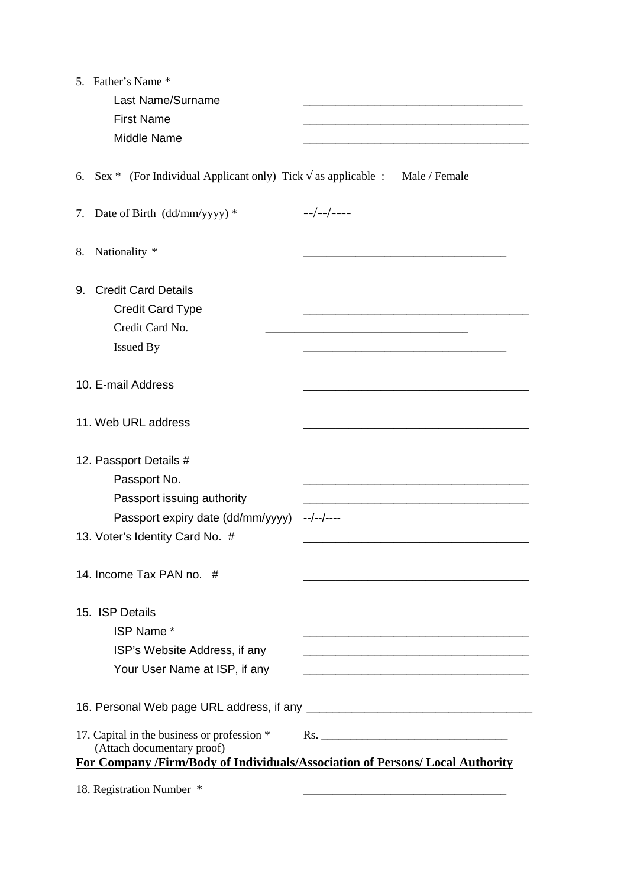5. Father's Name *

   Last Name/Surname ___________________________________

   First Name ___________________________________

   Middle Name ___________________________________

6. Sex * (For Individual Applicant only) Tick √ as applicable : Male / Female

7. Date of Birth (dd/mm/yyyy) * --/--/----

8. Nationality * ___________________________________

9. Credit Card Details

   Credit Card Type ___________________________________

   Credit Card No. ___________________________________

   Issued By ___________________________________

10. E-mail Address ___________________________________

11. Web URL address ___________________________________

12. Passport Details #

    Passport No. ___________________________________

    Passport issuing authority ___________________________________

    Passport expiry date (dd/mm/yyyy) --/--/----

13. Voter's Identity Card No. # ___________________________________

14. Income Tax PAN no. # ___________________________________

15. ISP Details

    ISP Name * ___________________________________

    ISP's Website Address, if any ___________________________________

    Your User Name at ISP, if any ___________________________________

16. Personal Web page URL address, if any ___________________________________

17. Capital in the business or profession * Rs. ________________________________
    (Attach documentary proof)

**<u>For Company /Firm/Body of Individuals/Association of Persons/ Local Authority</u>**

18. Registration Number * ___________________________________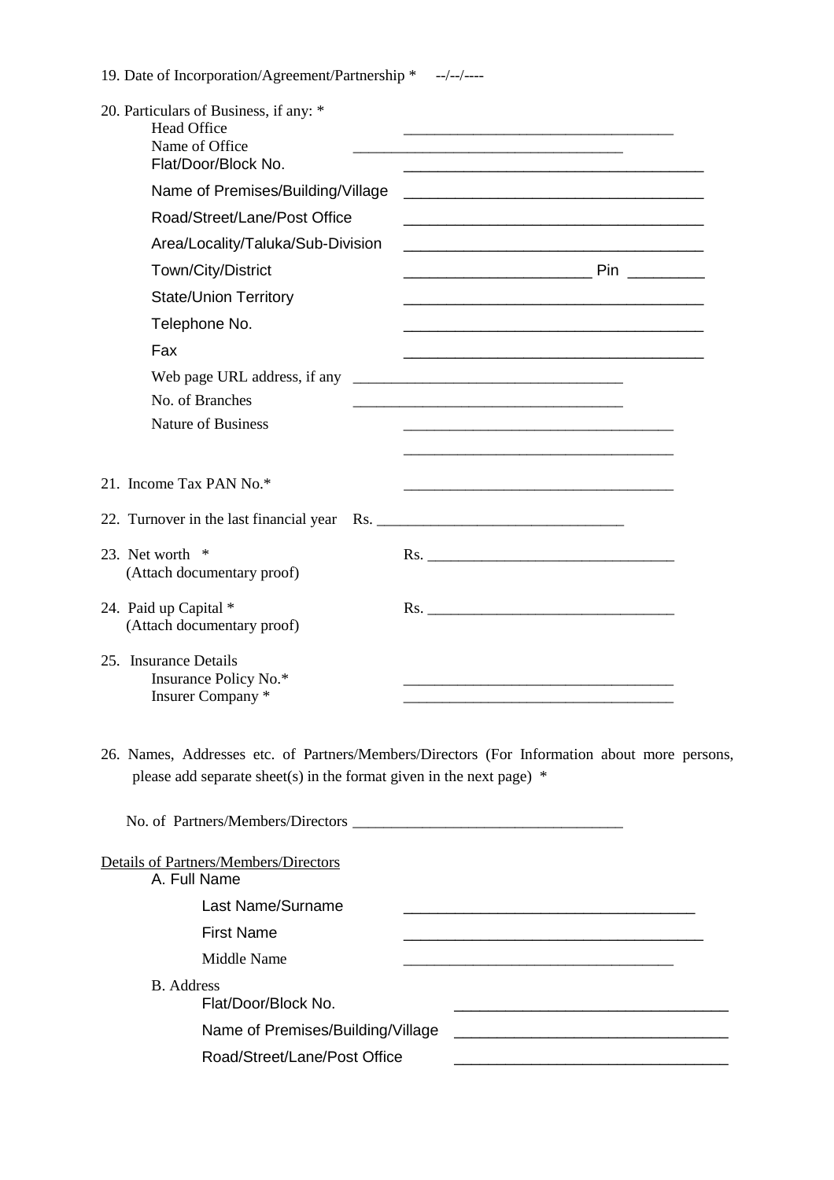19. Date of Incorporation/Agreement/Partnership * --/--/----

20. Particulars of Business, if any: *

Head Office ___________________________________

Name of Office ___________________________________

Flat/Door/Block No. ___________________________________

Name of Premises/Building/Village ___________________________________

Road/Street/Lane/Post Office ___________________________________

Area/Locality/Taluka/Sub-Division ___________________________________

Town/City/District ______________________ Pin _________

State/Union Territory ___________________________________

Telephone No. ___________________________________

Fax ___________________________________

Web page URL address, if any ___________________________________

No. of Branches ___________________________________

Nature of Business ___________________________________

___________________________________

21. Income Tax PAN No.* ___________________________________

22. Turnover in the last financial year Rs. ________________________________

23. Net worth *
(Attach documentary proof) Rs. ________________________________

24. Paid up Capital *
(Attach documentary proof) Rs. ________________________________

25. Insurance Details

Insurance Policy No.* ___________________________________

Insurer Company * ___________________________________

26. Names, Addresses etc. of Partners/Members/Directors (For Information about more persons, please add separate sheet(s) in the format given in the next page) *

No. of Partners/Members/Directors ___________________________________

Details of Partners/Members/Directors

A. Full Name

Last Name/Surname ___________________________________

First Name ___________________________________

Middle Name ___________________________________

B. Address

Flat/Door/Block No. ________________________________

Name of Premises/Building/Village ________________________________

Road/Street/Lane/Post Office ________________________________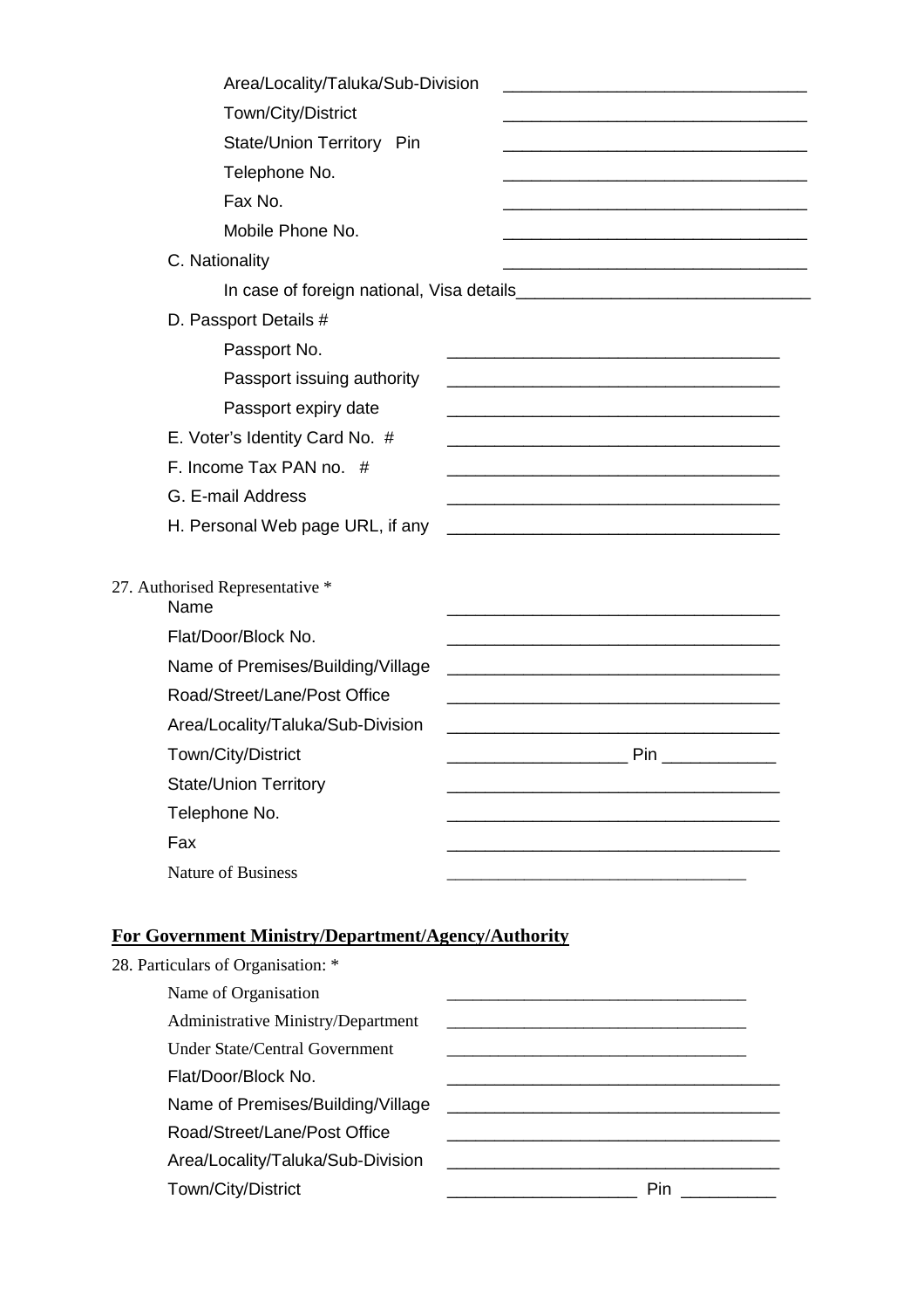Area/Locality/Taluka/Sub-Division ________________________________

Town/City/District ________________________________

State/Union Territory Pin ________________________________

Telephone No. ________________________________

Fax No. ________________________________

Mobile Phone No. ________________________________

C. Nationality ________________________________

In case of foreign national, Visa details________________________________

D. Passport Details #

Passport No. ________________________________

Passport issuing authority ________________________________

Passport expiry date ________________________________

E. Voter's Identity Card No. # ________________________________

F. Income Tax PAN no. # ________________________________

G. E-mail Address ________________________________

H. Personal Web page URL, if any ________________________________

27. Authorised Representative *

Name ________________________________

Flat/Door/Block No. ________________________________

Name of Premises/Building/Village ________________________________

Road/Street/Lane/Post Office ________________________________

Area/Locality/Taluka/Sub-Division ________________________________

Town/City/District __________________ Pin ____________

State/Union Territory ________________________________

Telephone No. ________________________________

Fax ________________________________

Nature of Business ________________________________

**For Government Ministry/Department/Agency/Authority**

28. Particulars of Organisation: *

Name of Organisation ________________________________

Administrative Ministry/Department ________________________________

Under State/Central Government ________________________________

Flat/Door/Block No. ________________________________

Name of Premises/Building/Village ________________________________

Road/Street/Lane/Post Office ________________________________

Area/Locality/Taluka/Sub-Division ________________________________

Town/City/District ____________________ Pin __________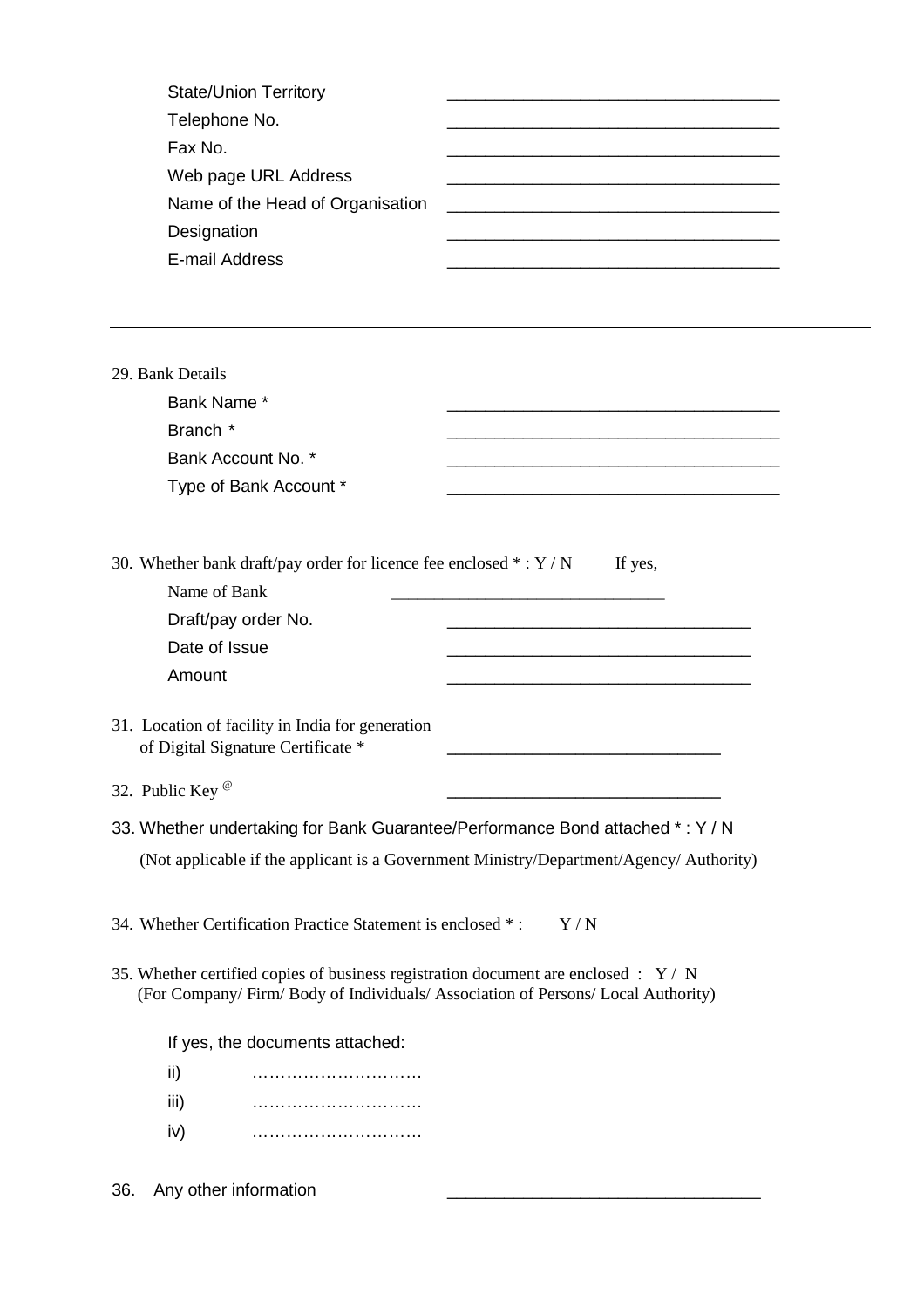State/Union Territory ____________________________________

Telephone No. ____________________________________

Fax No. ____________________________________

Web page URL Address ____________________________________

Name of the Head of Organisation ____________________________________

Designation ____________________________________

E-mail Address ____________________________________

---

29. Bank Details

    Bank Name * ____________________________________

    Branch * ____________________________________

    Bank Account No. * ____________________________________

    Type of Bank Account * ____________________________________

30. Whether bank draft/pay order for licence fee enclosed * : Y / N     If yes,

    Name of Bank ________________________________

    Draft/pay order No. ________________________________

    Date of Issue ________________________________

    Amount ________________________________

31. Location of facility in India for generation of Digital Signature Certificate * ______________________________

32. Public Key [@] ______________________________

33. Whether undertaking for Bank Guarantee/Performance Bond attached * : Y / N

    (Not applicable if the applicant is a Government Ministry/Department/Agency/ Authority)

34. Whether Certification Practice Statement is enclosed * :     Y / N

35. Whether certified copies of business registration document are enclosed : Y / N
    (For Company/ Firm/ Body of Individuals/ Association of Persons/ Local Authority)

    If yes, the documents attached:

    ii) ………………………….

    iii) ………………………….

    iv) ………………………….

36. Any other information ________________________________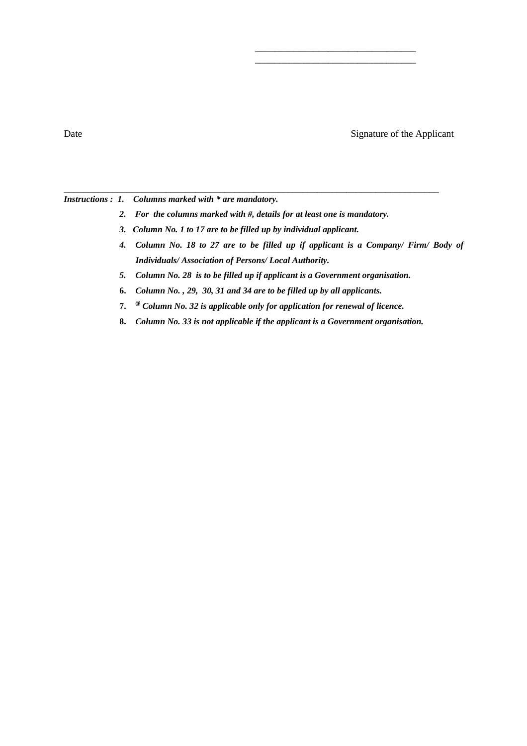\_\_\_\_\_\_\_\_\_\_\_\_\_\_\_\_\_\_\_\_\_\_\_\_\_\_\_\_\_\_\_\_\_\_

\_\_\_\_\_\_\_\_\_\_\_\_\_\_\_\_\_\_\_\_\_\_\_\_\_\_\_\_\_\_\_\_\_\_

Date                                                                                                    Signature of the Applicant

---

***Instructions :*** ***1. Columns marked with * are mandatory.***

***2. For the columns marked with #, details for at least one is mandatory.***

***3. Column No. 1 to 17 are to be filled up by individual applicant.***

***4. Column No. 18 to 27 are to be filled up if applicant is a Company/ Firm/ Body of Individuals/ Association of Persons/ Local Authority.***

***5. Column No. 28 is to be filled up if applicant is a Government organisation.***

**6.** ***Column No. , 29, 30, 31 and 34 are to be filled up by all applicants.***

**7.** ***@ Column No. 32 is applicable only for application for renewal of licence.***

**8.** ***Column No. 33 is not applicable if the applicant is a Government organisation.***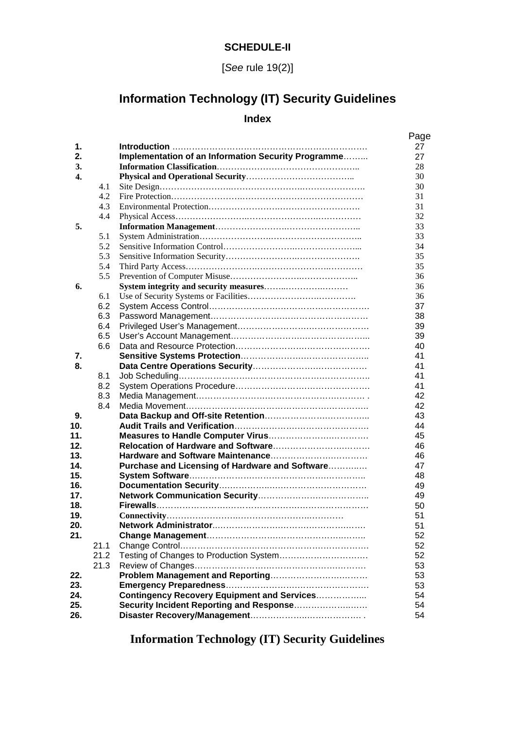**SCHEDULE-II**

[*See* rule 19(2)]

# Information Technology (IT) Security Guidelines

## Index

| | | | Page |
|---|---|---|---|
| **1.** | | **Introduction** | 27 |
| **2.** | | **Implementation of an Information Security Programme** | 27 |
| **3.** | | **Information Classification** | 28 |
| **4.** | | **Physical and Operational Security** | 30 |
| | 4.1 | Site Design | 30 |
| | 4.2 | Fire Protection | 31 |
| | 4.3 | Environmental Protection | 31 |
| | 4.4 | Physical Access | 32 |
| **5.** | | **Information Management** | 33 |
| | 5.1 | System Administration | 33 |
| | 5.2 | Sensitive Information Control | 34 |
| | 5.3 | Sensitive Information Security | 35 |
| | 5.4 | Third Party Access | 35 |
| | 5.5 | Prevention of Computer Misuse | 36 |
| **6.** | | **System integrity and security measures** | 36 |
| | 6.1 | Use of Security Systems or Facilities | 36 |
| | 6.2 | System Access Control | 37 |
| | 6.3 | Password Management | 38 |
| | 6.4 | Privileged User's Management | 39 |
| | 6.5 | User's Account Management | 39 |
| | 6.6 | Data and Resource Protection | 40 |
| **7.** | | **Sensitive Systems Protection** | 41 |
| **8.** | | **Data Centre Operations Security** | 41 |
| | 8.1 | Job Scheduling | 41 |
| | 8.2 | System Operations Procedure | 41 |
| | 8.3 | Media Management | 42 |
| | 8.4 | Media Movement | 42 |
| **9.** | | **Data Backup and Off-site Retention** | 43 |
| **10.** | | **Audit Trails and Verification** | 44 |
| **11.** | | **Measures to Handle Computer Virus** | 45 |
| **12.** | | **Relocation of Hardware and Software** | 46 |
| **13.** | | **Hardware and Software Maintenance** | 46 |
| **14.** | | **Purchase and Licensing of Hardware and Software** | 47 |
| **15.** | | **System Software** | 48 |
| **16.** | | **Documentation Security** | 49 |
| **17.** | | **Network Communication Security** | 49 |
| **18.** | | **Firewalls** | 50 |
| **19.** | | **Connectivity** | 51 |
| **20.** | | **Network Administrator** | 51 |
| **21.** | | **Change Management** | 52 |
| | 21.1 | Change Control | 52 |
| | 21.2 | Testing of Changes to Production System | 52 |
| | 21.3 | Review of Changes | 53 |
| **22.** | | **Problem Management and Reporting** | 53 |
| **23.** | | **Emergency Preparedness** | 53 |
| **24.** | | **Contingency Recovery Equipment and Services** | 54 |
| **25.** | | **Security Incident Reporting and Response** | 54 |
| **26.** | | **Disaster Recovery/Management** | 54 |

# Information Technology (IT) Security Guidelines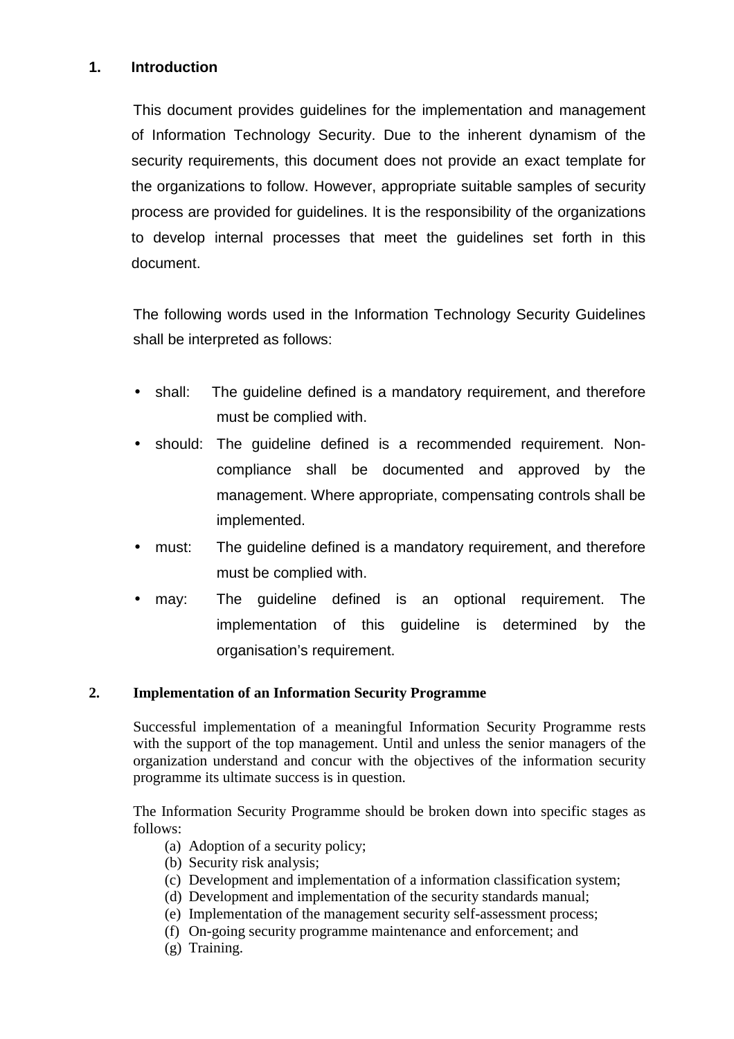## 1. Introduction

This document provides guidelines for the implementation and management of Information Technology Security. Due to the inherent dynamism of the security requirements, this document does not provide an exact template for the organizations to follow. However, appropriate suitable samples of security process are provided for guidelines. It is the responsibility of the organizations to develop internal processes that meet the guidelines set forth in this document.

The following words used in the Information Technology Security Guidelines shall be interpreted as follows:

- shall: The guideline defined is a mandatory requirement, and therefore must be complied with.
- should: The guideline defined is a recommended requirement. Non-compliance shall be documented and approved by the management. Where appropriate, compensating controls shall be implemented.
- must: The guideline defined is a mandatory requirement, and therefore must be complied with.
- may: The guideline defined is an optional requirement. The implementation of this guideline is determined by the organisation's requirement.

## 2. Implementation of an Information Security Programme

Successful implementation of a meaningful Information Security Programme rests with the support of the top management. Until and unless the senior managers of the organization understand and concur with the objectives of the information security programme its ultimate success is in question.

The Information Security Programme should be broken down into specific stages as follows:

(a) Adoption of a security policy;
(b) Security risk analysis;
(c) Development and implementation of a information classification system;
(d) Development and implementation of the security standards manual;
(e) Implementation of the management security self-assessment process;
(f) On-going security programme maintenance and enforcement; and
(g) Training.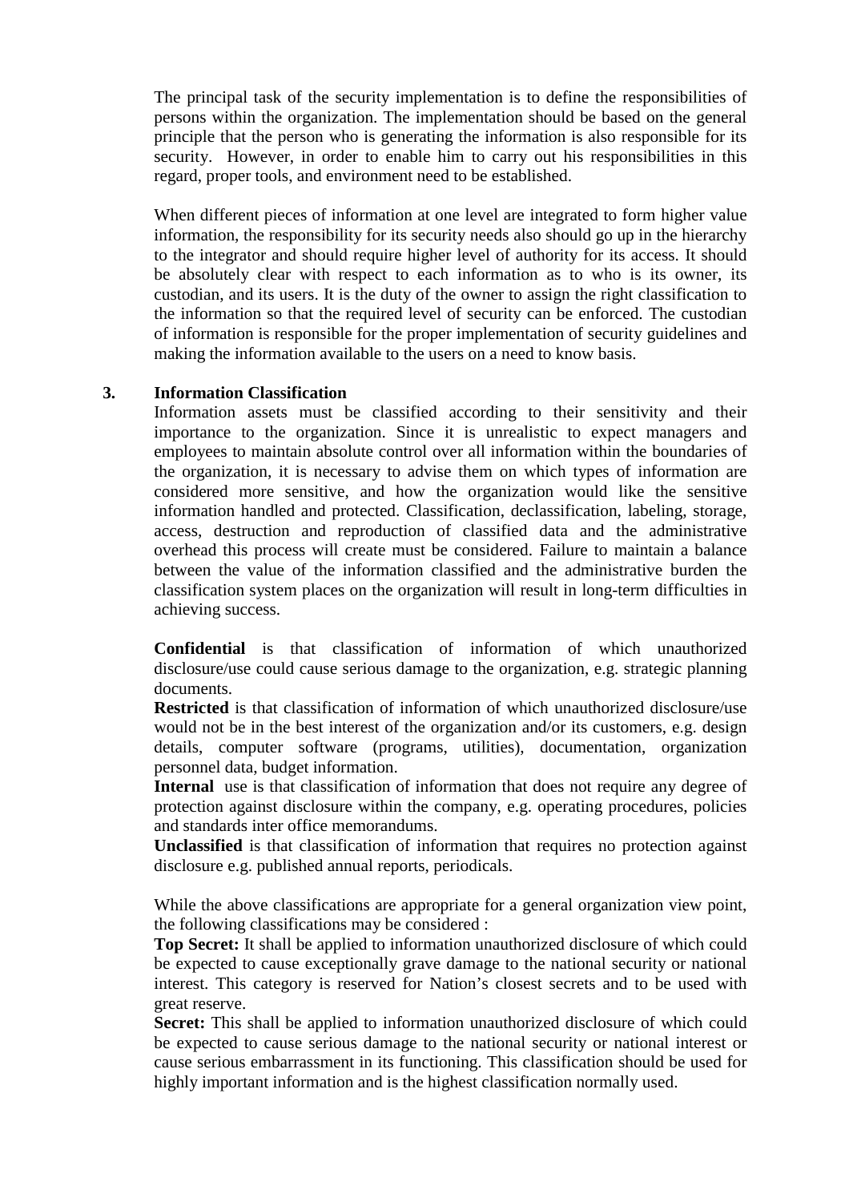The principal task of the security implementation is to define the responsibilities of persons within the organization. The implementation should be based on the general principle that the person who is generating the information is also responsible for its security. However, in order to enable him to carry out his responsibilities in this regard, proper tools, and environment need to be established.

When different pieces of information at one level are integrated to form higher value information, the responsibility for its security needs also should go up in the hierarchy to the integrator and should require higher level of authority for its access. It should be absolutely clear with respect to each information as to who is its owner, its custodian, and its users. It is the duty of the owner to assign the right classification to the information so that the required level of security can be enforced. The custodian of information is responsible for the proper implementation of security guidelines and making the information available to the users on a need to know basis.

## 3. Information Classification

Information assets must be classified according to their sensitivity and their importance to the organization. Since it is unrealistic to expect managers and employees to maintain absolute control over all information within the boundaries of the organization, it is necessary to advise them on which types of information are considered more sensitive, and how the organization would like the sensitive information handled and protected. Classification, declassification, labeling, storage, access, destruction and reproduction of classified data and the administrative overhead this process will create must be considered. Failure to maintain a balance between the value of the information classified and the administrative burden the classification system places on the organization will result in long-term difficulties in achieving success.

**Confidential** is that classification of information of which unauthorized disclosure/use could cause serious damage to the organization, e.g. strategic planning documents.

**Restricted** is that classification of information of which unauthorized disclosure/use would not be in the best interest of the organization and/or its customers, e.g. design details, computer software (programs, utilities), documentation, organization personnel data, budget information.

**Internal** use is that classification of information that does not require any degree of protection against disclosure within the company, e.g. operating procedures, policies and standards inter office memorandums.

**Unclassified** is that classification of information that requires no protection against disclosure e.g. published annual reports, periodicals.

While the above classifications are appropriate for a general organization view point, the following classifications may be considered :

**Top Secret:** It shall be applied to information unauthorized disclosure of which could be expected to cause exceptionally grave damage to the national security or national interest. This category is reserved for Nation's closest secrets and to be used with great reserve.

**Secret:** This shall be applied to information unauthorized disclosure of which could be expected to cause serious damage to the national security or national interest or cause serious embarrassment in its functioning. This classification should be used for highly important information and is the highest classification normally used.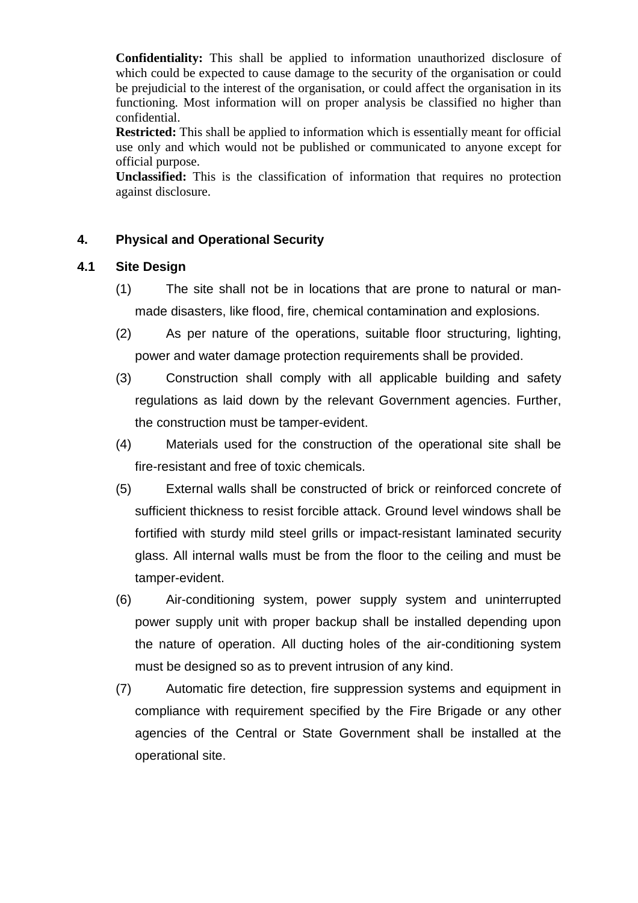**Confidentiality:** This shall be applied to information unauthorized disclosure of which could be expected to cause damage to the security of the organisation or could be prejudicial to the interest of the organisation, or could affect the organisation in its functioning. Most information will on proper analysis be classified no higher than confidential.

**Restricted:** This shall be applied to information which is essentially meant for official use only and which would not be published or communicated to anyone except for official purpose.

**Unclassified:** This is the classification of information that requires no protection against disclosure.

## 4. Physical and Operational Security

### 4.1 Site Design

(1) The site shall not be in locations that are prone to natural or man-made disasters, like flood, fire, chemical contamination and explosions.

(2) As per nature of the operations, suitable floor structuring, lighting, power and water damage protection requirements shall be provided.

(3) Construction shall comply with all applicable building and safety regulations as laid down by the relevant Government agencies. Further, the construction must be tamper-evident.

(4) Materials used for the construction of the operational site shall be fire-resistant and free of toxic chemicals.

(5) External walls shall be constructed of brick or reinforced concrete of sufficient thickness to resist forcible attack. Ground level windows shall be fortified with sturdy mild steel grills or impact-resistant laminated security glass. All internal walls must be from the floor to the ceiling and must be tamper-evident.

(6) Air-conditioning system, power supply system and uninterrupted power supply unit with proper backup shall be installed depending upon the nature of operation. All ducting holes of the air-conditioning system must be designed so as to prevent intrusion of any kind.

(7) Automatic fire detection, fire suppression systems and equipment in compliance with requirement specified by the Fire Brigade or any other agencies of the Central or State Government shall be installed at the operational site.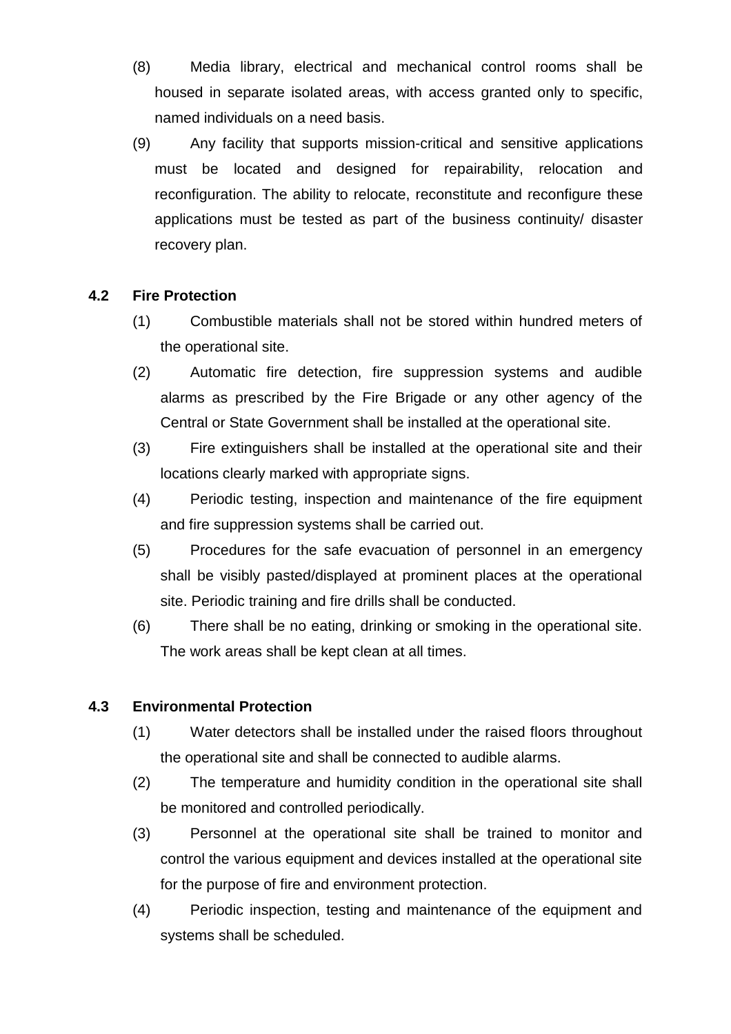(8) Media library, electrical and mechanical control rooms shall be housed in separate isolated areas, with access granted only to specific, named individuals on a need basis.

(9) Any facility that supports mission-critical and sensitive applications must be located and designed for repairability, relocation and reconfiguration. The ability to relocate, reconstitute and reconfigure these applications must be tested as part of the business continuity/ disaster recovery plan.

## 4.2 Fire Protection

(1) Combustible materials shall not be stored within hundred meters of the operational site.

(2) Automatic fire detection, fire suppression systems and audible alarms as prescribed by the Fire Brigade or any other agency of the Central or State Government shall be installed at the operational site.

(3) Fire extinguishers shall be installed at the operational site and their locations clearly marked with appropriate signs.

(4) Periodic testing, inspection and maintenance of the fire equipment and fire suppression systems shall be carried out.

(5) Procedures for the safe evacuation of personnel in an emergency shall be visibly pasted/displayed at prominent places at the operational site. Periodic training and fire drills shall be conducted.

(6) There shall be no eating, drinking or smoking in the operational site. The work areas shall be kept clean at all times.

## 4.3 Environmental Protection

(1) Water detectors shall be installed under the raised floors throughout the operational site and shall be connected to audible alarms.

(2) The temperature and humidity condition in the operational site shall be monitored and controlled periodically.

(3) Personnel at the operational site shall be trained to monitor and control the various equipment and devices installed at the operational site for the purpose of fire and environment protection.

(4) Periodic inspection, testing and maintenance of the equipment and systems shall be scheduled.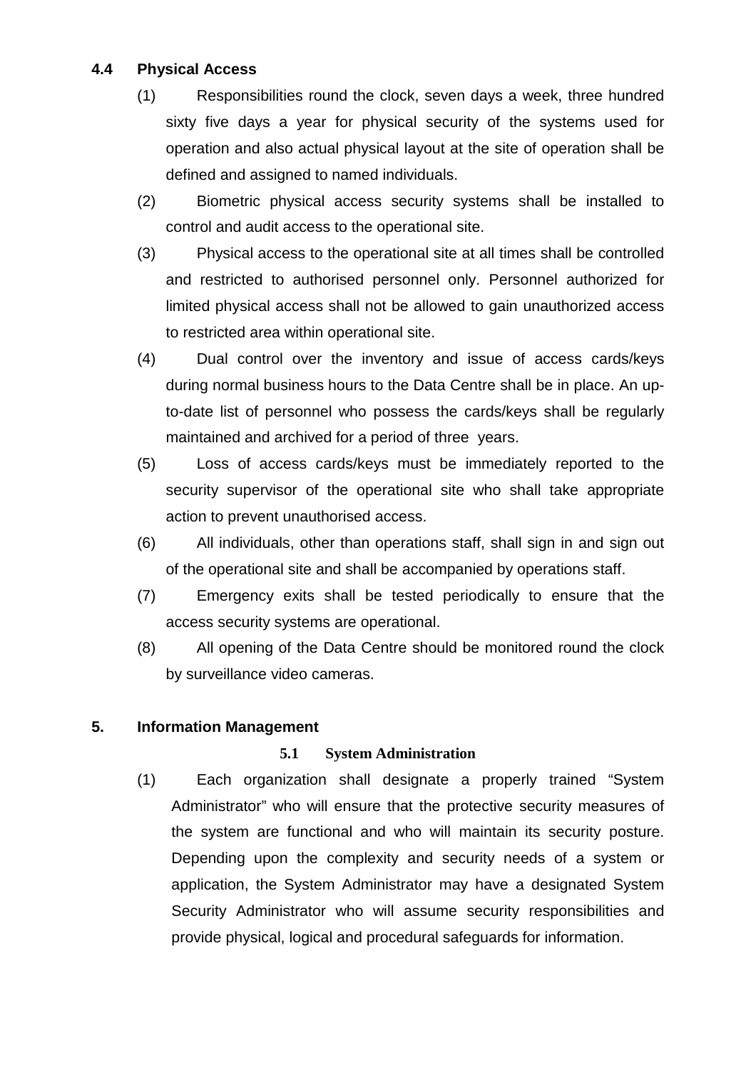### 4.4 Physical Access

(1) Responsibilities round the clock, seven days a week, three hundred sixty five days a year for physical security of the systems used for operation and also actual physical layout at the site of operation shall be defined and assigned to named individuals.

(2) Biometric physical access security systems shall be installed to control and audit access to the operational site.

(3) Physical access to the operational site at all times shall be controlled and restricted to authorised personnel only. Personnel authorized for limited physical access shall not be allowed to gain unauthorized access to restricted area within operational site.

(4) Dual control over the inventory and issue of access cards/keys during normal business hours to the Data Centre shall be in place. An up-to-date list of personnel who possess the cards/keys shall be regularly maintained and archived for a period of three years.

(5) Loss of access cards/keys must be immediately reported to the security supervisor of the operational site who shall take appropriate action to prevent unauthorised access.

(6) All individuals, other than operations staff, shall sign in and sign out of the operational site and shall be accompanied by operations staff.

(7) Emergency exits shall be tested periodically to ensure that the access security systems are operational.

(8) All opening of the Data Centre should be monitored round the clock by surveillance video cameras.

## 5. Information Management

### 5.1 System Administration

(1) Each organization shall designate a properly trained "System Administrator" who will ensure that the protective security measures of the system are functional and who will maintain its security posture. Depending upon the complexity and security needs of a system or application, the System Administrator may have a designated System Security Administrator who will assume security responsibilities and provide physical, logical and procedural safeguards for information.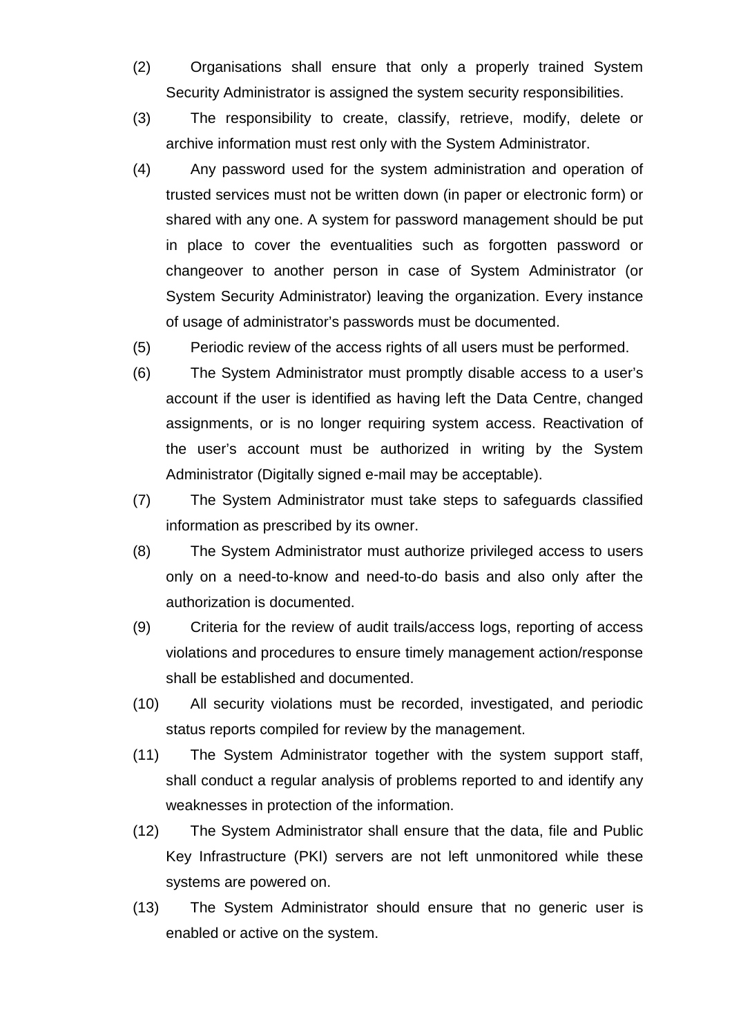(2) Organisations shall ensure that only a properly trained System Security Administrator is assigned the system security responsibilities.

(3) The responsibility to create, classify, retrieve, modify, delete or archive information must rest only with the System Administrator.

(4) Any password used for the system administration and operation of trusted services must not be written down (in paper or electronic form) or shared with any one. A system for password management should be put in place to cover the eventualities such as forgotten password or changeover to another person in case of System Administrator (or System Security Administrator) leaving the organization. Every instance of usage of administrator's passwords must be documented.

(5) Periodic review of the access rights of all users must be performed.

(6) The System Administrator must promptly disable access to a user's account if the user is identified as having left the Data Centre, changed assignments, or is no longer requiring system access. Reactivation of the user's account must be authorized in writing by the System Administrator (Digitally signed e-mail may be acceptable).

(7) The System Administrator must take steps to safeguards classified information as prescribed by its owner.

(8) The System Administrator must authorize privileged access to users only on a need-to-know and need-to-do basis and also only after the authorization is documented.

(9) Criteria for the review of audit trails/access logs, reporting of access violations and procedures to ensure timely management action/response shall be established and documented.

(10) All security violations must be recorded, investigated, and periodic status reports compiled for review by the management.

(11) The System Administrator together with the system support staff, shall conduct a regular analysis of problems reported to and identify any weaknesses in protection of the information.

(12) The System Administrator shall ensure that the data, file and Public Key Infrastructure (PKI) servers are not left unmonitored while these systems are powered on.

(13) The System Administrator should ensure that no generic user is enabled or active on the system.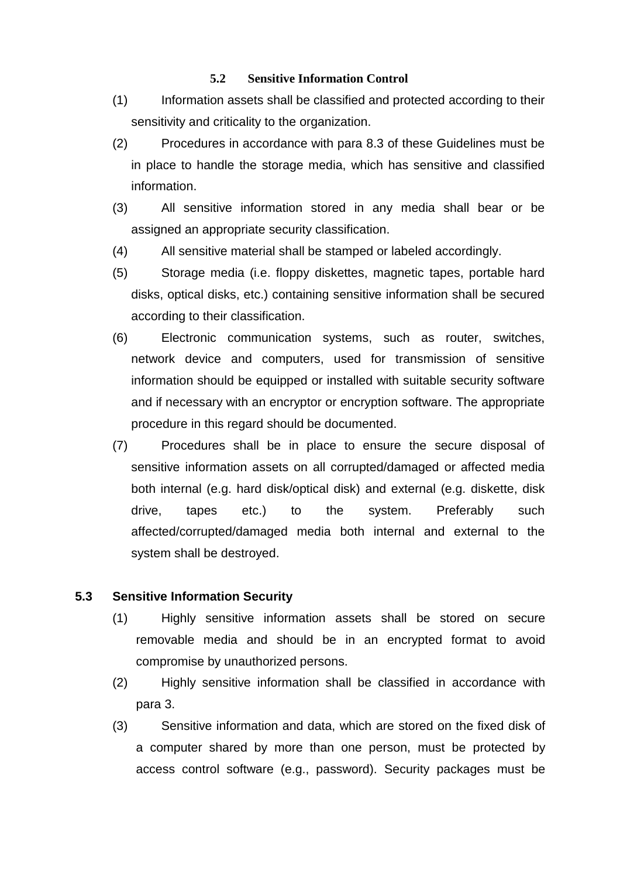### 5.2 Sensitive Information Control

(1) Information assets shall be classified and protected according to their sensitivity and criticality to the organization.

(2) Procedures in accordance with para 8.3 of these Guidelines must be in place to handle the storage media, which has sensitive and classified information.

(3) All sensitive information stored in any media shall bear or be assigned an appropriate security classification.

(4) All sensitive material shall be stamped or labeled accordingly.

(5) Storage media (i.e. floppy diskettes, magnetic tapes, portable hard disks, optical disks, etc.) containing sensitive information shall be secured according to their classification.

(6) Electronic communication systems, such as router, switches, network device and computers, used for transmission of sensitive information should be equipped or installed with suitable security software and if necessary with an encryptor or encryption software. The appropriate procedure in this regard should be documented.

(7) Procedures shall be in place to ensure the secure disposal of sensitive information assets on all corrupted/damaged or affected media both internal (e.g. hard disk/optical disk) and external (e.g. diskette, disk drive, tapes etc.) to the system. Preferably such affected/corrupted/damaged media both internal and external to the system shall be destroyed.

### 5.3 Sensitive Information Security

(1) Highly sensitive information assets shall be stored on secure removable media and should be in an encrypted format to avoid compromise by unauthorized persons.

(2) Highly sensitive information shall be classified in accordance with para 3.

(3) Sensitive information and data, which are stored on the fixed disk of a computer shared by more than one person, must be protected by access control software (e.g., password). Security packages must be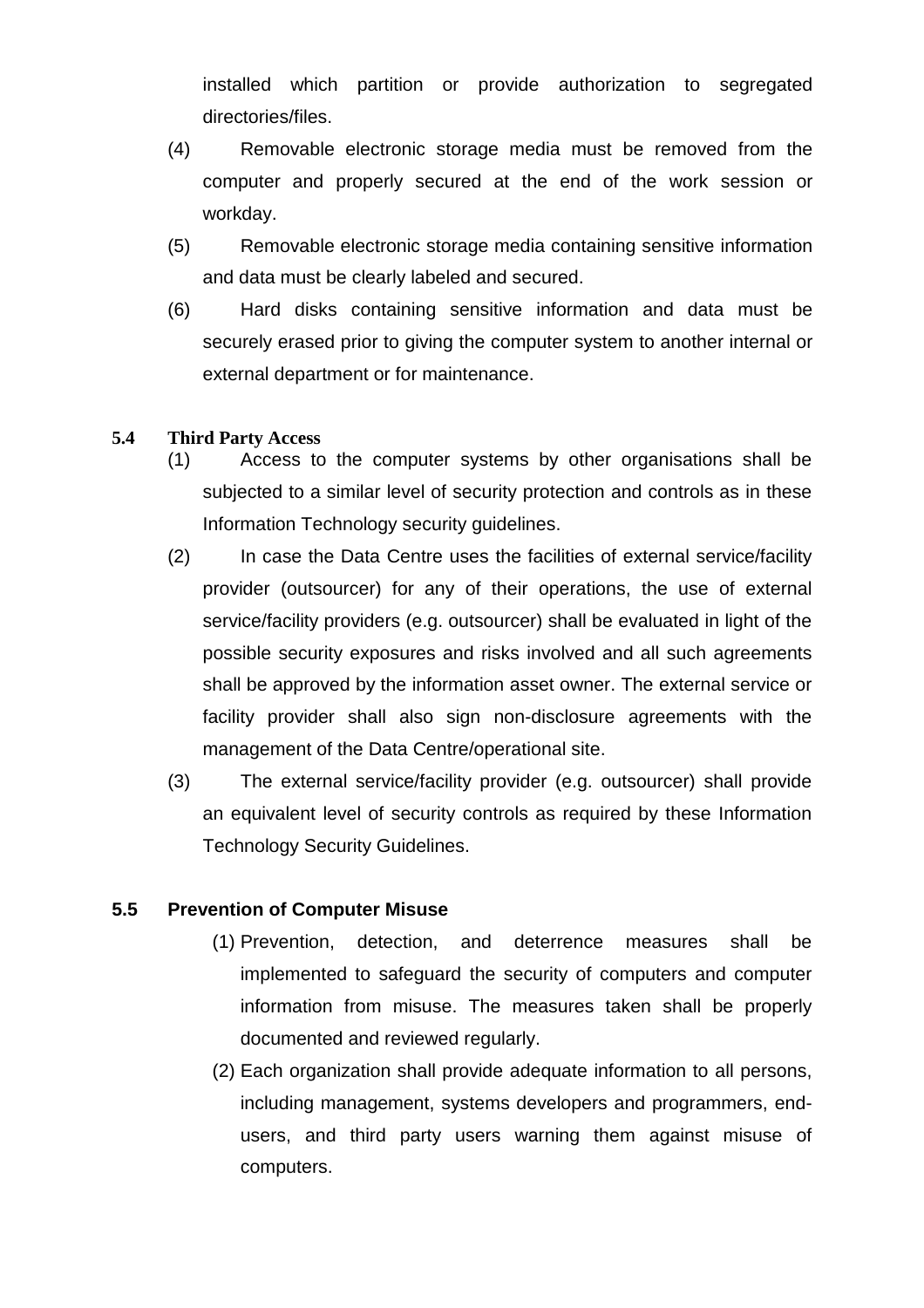installed which partition or provide authorization to segregated directories/files.

(4) Removable electronic storage media must be removed from the computer and properly secured at the end of the work session or workday.

(5) Removable electronic storage media containing sensitive information and data must be clearly labeled and secured.

(6) Hard disks containing sensitive information and data must be securely erased prior to giving the computer system to another internal or external department or for maintenance.

### 5.4 Third Party Access

(1) Access to the computer systems by other organisations shall be subjected to a similar level of security protection and controls as in these Information Technology security guidelines.

(2) In case the Data Centre uses the facilities of external service/facility provider (outsourcer) for any of their operations, the use of external service/facility providers (e.g. outsourcer) shall be evaluated in light of the possible security exposures and risks involved and all such agreements shall be approved by the information asset owner. The external service or facility provider shall also sign non-disclosure agreements with the management of the Data Centre/operational site.

(3) The external service/facility provider (e.g. outsourcer) shall provide an equivalent level of security controls as required by these Information Technology Security Guidelines.

### 5.5 Prevention of Computer Misuse

(1) Prevention, detection, and deterrence measures shall be implemented to safeguard the security of computers and computer information from misuse. The measures taken shall be properly documented and reviewed regularly.

(2) Each organization shall provide adequate information to all persons, including management, systems developers and programmers, end-users, and third party users warning them against misuse of computers.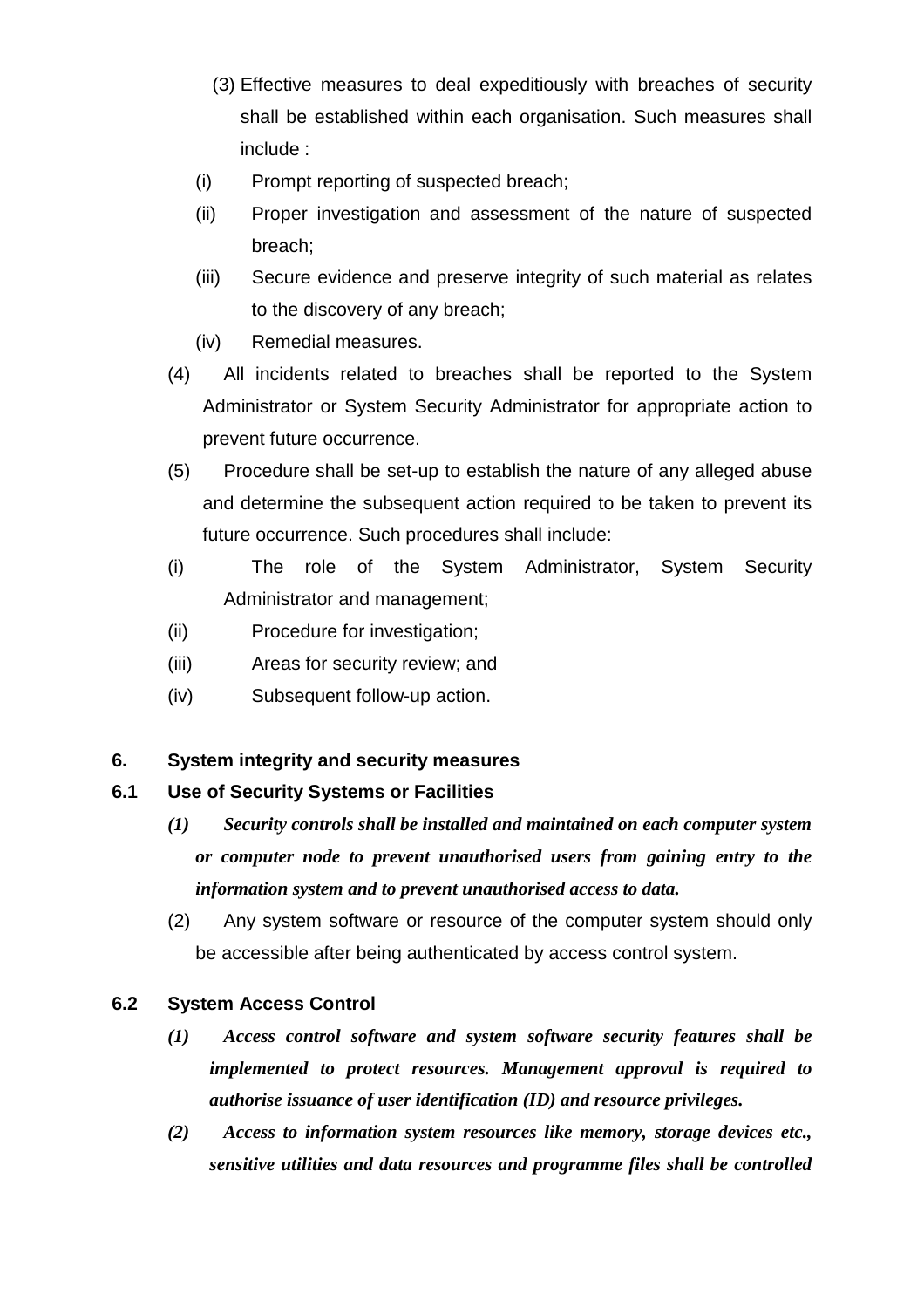(3) Effective measures to deal expeditiously with breaches of security shall be established within each organisation. Such measures shall include :

(i) Prompt reporting of suspected breach;

(ii) Proper investigation and assessment of the nature of suspected breach;

(iii) Secure evidence and preserve integrity of such material as relates to the discovery of any breach;

(iv) Remedial measures.

(4) All incidents related to breaches shall be reported to the System Administrator or System Security Administrator for appropriate action to prevent future occurrence.

(5) Procedure shall be set-up to establish the nature of any alleged abuse and determine the subsequent action required to be taken to prevent its future occurrence. Such procedures shall include:

(i) The role of the System Administrator, System Security Administrator and management;

(ii) Procedure for investigation;

(iii) Areas for security review; and

(iv) Subsequent follow-up action.

## 6. System integrity and security measures

### 6.1 Use of Security Systems or Facilities

***(1) Security controls shall be installed and maintained on each computer system or computer node to prevent unauthorised users from gaining entry to the information system and to prevent unauthorised access to data.***

(2) Any system software or resource of the computer system should only be accessible after being authenticated by access control system.

### 6.2 System Access Control

***(1) Access control software and system software security features shall be implemented to protect resources. Management approval is required to authorise issuance of user identification (ID) and resource privileges.***

***(2) Access to information system resources like memory, storage devices etc., sensitive utilities and data resources and programme files shall be controlled***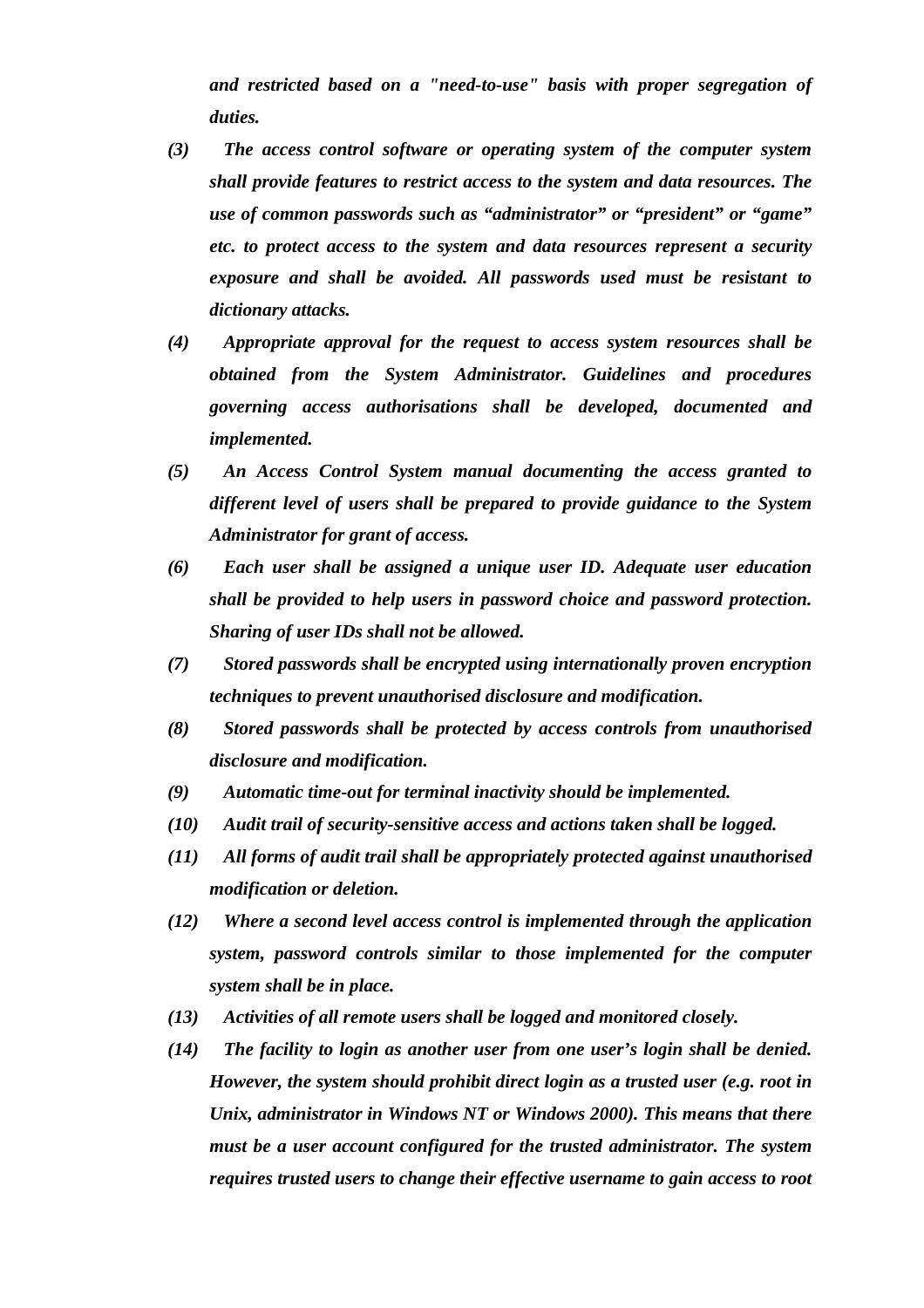*and restricted based on a "need-to-use" basis with proper segregation of duties.*

*(3) The access control software or operating system of the computer system shall provide features to restrict access to the system and data resources. The use of common passwords such as "administrator" or "president" or "game" etc. to protect access to the system and data resources represent a security exposure and shall be avoided. All passwords used must be resistant to dictionary attacks.*

*(4) Appropriate approval for the request to access system resources shall be obtained from the System Administrator. Guidelines and procedures governing access authorisations shall be developed, documented and implemented.*

*(5) An Access Control System manual documenting the access granted to different level of users shall be prepared to provide guidance to the System Administrator for grant of access.*

*(6) Each user shall be assigned a unique user ID. Adequate user education shall be provided to help users in password choice and password protection. Sharing of user IDs shall not be allowed.*

*(7) Stored passwords shall be encrypted using internationally proven encryption techniques to prevent unauthorised disclosure and modification.*

*(8) Stored passwords shall be protected by access controls from unauthorised disclosure and modification.*

*(9) Automatic time-out for terminal inactivity should be implemented.*

*(10) Audit trail of security-sensitive access and actions taken shall be logged.*

*(11) All forms of audit trail shall be appropriately protected against unauthorised modification or deletion.*

*(12) Where a second level access control is implemented through the application system, password controls similar to those implemented for the computer system shall be in place.*

*(13) Activities of all remote users shall be logged and monitored closely.*

*(14) The facility to login as another user from one user's login shall be denied. However, the system should prohibit direct login as a trusted user (e.g. root in Unix, administrator in Windows NT or Windows 2000). This means that there must be a user account configured for the trusted administrator. The system requires trusted users to change their effective username to gain access to root*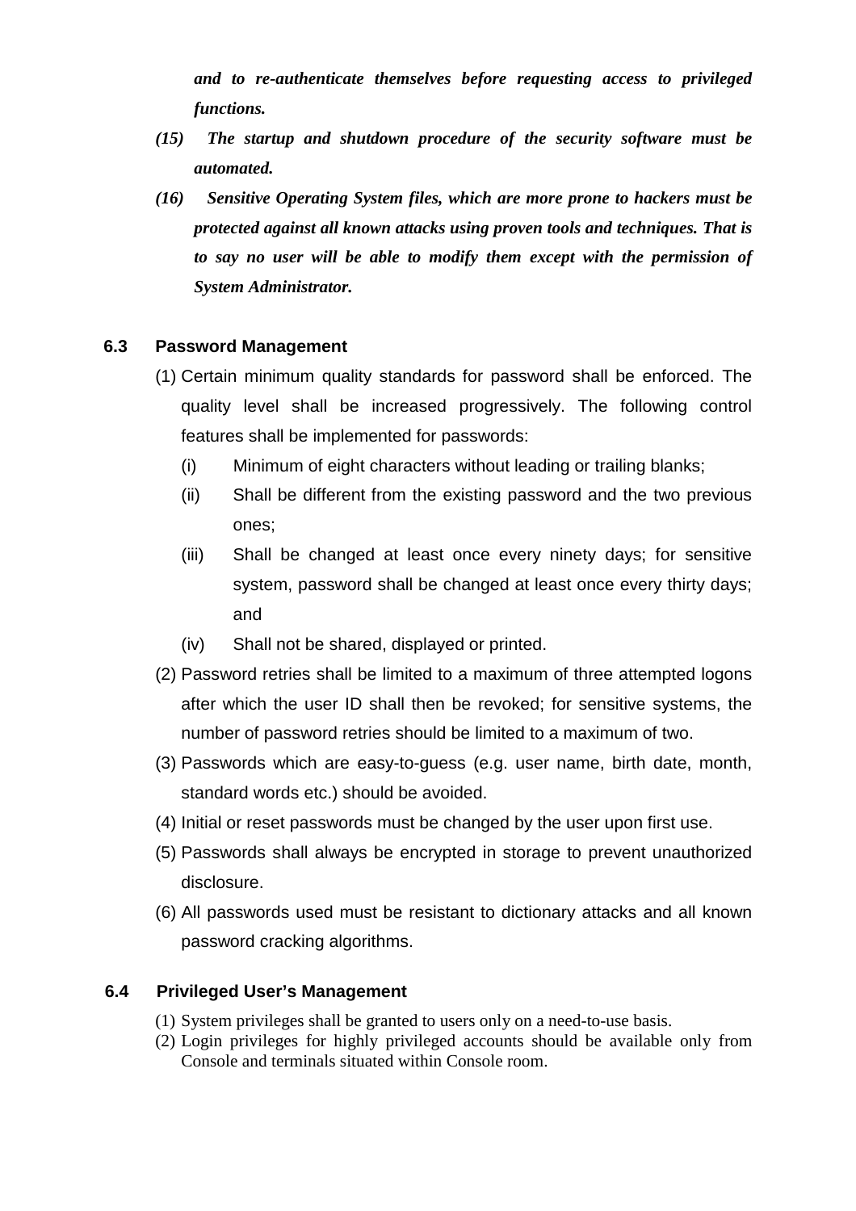***and to re-authenticate themselves before requesting access to privileged functions.***

***(15) The startup and shutdown procedure of the security software must be automated.***

***(16) Sensitive Operating System files, which are more prone to hackers must be protected against all known attacks using proven tools and techniques. That is to say no user will be able to modify them except with the permission of System Administrator.***

### 6.3 Password Management

(1) Certain minimum quality standards for password shall be enforced. The quality level shall be increased progressively. The following control features shall be implemented for passwords:

(i) Minimum of eight characters without leading or trailing blanks;

(ii) Shall be different from the existing password and the two previous ones;

(iii) Shall be changed at least once every ninety days; for sensitive system, password shall be changed at least once every thirty days; and

(iv) Shall not be shared, displayed or printed.

(2) Password retries shall be limited to a maximum of three attempted logons after which the user ID shall then be revoked; for sensitive systems, the number of password retries should be limited to a maximum of two.

(3) Passwords which are easy-to-guess (e.g. user name, birth date, month, standard words etc.) should be avoided.

(4) Initial or reset passwords must be changed by the user upon first use.

(5) Passwords shall always be encrypted in storage to prevent unauthorized disclosure.

(6) All passwords used must be resistant to dictionary attacks and all known password cracking algorithms.

### 6.4 Privileged User's Management

(1) System privileges shall be granted to users only on a need-to-use basis.

(2) Login privileges for highly privileged accounts should be available only from Console and terminals situated within Console room.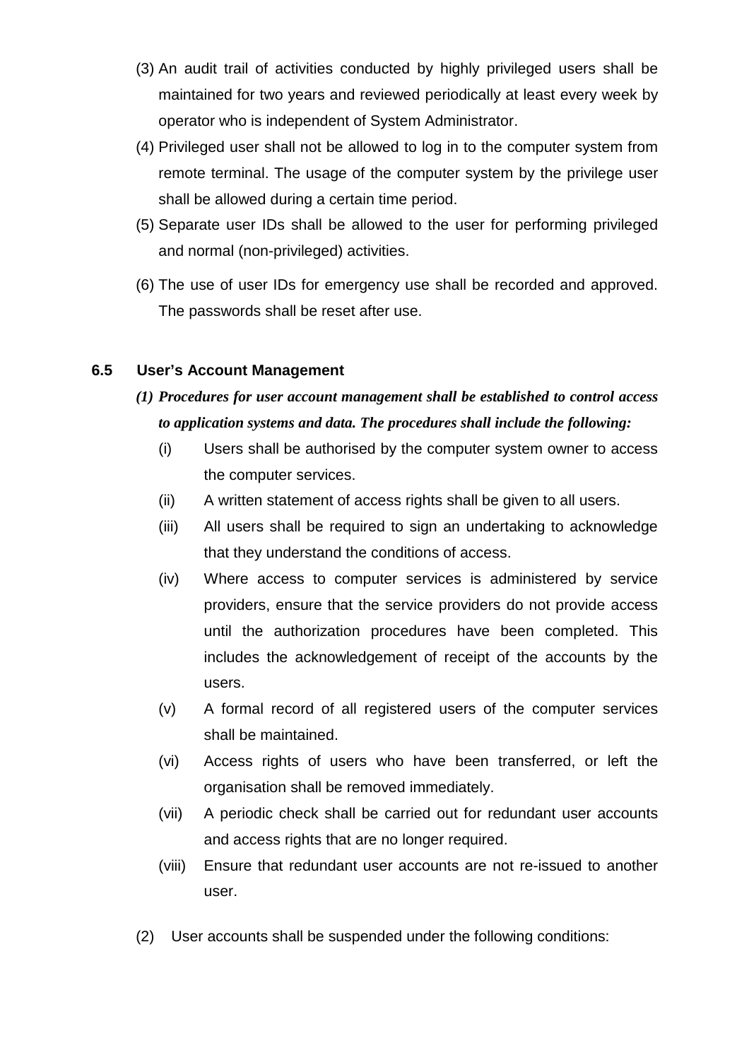(3) An audit trail of activities conducted by highly privileged users shall be maintained for two years and reviewed periodically at least every week by operator who is independent of System Administrator.

(4) Privileged user shall not be allowed to log in to the computer system from remote terminal. The usage of the computer system by the privilege user shall be allowed during a certain time period.

(5) Separate user IDs shall be allowed to the user for performing privileged and normal (non-privileged) activities.

(6) The use of user IDs for emergency use shall be recorded and approved. The passwords shall be reset after use.

### 6.5 User's Account Management

***(1) Procedures for user account management shall be established to control access to application systems and data. The procedures shall include the following:***

(i) Users shall be authorised by the computer system owner to access the computer services.

(ii) A written statement of access rights shall be given to all users.

(iii) All users shall be required to sign an undertaking to acknowledge that they understand the conditions of access.

(iv) Where access to computer services is administered by service providers, ensure that the service providers do not provide access until the authorization procedures have been completed. This includes the acknowledgement of receipt of the accounts by the users.

(v) A formal record of all registered users of the computer services shall be maintained.

(vi) Access rights of users who have been transferred, or left the organisation shall be removed immediately.

(vii) A periodic check shall be carried out for redundant user accounts and access rights that are no longer required.

(viii) Ensure that redundant user accounts are not re-issued to another user.

(2) User accounts shall be suspended under the following conditions: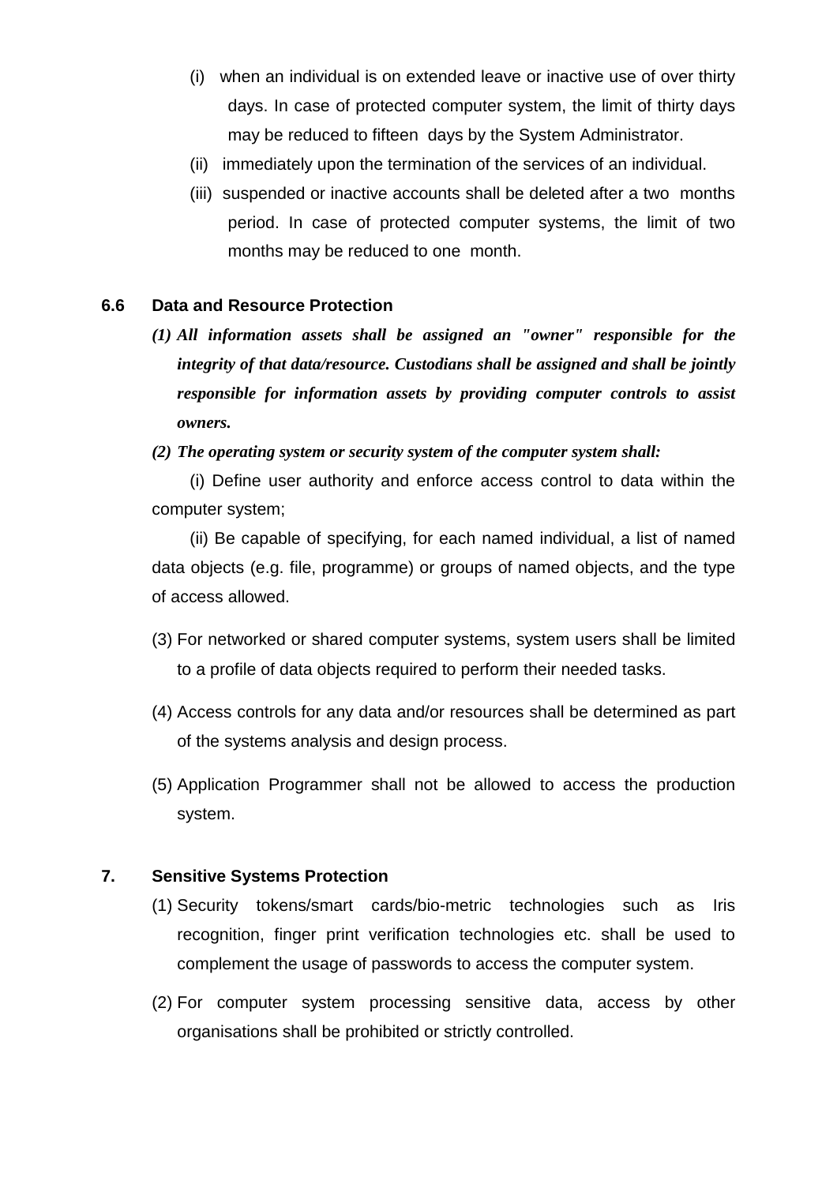(i) when an individual is on extended leave or inactive use of over thirty days. In case of protected computer system, the limit of thirty days may be reduced to fifteen days by the System Administrator.

(ii) immediately upon the termination of the services of an individual.

(iii) suspended or inactive accounts shall be deleted after a two months period. In case of protected computer systems, the limit of two months may be reduced to one month.

### 6.6 Data and Resource Protection

***(1) All information assets shall be assigned an "owner" responsible for the integrity of that data/resource. Custodians shall be assigned and shall be jointly responsible for information assets by providing computer controls to assist owners.***

***(2) The operating system or security system of the computer system shall:***

(i) Define user authority and enforce access control to data within the computer system;

(ii) Be capable of specifying, for each named individual, a list of named data objects (e.g. file, programme) or groups of named objects, and the type of access allowed.

(3) For networked or shared computer systems, system users shall be limited to a profile of data objects required to perform their needed tasks.

(4) Access controls for any data and/or resources shall be determined as part of the systems analysis and design process.

(5) Application Programmer shall not be allowed to access the production system.

## 7. Sensitive Systems Protection

(1) Security tokens/smart cards/bio-metric technologies such as Iris recognition, finger print verification technologies etc. shall be used to complement the usage of passwords to access the computer system.

(2) For computer system processing sensitive data, access by other organisations shall be prohibited or strictly controlled.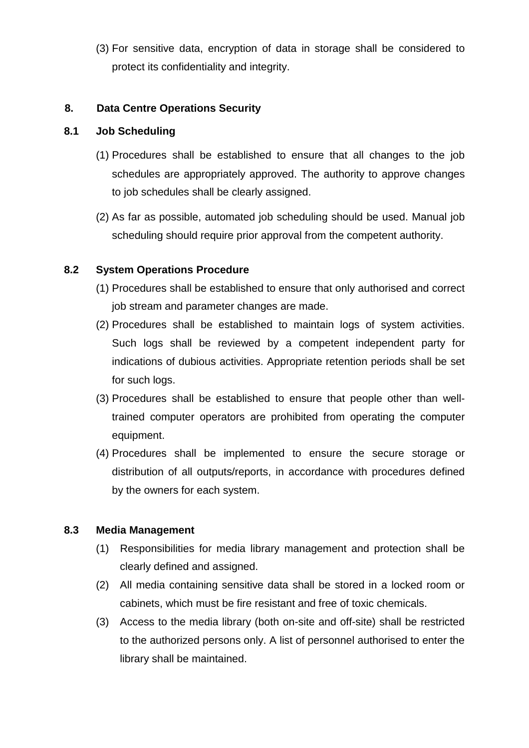(3) For sensitive data, encryption of data in storage shall be considered to protect its confidentiality and integrity.

## 8. Data Centre Operations Security

### 8.1 Job Scheduling

(1) Procedures shall be established to ensure that all changes to the job schedules are appropriately approved. The authority to approve changes to job schedules shall be clearly assigned.

(2) As far as possible, automated job scheduling should be used. Manual job scheduling should require prior approval from the competent authority.

### 8.2 System Operations Procedure

(1) Procedures shall be established to ensure that only authorised and correct job stream and parameter changes are made.

(2) Procedures shall be established to maintain logs of system activities. Such logs shall be reviewed by a competent independent party for indications of dubious activities. Appropriate retention periods shall be set for such logs.

(3) Procedures shall be established to ensure that people other than well-trained computer operators are prohibited from operating the computer equipment.

(4) Procedures shall be implemented to ensure the secure storage or distribution of all outputs/reports, in accordance with procedures defined by the owners for each system.

### 8.3 Media Management

(1) Responsibilities for media library management and protection shall be clearly defined and assigned.

(2) All media containing sensitive data shall be stored in a locked room or cabinets, which must be fire resistant and free of toxic chemicals.

(3) Access to the media library (both on-site and off-site) shall be restricted to the authorized persons only. A list of personnel authorised to enter the library shall be maintained.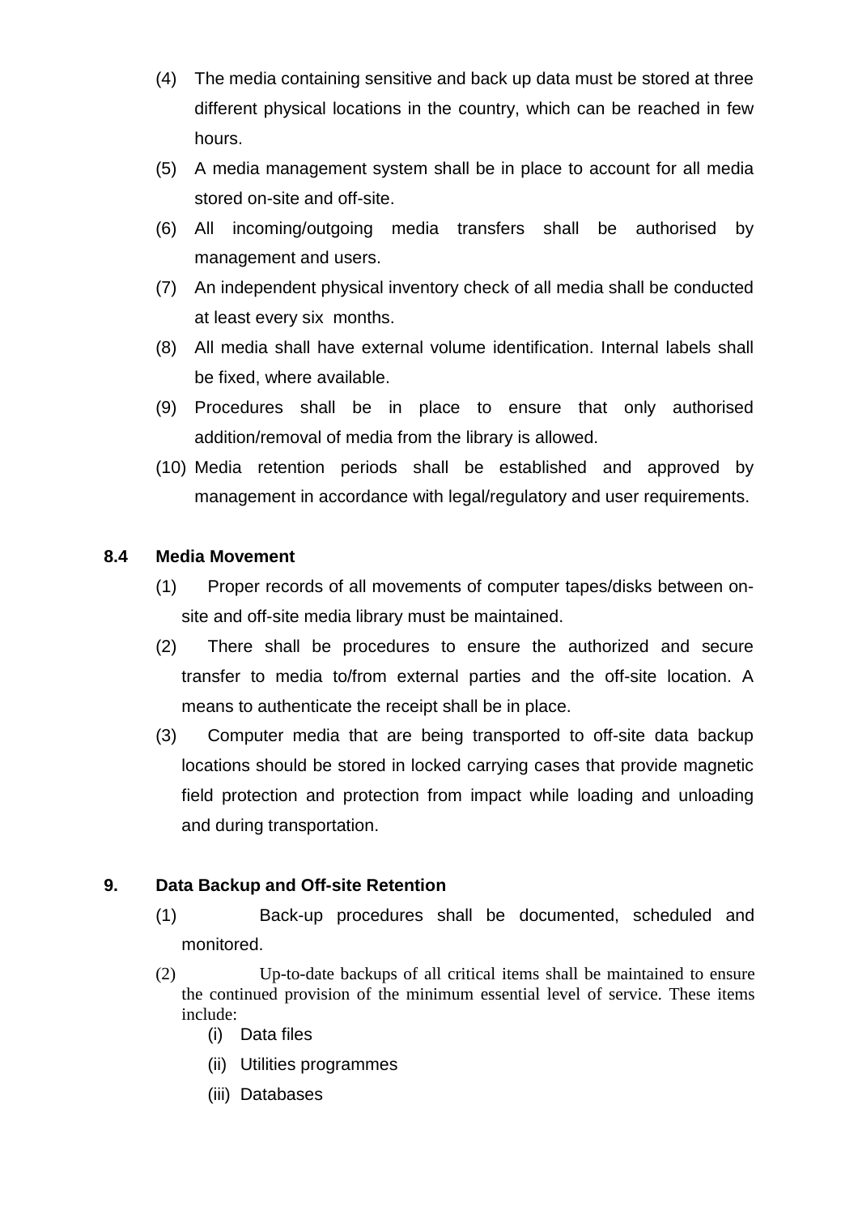(4) The media containing sensitive and back up data must be stored at three different physical locations in the country, which can be reached in few hours.

(5) A media management system shall be in place to account for all media stored on-site and off-site.

(6) All incoming/outgoing media transfers shall be authorised by management and users.

(7) An independent physical inventory check of all media shall be conducted at least every six months.

(8) All media shall have external volume identification. Internal labels shall be fixed, where available.

(9) Procedures shall be in place to ensure that only authorised addition/removal of media from the library is allowed.

(10) Media retention periods shall be established and approved by management in accordance with legal/regulatory and user requirements.

**8.4 Media Movement**

(1) Proper records of all movements of computer tapes/disks between on-site and off-site media library must be maintained.

(2) There shall be procedures to ensure the authorized and secure transfer to media to/from external parties and the off-site location. A means to authenticate the receipt shall be in place.

(3) Computer media that are being transported to off-site data backup locations should be stored in locked carrying cases that provide magnetic field protection and protection from impact while loading and unloading and during transportation.

**9. Data Backup and Off-site Retention**

(1) Back-up procedures shall be documented, scheduled and monitored.

(2) Up-to-date backups of all critical items shall be maintained to ensure the continued provision of the minimum essential level of service. These items include:

(i) Data files

(ii) Utilities programmes

(iii) Databases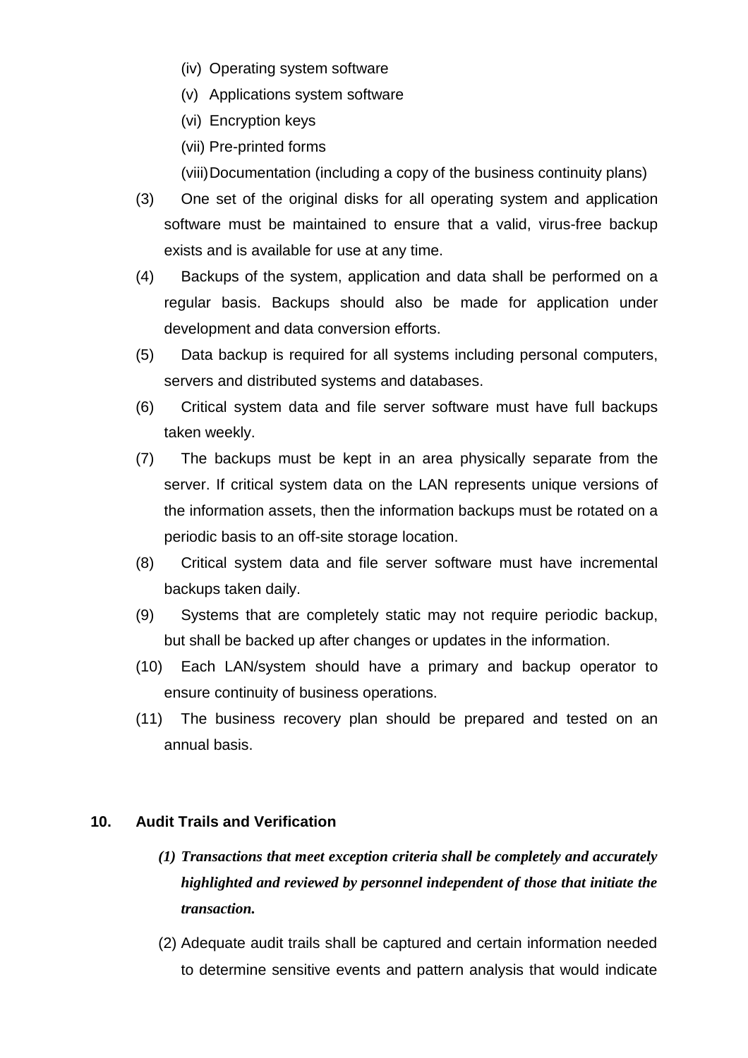(iv) Operating system software

(v) Applications system software

(vi) Encryption keys

(vii) Pre-printed forms

(viii) Documentation (including a copy of the business continuity plans)

(3) One set of the original disks for all operating system and application software must be maintained to ensure that a valid, virus-free backup exists and is available for use at any time.

(4) Backups of the system, application and data shall be performed on a regular basis. Backups should also be made for application under development and data conversion efforts.

(5) Data backup is required for all systems including personal computers, servers and distributed systems and databases.

(6) Critical system data and file server software must have full backups taken weekly.

(7) The backups must be kept in an area physically separate from the server. If critical system data on the LAN represents unique versions of the information assets, then the information backups must be rotated on a periodic basis to an off-site storage location.

(8) Critical system data and file server software must have incremental backups taken daily.

(9) Systems that are completely static may not require periodic backup, but shall be backed up after changes or updates in the information.

(10) Each LAN/system should have a primary and backup operator to ensure continuity of business operations.

(11) The business recovery plan should be prepared and tested on an annual basis.

## 10. Audit Trails and Verification

***(1) Transactions that meet exception criteria shall be completely and accurately highlighted and reviewed by personnel independent of those that initiate the transaction.***

(2) Adequate audit trails shall be captured and certain information needed to determine sensitive events and pattern analysis that would indicate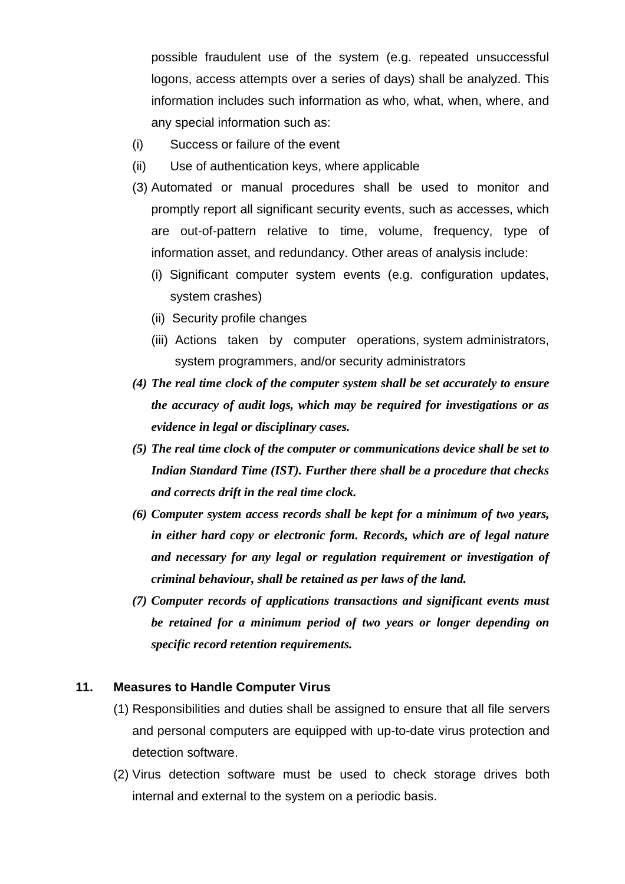possible fraudulent use of the system (e.g. repeated unsuccessful logons, access attempts over a series of days) shall be analyzed. This information includes such information as who, what, when, where, and any special information such as:

(i) Success or failure of the event

(ii) Use of authentication keys, where applicable

(3) Automated or manual procedures shall be used to monitor and promptly report all significant security events, such as accesses, which are out-of-pattern relative to time, volume, frequency, type of information asset, and redundancy. Other areas of analysis include:

(i) Significant computer system events (e.g. configuration updates, system crashes)

(ii) Security profile changes

(iii) Actions taken by computer operations, system administrators, system programmers, and/or security administrators

***(4) The real time clock of the computer system shall be set accurately to ensure the accuracy of audit logs, which may be required for investigations or as evidence in legal or disciplinary cases.***

***(5) The real time clock of the computer or communications device shall be set to Indian Standard Time (IST). Further there shall be a procedure that checks and corrects drift in the real time clock.***

***(6) Computer system access records shall be kept for a minimum of two years, in either hard copy or electronic form. Records, which are of legal nature and necessary for any legal or regulation requirement or investigation of criminal behaviour, shall be retained as per laws of the land.***

***(7) Computer records of applications transactions and significant events must be retained for a minimum period of two years or longer depending on specific record retention requirements.***

**11. Measures to Handle Computer Virus**

(1) Responsibilities and duties shall be assigned to ensure that all file servers and personal computers are equipped with up-to-date virus protection and detection software.

(2) Virus detection software must be used to check storage drives both internal and external to the system on a periodic basis.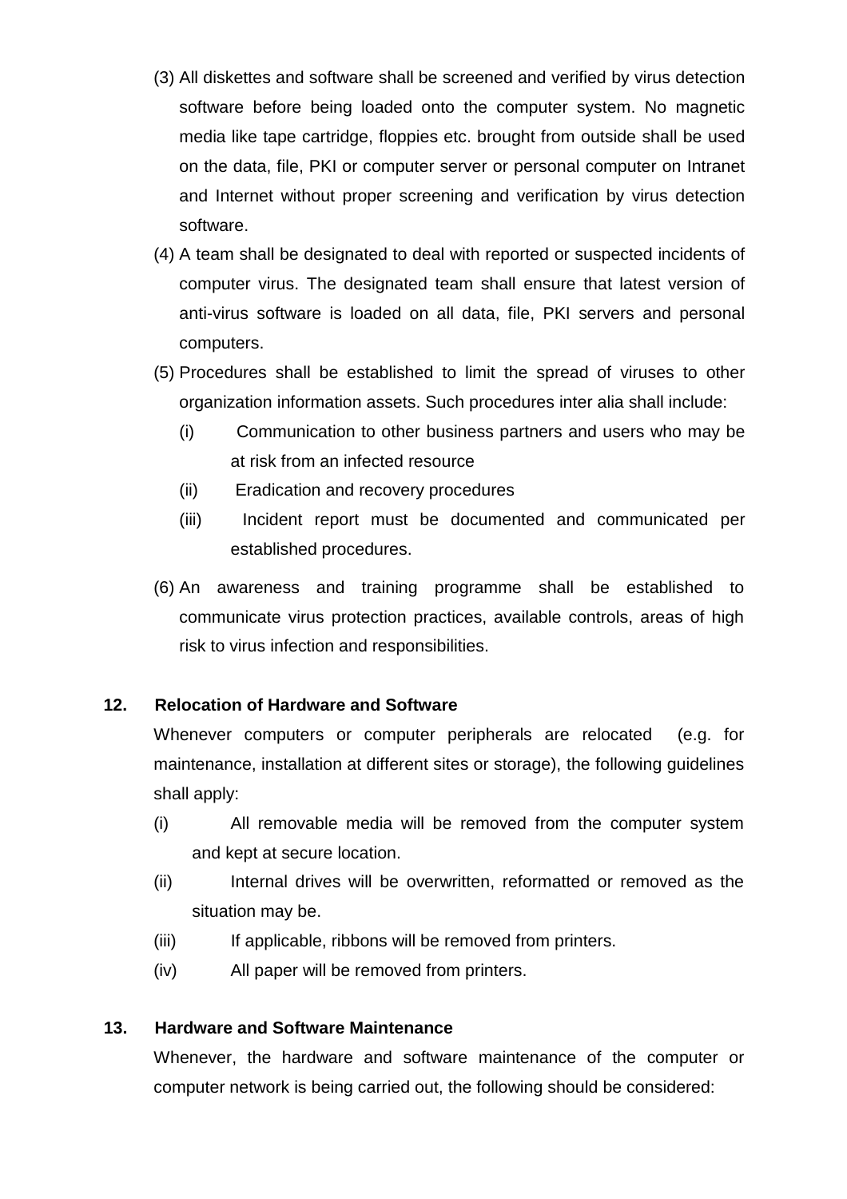(3) All diskettes and software shall be screened and verified by virus detection software before being loaded onto the computer system. No magnetic media like tape cartridge, floppies etc. brought from outside shall be used on the data, file, PKI or computer server or personal computer on Intranet and Internet without proper screening and verification by virus detection software.

(4) A team shall be designated to deal with reported or suspected incidents of computer virus. The designated team shall ensure that latest version of anti-virus software is loaded on all data, file, PKI servers and personal computers.

(5) Procedures shall be established to limit the spread of viruses to other organization information assets. Such procedures inter alia shall include:

   (i) Communication to other business partners and users who may be at risk from an infected resource
   (ii) Eradication and recovery procedures
   (iii) Incident report must be documented and communicated per established procedures.

(6) An awareness and training programme shall be established to communicate virus protection practices, available controls, areas of high risk to virus infection and responsibilities.

**12. Relocation of Hardware and Software**

Whenever computers or computer peripherals are relocated (e.g. for maintenance, installation at different sites or storage), the following guidelines shall apply:

(i) All removable media will be removed from the computer system and kept at secure location.
(ii) Internal drives will be overwritten, reformatted or removed as the situation may be.
(iii) If applicable, ribbons will be removed from printers.
(iv) All paper will be removed from printers.

**13. Hardware and Software Maintenance**

Whenever, the hardware and software maintenance of the computer or computer network is being carried out, the following should be considered: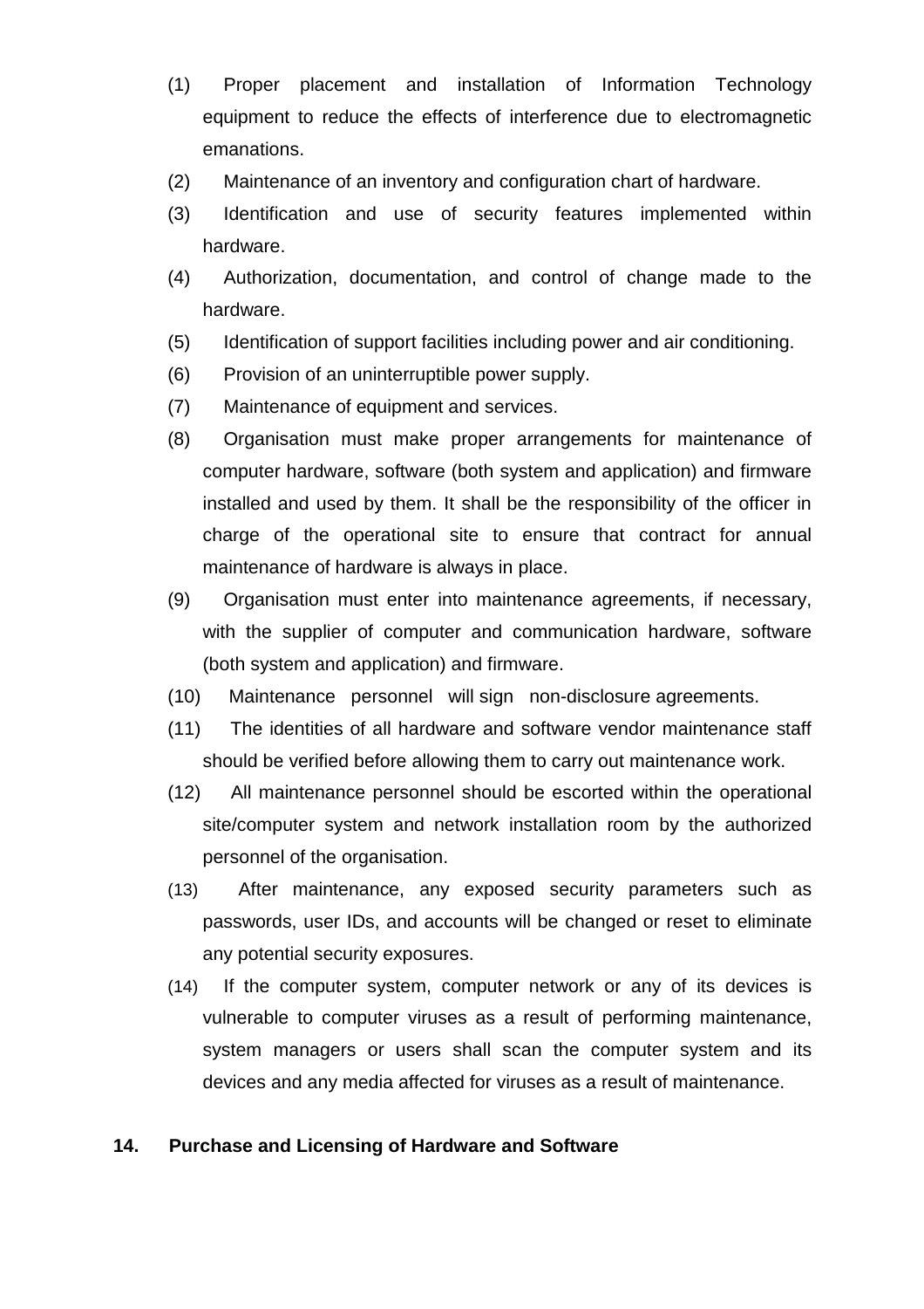(1) Proper placement and installation of Information Technology equipment to reduce the effects of interference due to electromagnetic emanations.

(2) Maintenance of an inventory and configuration chart of hardware.

(3) Identification and use of security features implemented within hardware.

(4) Authorization, documentation, and control of change made to the hardware.

(5) Identification of support facilities including power and air conditioning.

(6) Provision of an uninterruptible power supply.

(7) Maintenance of equipment and services.

(8) Organisation must make proper arrangements for maintenance of computer hardware, software (both system and application) and firmware installed and used by them. It shall be the responsibility of the officer in charge of the operational site to ensure that contract for annual maintenance of hardware is always in place.

(9) Organisation must enter into maintenance agreements, if necessary, with the supplier of computer and communication hardware, software (both system and application) and firmware.

(10) Maintenance personnel will sign non-disclosure agreements.

(11) The identities of all hardware and software vendor maintenance staff should be verified before allowing them to carry out maintenance work.

(12) All maintenance personnel should be escorted within the operational site/computer system and network installation room by the authorized personnel of the organisation.

(13) After maintenance, any exposed security parameters such as passwords, user IDs, and accounts will be changed or reset to eliminate any potential security exposures.

(14) If the computer system, computer network or any of its devices is vulnerable to computer viruses as a result of performing maintenance, system managers or users shall scan the computer system and its devices and any media affected for viruses as a result of maintenance.

## 14. Purchase and Licensing of Hardware and Software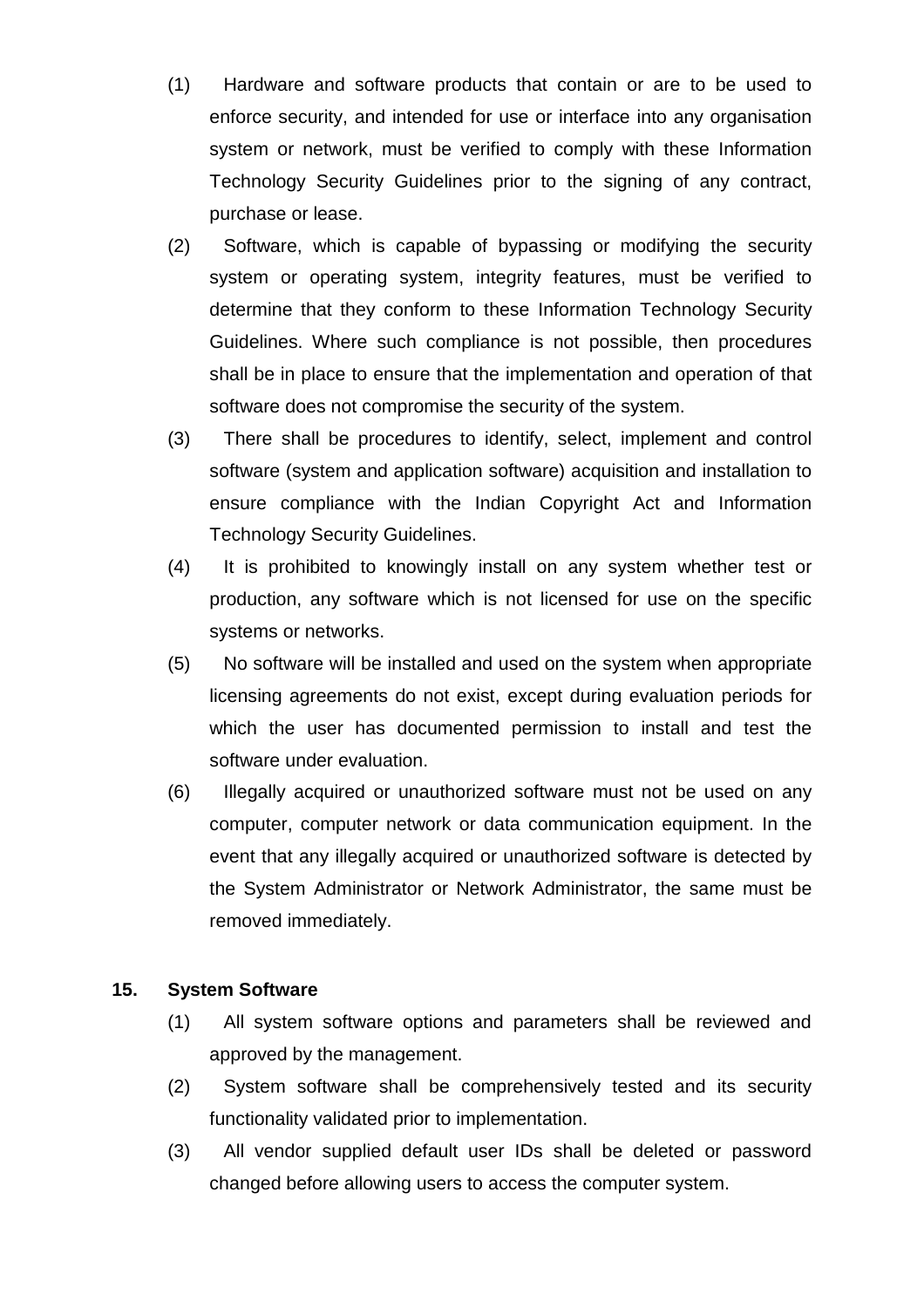(1) Hardware and software products that contain or are to be used to enforce security, and intended for use or interface into any organisation system or network, must be verified to comply with these Information Technology Security Guidelines prior to the signing of any contract, purchase or lease.

(2) Software, which is capable of bypassing or modifying the security system or operating system, integrity features, must be verified to determine that they conform to these Information Technology Security Guidelines. Where such compliance is not possible, then procedures shall be in place to ensure that the implementation and operation of that software does not compromise the security of the system.

(3) There shall be procedures to identify, select, implement and control software (system and application software) acquisition and installation to ensure compliance with the Indian Copyright Act and Information Technology Security Guidelines.

(4) It is prohibited to knowingly install on any system whether test or production, any software which is not licensed for use on the specific systems or networks.

(5) No software will be installed and used on the system when appropriate licensing agreements do not exist, except during evaluation periods for which the user has documented permission to install and test the software under evaluation.

(6) Illegally acquired or unauthorized software must not be used on any computer, computer network or data communication equipment. In the event that any illegally acquired or unauthorized software is detected by the System Administrator or Network Administrator, the same must be removed immediately.

## 15. System Software

(1) All system software options and parameters shall be reviewed and approved by the management.

(2) System software shall be comprehensively tested and its security functionality validated prior to implementation.

(3) All vendor supplied default user IDs shall be deleted or password changed before allowing users to access the computer system.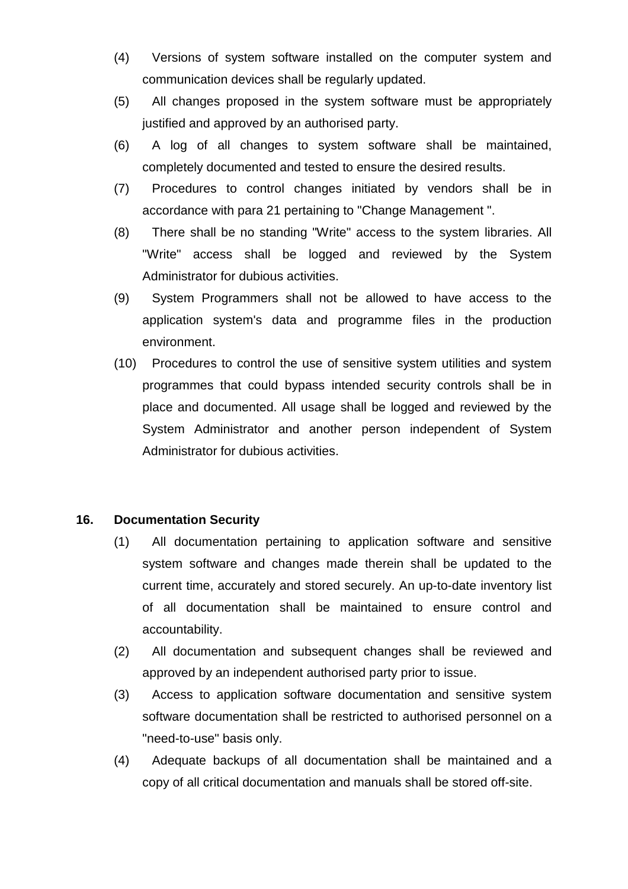(4) Versions of system software installed on the computer system and communication devices shall be regularly updated.

(5) All changes proposed in the system software must be appropriately justified and approved by an authorised party.

(6) A log of all changes to system software shall be maintained, completely documented and tested to ensure the desired results.

(7) Procedures to control changes initiated by vendors shall be in accordance with para 21 pertaining to "Change Management ".

(8) There shall be no standing "Write" access to the system libraries. All "Write" access shall be logged and reviewed by the System Administrator for dubious activities.

(9) System Programmers shall not be allowed to have access to the application system's data and programme files in the production environment.

(10) Procedures to control the use of sensitive system utilities and system programmes that could bypass intended security controls shall be in place and documented. All usage shall be logged and reviewed by the System Administrator and another person independent of System Administrator for dubious activities.

## 16. Documentation Security

(1) All documentation pertaining to application software and sensitive system software and changes made therein shall be updated to the current time, accurately and stored securely. An up-to-date inventory list of all documentation shall be maintained to ensure control and accountability.

(2) All documentation and subsequent changes shall be reviewed and approved by an independent authorised party prior to issue.

(3) Access to application software documentation and sensitive system software documentation shall be restricted to authorised personnel on a "need-to-use" basis only.

(4) Adequate backups of all documentation shall be maintained and a copy of all critical documentation and manuals shall be stored off-site.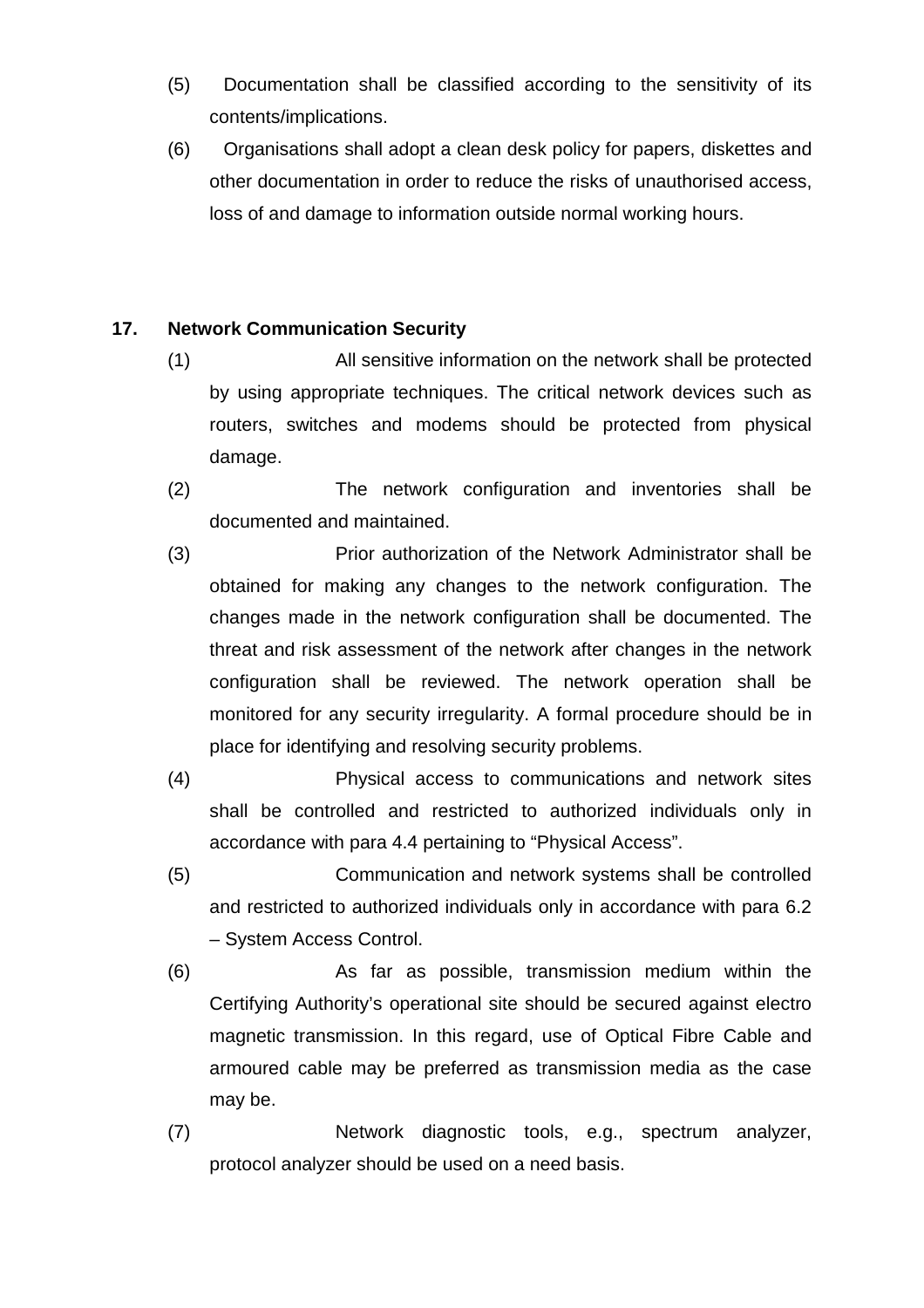(5) Documentation shall be classified according to the sensitivity of its contents/implications.

(6) Organisations shall adopt a clean desk policy for papers, diskettes and other documentation in order to reduce the risks of unauthorised access, loss of and damage to information outside normal working hours.

**17. Network Communication Security**

(1) All sensitive information on the network shall be protected by using appropriate techniques. The critical network devices such as routers, switches and modems should be protected from physical damage.

(2) The network configuration and inventories shall be documented and maintained.

(3) Prior authorization of the Network Administrator shall be obtained for making any changes to the network configuration. The changes made in the network configuration shall be documented. The threat and risk assessment of the network after changes in the network configuration shall be reviewed. The network operation shall be monitored for any security irregularity. A formal procedure should be in place for identifying and resolving security problems.

(4) Physical access to communications and network sites shall be controlled and restricted to authorized individuals only in accordance with para 4.4 pertaining to "Physical Access".

(5) Communication and network systems shall be controlled and restricted to authorized individuals only in accordance with para 6.2 – System Access Control.

(6) As far as possible, transmission medium within the Certifying Authority's operational site should be secured against electro magnetic transmission. In this regard, use of Optical Fibre Cable and armoured cable may be preferred as transmission media as the case may be.

(7) Network diagnostic tools, e.g., spectrum analyzer, protocol analyzer should be used on a need basis.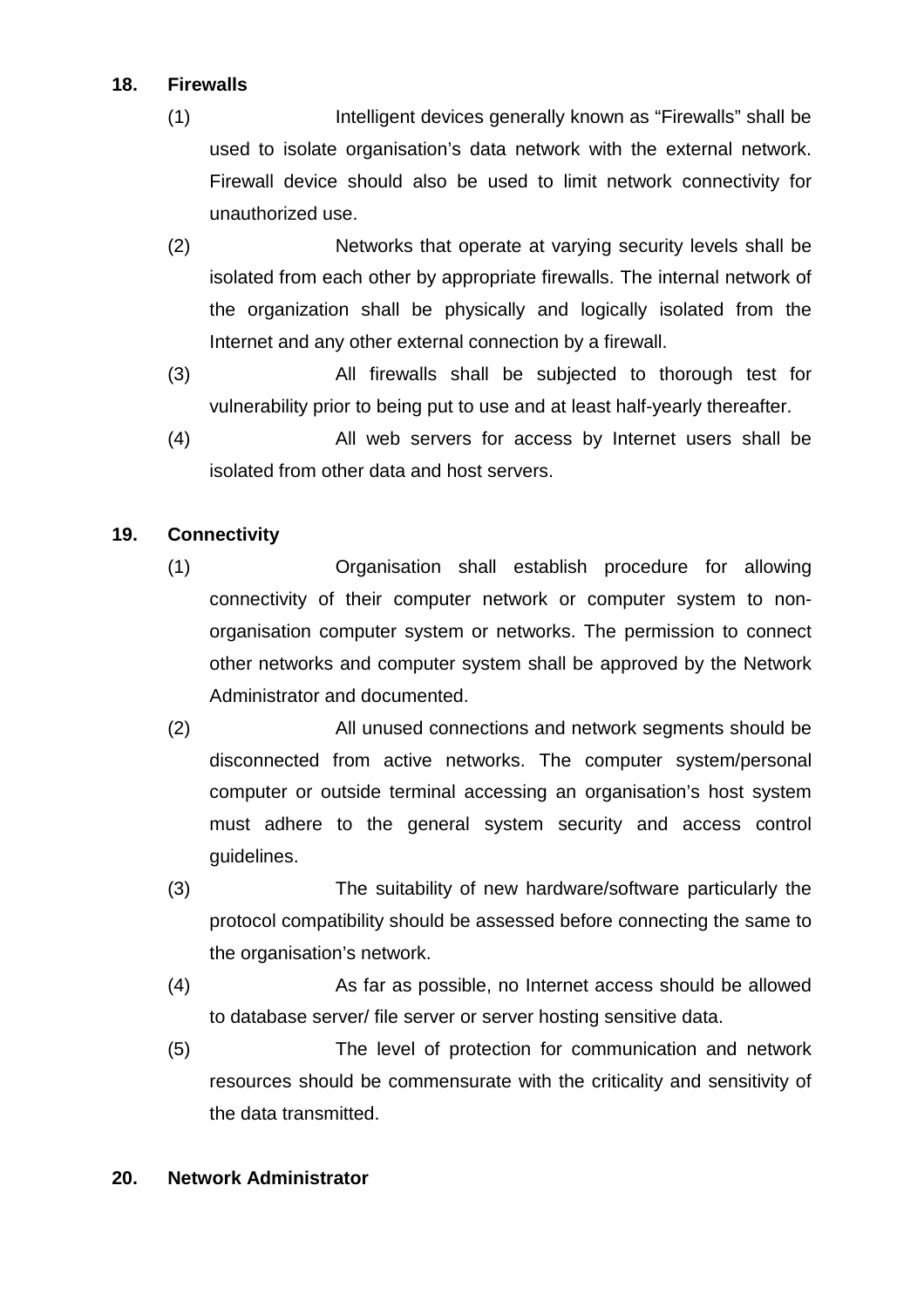**18. Firewalls**

(1) Intelligent devices generally known as "Firewalls" shall be used to isolate organisation's data network with the external network. Firewall device should also be used to limit network connectivity for unauthorized use.

(2) Networks that operate at varying security levels shall be isolated from each other by appropriate firewalls. The internal network of the organization shall be physically and logically isolated from the Internet and any other external connection by a firewall.

(3) All firewalls shall be subjected to thorough test for vulnerability prior to being put to use and at least half-yearly thereafter.

(4) All web servers for access by Internet users shall be isolated from other data and host servers.

**19. Connectivity**

(1) Organisation shall establish procedure for allowing connectivity of their computer network or computer system to non-organisation computer system or networks. The permission to connect other networks and computer system shall be approved by the Network Administrator and documented.

(2) All unused connections and network segments should be disconnected from active networks. The computer system/personal computer or outside terminal accessing an organisation's host system must adhere to the general system security and access control guidelines.

(3) The suitability of new hardware/software particularly the protocol compatibility should be assessed before connecting the same to the organisation's network.

(4) As far as possible, no Internet access should be allowed to database server/ file server or server hosting sensitive data.

(5) The level of protection for communication and network resources should be commensurate with the criticality and sensitivity of the data transmitted.

**20. Network Administrator**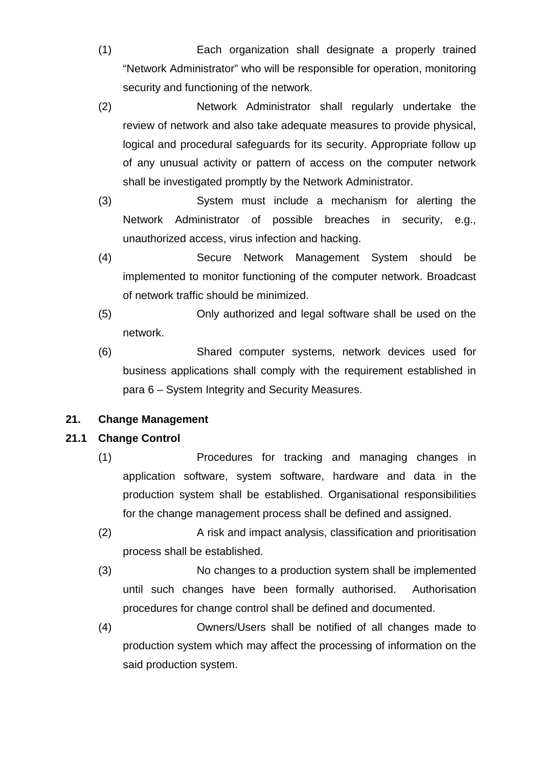(1) Each organization shall designate a properly trained “Network Administrator” who will be responsible for operation, monitoring security and functioning of the network.

(2) Network Administrator shall regularly undertake the review of network and also take adequate measures to provide physical, logical and procedural safeguards for its security. Appropriate follow up of any unusual activity or pattern of access on the computer network shall be investigated promptly by the Network Administrator.

(3) System must include a mechanism for alerting the Network Administrator of possible breaches in security, e.g., unauthorized access, virus infection and hacking.

(4) Secure Network Management System should be implemented to monitor functioning of the computer network. Broadcast of network traffic should be minimized.

(5) Only authorized and legal software shall be used on the network.

(6) Shared computer systems, network devices used for business applications shall comply with the requirement established in para 6 – System Integrity and Security Measures.

## 21. Change Management

### 21.1 Change Control

(1) Procedures for tracking and managing changes in application software, system software, hardware and data in the production system shall be established. Organisational responsibilities for the change management process shall be defined and assigned.

(2) A risk and impact analysis, classification and prioritisation process shall be established.

(3) No changes to a production system shall be implemented until such changes have been formally authorised. Authorisation procedures for change control shall be defined and documented.

(4) Owners/Users shall be notified of all changes made to production system which may affect the processing of information on the said production system.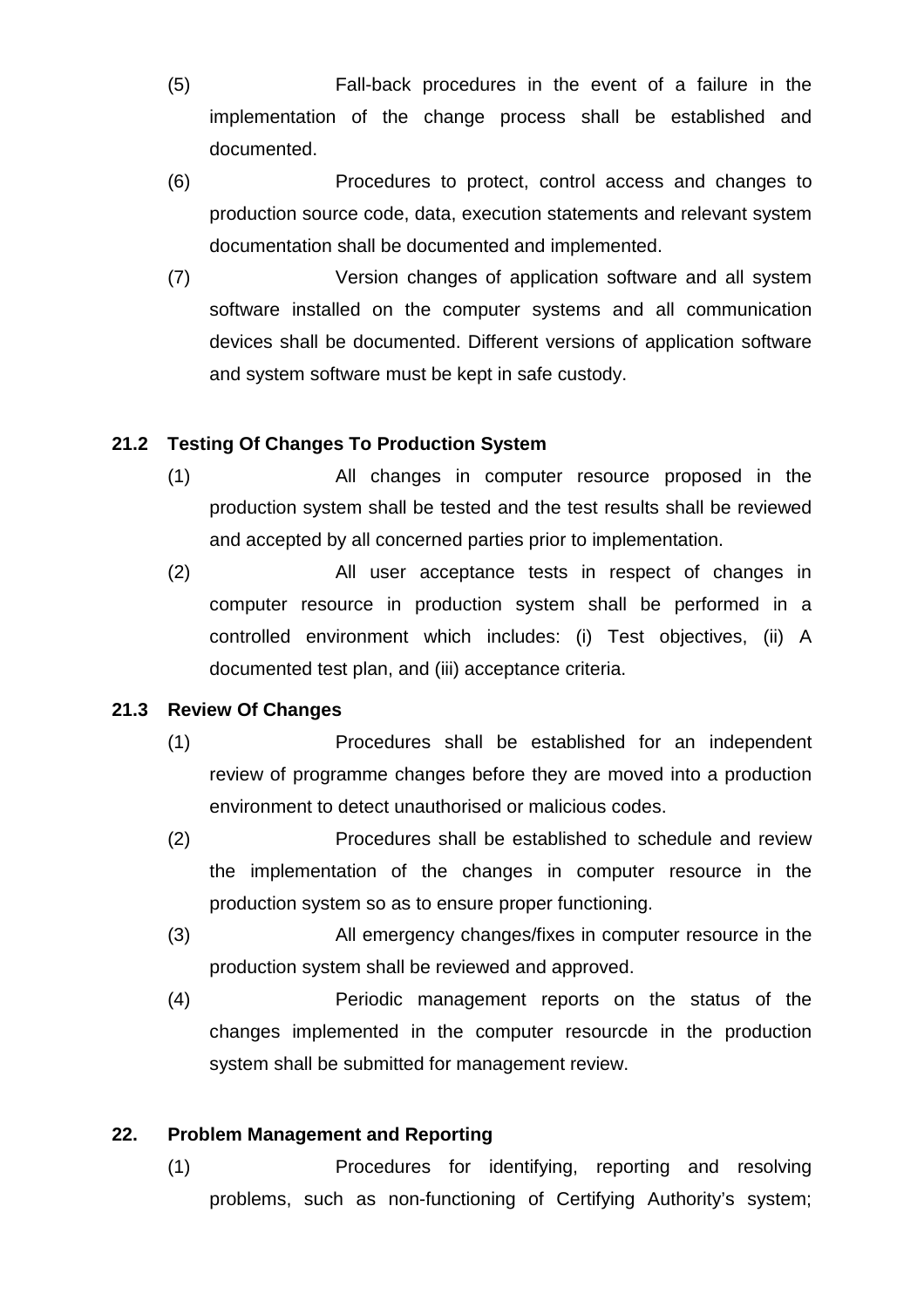(5) Fall-back procedures in the event of a failure in the implementation of the change process shall be established and documented.

(6) Procedures to protect, control access and changes to production source code, data, execution statements and relevant system documentation shall be documented and implemented.

(7) Version changes of application software and all system software installed on the computer systems and all communication devices shall be documented. Different versions of application software and system software must be kept in safe custody.

### 21.2 Testing Of Changes To Production System

(1) All changes in computer resource proposed in the production system shall be tested and the test results shall be reviewed and accepted by all concerned parties prior to implementation.

(2) All user acceptance tests in respect of changes in computer resource in production system shall be performed in a controlled environment which includes: (i) Test objectives, (ii) A documented test plan, and (iii) acceptance criteria.

### 21.3 Review Of Changes

(1) Procedures shall be established for an independent review of programme changes before they are moved into a production environment to detect unauthorised or malicious codes.

(2) Procedures shall be established to schedule and review the implementation of the changes in computer resource in the production system so as to ensure proper functioning.

(3) All emergency changes/fixes in computer resource in the production system shall be reviewed and approved.

(4) Periodic management reports on the status of the changes implemented in the computer resourcde in the production system shall be submitted for management review.

## 22. Problem Management and Reporting

(1) Procedures for identifying, reporting and resolving problems, such as non-functioning of Certifying Authority's system;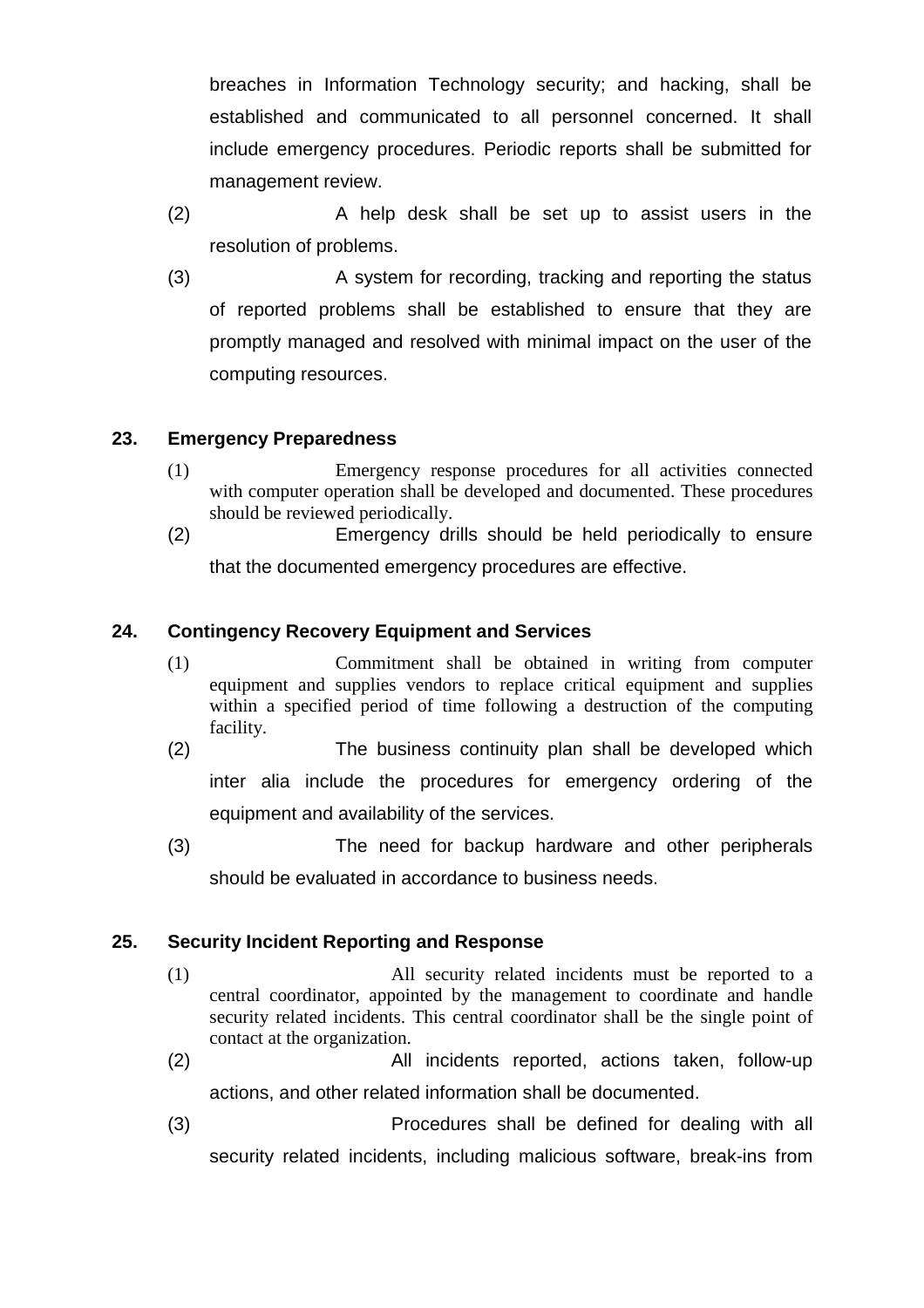breaches in Information Technology security; and hacking, shall be established and communicated to all personnel concerned. It shall include emergency procedures. Periodic reports shall be submitted for management review.

(2) A help desk shall be set up to assist users in the resolution of problems.

(3) A system for recording, tracking and reporting the status of reported problems shall be established to ensure that they are promptly managed and resolved with minimal impact on the user of the computing resources.

## 23. Emergency Preparedness

(1) Emergency response procedures for all activities connected with computer operation shall be developed and documented. These procedures should be reviewed periodically.

(2) Emergency drills should be held periodically to ensure that the documented emergency procedures are effective.

## 24. Contingency Recovery Equipment and Services

(1) Commitment shall be obtained in writing from computer equipment and supplies vendors to replace critical equipment and supplies within a specified period of time following a destruction of the computing facility.

(2) The business continuity plan shall be developed which inter alia include the procedures for emergency ordering of the equipment and availability of the services.

(3) The need for backup hardware and other peripherals should be evaluated in accordance to business needs.

## 25. Security Incident Reporting and Response

(1) All security related incidents must be reported to a central coordinator, appointed by the management to coordinate and handle security related incidents. This central coordinator shall be the single point of contact at the organization.

(2) All incidents reported, actions taken, follow-up actions, and other related information shall be documented.

(3) Procedures shall be defined for dealing with all security related incidents, including malicious software, break-ins from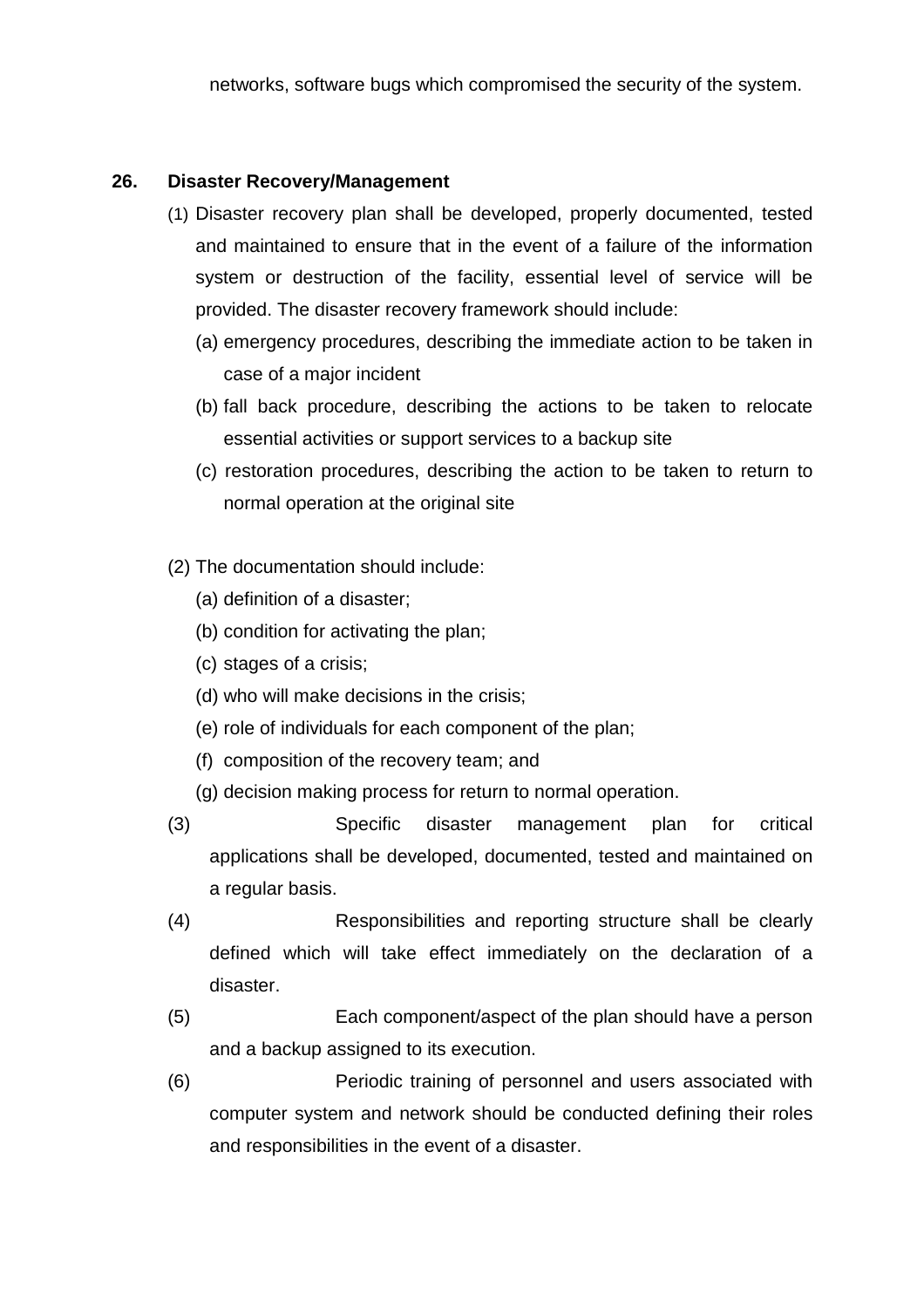networks, software bugs which compromised the security of the system.

**26. Disaster Recovery/Management**

(1) Disaster recovery plan shall be developed, properly documented, tested and maintained to ensure that in the event of a failure of the information system or destruction of the facility, essential level of service will be provided. The disaster recovery framework should include:

(a) emergency procedures, describing the immediate action to be taken in case of a major incident

(b) fall back procedure, describing the actions to be taken to relocate essential activities or support services to a backup site

(c) restoration procedures, describing the action to be taken to return to normal operation at the original site

(2) The documentation should include:

(a) definition of a disaster;

(b) condition for activating the plan;

(c) stages of a crisis;

(d) who will make decisions in the crisis;

(e) role of individuals for each component of the plan;

(f) composition of the recovery team; and

(g) decision making process for return to normal operation.

(3) Specific disaster management plan for critical applications shall be developed, documented, tested and maintained on a regular basis.

(4) Responsibilities and reporting structure shall be clearly defined which will take effect immediately on the declaration of a disaster.

(5) Each component/aspect of the plan should have a person and a backup assigned to its execution.

(6) Periodic training of personnel and users associated with computer system and network should be conducted defining their roles and responsibilities in the event of a disaster.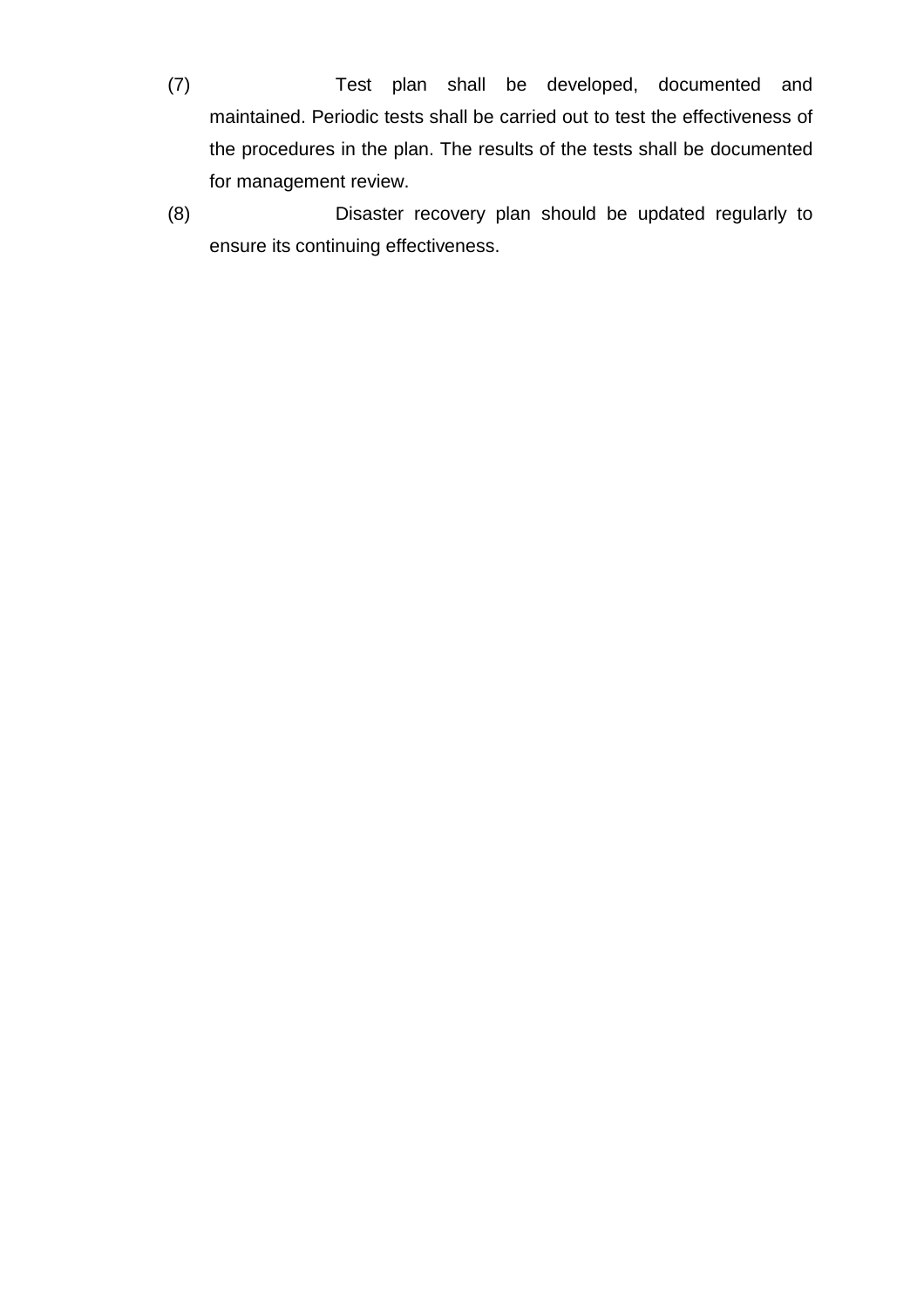(7) Test plan shall be developed, documented and maintained. Periodic tests shall be carried out to test the effectiveness of the procedures in the plan. The results of the tests shall be documented for management review.

(8) Disaster recovery plan should be updated regularly to ensure its continuing effectiveness.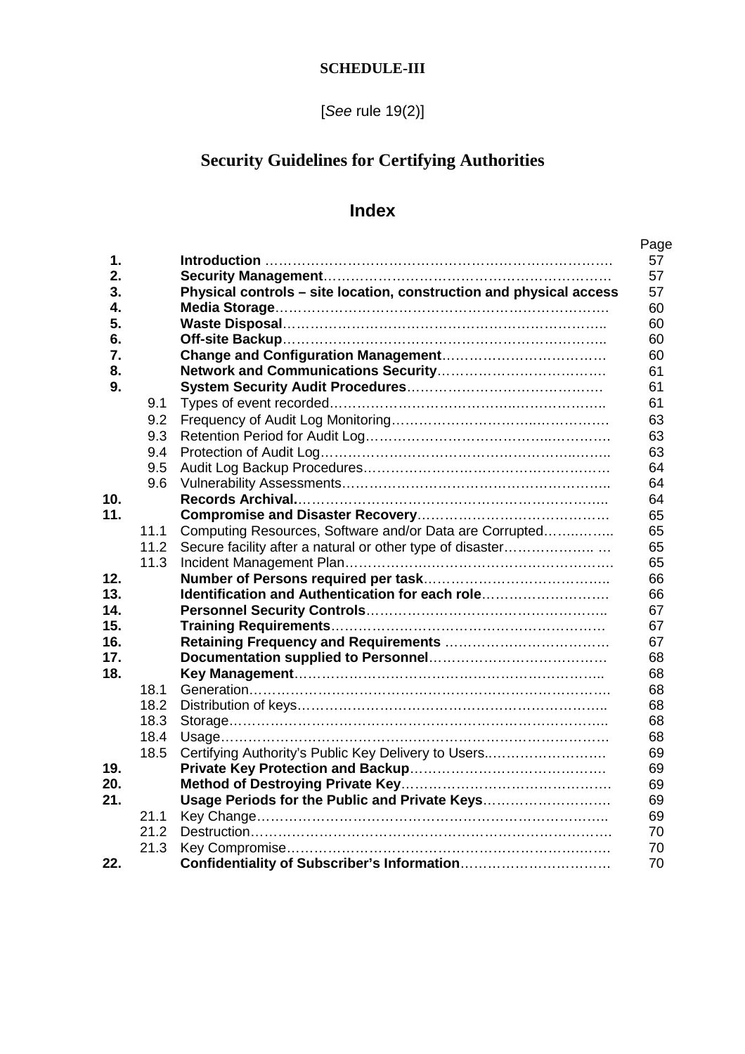**SCHEDULE-III**

[*See* rule 19(2)]

# Security Guidelines for Certifying Authorities

## Index

| | | | Page |
|---|---|---|---|
| **1.** | | **Introduction** | 57 |
| **2.** | | **Security Management** | 57 |
| **3.** | | **Physical controls – site location, construction and physical access** | 57 |
| **4.** | | **Media Storage** | 60 |
| **5.** | | **Waste Disposal** | 60 |
| **6.** | | **Off-site Backup** | 60 |
| **7.** | | **Change and Configuration Management** | 60 |
| **8.** | | **Network and Communications Security** | 61 |
| **9.** | | **System Security Audit Procedures** | 61 |
| | 9.1 | Types of event recorded | 61 |
| | 9.2 | Frequency of Audit Log Monitoring | 63 |
| | 9.3 | Retention Period for Audit Log | 63 |
| | 9.4 | Protection of Audit Log | 63 |
| | 9.5 | Audit Log Backup Procedures | 64 |
| | 9.6 | Vulnerability Assessments | 64 |
| **10.** | | **Records Archival.** | 64 |
| **11.** | | **Compromise and Disaster Recovery** | 65 |
| | 11.1 | Computing Resources, Software and/or Data are Corrupted | 65 |
| | 11.2 | Secure facility after a natural or other type of disaster | 65 |
| | 11.3 | Incident Management Plan | 65 |
| **12.** | | **Number of Persons required per task** | 66 |
| **13.** | | **Identification and Authentication for each role** | 66 |
| **14.** | | **Personnel Security Controls** | 67 |
| **15.** | | **Training Requirements** | 67 |
| **16.** | | **Retaining Frequency and Requirements** | 67 |
| **17.** | | **Documentation supplied to Personnel** | 68 |
| **18.** | | **Key Management** | 68 |
| | 18.1 | Generation | 68 |
| | 18.2 | Distribution of keys | 68 |
| | 18.3 | Storage | 68 |
| | 18.4 | Usage | 68 |
| | 18.5 | Certifying Authority's Public Key Delivery to Users | 69 |
| **19.** | | **Private Key Protection and Backup** | 69 |
| **20.** | | **Method of Destroying Private Key** | 69 |
| **21.** | | **Usage Periods for the Public and Private Keys** | 69 |
| | 21.1 | Key Change | 69 |
| | 21.2 | Destruction | 70 |
| | 21.3 | Key Compromise | 70 |
| **22.** | | **Confidentiality of Subscriber's Information** | 70 |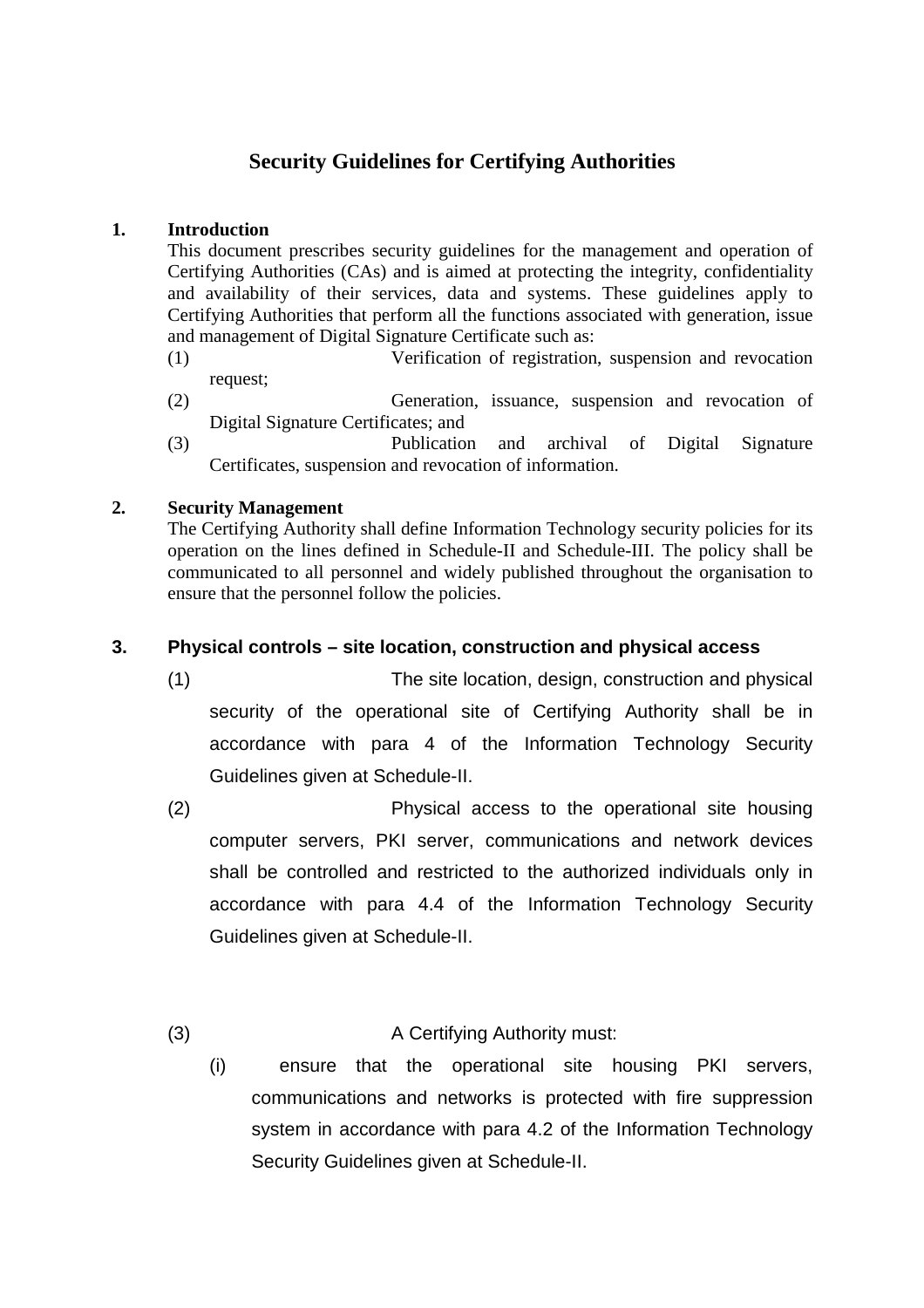# Security Guidelines for Certifying Authorities

**1. Introduction**

This document prescribes security guidelines for the management and operation of Certifying Authorities (CAs) and is aimed at protecting the integrity, confidentiality and availability of their services, data and systems. These guidelines apply to Certifying Authorities that perform all the functions associated with generation, issue and management of Digital Signature Certificate such as:

(1) Verification of registration, suspension and revocation request;

(2) Generation, issuance, suspension and revocation of Digital Signature Certificates; and

(3) Publication and archival of Digital Signature Certificates, suspension and revocation of information.

**2. Security Management**

The Certifying Authority shall define Information Technology security policies for its operation on the lines defined in Schedule-II and Schedule-III. The policy shall be communicated to all personnel and widely published throughout the organisation to ensure that the personnel follow the policies.

**3. Physical controls – site location, construction and physical access**

(1) The site location, design, construction and physical security of the operational site of Certifying Authority shall be in accordance with para 4 of the Information Technology Security Guidelines given at Schedule-II.

(2) Physical access to the operational site housing computer servers, PKI server, communications and network devices shall be controlled and restricted to the authorized individuals only in accordance with para 4.4 of the Information Technology Security Guidelines given at Schedule-II.

(3) A Certifying Authority must:

(i) ensure that the operational site housing PKI servers, communications and networks is protected with fire suppression system in accordance with para 4.2 of the Information Technology Security Guidelines given at Schedule-II.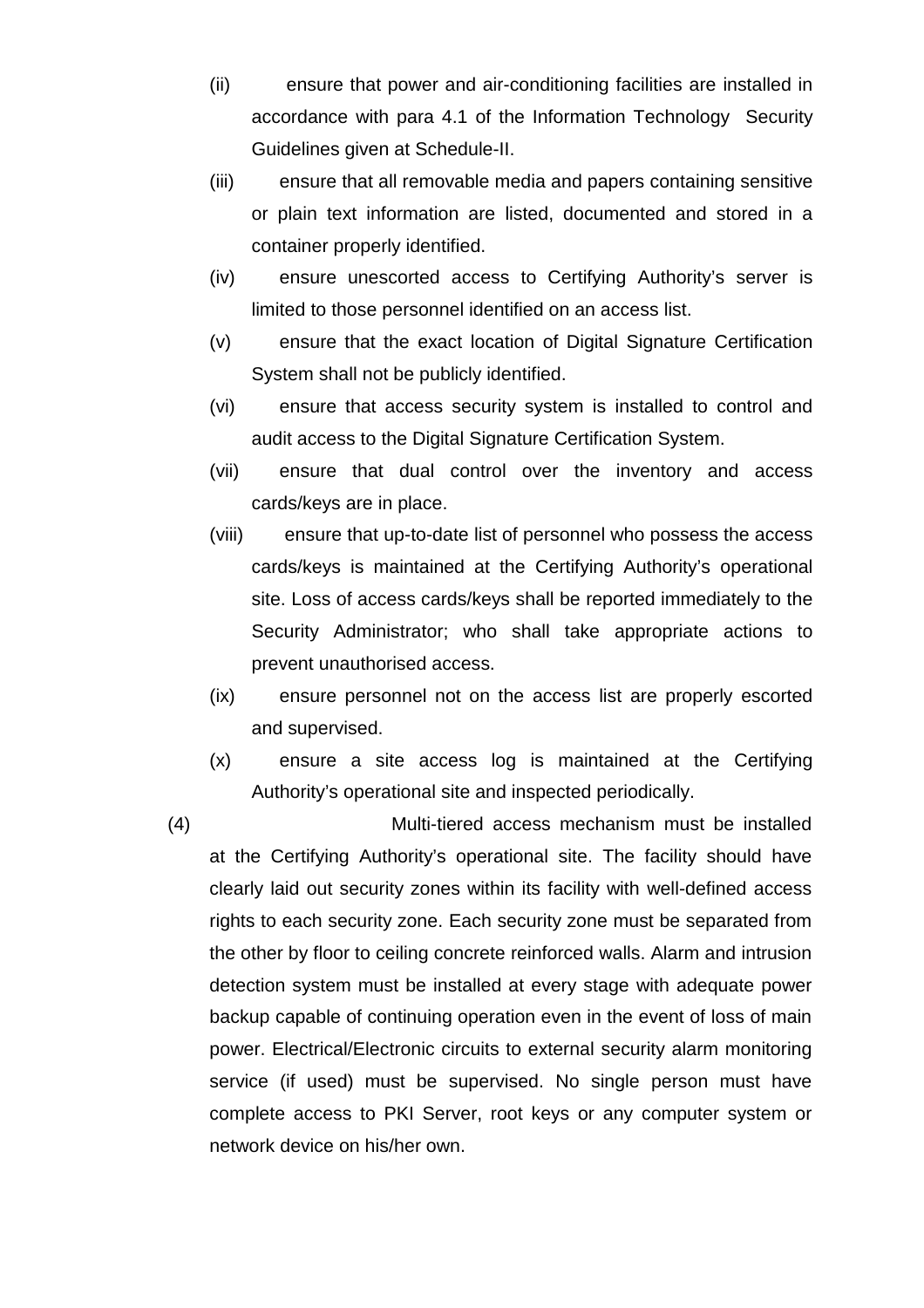(ii) ensure that power and air-conditioning facilities are installed in accordance with para 4.1 of the Information Technology Security Guidelines given at Schedule-II.

(iii) ensure that all removable media and papers containing sensitive or plain text information are listed, documented and stored in a container properly identified.

(iv) ensure unescorted access to Certifying Authority's server is limited to those personnel identified on an access list.

(v) ensure that the exact location of Digital Signature Certification System shall not be publicly identified.

(vi) ensure that access security system is installed to control and audit access to the Digital Signature Certification System.

(vii) ensure that dual control over the inventory and access cards/keys are in place.

(viii) ensure that up-to-date list of personnel who possess the access cards/keys is maintained at the Certifying Authority's operational site. Loss of access cards/keys shall be reported immediately to the Security Administrator; who shall take appropriate actions to prevent unauthorised access.

(ix) ensure personnel not on the access list are properly escorted and supervised.

(x) ensure a site access log is maintained at the Certifying Authority's operational site and inspected periodically.

(4) Multi-tiered access mechanism must be installed at the Certifying Authority's operational site. The facility should have clearly laid out security zones within its facility with well-defined access rights to each security zone. Each security zone must be separated from the other by floor to ceiling concrete reinforced walls. Alarm and intrusion detection system must be installed at every stage with adequate power backup capable of continuing operation even in the event of loss of main power. Electrical/Electronic circuits to external security alarm monitoring service (if used) must be supervised. No single person must have complete access to PKI Server, root keys or any computer system or network device on his/her own.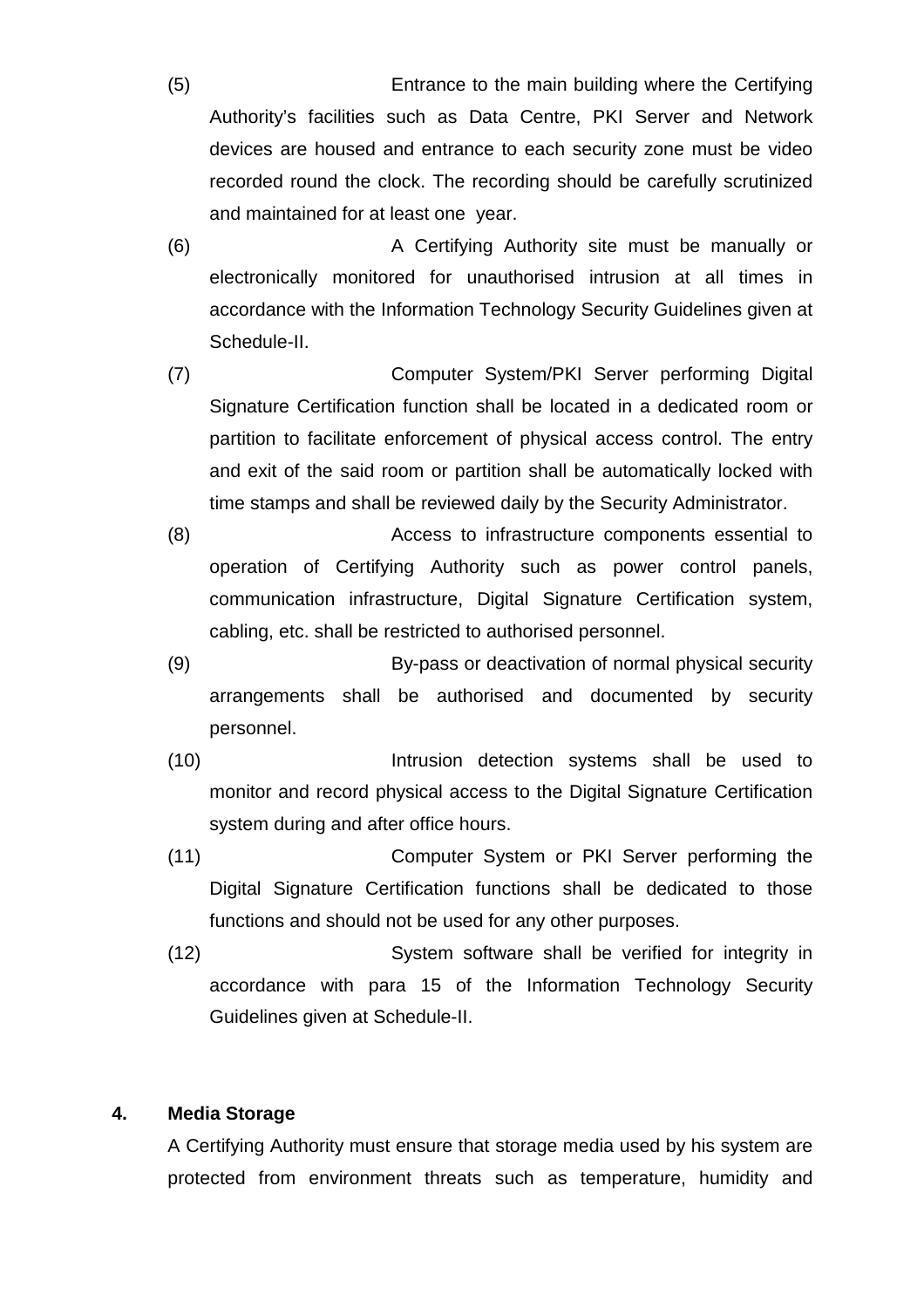(5) Entrance to the main building where the Certifying Authority's facilities such as Data Centre, PKI Server and Network devices are housed and entrance to each security zone must be video recorded round the clock. The recording should be carefully scrutinized and maintained for at least one year.

(6) A Certifying Authority site must be manually or electronically monitored for unauthorised intrusion at all times in accordance with the Information Technology Security Guidelines given at Schedule-II.

(7) Computer System/PKI Server performing Digital Signature Certification function shall be located in a dedicated room or partition to facilitate enforcement of physical access control. The entry and exit of the said room or partition shall be automatically locked with time stamps and shall be reviewed daily by the Security Administrator.

(8) Access to infrastructure components essential to operation of Certifying Authority such as power control panels, communication infrastructure, Digital Signature Certification system, cabling, etc. shall be restricted to authorised personnel.

(9) By-pass or deactivation of normal physical security arrangements shall be authorised and documented by security personnel.

(10) Intrusion detection systems shall be used to monitor and record physical access to the Digital Signature Certification system during and after office hours.

(11) Computer System or PKI Server performing the Digital Signature Certification functions shall be dedicated to those functions and should not be used for any other purposes.

(12) System software shall be verified for integrity in accordance with para 15 of the Information Technology Security Guidelines given at Schedule-II.

**4. Media Storage**

A Certifying Authority must ensure that storage media used by his system are protected from environment threats such as temperature, humidity and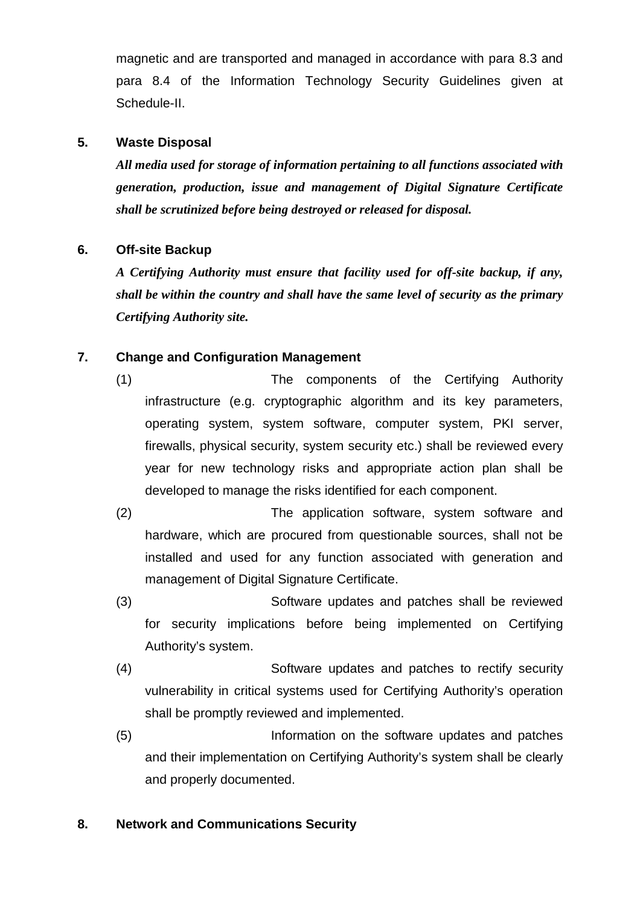magnetic and are transported and managed in accordance with para 8.3 and para 8.4 of the Information Technology Security Guidelines given at Schedule-II.

**5. Waste Disposal**

***All media used for storage of information pertaining to all functions associated with generation, production, issue and management of Digital Signature Certificate shall be scrutinized before being destroyed or released for disposal.***

**6. Off-site Backup**

***A Certifying Authority must ensure that facility used for off-site backup, if any, shall be within the country and shall have the same level of security as the primary Certifying Authority site.***

**7. Change and Configuration Management**

(1) The components of the Certifying Authority infrastructure (e.g. cryptographic algorithm and its key parameters, operating system, system software, computer system, PKI server, firewalls, physical security, system security etc.) shall be reviewed every year for new technology risks and appropriate action plan shall be developed to manage the risks identified for each component.

(2) The application software, system software and hardware, which are procured from questionable sources, shall not be installed and used for any function associated with generation and management of Digital Signature Certificate.

(3) Software updates and patches shall be reviewed for security implications before being implemented on Certifying Authority's system.

(4) Software updates and patches to rectify security vulnerability in critical systems used for Certifying Authority's operation shall be promptly reviewed and implemented.

(5) Information on the software updates and patches and their implementation on Certifying Authority's system shall be clearly and properly documented.

**8. Network and Communications Security**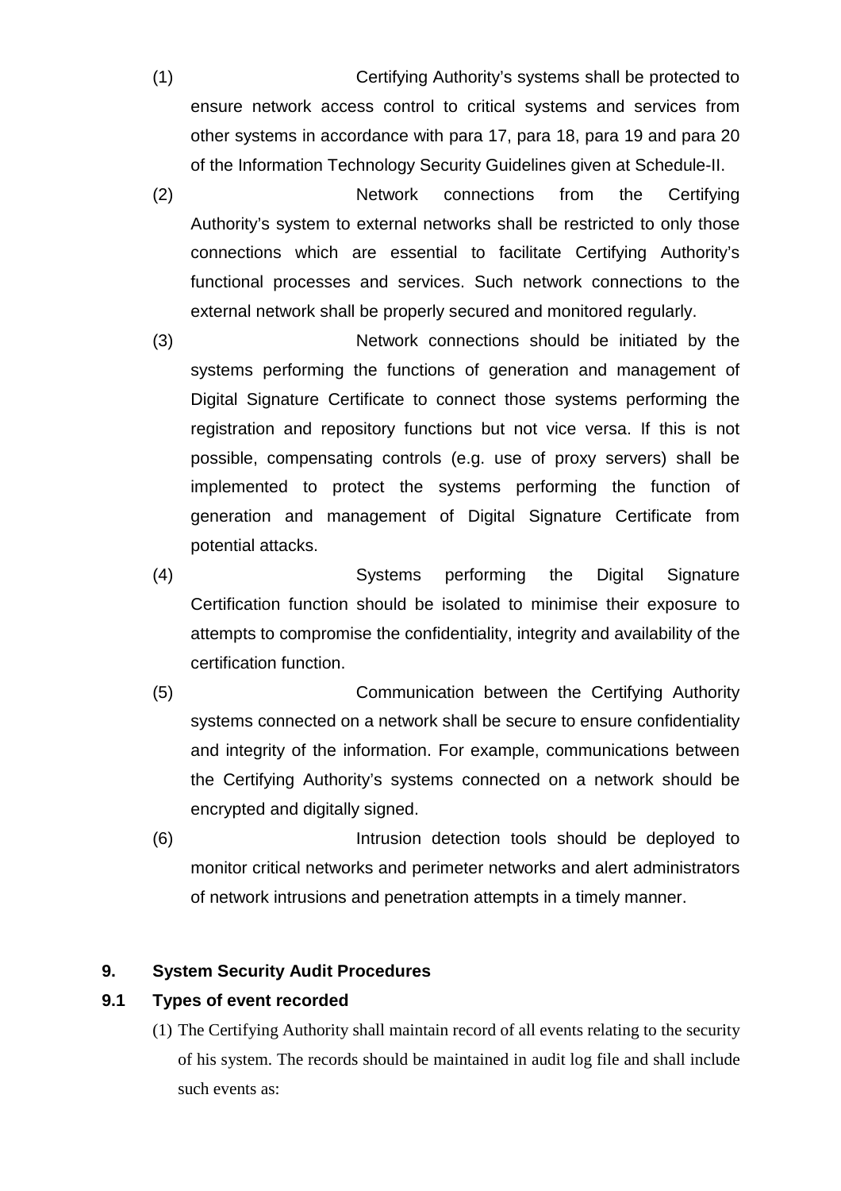(1) Certifying Authority's systems shall be protected to ensure network access control to critical systems and services from other systems in accordance with para 17, para 18, para 19 and para 20 of the Information Technology Security Guidelines given at Schedule-II.

(2) Network connections from the Certifying Authority's system to external networks shall be restricted to only those connections which are essential to facilitate Certifying Authority's functional processes and services. Such network connections to the external network shall be properly secured and monitored regularly.

(3) Network connections should be initiated by the systems performing the functions of generation and management of Digital Signature Certificate to connect those systems performing the registration and repository functions but not vice versa. If this is not possible, compensating controls (e.g. use of proxy servers) shall be implemented to protect the systems performing the function of generation and management of Digital Signature Certificate from potential attacks.

(4) Systems performing the Digital Signature Certification function should be isolated to minimise their exposure to attempts to compromise the confidentiality, integrity and availability of the certification function.

(5) Communication between the Certifying Authority systems connected on a network shall be secure to ensure confidentiality and integrity of the information. For example, communications between the Certifying Authority's systems connected on a network should be encrypted and digitally signed.

(6) Intrusion detection tools should be deployed to monitor critical networks and perimeter networks and alert administrators of network intrusions and penetration attempts in a timely manner.

## 9. System Security Audit Procedures

### 9.1 Types of event recorded

(1) The Certifying Authority shall maintain record of all events relating to the security of his system. The records should be maintained in audit log file and shall include such events as: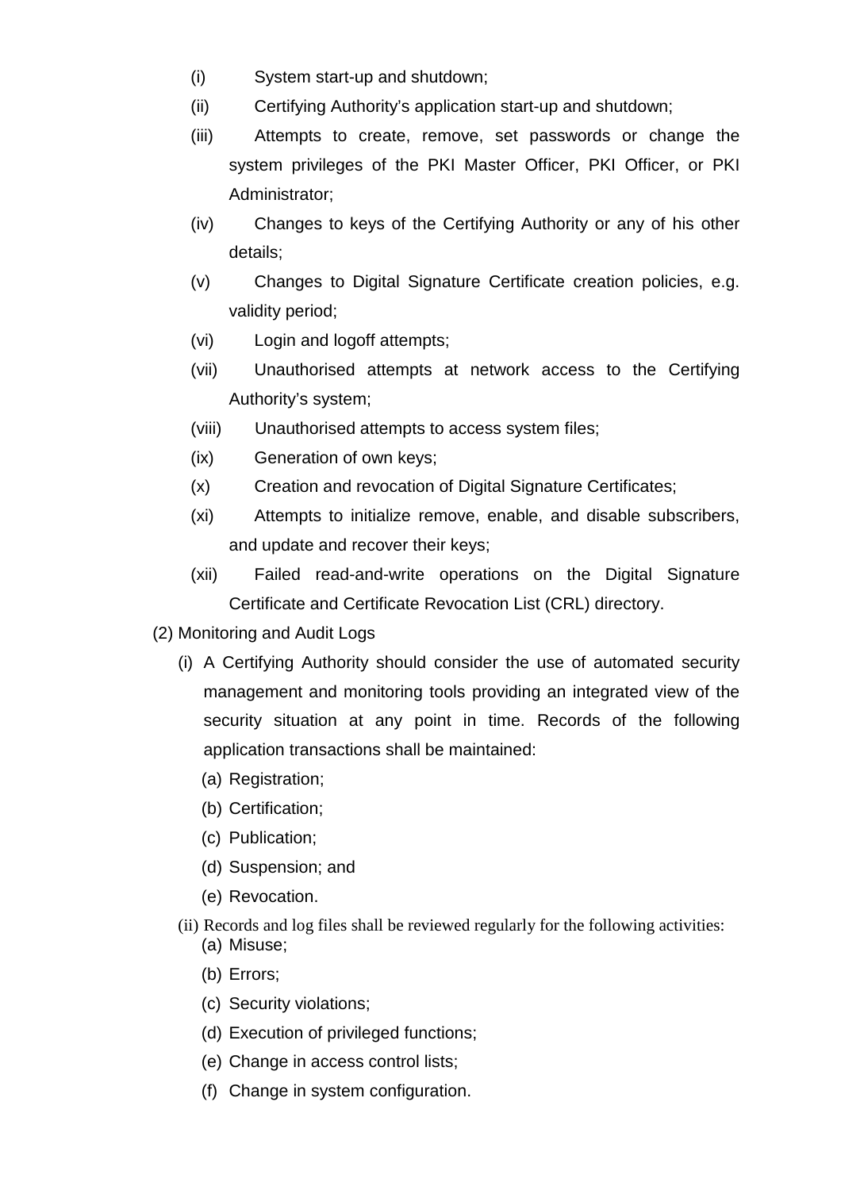(i) System start-up and shutdown;

(ii) Certifying Authority's application start-up and shutdown;

(iii) Attempts to create, remove, set passwords or change the system privileges of the PKI Master Officer, PKI Officer, or PKI Administrator;

(iv) Changes to keys of the Certifying Authority or any of his other details;

(v) Changes to Digital Signature Certificate creation policies, e.g. validity period;

(vi) Login and logoff attempts;

(vii) Unauthorised attempts at network access to the Certifying Authority's system;

(viii) Unauthorised attempts to access system files;

(ix) Generation of own keys;

(x) Creation and revocation of Digital Signature Certificates;

(xi) Attempts to initialize remove, enable, and disable subscribers, and update and recover their keys;

(xii) Failed read-and-write operations on the Digital Signature Certificate and Certificate Revocation List (CRL) directory.

(2) Monitoring and Audit Logs

(i) A Certifying Authority should consider the use of automated security management and monitoring tools providing an integrated view of the security situation at any point in time. Records of the following application transactions shall be maintained:

(a) Registration;

(b) Certification;

(c) Publication;

(d) Suspension; and

(e) Revocation.

(ii) Records and log files shall be reviewed regularly for the following activities:

(a) Misuse;

(b) Errors;

(c) Security violations;

(d) Execution of privileged functions;

(e) Change in access control lists;

(f) Change in system configuration.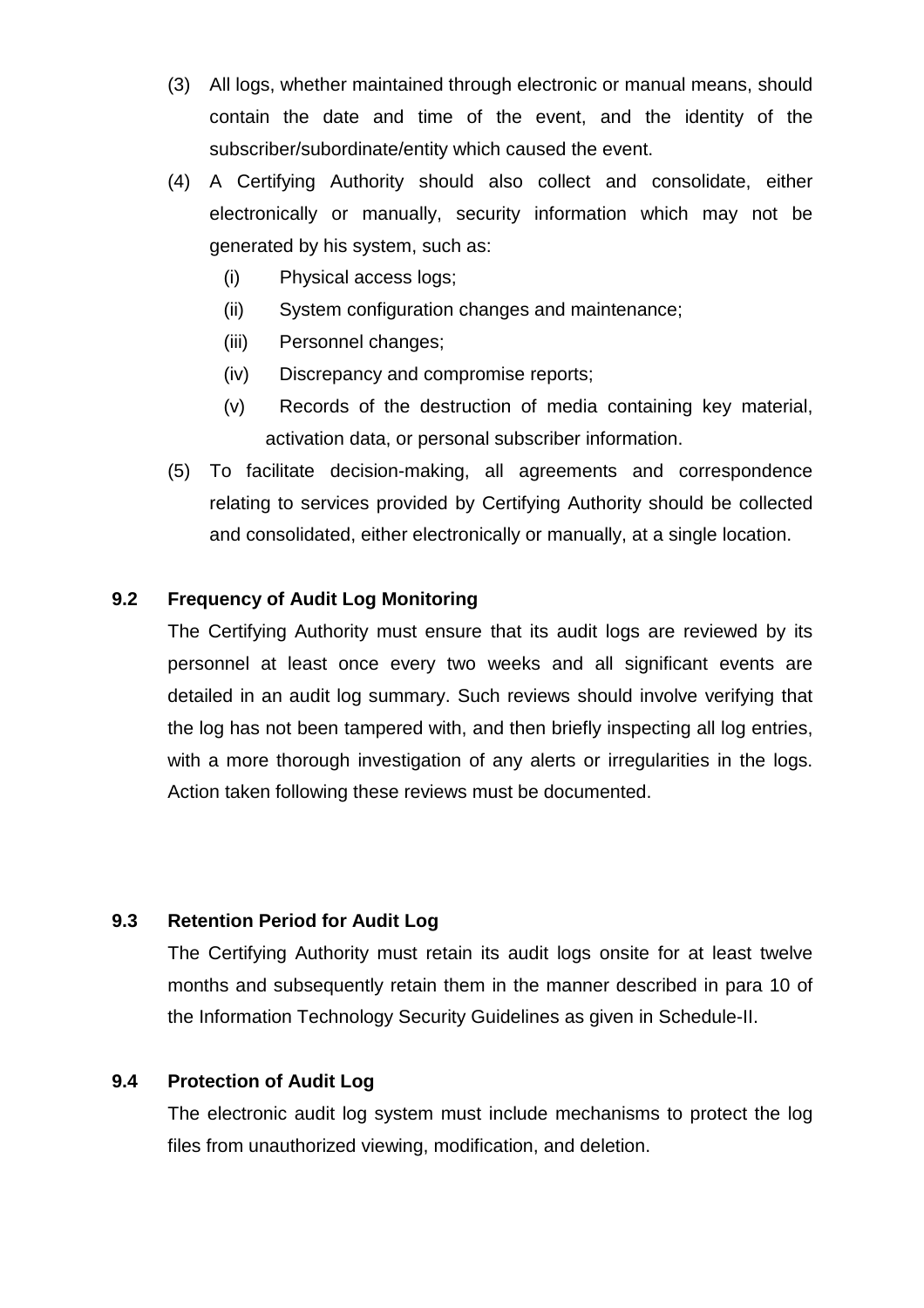(3) All logs, whether maintained through electronic or manual means, should contain the date and time of the event, and the identity of the subscriber/subordinate/entity which caused the event.

(4) A Certifying Authority should also collect and consolidate, either electronically or manually, security information which may not be generated by his system, such as:

   (i) Physical access logs;

   (ii) System configuration changes and maintenance;

   (iii) Personnel changes;

   (iv) Discrepancy and compromise reports;

   (v) Records of the destruction of media containing key material, activation data, or personal subscriber information.

(5) To facilitate decision-making, all agreements and correspondence relating to services provided by Certifying Authority should be collected and consolidated, either electronically or manually, at a single location.

### 9.2 Frequency of Audit Log Monitoring

The Certifying Authority must ensure that its audit logs are reviewed by its personnel at least once every two weeks and all significant events are detailed in an audit log summary. Such reviews should involve verifying that the log has not been tampered with, and then briefly inspecting all log entries, with a more thorough investigation of any alerts or irregularities in the logs. Action taken following these reviews must be documented.

### 9.3 Retention Period for Audit Log

The Certifying Authority must retain its audit logs onsite for at least twelve months and subsequently retain them in the manner described in para 10 of the Information Technology Security Guidelines as given in Schedule-II.

### 9.4 Protection of Audit Log

The electronic audit log system must include mechanisms to protect the log files from unauthorized viewing, modification, and deletion.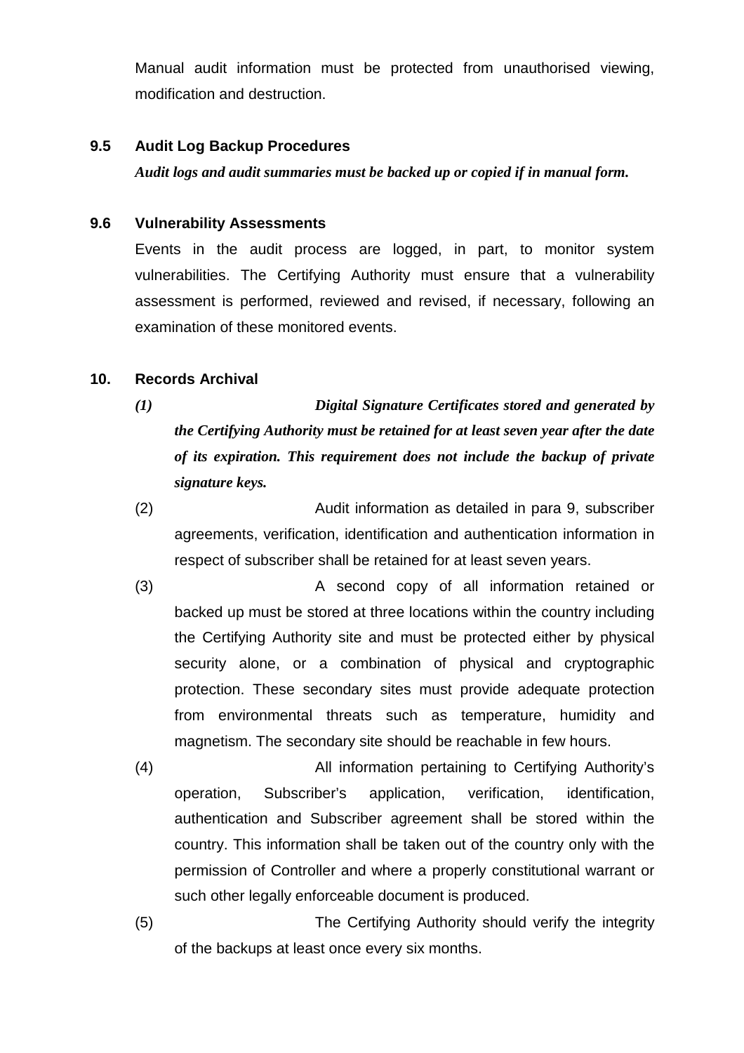Manual audit information must be protected from unauthorised viewing, modification and destruction.

### 9.5 Audit Log Backup Procedures

***Audit logs and audit summaries must be backed up or copied if in manual form.***

### 9.6 Vulnerability Assessments

Events in the audit process are logged, in part, to monitor system vulnerabilities. The Certifying Authority must ensure that a vulnerability assessment is performed, reviewed and revised, if necessary, following an examination of these monitored events.

## 10. Records Archival

***(1) Digital Signature Certificates stored and generated by the Certifying Authority must be retained for at least seven year after the date of its expiration. This requirement does not include the backup of private signature keys.***

(2) Audit information as detailed in para 9, subscriber agreements, verification, identification and authentication information in respect of subscriber shall be retained for at least seven years.

(3) A second copy of all information retained or backed up must be stored at three locations within the country including the Certifying Authority site and must be protected either by physical security alone, or a combination of physical and cryptographic protection. These secondary sites must provide adequate protection from environmental threats such as temperature, humidity and magnetism. The secondary site should be reachable in few hours.

(4) All information pertaining to Certifying Authority's operation, Subscriber's application, verification, identification, authentication and Subscriber agreement shall be stored within the country. This information shall be taken out of the country only with the permission of Controller and where a properly constitutional warrant or such other legally enforceable document is produced.

(5) The Certifying Authority should verify the integrity of the backups at least once every six months.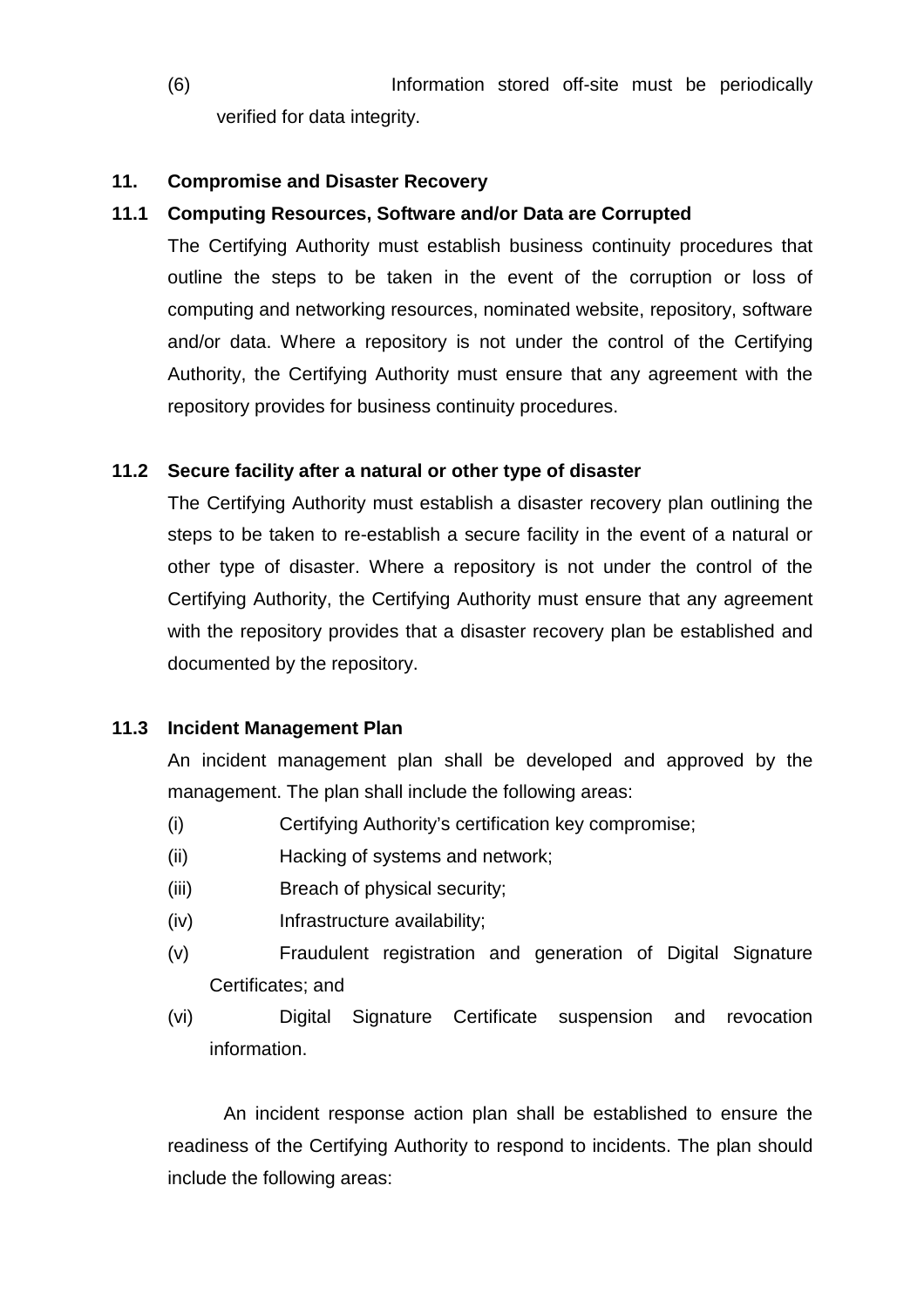(6) Information stored off-site must be periodically verified for data integrity.

## 11. Compromise and Disaster Recovery

### 11.1 Computing Resources, Software and/or Data are Corrupted

The Certifying Authority must establish business continuity procedures that outline the steps to be taken in the event of the corruption or loss of computing and networking resources, nominated website, repository, software and/or data. Where a repository is not under the control of the Certifying Authority, the Certifying Authority must ensure that any agreement with the repository provides for business continuity procedures.

### 11.2 Secure facility after a natural or other type of disaster

The Certifying Authority must establish a disaster recovery plan outlining the steps to be taken to re-establish a secure facility in the event of a natural or other type of disaster. Where a repository is not under the control of the Certifying Authority, the Certifying Authority must ensure that any agreement with the repository provides that a disaster recovery plan be established and documented by the repository.

### 11.3 Incident Management Plan

An incident management plan shall be developed and approved by the management. The plan shall include the following areas:

(i) Certifying Authority's certification key compromise;

(ii) Hacking of systems and network;

(iii) Breach of physical security;

(iv) Infrastructure availability;

(v) Fraudulent registration and generation of Digital Signature Certificates; and

(vi) Digital Signature Certificate suspension and revocation information.

An incident response action plan shall be established to ensure the readiness of the Certifying Authority to respond to incidents. The plan should include the following areas: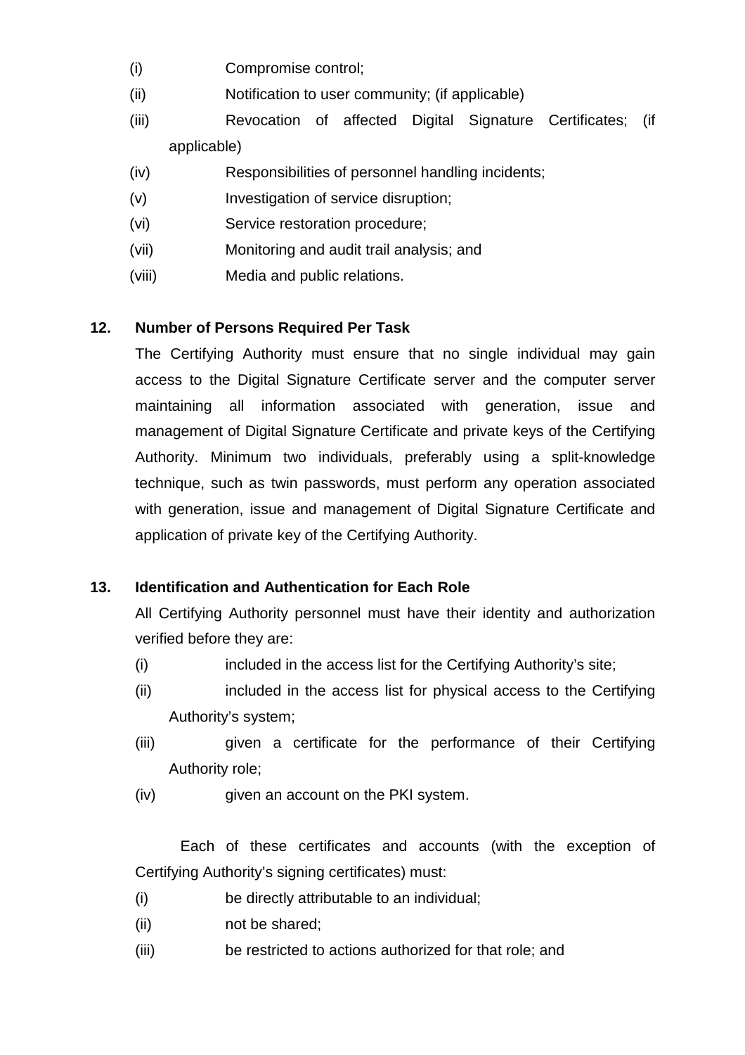(i) Compromise control;

(ii) Notification to user community; (if applicable)

(iii) Revocation of affected Digital Signature Certificates; (if applicable)

(iv) Responsibilities of personnel handling incidents;

(v) Investigation of service disruption;

(vi) Service restoration procedure;

(vii) Monitoring and audit trail analysis; and

(viii) Media and public relations.

**12. Number of Persons Required Per Task**

The Certifying Authority must ensure that no single individual may gain access to the Digital Signature Certificate server and the computer server maintaining all information associated with generation, issue and management of Digital Signature Certificate and private keys of the Certifying Authority. Minimum two individuals, preferably using a split-knowledge technique, such as twin passwords, must perform any operation associated with generation, issue and management of Digital Signature Certificate and application of private key of the Certifying Authority.

**13. Identification and Authentication for Each Role**

All Certifying Authority personnel must have their identity and authorization verified before they are:

(i) included in the access list for the Certifying Authority's site;

(ii) included in the access list for physical access to the Certifying Authority's system;

(iii) given a certificate for the performance of their Certifying Authority role;

(iv) given an account on the PKI system.

Each of these certificates and accounts (with the exception of Certifying Authority's signing certificates) must:

(i) be directly attributable to an individual;

(ii) not be shared;

(iii) be restricted to actions authorized for that role; and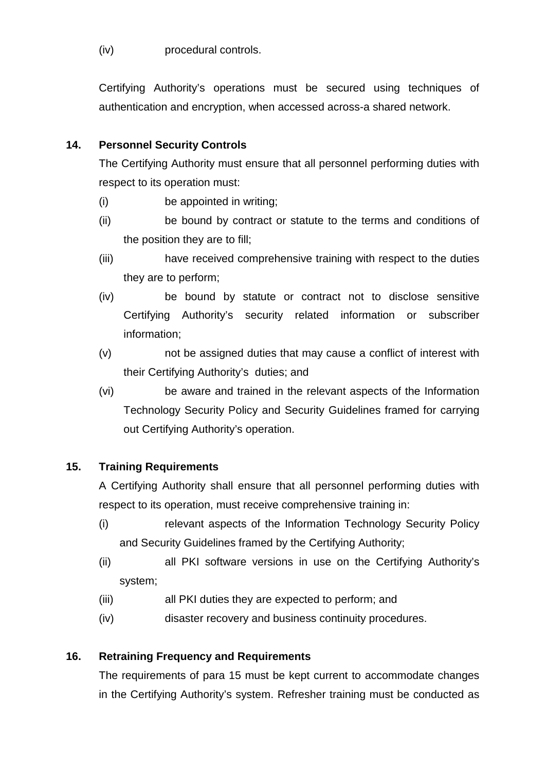(iv) procedural controls.

Certifying Authority's operations must be secured using techniques of authentication and encryption, when accessed across-a shared network.

**14. Personnel Security Controls**

The Certifying Authority must ensure that all personnel performing duties with respect to its operation must:

(i) be appointed in writing;

(ii) be bound by contract or statute to the terms and conditions of the position they are to fill;

(iii) have received comprehensive training with respect to the duties they are to perform;

(iv) be bound by statute or contract not to disclose sensitive Certifying Authority's security related information or subscriber information;

(v) not be assigned duties that may cause a conflict of interest with their Certifying Authority's duties; and

(vi) be aware and trained in the relevant aspects of the Information Technology Security Policy and Security Guidelines framed for carrying out Certifying Authority's operation.

**15. Training Requirements**

A Certifying Authority shall ensure that all personnel performing duties with respect to its operation, must receive comprehensive training in:

(i) relevant aspects of the Information Technology Security Policy and Security Guidelines framed by the Certifying Authority;

(ii) all PKI software versions in use on the Certifying Authority's system;

(iii) all PKI duties they are expected to perform; and

(iv) disaster recovery and business continuity procedures.

**16. Retraining Frequency and Requirements**

The requirements of para 15 must be kept current to accommodate changes in the Certifying Authority's system. Refresher training must be conducted as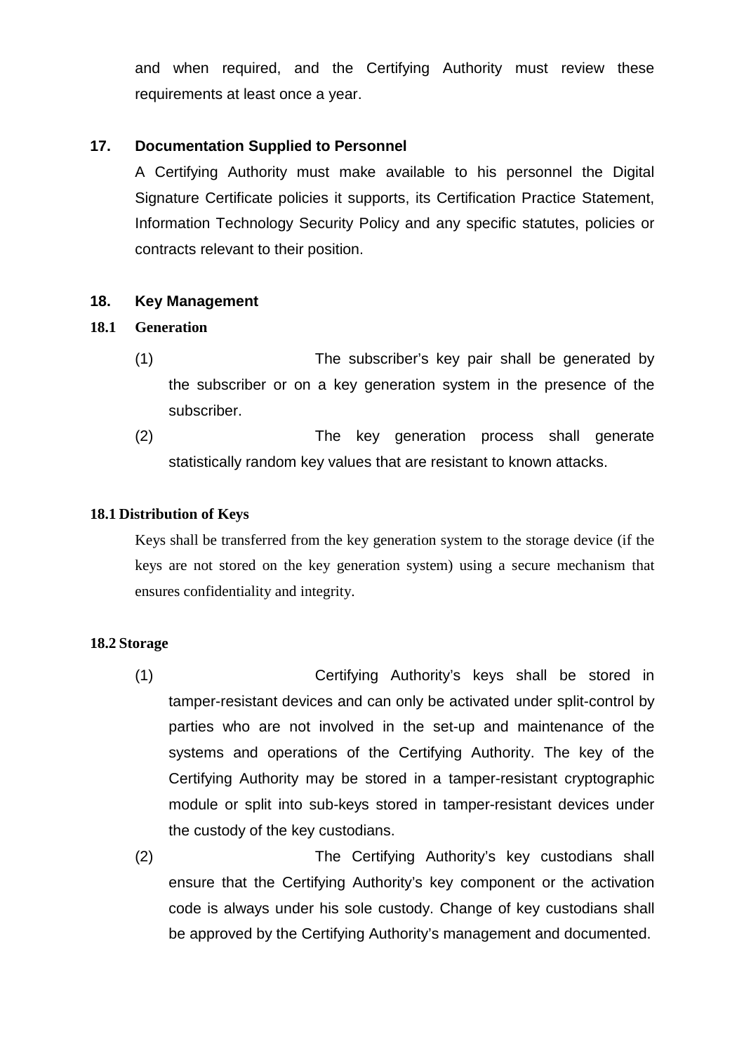and when required, and the Certifying Authority must review these requirements at least once a year.

## 17. Documentation Supplied to Personnel

A Certifying Authority must make available to his personnel the Digital Signature Certificate policies it supports, its Certification Practice Statement, Information Technology Security Policy and any specific statutes, policies or contracts relevant to their position.

## 18. Key Management

### 18.1 Generation

(1) The subscriber's key pair shall be generated by the subscriber or on a key generation system in the presence of the subscriber.

(2) The key generation process shall generate statistically random key values that are resistant to known attacks.

### 18.1 Distribution of Keys

Keys shall be transferred from the key generation system to the storage device (if the keys are not stored on the key generation system) using a secure mechanism that ensures confidentiality and integrity.

### 18.2 Storage

(1) Certifying Authority's keys shall be stored in tamper-resistant devices and can only be activated under split-control by parties who are not involved in the set-up and maintenance of the systems and operations of the Certifying Authority. The key of the Certifying Authority may be stored in a tamper-resistant cryptographic module or split into sub-keys stored in tamper-resistant devices under the custody of the key custodians.

(2) The Certifying Authority's key custodians shall ensure that the Certifying Authority's key component or the activation code is always under his sole custody. Change of key custodians shall be approved by the Certifying Authority's management and documented.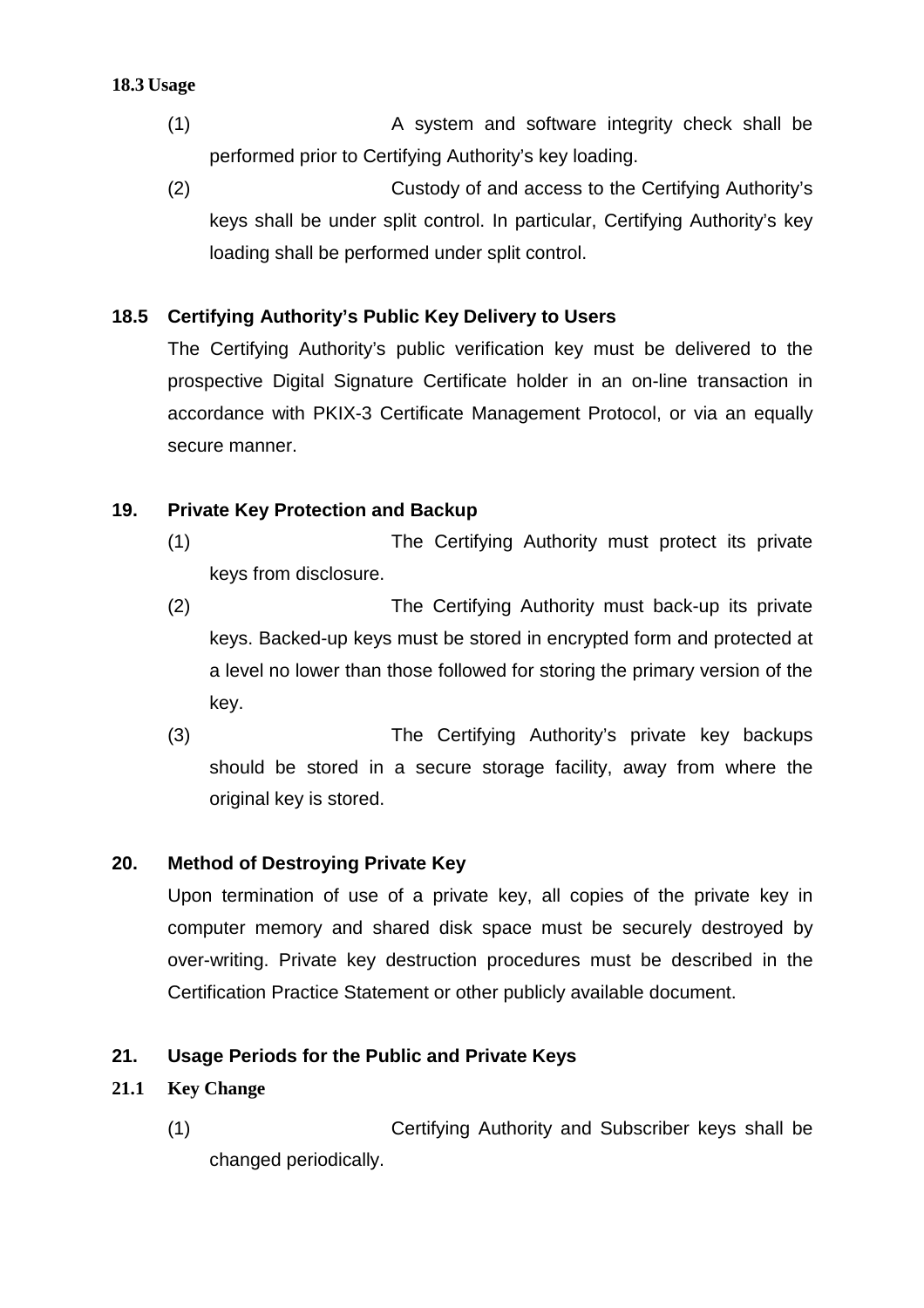**18.3 Usage**

(1) A system and software integrity check shall be performed prior to Certifying Authority's key loading.

(2) Custody of and access to the Certifying Authority's keys shall be under split control. In particular, Certifying Authority's key loading shall be performed under split control.

**18.5 Certifying Authority's Public Key Delivery to Users**

The Certifying Authority's public verification key must be delivered to the prospective Digital Signature Certificate holder in an on-line transaction in accordance with PKIX-3 Certificate Management Protocol, or via an equally secure manner.

**19. Private Key Protection and Backup**

(1) The Certifying Authority must protect its private keys from disclosure.

(2) The Certifying Authority must back-up its private keys. Backed-up keys must be stored in encrypted form and protected at a level no lower than those followed for storing the primary version of the key.

(3) The Certifying Authority's private key backups should be stored in a secure storage facility, away from where the original key is stored.

**20. Method of Destroying Private Key**

Upon termination of use of a private key, all copies of the private key in computer memory and shared disk space must be securely destroyed by over-writing. Private key destruction procedures must be described in the Certification Practice Statement or other publicly available document.

**21. Usage Periods for the Public and Private Keys**

**21.1 Key Change**

(1) Certifying Authority and Subscriber keys shall be changed periodically.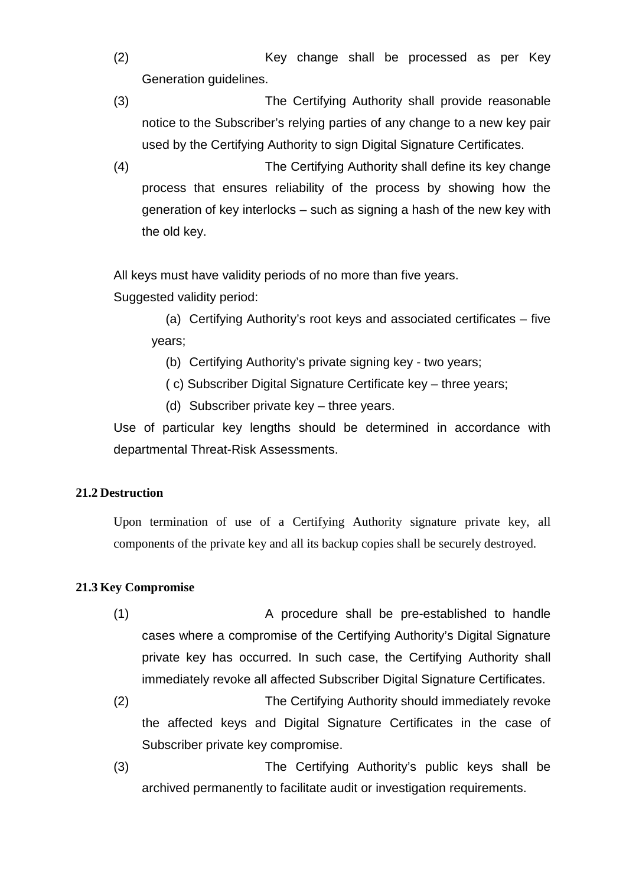(2) Key change shall be processed as per Key Generation guidelines.

(3) The Certifying Authority shall provide reasonable notice to the Subscriber's relying parties of any change to a new key pair used by the Certifying Authority to sign Digital Signature Certificates.

(4) The Certifying Authority shall define its key change process that ensures reliability of the process by showing how the generation of key interlocks – such as signing a hash of the new key with the old key.

All keys must have validity periods of no more than five years.

Suggested validity period:

(a) Certifying Authority's root keys and associated certificates – five years;

(b) Certifying Authority's private signing key - two years;

( c) Subscriber Digital Signature Certificate key – three years;

(d) Subscriber private key – three years.

Use of particular key lengths should be determined in accordance with departmental Threat-Risk Assessments.

### 21.2 Destruction

Upon termination of use of a Certifying Authority signature private key, all components of the private key and all its backup copies shall be securely destroyed.

### 21.3 Key Compromise

(1) A procedure shall be pre-established to handle cases where a compromise of the Certifying Authority's Digital Signature private key has occurred. In such case, the Certifying Authority shall immediately revoke all affected Subscriber Digital Signature Certificates.

(2) The Certifying Authority should immediately revoke the affected keys and Digital Signature Certificates in the case of Subscriber private key compromise.

(3) The Certifying Authority's public keys shall be archived permanently to facilitate audit or investigation requirements.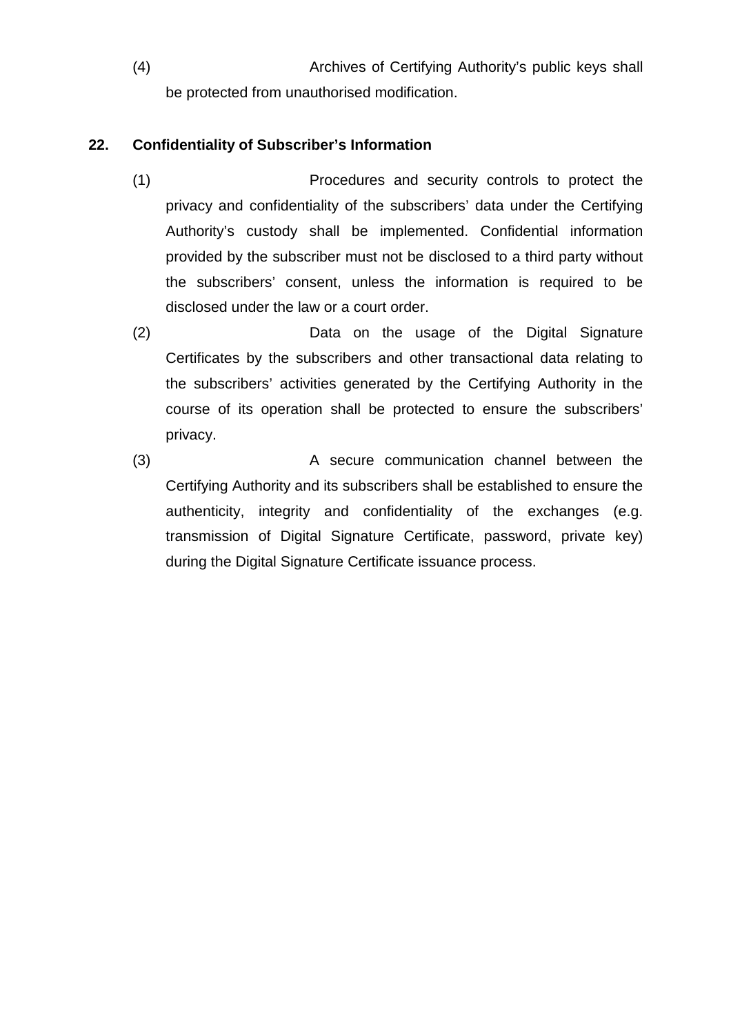(4) Archives of Certifying Authority's public keys shall be protected from unauthorised modification.

**22. Confidentiality of Subscriber's Information**

(1) Procedures and security controls to protect the privacy and confidentiality of the subscribers' data under the Certifying Authority's custody shall be implemented. Confidential information provided by the subscriber must not be disclosed to a third party without the subscribers' consent, unless the information is required to be disclosed under the law or a court order.

(2) Data on the usage of the Digital Signature Certificates by the subscribers and other transactional data relating to the subscribers' activities generated by the Certifying Authority in the course of its operation shall be protected to ensure the subscribers' privacy.

(3) A secure communication channel between the Certifying Authority and its subscribers shall be established to ensure the authenticity, integrity and confidentiality of the exchanges (e.g. transmission of Digital Signature Certificate, password, private key) during the Digital Signature Certificate issuance process.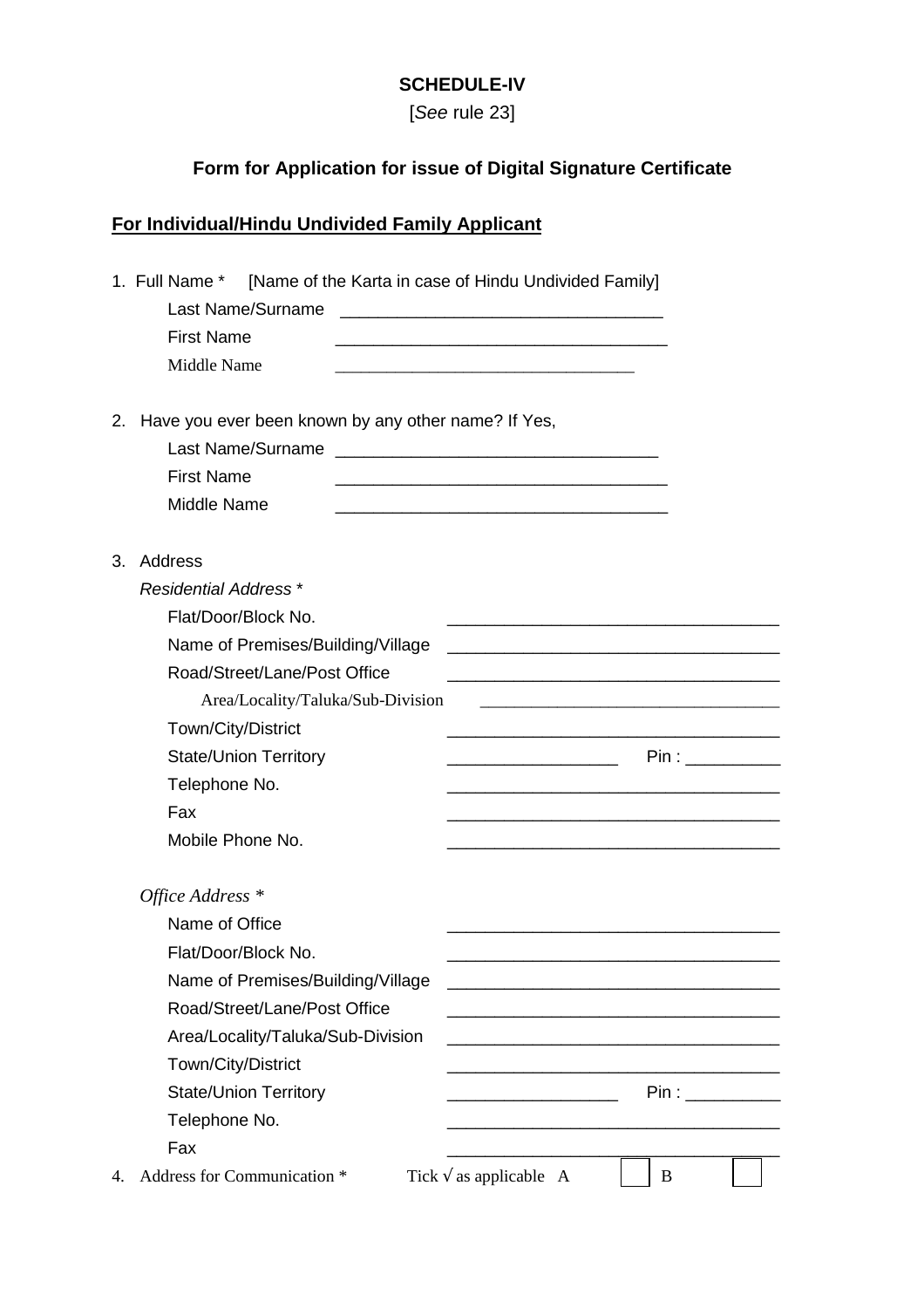**SCHEDULE-IV**

[*See* rule 23]

## Form for Application for issue of Digital Signature Certificate

**For Individual/Hindu Undivided Family Applicant**

1. Full Name * [Name of the Karta in case of Hindu Undivided Family]

   Last Name/Surname ___________________________________

   First Name ___________________________________

   Middle Name ___________________________________

2. Have you ever been known by any other name? If Yes,

   Last Name/Surname ___________________________________

   First Name ___________________________________

   Middle Name ___________________________________

3. Address

   *Residential Address* *

   Flat/Door/Block No. ___________________________________

   Name of Premises/Building/Village ___________________________________

   Road/Street/Lane/Post Office ___________________________________

   Area/Locality/Taluka/Sub-Division ___________________________________

   Town/City/District ___________________________________

   State/Union Territory __________________ Pin : __________

   Telephone No. ___________________________________

   Fax ___________________________________

   Mobile Phone No. ___________________________________

   *Office Address* *

   Name of Office ___________________________________

   Flat/Door/Block No. ___________________________________

   Name of Premises/Building/Village ___________________________________

   Road/Street/Lane/Post Office ___________________________________

   Area/Locality/Taluka/Sub-Division ___________________________________

   Town/City/District ___________________________________

   State/Union Territory __________________ Pin : __________

   Telephone No. ___________________________________

   Fax ___________________________________

4. Address for Communication * Tick √ as applicable A ☐ B ☐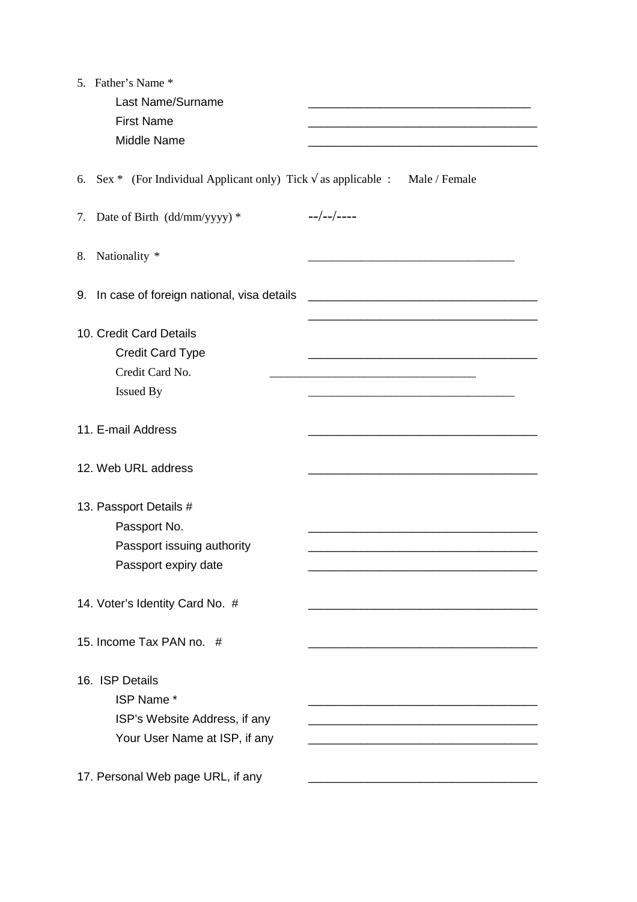5. Father's Name *

    Last Name/Surname ___________________________________

    First Name ___________________________________

    Middle Name ___________________________________

6. Sex * (For Individual Applicant only) Tick √ as applicable : Male / Female

7. Date of Birth (dd/mm/yyyy) * --/--/----

8. Nationality * ___________________________________

9. In case of foreign national, visa details ___________________________________

    ___________________________________

10. Credit Card Details

    Credit Card Type ___________________________________

    Credit Card No. ___________________________________

    Issued By ___________________________________

11. E-mail Address ___________________________________

12. Web URL address ___________________________________

13. Passport Details #

    Passport No. ___________________________________

    Passport issuing authority ___________________________________

    Passport expiry date ___________________________________

14. Voter's Identity Card No. # ___________________________________

15. Income Tax PAN no. # ___________________________________

16. ISP Details

    ISP Name * ___________________________________

    ISP's Website Address, if any ___________________________________

    Your User Name at ISP, if any ___________________________________

17. Personal Web page URL, if any ___________________________________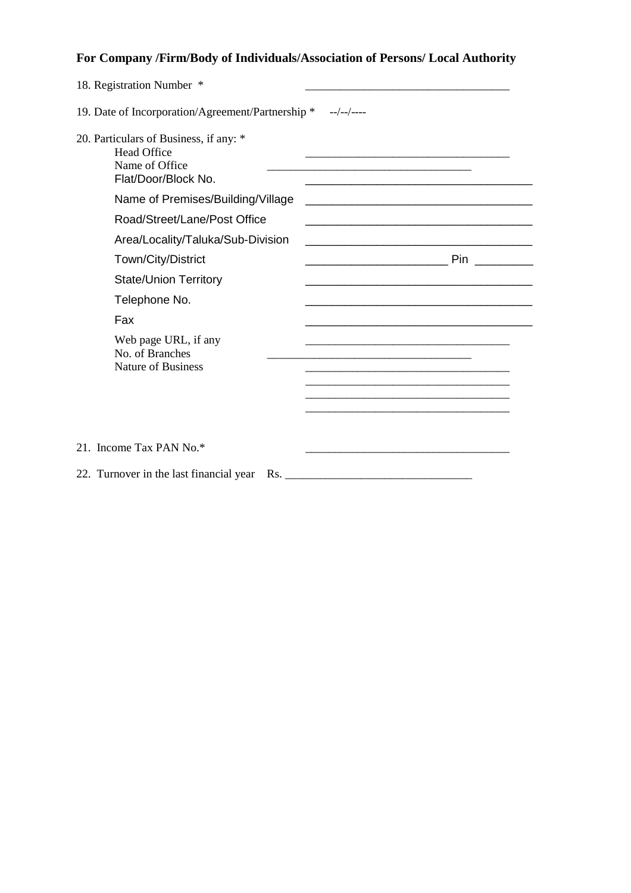**For Company /Firm/Body of Individuals/Association of Persons/ Local Authority**

18. Registration Number * ___________________________________

19. Date of Incorporation/Agreement/Partnership * --/--/----

20. Particulars of Business, if any: *

    Head Office ___________________________________
    
    Name of Office ___________________________________
    
    Flat/Door/Block No. ___________________________________
    
    Name of Premises/Building/Village ___________________________________
    
    Road/Street/Lane/Post Office ___________________________________
    
    Area/Locality/Taluka/Sub-Division ___________________________________
    
    Town/City/District ______________________ Pin _________
    
    State/Union Territory ___________________________________
    
    Telephone No. ___________________________________
    
    Fax ___________________________________
    
    Web page URL, if any ___________________________________
    
    No. of Branches ___________________________________
    
    Nature of Business ___________________________________
    
    ___________________________________
    
    ___________________________________
    
    ___________________________________

21. Income Tax PAN No.* ___________________________________

22. Turnover in the last financial year Rs. _______________________________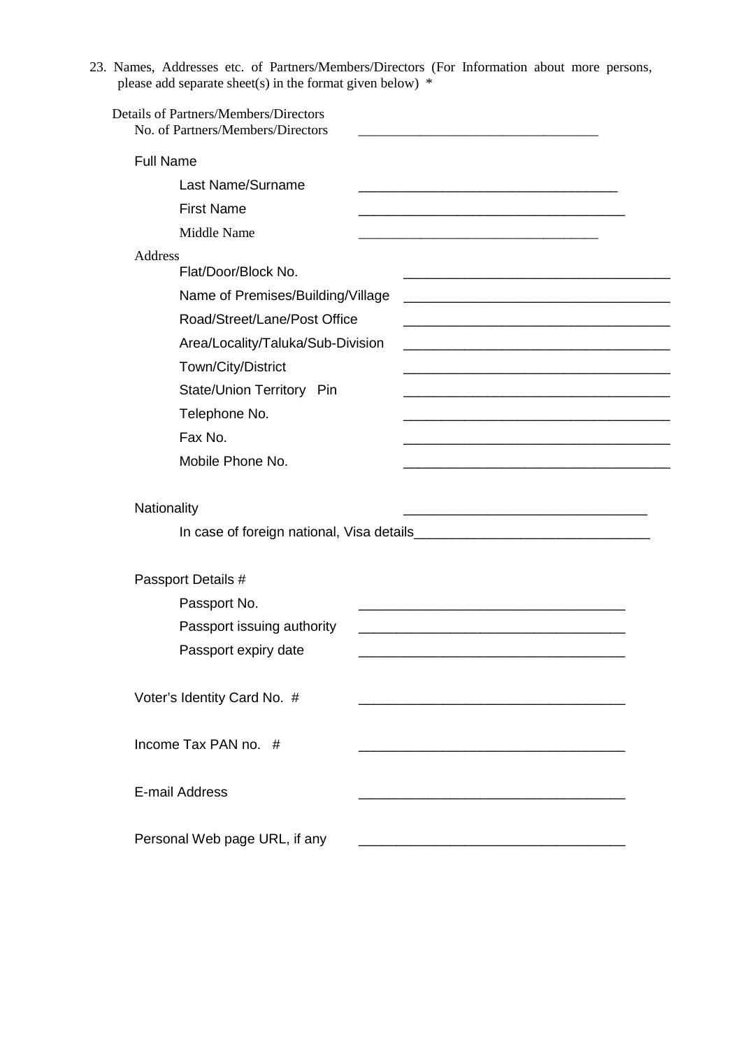23. Names, Addresses etc. of Partners/Members/Directors (For Information about more persons, please add separate sheet(s) in the format given below) *

Details of Partners/Members/Directors

No. of Partners/Members/Directors ___________________________________

Full Name

Last Name/Surname ___________________________________

First Name ___________________________________

Middle Name ___________________________________

Address

Flat/Door/Block No. ___________________________________

Name of Premises/Building/Village ___________________________________

Road/Street/Lane/Post Office ___________________________________

Area/Locality/Taluka/Sub-Division ___________________________________

Town/City/District ___________________________________

State/Union Territory Pin ___________________________________

Telephone No. ___________________________________

Fax No. ___________________________________

Mobile Phone No. ___________________________________

Nationality ___________________________________

In case of foreign national, Visa details___________________________________

Passport Details #

Passport No. ___________________________________

Passport issuing authority ___________________________________

Passport expiry date ___________________________________

Voter's Identity Card No. # ___________________________________

Income Tax PAN no. # ___________________________________

E-mail Address ___________________________________

Personal Web page URL, if any ___________________________________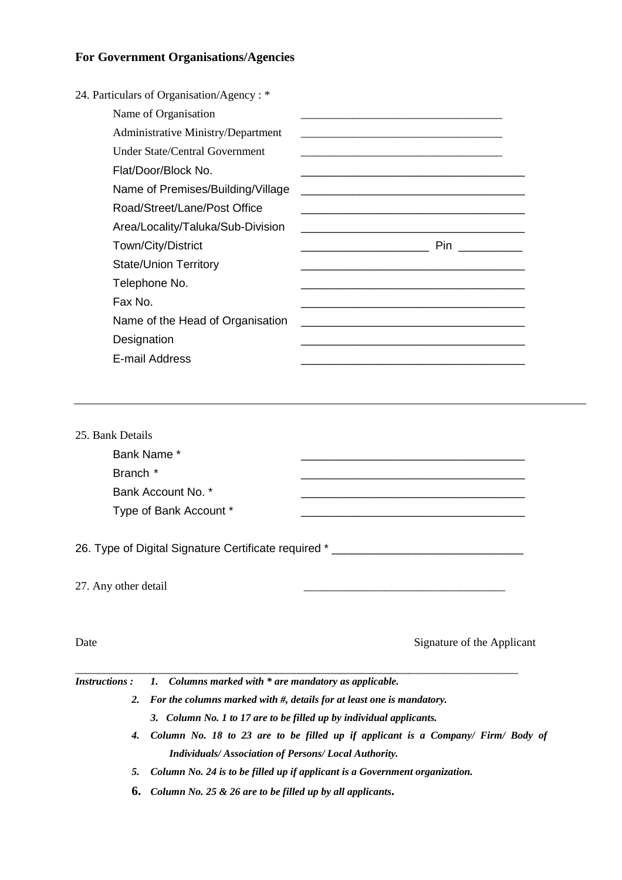**For Government Organisations/Agencies**

24. Particulars of Organisation/Agency : *

Name of Organisation ___________________________________

Administrative Ministry/Department ___________________________________

Under State/Central Government ___________________________________

Flat/Door/Block No. ___________________________________

Name of Premises/Building/Village ___________________________________

Road/Street/Lane/Post Office ___________________________________

Area/Locality/Taluka/Sub-Division ___________________________________

Town/City/District ____________________ Pin __________

State/Union Territory ___________________________________

Telephone No. ___________________________________

Fax No. ___________________________________

Name of the Head of Organisation ___________________________________

Designation ___________________________________

E-mail Address ___________________________________

---

25. Bank Details

Bank Name * ___________________________________

Branch * ___________________________________

Bank Account No. * ___________________________________

Type of Bank Account * ___________________________________

26. Type of Digital Signature Certificate required * ______________________________

27. Any other detail ___________________________________

Date

Signature of the Applicant

---

***Instructions :*** ***1. Columns marked with * are mandatory as applicable.***

***2. For the columns marked with #, details for at least one is mandatory.***

***3. Column No. 1 to 17 are to be filled up by individual applicants.***

***4. Column No. 18 to 23 are to be filled up if applicant is a Company/ Firm/ Body of Individuals/ Association of Persons/ Local Authority.***

***5. Column No. 24 is to be filled up if applicant is a Government organization.***

***6. Column No. 25 & 26 are to be filled up by all applicants.***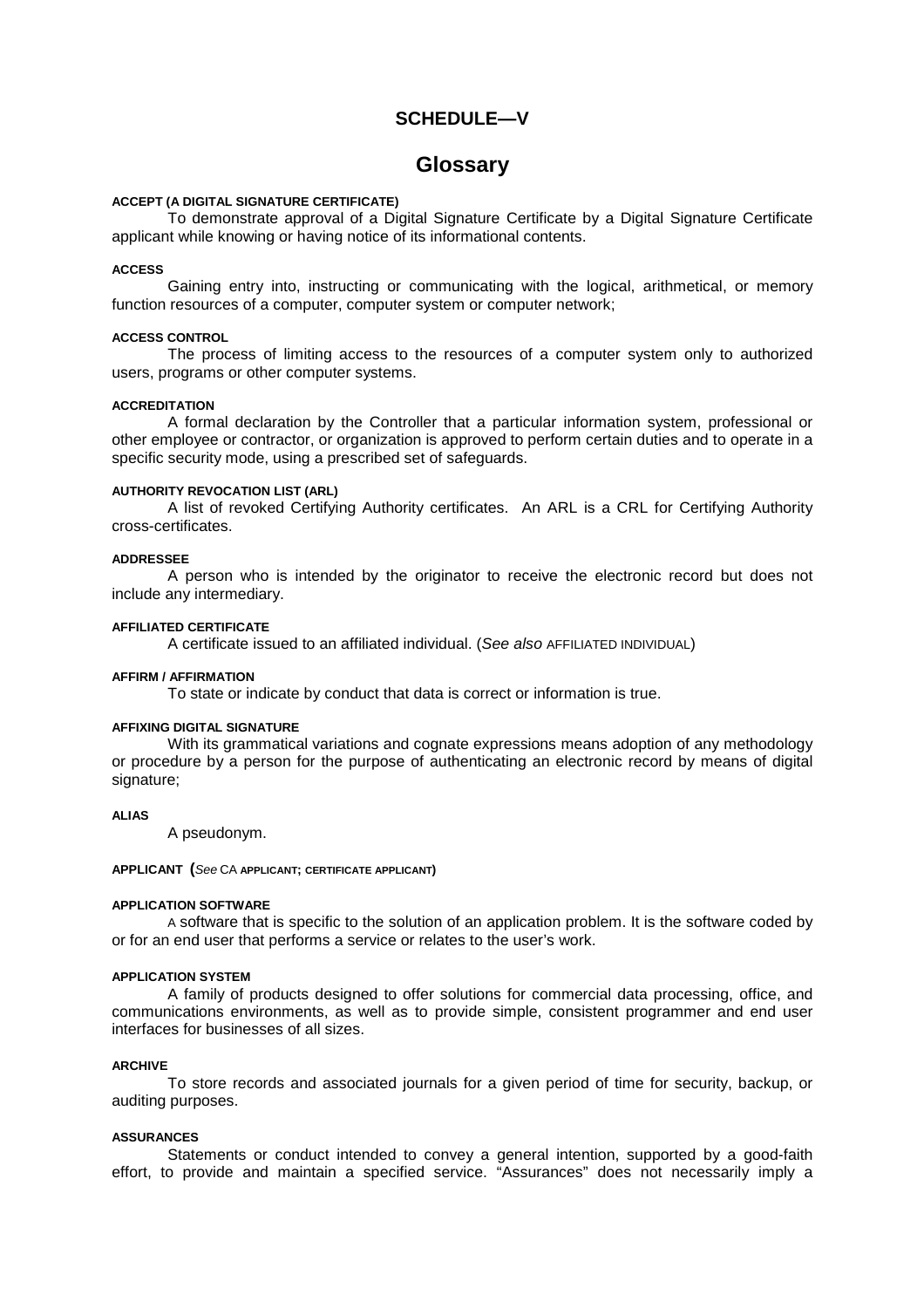## SCHEDULE—V

# Glossary

**ACCEPT (A DIGITAL SIGNATURE CERTIFICATE)**

To demonstrate approval of a Digital Signature Certificate by a Digital Signature Certificate applicant while knowing or having notice of its informational contents.

**ACCESS**

Gaining entry into, instructing or communicating with the logical, arithmetical, or memory function resources of a computer, computer system or computer network;

**ACCESS CONTROL**

The process of limiting access to the resources of a computer system only to authorized users, programs or other computer systems.

**ACCREDITATION**

A formal declaration by the Controller that a particular information system, professional or other employee or contractor, or organization is approved to perform certain duties and to operate in a specific security mode, using a prescribed set of safeguards.

**AUTHORITY REVOCATION LIST (ARL)**

A list of revoked Certifying Authority certificates. An ARL is a CRL for Certifying Authority cross-certificates.

**ADDRESSEE**

A person who is intended by the originator to receive the electronic record but does not include any intermediary.

**AFFILIATED CERTIFICATE**

A certificate issued to an affiliated individual. (*See also* AFFILIATED INDIVIDUAL)

**AFFIRM / AFFIRMATION**

To state or indicate by conduct that data is correct or information is true.

**AFFIXING DIGITAL SIGNATURE**

With its grammatical variations and cognate expressions means adoption of any methodology or procedure by a person for the purpose of authenticating an electronic record by means of digital signature;

**ALIAS**

A pseudonym.

**APPLICANT (*See* CA APPLICANT; CERTIFICATE APPLICANT)**

**APPLICATION SOFTWARE**

A software that is specific to the solution of an application problem. It is the software coded by or for an end user that performs a service or relates to the user's work.

**APPLICATION SYSTEM**

A family of products designed to offer solutions for commercial data processing, office, and communications environments, as well as to provide simple, consistent programmer and end user interfaces for businesses of all sizes.

**ARCHIVE**

To store records and associated journals for a given period of time for security, backup, or auditing purposes.

**ASSURANCES**

Statements or conduct intended to convey a general intention, supported by a good-faith effort, to provide and maintain a specified service. "Assurances" does not necessarily imply a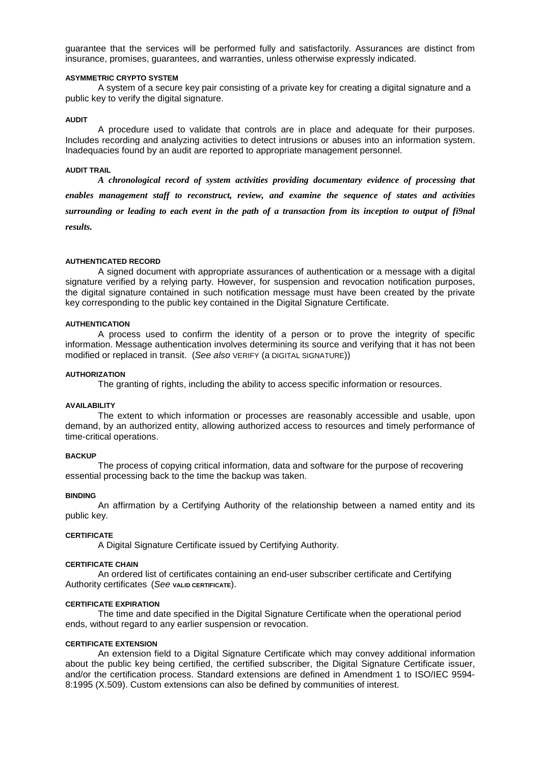guarantee that the services will be performed fully and satisfactorily. Assurances are distinct from insurance, promises, guarantees, and warranties, unless otherwise expressly indicated.

#### ASYMMETRIC CRYPTO SYSTEM

A system of a secure key pair consisting of a private key for creating a digital signature and a public key to verify the digital signature.

#### AUDIT

A procedure used to validate that controls are in place and adequate for their purposes. Includes recording and analyzing activities to detect intrusions or abuses into an information system. Inadequacies found by an audit are reported to appropriate management personnel.

#### AUDIT TRAIL

***A chronological record of system activities providing documentary evidence of processing that enables management staff to reconstruct, review, and examine the sequence of states and activities surrounding or leading to each event in the path of a transaction from its inception to output of fi9nal results.***

#### AUTHENTICATED RECORD

A signed document with appropriate assurances of authentication or a message with a digital signature verified by a relying party. However, for suspension and revocation notification purposes, the digital signature contained in such notification message must have been created by the private key corresponding to the public key contained in the Digital Signature Certificate.

#### AUTHENTICATION

A process used to confirm the identity of a person or to prove the integrity of specific information. Message authentication involves determining its source and verifying that it has not been modified or replaced in transit. (*See also* VERIFY (a DIGITAL SIGNATURE))

#### AUTHORIZATION

The granting of rights, including the ability to access specific information or resources.

#### AVAILABILITY

The extent to which information or processes are reasonably accessible and usable, upon demand, by an authorized entity, allowing authorized access to resources and timely performance of time-critical operations.

#### BACKUP

The process of copying critical information, data and software for the purpose of recovering essential processing back to the time the backup was taken.

#### BINDING

An affirmation by a Certifying Authority of the relationship between a named entity and its public key.

#### CERTIFICATE

A Digital Signature Certificate issued by Certifying Authority.

#### CERTIFICATE CHAIN

An ordered list of certificates containing an end-user subscriber certificate and Certifying Authority certificates (*See* **VALID CERTIFICATE**).

#### CERTIFICATE EXPIRATION

The time and date specified in the Digital Signature Certificate when the operational period ends, without regard to any earlier suspension or revocation.

#### CERTIFICATE EXTENSION

An extension field to a Digital Signature Certificate which may convey additional information about the public key being certified, the certified subscriber, the Digital Signature Certificate issuer, and/or the certification process. Standard extensions are defined in Amendment 1 to ISO/IEC 9594-8:1995 (X.509). Custom extensions can also be defined by communities of interest.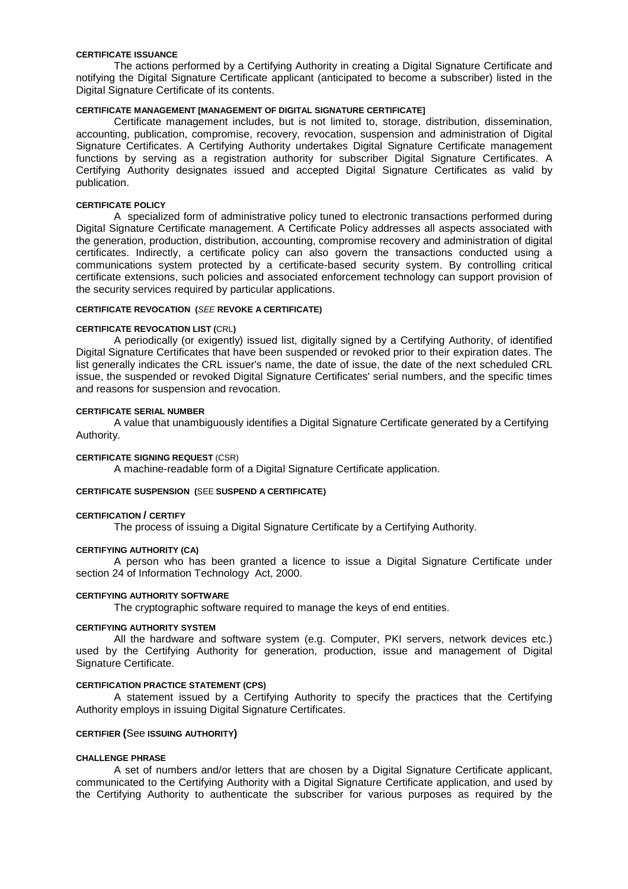**CERTIFICATE ISSUANCE**

The actions performed by a Certifying Authority in creating a Digital Signature Certificate and notifying the Digital Signature Certificate applicant (anticipated to become a subscriber) listed in the Digital Signature Certificate of its contents.

**CERTIFICATE MANAGEMENT [MANAGEMENT OF DIGITAL SIGNATURE CERTIFICATE]**

Certificate management includes, but is not limited to, storage, distribution, dissemination, accounting, publication, compromise, recovery, revocation, suspension and administration of Digital Signature Certificates. A Certifying Authority undertakes Digital Signature Certificate management functions by serving as a registration authority for subscriber Digital Signature Certificates. A Certifying Authority designates issued and accepted Digital Signature Certificates as valid by publication.

**CERTIFICATE POLICY**

A specialized form of administrative policy tuned to electronic transactions performed during Digital Signature Certificate management. A Certificate Policy addresses all aspects associated with the generation, production, distribution, accounting, compromise recovery and administration of digital certificates. Indirectly, a certificate policy can also govern the transactions conducted using a communications system protected by a certificate-based security system. By controlling critical certificate extensions, such policies and associated enforcement technology can support provision of the security services required by particular applications.

**CERTIFICATE REVOCATION (*SEE* REVOKE A CERTIFICATE)**

**CERTIFICATE REVOCATION LIST (**CRL**)**

A periodically (or exigently) issued list, digitally signed by a Certifying Authority, of identified Digital Signature Certificates that have been suspended or revoked prior to their expiration dates. The list generally indicates the CRL issuer's name, the date of issue, the date of the next scheduled CRL issue, the suspended or revoked Digital Signature Certificates' serial numbers, and the specific times and reasons for suspension and revocation.

**CERTIFICATE SERIAL NUMBER**

A value that unambiguously identifies a Digital Signature Certificate generated by a Certifying Authority.

**CERTIFICATE SIGNING REQUEST** (CSR)

A machine-readable form of a Digital Signature Certificate application.

**CERTIFICATE SUSPENSION (**SEE **SUSPEND A CERTIFICATE)**

**CERTIFICATION / CERTIFY**

The process of issuing a Digital Signature Certificate by a Certifying Authority.

**CERTIFYING AUTHORITY (CA)**

A person who has been granted a licence to issue a Digital Signature Certificate under section 24 of Information Technology Act, 2000.

**CERTIFYING AUTHORITY SOFTWARE**

The cryptographic software required to manage the keys of end entities.

**CERTIFYING AUTHORITY SYSTEM**

All the hardware and software system (e.g. Computer, PKI servers, network devices etc.) used by the Certifying Authority for generation, production, issue and management of Digital Signature Certificate.

**CERTIFICATION PRACTICE STATEMENT (CPS)**

A statement issued by a Certifying Authority to specify the practices that the Certifying Authority employs in issuing Digital Signature Certificates.

**CERTIFIER (**See **ISSUING AUTHORITY)**

**CHALLENGE PHRASE**

A set of numbers and/or letters that are chosen by a Digital Signature Certificate applicant, communicated to the Certifying Authority with a Digital Signature Certificate application, and used by the Certifying Authority to authenticate the subscriber for various purposes as required by the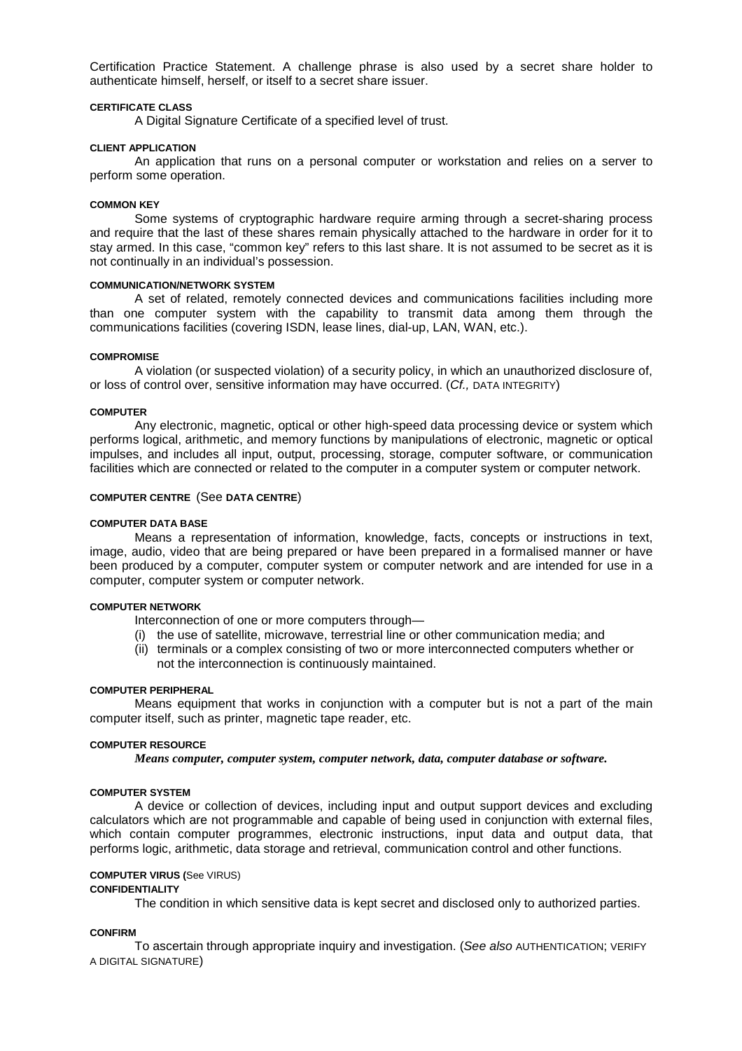Certification Practice Statement. A challenge phrase is also used by a secret share holder to authenticate himself, herself, or itself to a secret share issuer.

**CERTIFICATE CLASS**

A Digital Signature Certificate of a specified level of trust.

**CLIENT APPLICATION**

An application that runs on a personal computer or workstation and relies on a server to perform some operation.

**COMMON KEY**

Some systems of cryptographic hardware require arming through a secret-sharing process and require that the last of these shares remain physically attached to the hardware in order for it to stay armed. In this case, "common key" refers to this last share. It is not assumed to be secret as it is not continually in an individual's possession.

**COMMUNICATION/NETWORK SYSTEM**

A set of related, remotely connected devices and communications facilities including more than one computer system with the capability to transmit data among them through the communications facilities (covering ISDN, lease lines, dial-up, LAN, WAN, etc.).

**COMPROMISE**

A violation (or suspected violation) of a security policy, in which an unauthorized disclosure of, or loss of control over, sensitive information may have occurred. (*Cf.,* DATA INTEGRITY)

**COMPUTER**

Any electronic, magnetic, optical or other high-speed data processing device or system which performs logical, arithmetic, and memory functions by manipulations of electronic, magnetic or optical impulses, and includes all input, output, processing, storage, computer software, or communication facilities which are connected or related to the computer in a computer system or computer network.

**COMPUTER CENTRE** (See **DATA CENTRE**)

**COMPUTER DATA BASE**

Means a representation of information, knowledge, facts, concepts or instructions in text, image, audio, video that are being prepared or have been prepared in a formalised manner or have been produced by a computer, computer system or computer network and are intended for use in a computer, computer system or computer network.

**COMPUTER NETWORK**

Interconnection of one or more computers through—

(i) the use of satellite, microwave, terrestrial line or other communication media; and
(ii) terminals or a complex consisting of two or more interconnected computers whether or not the interconnection is continuously maintained.

**COMPUTER PERIPHERAL**

Means equipment that works in conjunction with a computer but is not a part of the main computer itself, such as printer, magnetic tape reader, etc.

**COMPUTER RESOURCE**

***Means computer, computer system, computer network, data, computer database or software.***

**COMPUTER SYSTEM**

A device or collection of devices, including input and output support devices and excluding calculators which are not programmable and capable of being used in conjunction with external files, which contain computer programmes, electronic instructions, input data and output data, that performs logic, arithmetic, data storage and retrieval, communication control and other functions.

**COMPUTER VIRUS (**See VIRUS)

**CONFIDENTIALITY**

The condition in which sensitive data is kept secret and disclosed only to authorized parties.

**CONFIRM**

To ascertain through appropriate inquiry and investigation. (*See also* AUTHENTICATION; VERIFY A DIGITAL SIGNATURE)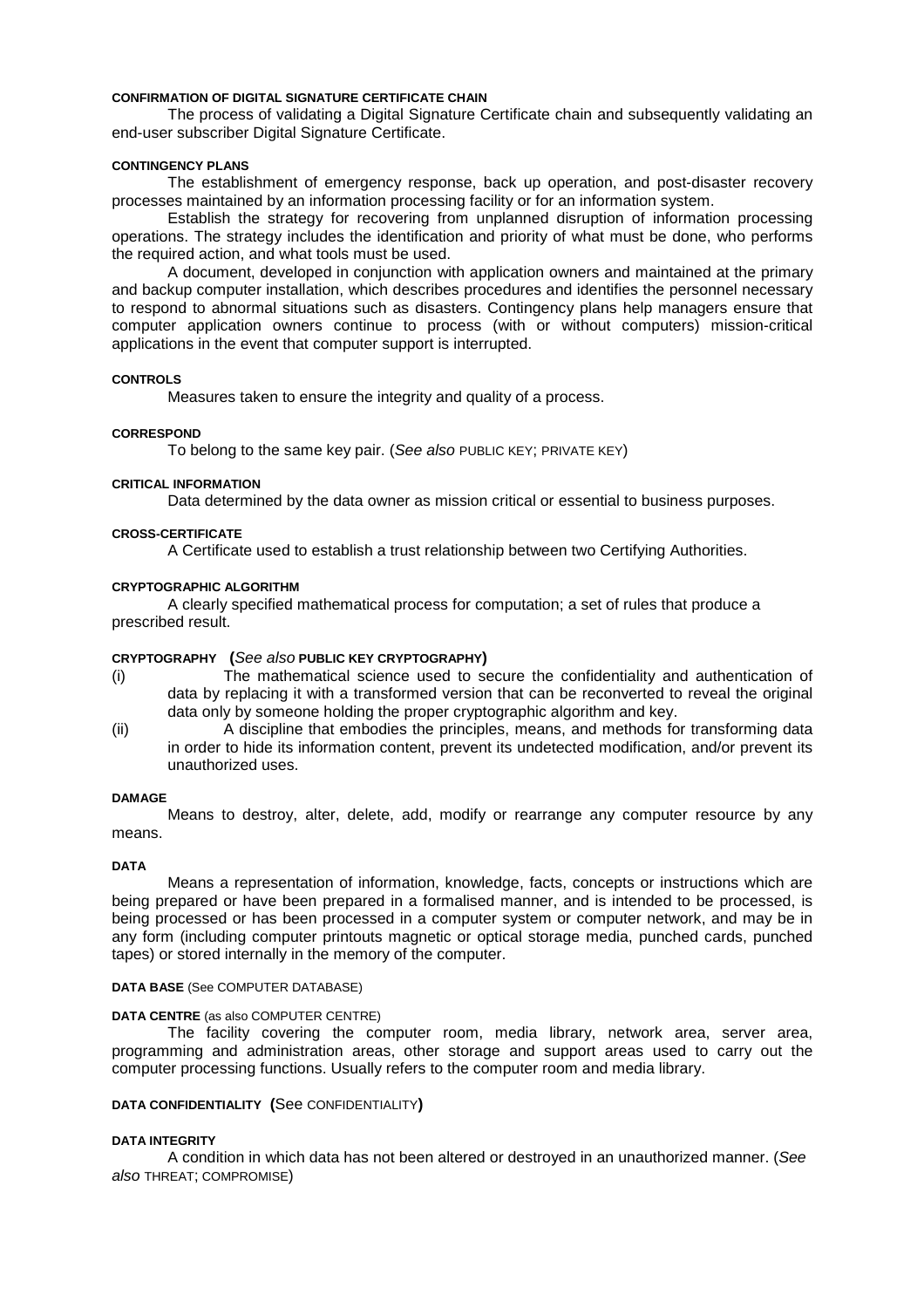#### CONFIRMATION OF DIGITAL SIGNATURE CERTIFICATE CHAIN

The process of validating a Digital Signature Certificate chain and subsequently validating an end-user subscriber Digital Signature Certificate.

#### CONTINGENCY PLANS

The establishment of emergency response, back up operation, and post-disaster recovery processes maintained by an information processing facility or for an information system.

Establish the strategy for recovering from unplanned disruption of information processing operations. The strategy includes the identification and priority of what must be done, who performs the required action, and what tools must be used.

A document, developed in conjunction with application owners and maintained at the primary and backup computer installation, which describes procedures and identifies the personnel necessary to respond to abnormal situations such as disasters. Contingency plans help managers ensure that computer application owners continue to process (with or without computers) mission-critical applications in the event that computer support is interrupted.

#### CONTROLS

Measures taken to ensure the integrity and quality of a process.

#### CORRESPOND

To belong to the same key pair. (*See also* PUBLIC KEY; PRIVATE KEY)

#### CRITICAL INFORMATION

Data determined by the data owner as mission critical or essential to business purposes.

#### CROSS-CERTIFICATE

A Certificate used to establish a trust relationship between two Certifying Authorities.

#### CRYPTOGRAPHIC ALGORITHM

A clearly specified mathematical process for computation; a set of rules that produce a prescribed result.

#### CRYPTOGRAPHY (*See also* PUBLIC KEY CRYPTOGRAPHY)

(i) The mathematical science used to secure the confidentiality and authentication of data by replacing it with a transformed version that can be reconverted to reveal the original data only by someone holding the proper cryptographic algorithm and key.

(ii) A discipline that embodies the principles, means, and methods for transforming data in order to hide its information content, prevent its undetected modification, and/or prevent its unauthorized uses.

#### DAMAGE

Means to destroy, alter, delete, add, modify or rearrange any computer resource by any means.

#### DATA

Means a representation of information, knowledge, facts, concepts or instructions which are being prepared or have been prepared in a formalised manner, and is intended to be processed, is being processed or has been processed in a computer system or computer network, and may be in any form (including computer printouts magnetic or optical storage media, punched cards, punched tapes) or stored internally in the memory of the computer.

#### DATA BASE (See COMPUTER DATABASE)

#### DATA CENTRE (as also COMPUTER CENTRE)

The facility covering the computer room, media library, network area, server area, programming and administration areas, other storage and support areas used to carry out the computer processing functions. Usually refers to the computer room and media library.

#### DATA CONFIDENTIALITY (See CONFIDENTIALITY)

#### DATA INTEGRITY

A condition in which data has not been altered or destroyed in an unauthorized manner. (*See also* THREAT; COMPROMISE)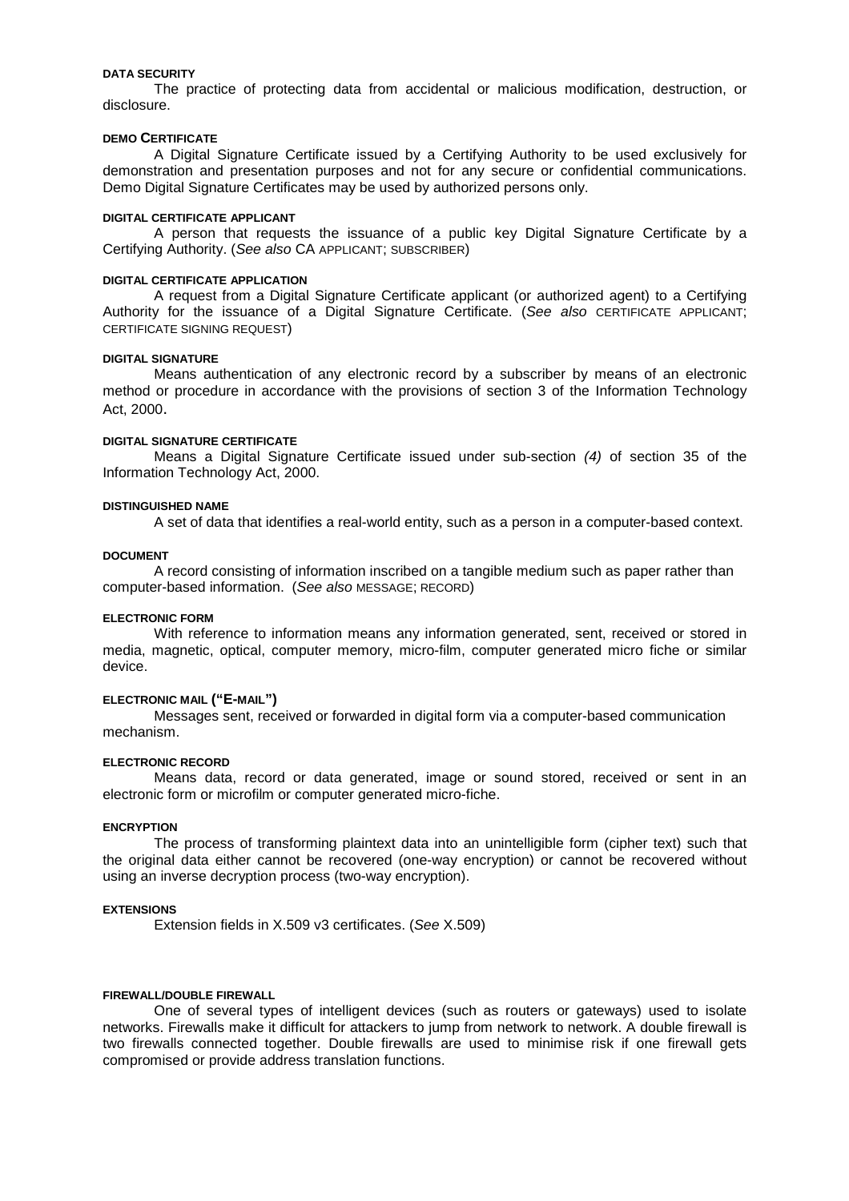**DATA SECURITY**

The practice of protecting data from accidental or malicious modification, destruction, or disclosure.

**DEMO CERTIFICATE**

A Digital Signature Certificate issued by a Certifying Authority to be used exclusively for demonstration and presentation purposes and not for any secure or confidential communications. Demo Digital Signature Certificates may be used by authorized persons only.

**DIGITAL CERTIFICATE APPLICANT**

A person that requests the issuance of a public key Digital Signature Certificate by a Certifying Authority. (*See also* CA APPLICANT; SUBSCRIBER)

**DIGITAL CERTIFICATE APPLICATION**

A request from a Digital Signature Certificate applicant (or authorized agent) to a Certifying Authority for the issuance of a Digital Signature Certificate. (*See also* CERTIFICATE APPLICANT; CERTIFICATE SIGNING REQUEST)

**DIGITAL SIGNATURE**

Means authentication of any electronic record by a subscriber by means of an electronic method or procedure in accordance with the provisions of section 3 of the Information Technology Act, 2000.

**DIGITAL SIGNATURE CERTIFICATE**

Means a Digital Signature Certificate issued under sub-section *(4)* of section 35 of the Information Technology Act, 2000.

**DISTINGUISHED NAME**

A set of data that identifies a real-world entity, such as a person in a computer-based context.

**DOCUMENT**

A record consisting of information inscribed on a tangible medium such as paper rather than computer-based information. (*See also* MESSAGE; RECORD)

**ELECTRONIC FORM**

With reference to information means any information generated, sent, received or stored in media, magnetic, optical, computer memory, micro-film, computer generated micro fiche or similar device.

**ELECTRONIC MAIL ("E-MAIL")**

Messages sent, received or forwarded in digital form via a computer-based communication mechanism.

**ELECTRONIC RECORD**

Means data, record or data generated, image or sound stored, received or sent in an electronic form or microfilm or computer generated micro-fiche.

**ENCRYPTION**

The process of transforming plaintext data into an unintelligible form (cipher text) such that the original data either cannot be recovered (one-way encryption) or cannot be recovered without using an inverse decryption process (two-way encryption).

**EXTENSIONS**

Extension fields in X.509 v3 certificates. (*See* X.509)

**FIREWALL/DOUBLE FIREWALL**

One of several types of intelligent devices (such as routers or gateways) used to isolate networks. Firewalls make it difficult for attackers to jump from network to network. A double firewall is two firewalls connected together. Double firewalls are used to minimise risk if one firewall gets compromised or provide address translation functions.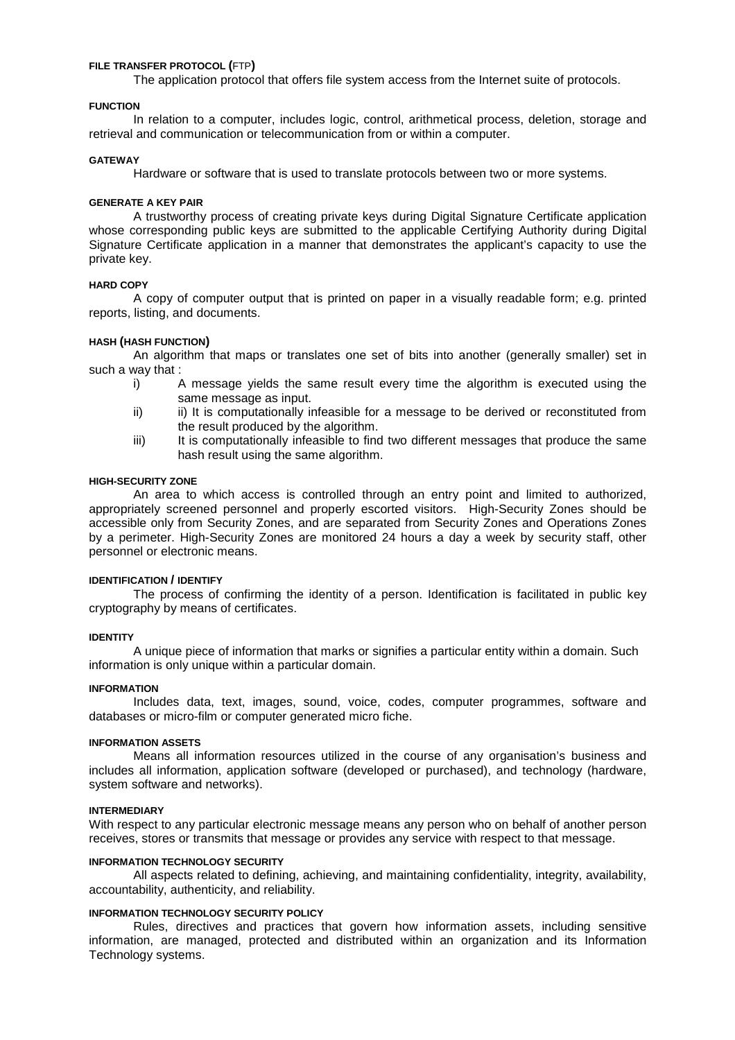#### FILE TRANSFER PROTOCOL (FTP)

The application protocol that offers file system access from the Internet suite of protocols.

#### FUNCTION

In relation to a computer, includes logic, control, arithmetical process, deletion, storage and retrieval and communication or telecommunication from or within a computer.

#### GATEWAY

Hardware or software that is used to translate protocols between two or more systems.

#### GENERATE A KEY PAIR

A trustworthy process of creating private keys during Digital Signature Certificate application whose corresponding public keys are submitted to the applicable Certifying Authority during Digital Signature Certificate application in a manner that demonstrates the applicant's capacity to use the private key.

#### HARD COPY

A copy of computer output that is printed on paper in a visually readable form; e.g. printed reports, listing, and documents.

#### HASH (HASH FUNCTION)

An algorithm that maps or translates one set of bits into another (generally smaller) set in such a way that :

- i) A message yields the same result every time the algorithm is executed using the same message as input.
- ii) ii) It is computationally infeasible for a message to be derived or reconstituted from the result produced by the algorithm.
- iii) It is computationally infeasible to find two different messages that produce the same hash result using the same algorithm.

#### HIGH-SECURITY ZONE

An area to which access is controlled through an entry point and limited to authorized, appropriately screened personnel and properly escorted visitors. High-Security Zones should be accessible only from Security Zones, and are separated from Security Zones and Operations Zones by a perimeter. High-Security Zones are monitored 24 hours a day a week by security staff, other personnel or electronic means.

#### IDENTIFICATION / IDENTIFY

The process of confirming the identity of a person. Identification is facilitated in public key cryptography by means of certificates.

#### IDENTITY

A unique piece of information that marks or signifies a particular entity within a domain. Such information is only unique within a particular domain.

#### INFORMATION

Includes data, text, images, sound, voice, codes, computer programmes, software and databases or micro-film or computer generated micro fiche.

#### INFORMATION ASSETS

Means all information resources utilized in the course of any organisation's business and includes all information, application software (developed or purchased), and technology (hardware, system software and networks).

#### INTERMEDIARY

With respect to any particular electronic message means any person who on behalf of another person receives, stores or transmits that message or provides any service with respect to that message.

#### INFORMATION TECHNOLOGY SECURITY

All aspects related to defining, achieving, and maintaining confidentiality, integrity, availability, accountability, authenticity, and reliability.

#### INFORMATION TECHNOLOGY SECURITY POLICY

Rules, directives and practices that govern how information assets, including sensitive information, are managed, protected and distributed within an organization and its Information Technology systems.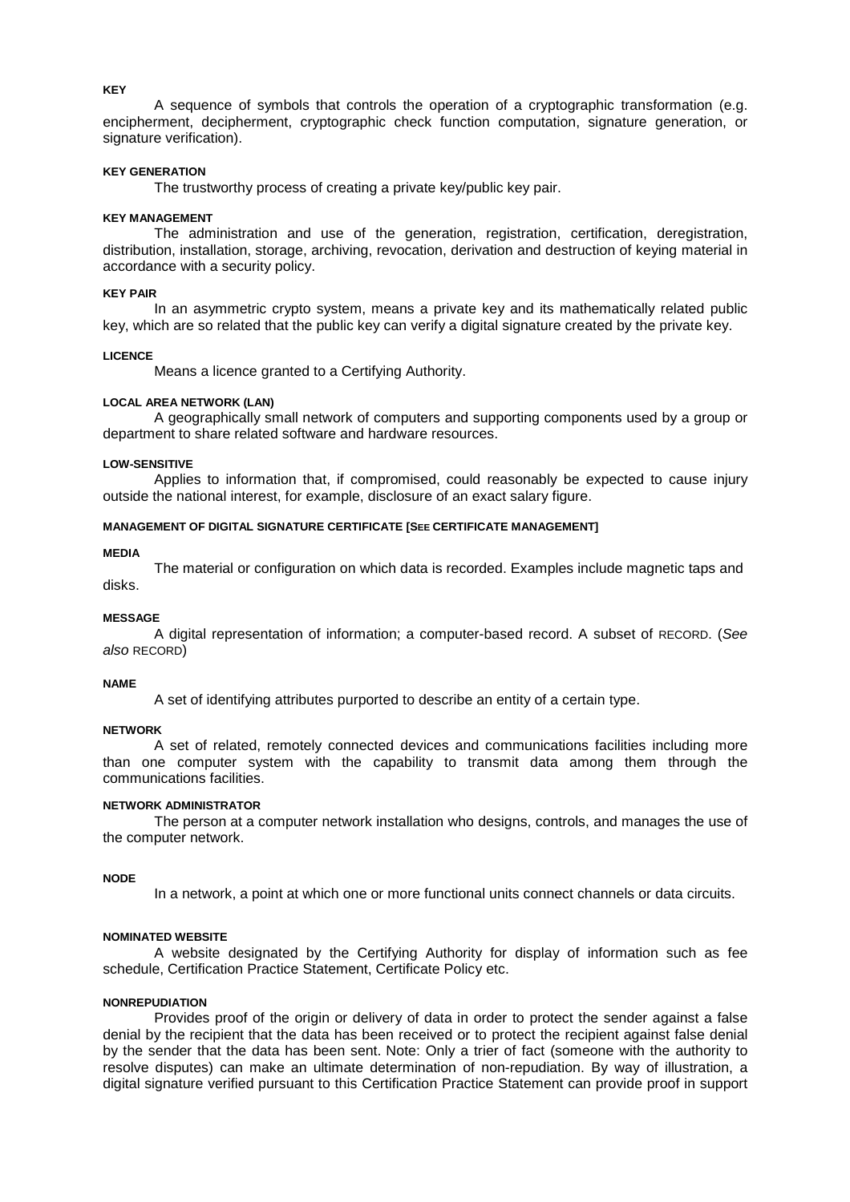**KEY**

A sequence of symbols that controls the operation of a cryptographic transformation (e.g. encipherment, decipherment, cryptographic check function computation, signature generation, or signature verification).

**KEY GENERATION**

The trustworthy process of creating a private key/public key pair.

**KEY MANAGEMENT**

The administration and use of the generation, registration, certification, deregistration, distribution, installation, storage, archiving, revocation, derivation and destruction of keying material in accordance with a security policy.

**KEY PAIR**

In an asymmetric crypto system, means a private key and its mathematically related public key, which are so related that the public key can verify a digital signature created by the private key.

**LICENCE**

Means a licence granted to a Certifying Authority.

**LOCAL AREA NETWORK (LAN)**

A geographically small network of computers and supporting components used by a group or department to share related software and hardware resources.

**LOW-SENSITIVE**

Applies to information that, if compromised, could reasonably be expected to cause injury outside the national interest, for example, disclosure of an exact salary figure.

**MANAGEMENT OF DIGITAL SIGNATURE CERTIFICATE [SEE CERTIFICATE MANAGEMENT]**

**MEDIA**

The material or configuration on which data is recorded. Examples include magnetic taps and disks.

**MESSAGE**

A digital representation of information; a computer-based record. A subset of RECORD. (*See also* RECORD)

**NAME**

A set of identifying attributes purported to describe an entity of a certain type.

**NETWORK**

A set of related, remotely connected devices and communications facilities including more than one computer system with the capability to transmit data among them through the communications facilities.

**NETWORK ADMINISTRATOR**

The person at a computer network installation who designs, controls, and manages the use of the computer network.

**NODE**

In a network, a point at which one or more functional units connect channels or data circuits.

**NOMINATED WEBSITE**

A website designated by the Certifying Authority for display of information such as fee schedule, Certification Practice Statement, Certificate Policy etc.

**NONREPUDIATION**

Provides proof of the origin or delivery of data in order to protect the sender against a false denial by the recipient that the data has been received or to protect the recipient against false denial by the sender that the data has been sent. Note: Only a trier of fact (someone with the authority to resolve disputes) can make an ultimate determination of non-repudiation. By way of illustration, a digital signature verified pursuant to this Certification Practice Statement can provide proof in support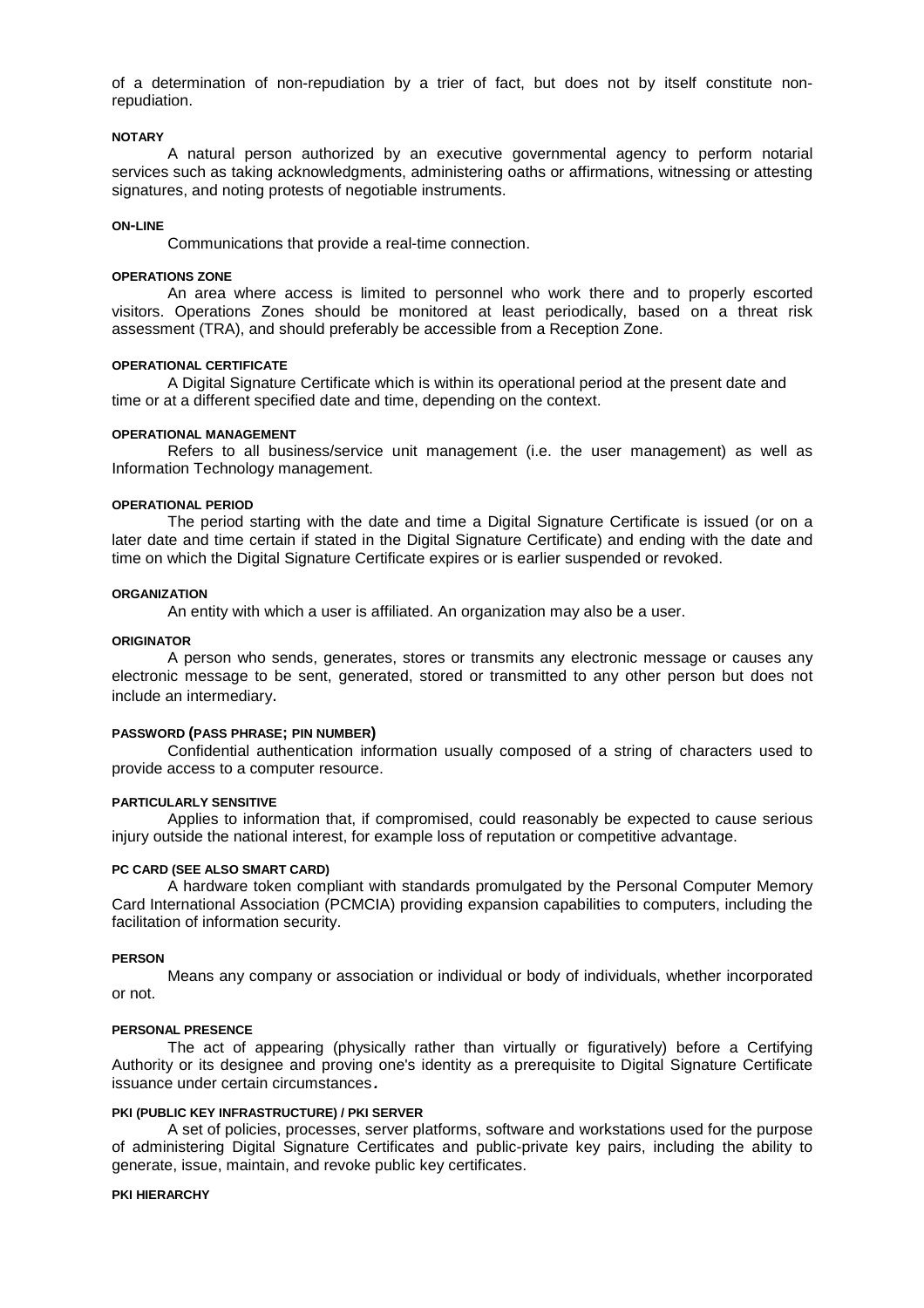of a determination of non-repudiation by a trier of fact, but does not by itself constitute non-repudiation.

#### NOTARY

A natural person authorized by an executive governmental agency to perform notarial services such as taking acknowledgments, administering oaths or affirmations, witnessing or attesting signatures, and noting protests of negotiable instruments.

#### ON-LINE

Communications that provide a real-time connection.

#### OPERATIONS ZONE

An area where access is limited to personnel who work there and to properly escorted visitors. Operations Zones should be monitored at least periodically, based on a threat risk assessment (TRA), and should preferably be accessible from a Reception Zone.

#### OPERATIONAL CERTIFICATE

A Digital Signature Certificate which is within its operational period at the present date and time or at a different specified date and time, depending on the context.

#### OPERATIONAL MANAGEMENT

Refers to all business/service unit management (i.e. the user management) as well as Information Technology management.

#### OPERATIONAL PERIOD

The period starting with the date and time a Digital Signature Certificate is issued (or on a later date and time certain if stated in the Digital Signature Certificate) and ending with the date and time on which the Digital Signature Certificate expires or is earlier suspended or revoked.

#### ORGANIZATION

An entity with which a user is affiliated. An organization may also be a user.

#### ORIGINATOR

A person who sends, generates, stores or transmits any electronic message or causes any electronic message to be sent, generated, stored or transmitted to any other person but does not include an intermediary.

#### PASSWORD (PASS PHRASE; PIN NUMBER)

Confidential authentication information usually composed of a string of characters used to provide access to a computer resource.

#### PARTICULARLY SENSITIVE

Applies to information that, if compromised, could reasonably be expected to cause serious injury outside the national interest, for example loss of reputation or competitive advantage.

#### PC CARD (SEE ALSO SMART CARD)

A hardware token compliant with standards promulgated by the Personal Computer Memory Card International Association (PCMCIA) providing expansion capabilities to computers, including the facilitation of information security.

#### PERSON

Means any company or association or individual or body of individuals, whether incorporated or not.

#### PERSONAL PRESENCE

The act of appearing (physically rather than virtually or figuratively) before a Certifying Authority or its designee and proving one's identity as a prerequisite to Digital Signature Certificate issuance under certain circumstances.

#### PKI (PUBLIC KEY INFRASTRUCTURE) / PKI SERVER

A set of policies, processes, server platforms, software and workstations used for the purpose of administering Digital Signature Certificates and public-private key pairs, including the ability to generate, issue, maintain, and revoke public key certificates.

#### PKI HIERARCHY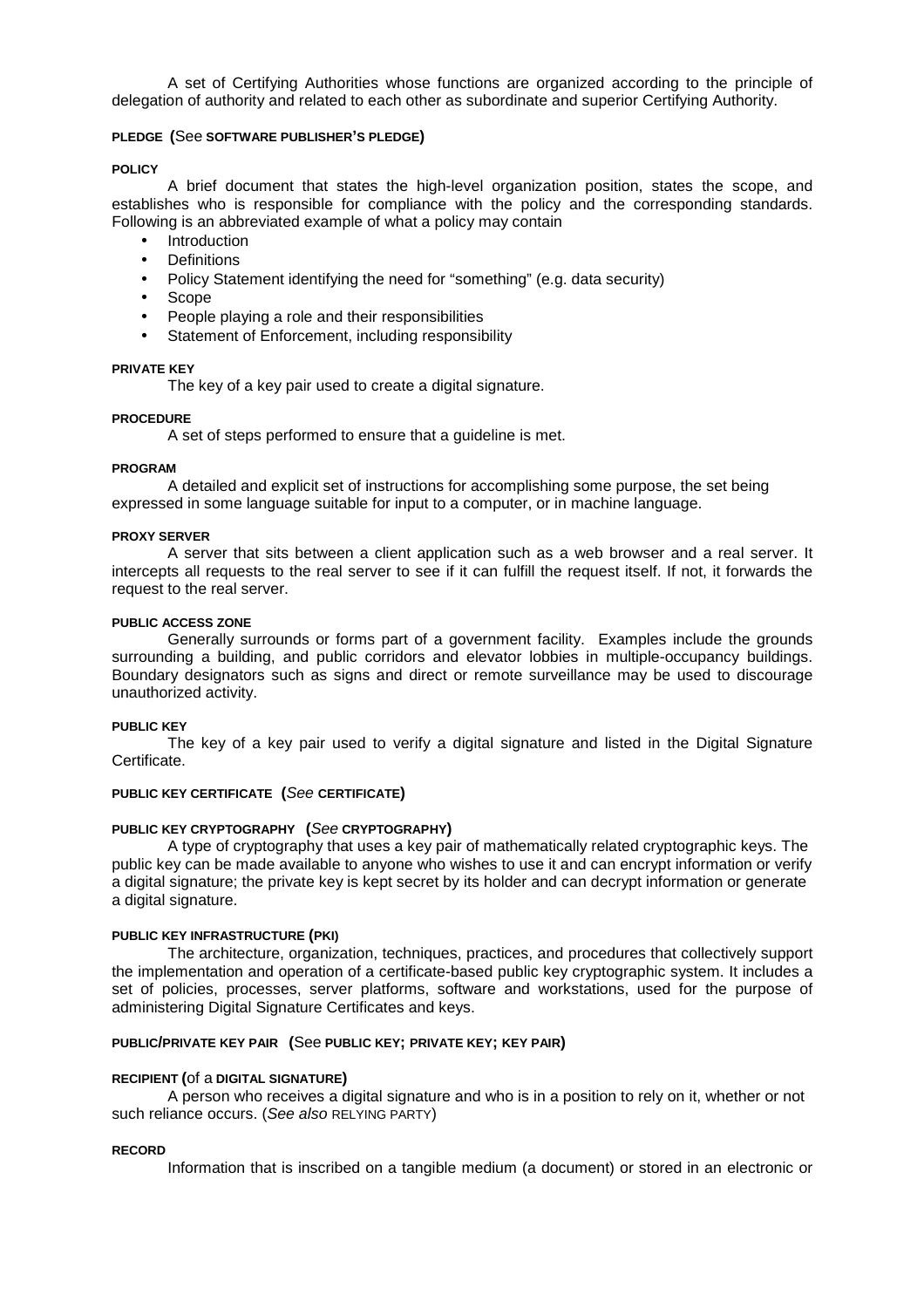A set of Certifying Authorities whose functions are organized according to the principle of delegation of authority and related to each other as subordinate and superior Certifying Authority.

**PLEDGE (See SOFTWARE PUBLISHER'S PLEDGE)**

**POLICY**

A brief document that states the high-level organization position, states the scope, and establishes who is responsible for compliance with the policy and the corresponding standards. Following is an abbreviated example of what a policy may contain

- Introduction
- Definitions
- Policy Statement identifying the need for "something" (e.g. data security)
- Scope
- People playing a role and their responsibilities
- Statement of Enforcement, including responsibility

**PRIVATE KEY**

The key of a key pair used to create a digital signature.

**PROCEDURE**

A set of steps performed to ensure that a guideline is met.

**PROGRAM**

A detailed and explicit set of instructions for accomplishing some purpose, the set being expressed in some language suitable for input to a computer, or in machine language.

**PROXY SERVER**

A server that sits between a client application such as a web browser and a real server. It intercepts all requests to the real server to see if it can fulfill the request itself. If not, it forwards the request to the real server.

**PUBLIC ACCESS ZONE**

Generally surrounds or forms part of a government facility. Examples include the grounds surrounding a building, and public corridors and elevator lobbies in multiple-occupancy buildings. Boundary designators such as signs and direct or remote surveillance may be used to discourage unauthorized activity.

**PUBLIC KEY**

The key of a key pair used to verify a digital signature and listed in the Digital Signature Certificate.

**PUBLIC KEY CERTIFICATE (*See* CERTIFICATE)**

**PUBLIC KEY CRYPTOGRAPHY (*See* CRYPTOGRAPHY)**

A type of cryptography that uses a key pair of mathematically related cryptographic keys. The public key can be made available to anyone who wishes to use it and can encrypt information or verify a digital signature; the private key is kept secret by its holder and can decrypt information or generate a digital signature.

**PUBLIC KEY INFRASTRUCTURE (PKI)**

The architecture, organization, techniques, practices, and procedures that collectively support the implementation and operation of a certificate-based public key cryptographic system. It includes a set of policies, processes, server platforms, software and workstations, used for the purpose of administering Digital Signature Certificates and keys.

**PUBLIC/PRIVATE KEY PAIR (See PUBLIC KEY; PRIVATE KEY; KEY PAIR)**

**RECIPIENT (of a DIGITAL SIGNATURE)**

A person who receives a digital signature and who is in a position to rely on it, whether or not such reliance occurs. (*See also* RELYING PARTY)

**RECORD**

Information that is inscribed on a tangible medium (a document) or stored in an electronic or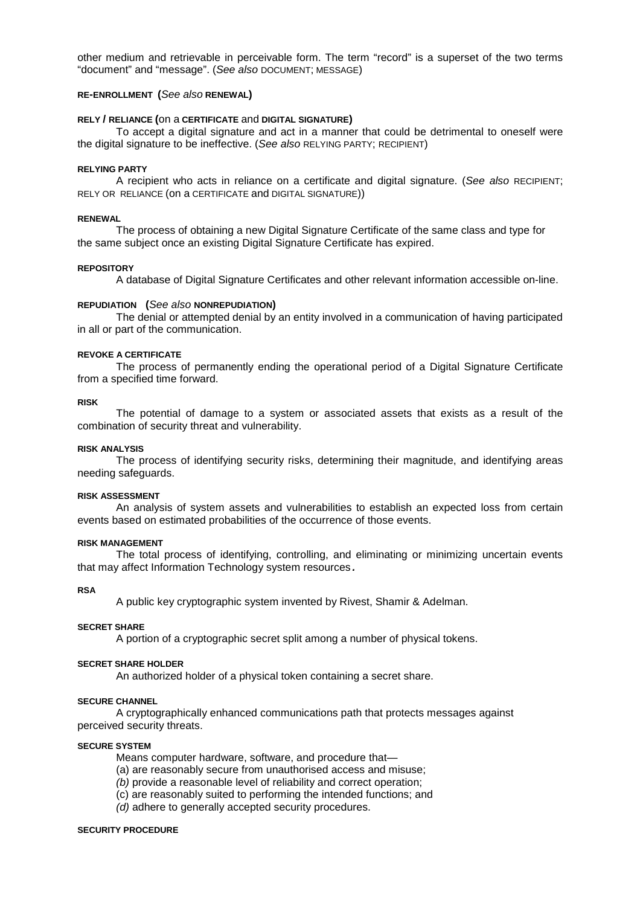other medium and retrievable in perceivable form. The term "record" is a superset of the two terms "document" and "message". (*See also* DOCUMENT; MESSAGE)

**RE-ENROLLMENT (*See also* RENEWAL)**

**RELY / RELIANCE (on a CERTIFICATE and DIGITAL SIGNATURE)**

To accept a digital signature and act in a manner that could be detrimental to oneself were the digital signature to be ineffective. (*See also* RELYING PARTY; RECIPIENT)

**RELYING PARTY**

A recipient who acts in reliance on a certificate and digital signature. (*See also* RECIPIENT; RELY OR RELIANCE (on a CERTIFICATE and DIGITAL SIGNATURE))

**RENEWAL**

The process of obtaining a new Digital Signature Certificate of the same class and type for the same subject once an existing Digital Signature Certificate has expired.

**REPOSITORY**

A database of Digital Signature Certificates and other relevant information accessible on-line.

**REPUDIATION (*See also* NONREPUDIATION)**

The denial or attempted denial by an entity involved in a communication of having participated in all or part of the communication.

**REVOKE A CERTIFICATE**

The process of permanently ending the operational period of a Digital Signature Certificate from a specified time forward.

**RISK**

The potential of damage to a system or associated assets that exists as a result of the combination of security threat and vulnerability.

**RISK ANALYSIS**

The process of identifying security risks, determining their magnitude, and identifying areas needing safeguards.

**RISK ASSESSMENT**

An analysis of system assets and vulnerabilities to establish an expected loss from certain events based on estimated probabilities of the occurrence of those events.

**RISK MANAGEMENT**

The total process of identifying, controlling, and eliminating or minimizing uncertain events that may affect Information Technology system resources.

**RSA**

A public key cryptographic system invented by Rivest, Shamir & Adelman.

**SECRET SHARE**

A portion of a cryptographic secret split among a number of physical tokens.

**SECRET SHARE HOLDER**

An authorized holder of a physical token containing a secret share.

**SECURE CHANNEL**

A cryptographically enhanced communications path that protects messages against perceived security threats.

**SECURE SYSTEM**

Means computer hardware, software, and procedure that—

(a) are reasonably secure from unauthorised access and misuse;

*(b)* provide a reasonable level of reliability and correct operation;

(c) are reasonably suited to performing the intended functions; and

*(d)* adhere to generally accepted security procedures.

**SECURITY PROCEDURE**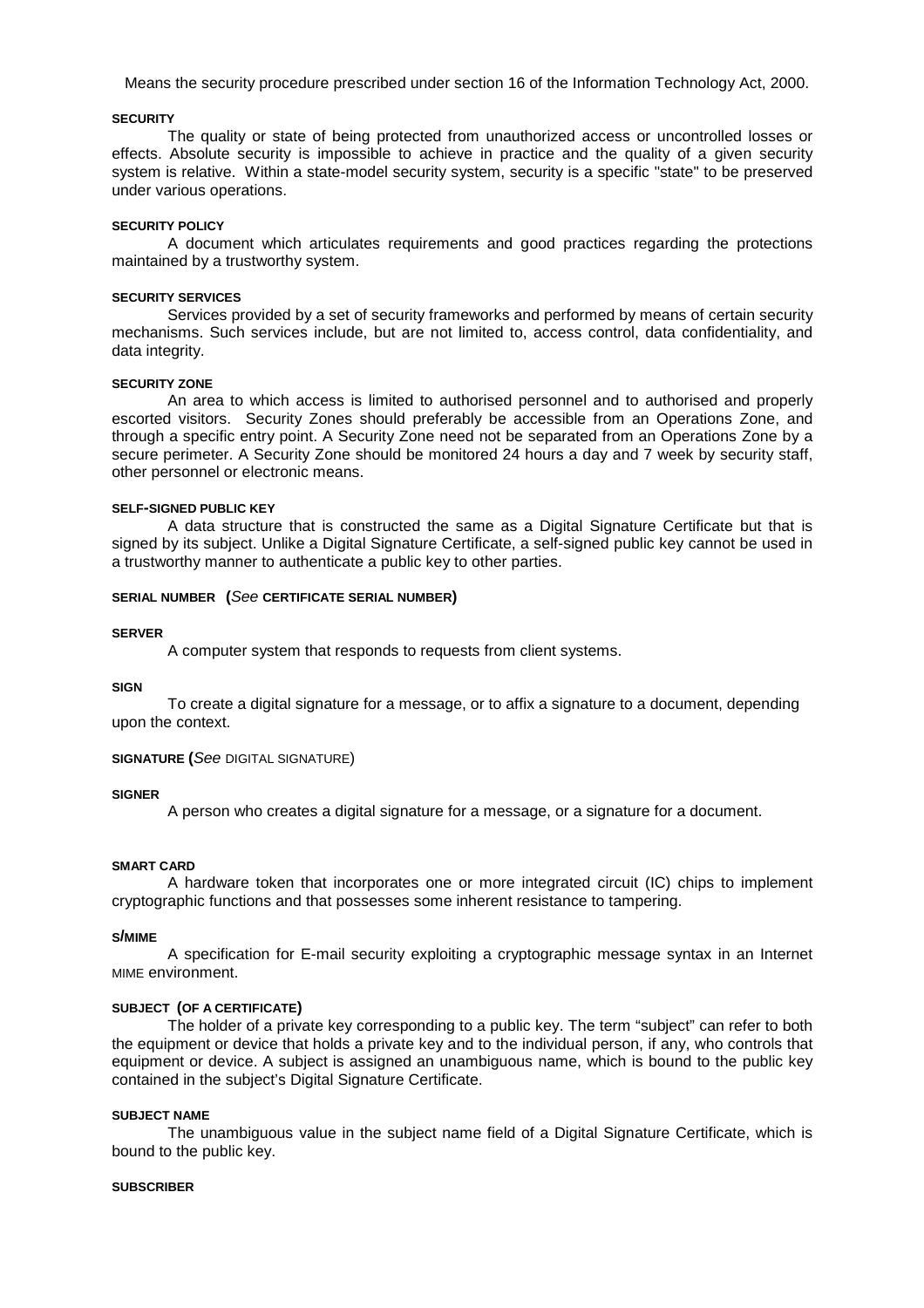Means the security procedure prescribed under section 16 of the Information Technology Act, 2000.

#### SECURITY

The quality or state of being protected from unauthorized access or uncontrolled losses or effects. Absolute security is impossible to achieve in practice and the quality of a given security system is relative. Within a state-model security system, security is a specific "state" to be preserved under various operations.

#### SECURITY POLICY

A document which articulates requirements and good practices regarding the protections maintained by a trustworthy system.

#### SECURITY SERVICES

Services provided by a set of security frameworks and performed by means of certain security mechanisms. Such services include, but are not limited to, access control, data confidentiality, and data integrity.

#### SECURITY ZONE

An area to which access is limited to authorised personnel and to authorised and properly escorted visitors. Security Zones should preferably be accessible from an Operations Zone, and through a specific entry point. A Security Zone need not be separated from an Operations Zone by a secure perimeter. A Security Zone should be monitored 24 hours a day and 7 week by security staff, other personnel or electronic means.

#### SELF-SIGNED PUBLIC KEY

A data structure that is constructed the same as a Digital Signature Certificate but that is signed by its subject. Unlike a Digital Signature Certificate, a self-signed public key cannot be used in a trustworthy manner to authenticate a public key to other parties.

#### SERIAL NUMBER (*See* CERTIFICATE SERIAL NUMBER)

#### SERVER

A computer system that responds to requests from client systems.

#### SIGN

To create a digital signature for a message, or to affix a signature to a document, depending upon the context.

#### SIGNATURE (*See* DIGITAL SIGNATURE)

#### SIGNER

A person who creates a digital signature for a message, or a signature for a document.

#### SMART CARD

A hardware token that incorporates one or more integrated circuit (IC) chips to implement cryptographic functions and that possesses some inherent resistance to tampering.

#### S/MIME

A specification for E-mail security exploiting a cryptographic message syntax in an Internet MIME environment.

#### SUBJECT (OF A CERTIFICATE)

The holder of a private key corresponding to a public key. The term "subject" can refer to both the equipment or device that holds a private key and to the individual person, if any, who controls that equipment or device. A subject is assigned an unambiguous name, which is bound to the public key contained in the subject's Digital Signature Certificate.

#### SUBJECT NAME

The unambiguous value in the subject name field of a Digital Signature Certificate, which is bound to the public key.

#### SUBSCRIBER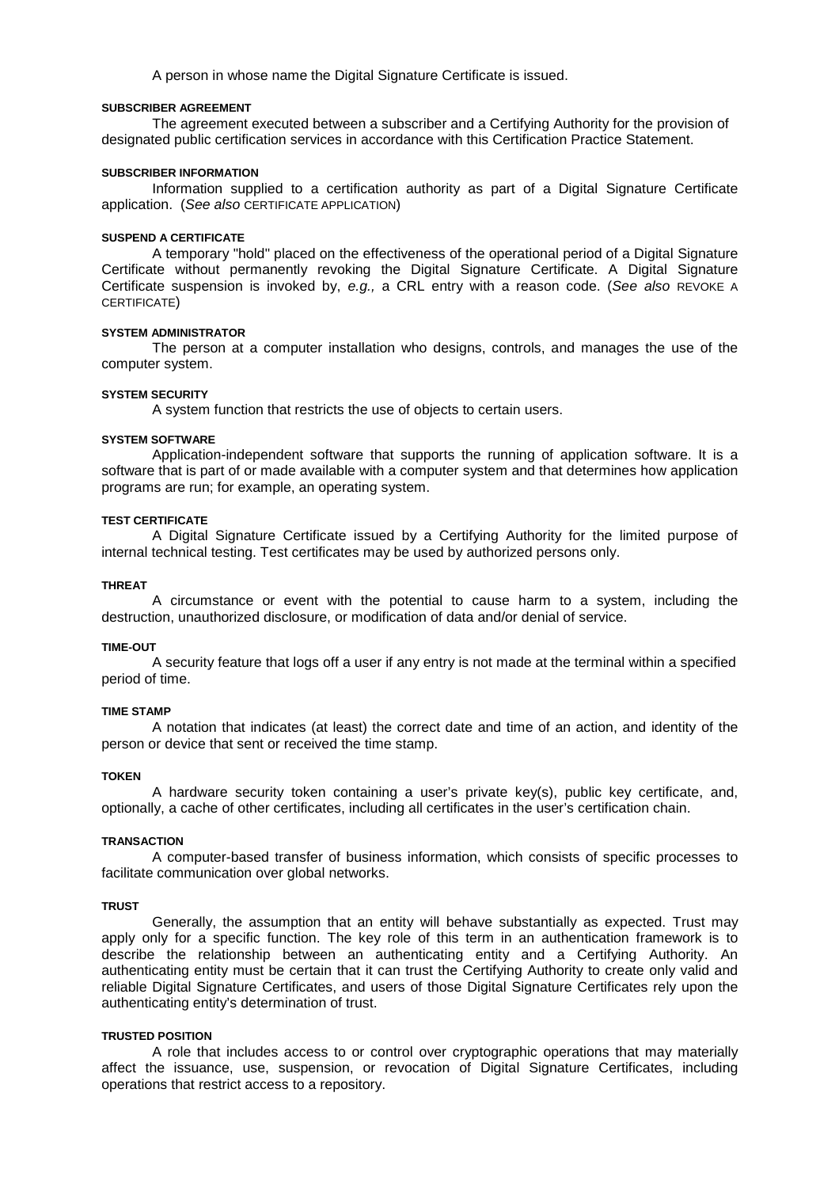A person in whose name the Digital Signature Certificate is issued.

#### SUBSCRIBER AGREEMENT

The agreement executed between a subscriber and a Certifying Authority for the provision of designated public certification services in accordance with this Certification Practice Statement.

#### SUBSCRIBER INFORMATION

Information supplied to a certification authority as part of a Digital Signature Certificate application. (*See also* CERTIFICATE APPLICATION)

#### SUSPEND A CERTIFICATE

A temporary "hold" placed on the effectiveness of the operational period of a Digital Signature Certificate without permanently revoking the Digital Signature Certificate. A Digital Signature Certificate suspension is invoked by, *e.g.,* a CRL entry with a reason code. (*See also* REVOKE A CERTIFICATE)

#### SYSTEM ADMINISTRATOR

The person at a computer installation who designs, controls, and manages the use of the computer system.

#### SYSTEM SECURITY

A system function that restricts the use of objects to certain users.

#### SYSTEM SOFTWARE

Application-independent software that supports the running of application software. It is a software that is part of or made available with a computer system and that determines how application programs are run; for example, an operating system.

#### TEST CERTIFICATE

A Digital Signature Certificate issued by a Certifying Authority for the limited purpose of internal technical testing. Test certificates may be used by authorized persons only.

#### THREAT

A circumstance or event with the potential to cause harm to a system, including the destruction, unauthorized disclosure, or modification of data and/or denial of service.

#### TIME-OUT

A security feature that logs off a user if any entry is not made at the terminal within a specified period of time.

#### TIME STAMP

A notation that indicates (at least) the correct date and time of an action, and identity of the person or device that sent or received the time stamp.

#### TOKEN

A hardware security token containing a user's private key(s), public key certificate, and, optionally, a cache of other certificates, including all certificates in the user's certification chain.

#### TRANSACTION

A computer-based transfer of business information, which consists of specific processes to facilitate communication over global networks.

#### TRUST

Generally, the assumption that an entity will behave substantially as expected. Trust may apply only for a specific function. The key role of this term in an authentication framework is to describe the relationship between an authenticating entity and a Certifying Authority. An authenticating entity must be certain that it can trust the Certifying Authority to create only valid and reliable Digital Signature Certificates, and users of those Digital Signature Certificates rely upon the authenticating entity's determination of trust.

#### TRUSTED POSITION

A role that includes access to or control over cryptographic operations that may materially affect the issuance, use, suspension, or revocation of Digital Signature Certificates, including operations that restrict access to a repository.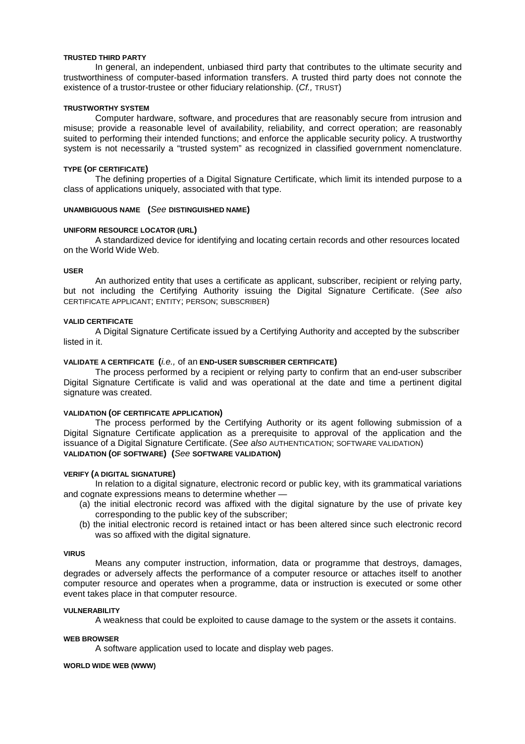#### TRUSTED THIRD PARTY

In general, an independent, unbiased third party that contributes to the ultimate security and trustworthiness of computer-based information transfers. A trusted third party does not connote the existence of a trustor-trustee or other fiduciary relationship. (*Cf.,* TRUST)

#### TRUSTWORTHY SYSTEM

Computer hardware, software, and procedures that are reasonably secure from intrusion and misuse; provide a reasonable level of availability, reliability, and correct operation; are reasonably suited to performing their intended functions; and enforce the applicable security policy. A trustworthy system is not necessarily a "trusted system" as recognized in classified government nomenclature.

#### TYPE (OF CERTIFICATE)

The defining properties of a Digital Signature Certificate, which limit its intended purpose to a class of applications uniquely, associated with that type.

#### UNAMBIGUOUS NAME (*See* DISTINGUISHED NAME)

#### UNIFORM RESOURCE LOCATOR (URL)

A standardized device for identifying and locating certain records and other resources located on the World Wide Web.

#### USER

An authorized entity that uses a certificate as applicant, subscriber, recipient or relying party, but not including the Certifying Authority issuing the Digital Signature Certificate. (*See also* CERTIFICATE APPLICANT; ENTITY; PERSON; SUBSCRIBER)

#### VALID CERTIFICATE

A Digital Signature Certificate issued by a Certifying Authority and accepted by the subscriber listed in it.

#### VALIDATE A CERTIFICATE (*i.e.,* of an END-USER SUBSCRIBER CERTIFICATE)

The process performed by a recipient or relying party to confirm that an end-user subscriber Digital Signature Certificate is valid and was operational at the date and time a pertinent digital signature was created.

#### VALIDATION (OF CERTIFICATE APPLICATION)

The process performed by the Certifying Authority or its agent following submission of a Digital Signature Certificate application as a prerequisite to approval of the application and the issuance of a Digital Signature Certificate. (*See also* AUTHENTICATION; SOFTWARE VALIDATION)

#### VALIDATION (OF SOFTWARE) (*See* SOFTWARE VALIDATION)

#### VERIFY (A DIGITAL SIGNATURE)

In relation to a digital signature, electronic record or public key, with its grammatical variations and cognate expressions means to determine whether —

(a) the initial electronic record was affixed with the digital signature by the use of private key corresponding to the public key of the subscriber;

(b) the initial electronic record is retained intact or has been altered since such electronic record was so affixed with the digital signature.

#### VIRUS

Means any computer instruction, information, data or programme that destroys, damages, degrades or adversely affects the performance of a computer resource or attaches itself to another computer resource and operates when a programme, data or instruction is executed or some other event takes place in that computer resource.

#### VULNERABILITY

A weakness that could be exploited to cause damage to the system or the assets it contains.

#### WEB BROWSER

A software application used to locate and display web pages.

#### WORLD WIDE WEB (WWW)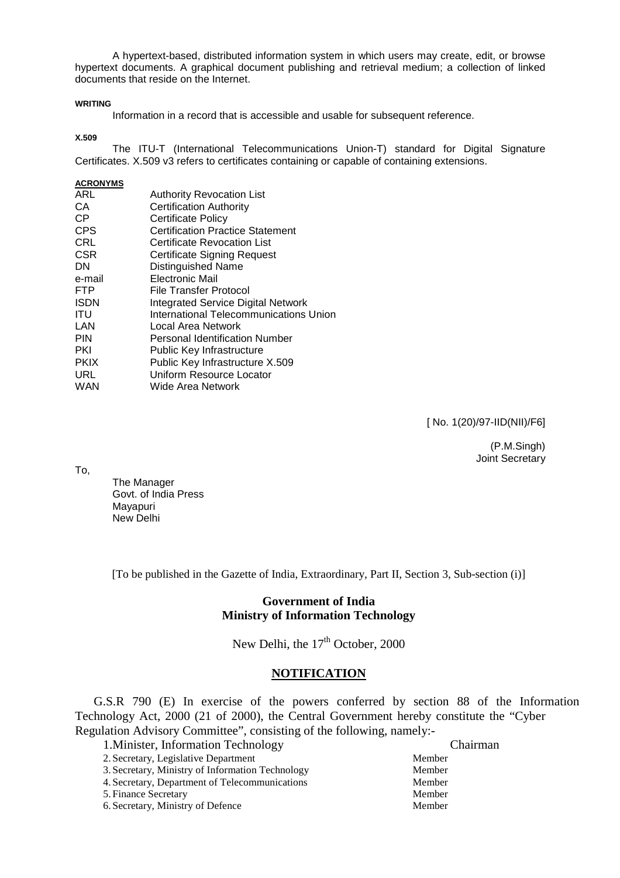A hypertext-based, distributed information system in which users may create, edit, or browse hypertext documents. A graphical document publishing and retrieval medium; a collection of linked documents that reside on the Internet.

**WRITING**

Information in a record that is accessible and usable for subsequent reference.

**X.509**

The ITU-T (International Telecommunications Union-T) standard for Digital Signature Certificates. X.509 v3 refers to certificates containing or capable of containing extensions.

**ACRONYMS**

| | |
|---|---|
| ARL | Authority Revocation List |
| CA | Certification Authority |
| CP | Certificate Policy |
| CPS | Certification Practice Statement |
| CRL | Certificate Revocation List |
| CSR | Certificate Signing Request |
| DN | Distinguished Name |
| e-mail | Electronic Mail |
| FTP | File Transfer Protocol |
| ISDN | Integrated Service Digital Network |
| ITU | International Telecommunications Union |
| LAN | Local Area Network |
| PIN | Personal Identification Number |
| PKI | Public Key Infrastructure |
| PKIX | Public Key Infrastructure X.509 |
| URL | Uniform Resource Locator |
| WAN | Wide Area Network |

[ No. 1(20)/97-IID(NII)/F6]

(P.M.Singh)
Joint Secretary

To,

The Manager
Govt. of India Press
Mayapuri
New Delhi

[To be published in the Gazette of India, Extraordinary, Part II, Section 3, Sub-section (i)]

**Government of India**
**Ministry of Information Technology**

New Delhi, the 17th October, 2000

## NOTIFICATION

G.S.R 790 (E) In exercise of the powers conferred by section 88 of the Information Technology Act, 2000 (21 of 2000), the Central Government hereby constitute the "Cyber Regulation Advisory Committee", consisting of the following, namely:-

| | |
|---|---|
| 1. Minister, Information Technology | Chairman |
| 2. Secretary, Legislative Department | Member |
| 3. Secretary, Ministry of Information Technology | Member |
| 4. Secretary, Department of Telecommunications | Member |
| 5. Finance Secretary | Member |
| 6. Secretary, Ministry of Defence | Member |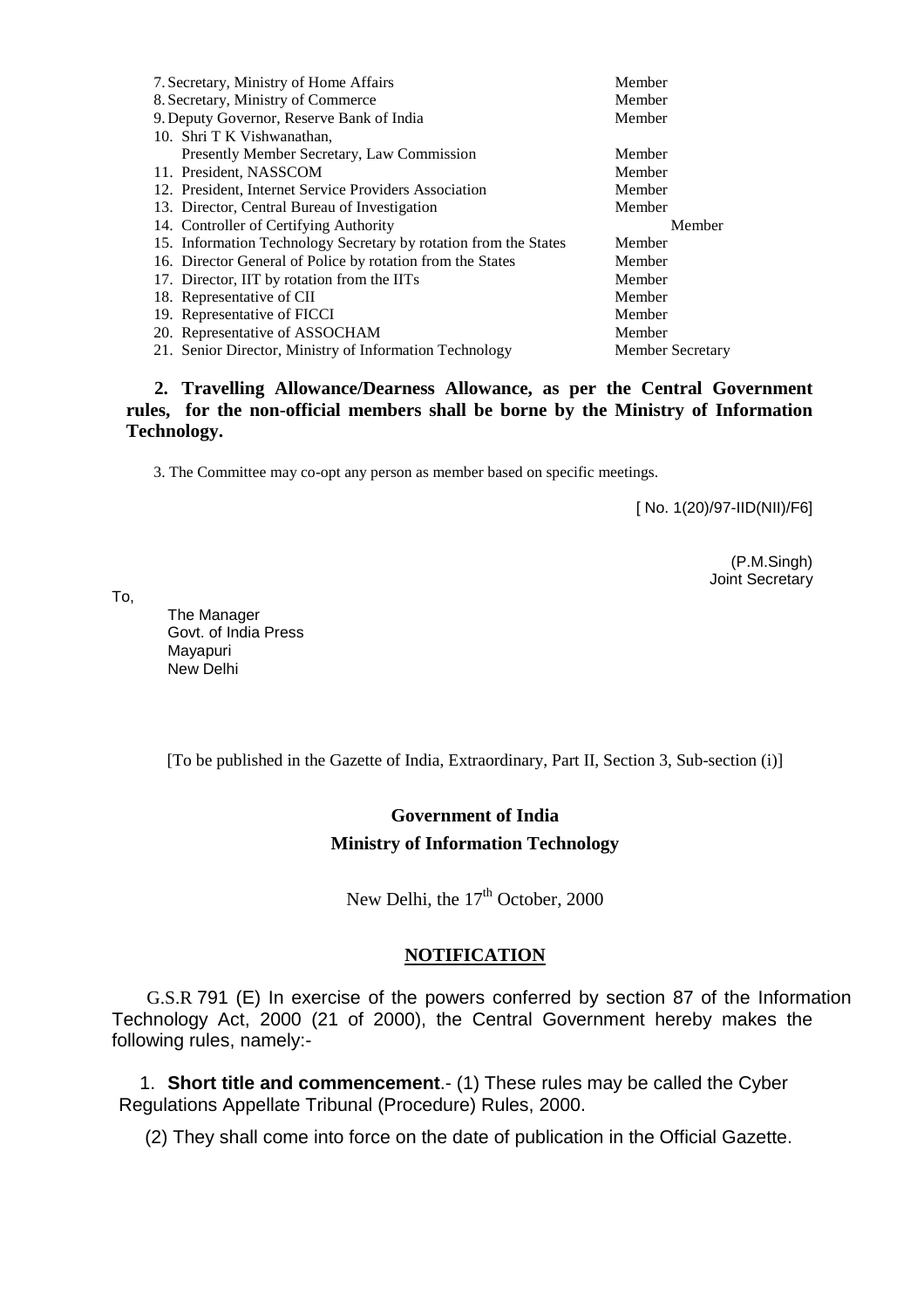| | |
|---|---|
| 7. Secretary, Ministry of Home Affairs | Member |
| 8. Secretary, Ministry of Commerce | Member |
| 9. Deputy Governor, Reserve Bank of India | Member |
| 10. Shri T K Vishwanathan, Presently Member Secretary, Law Commission | Member |
| 11. President, NASSCOM | Member |
| 12. President, Internet Service Providers Association | Member |
| 13. Director, Central Bureau of Investigation | Member |
| 14. Controller of Certifying Authority | Member |
| 15. Information Technology Secretary by rotation from the States | Member |
| 16. Director General of Police by rotation from the States | Member |
| 17. Director, IIT by rotation from the IITs | Member |
| 18. Representative of CII | Member |
| 19. Representative of FICCI | Member |
| 20. Representative of ASSOCHAM | Member |
| 21. Senior Director, Ministry of Information Technology | Member Secretary |

**2. Travelling Allowance/Dearness Allowance, as per the Central Government rules, for the non-official members shall be borne by the Ministry of Information Technology.**

3. The Committee may co-opt any person as member based on specific meetings.

[ No. 1(20)/97-IID(NII)/F6]

(P.M.Singh)
Joint Secretary

To,

The Manager
Govt. of India Press
Mayapuri
New Delhi

[To be published in the Gazette of India, Extraordinary, Part II, Section 3, Sub-section (i)]

**Government of India**

**Ministry of Information Technology**

New Delhi, the 17th October, 2000

**NOTIFICATION**

G.S.R 791 (E) In exercise of the powers conferred by section 87 of the Information Technology Act, 2000 (21 of 2000), the Central Government hereby makes the following rules, namely:-

1. **Short title and commencement**.- (1) These rules may be called the Cyber Regulations Appellate Tribunal (Procedure) Rules, 2000.

(2) They shall come into force on the date of publication in the Official Gazette.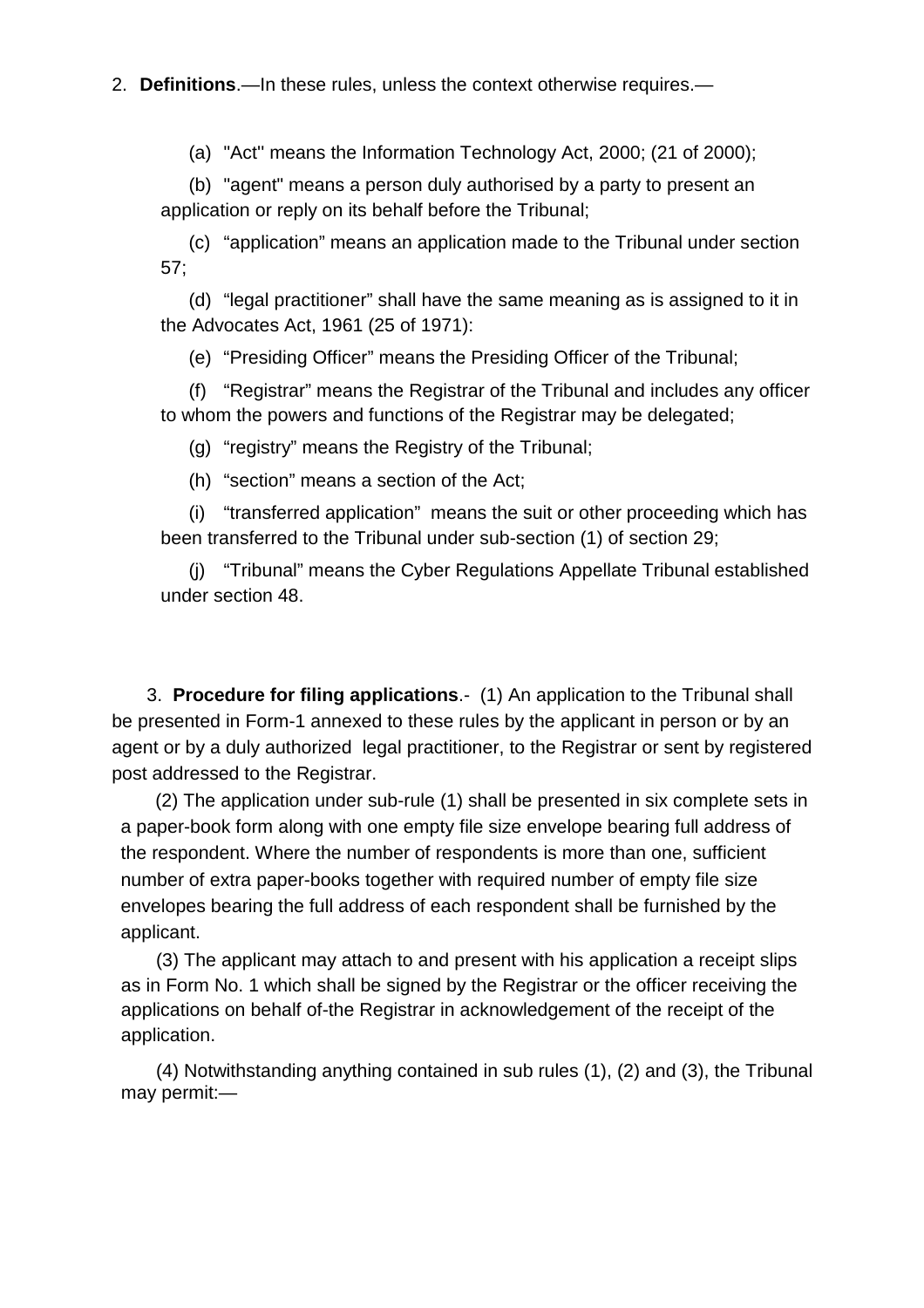2. **Definitions**.—In these rules, unless the context otherwise requires.—

(a) "Act" means the Information Technology Act, 2000; (21 of 2000);

(b) "agent" means a person duly authorised by a party to present an application or reply on its behalf before the Tribunal;

(c) "application" means an application made to the Tribunal under section 57;

(d) "legal practitioner" shall have the same meaning as is assigned to it in the Advocates Act, 1961 (25 of 1971):

(e) "Presiding Officer" means the Presiding Officer of the Tribunal;

(f) "Registrar" means the Registrar of the Tribunal and includes any officer to whom the powers and functions of the Registrar may be delegated;

(g) "registry" means the Registry of the Tribunal;

(h) "section" means a section of the Act;

(i) "transferred application" means the suit or other proceeding which has been transferred to the Tribunal under sub-section (1) of section 29;

(j) "Tribunal" means the Cyber Regulations Appellate Tribunal established under section 48.

3. **Procedure for filing applications**.- (1) An application to the Tribunal shall be presented in Form-1 annexed to these rules by the applicant in person or by an agent or by a duly authorized legal practitioner, to the Registrar or sent by registered post addressed to the Registrar.

(2) The application under sub-rule (1) shall be presented in six complete sets in a paper-book form along with one empty file size envelope bearing full address of the respondent. Where the number of respondents is more than one, sufficient number of extra paper-books together with required number of empty file size envelopes bearing the full address of each respondent shall be furnished by the applicant.

(3) The applicant may attach to and present with his application a receipt slips as in Form No. 1 which shall be signed by the Registrar or the officer receiving the applications on behalf of-the Registrar in acknowledgement of the receipt of the application.

(4) Notwithstanding anything contained in sub rules (1), (2) and (3), the Tribunal may permit:—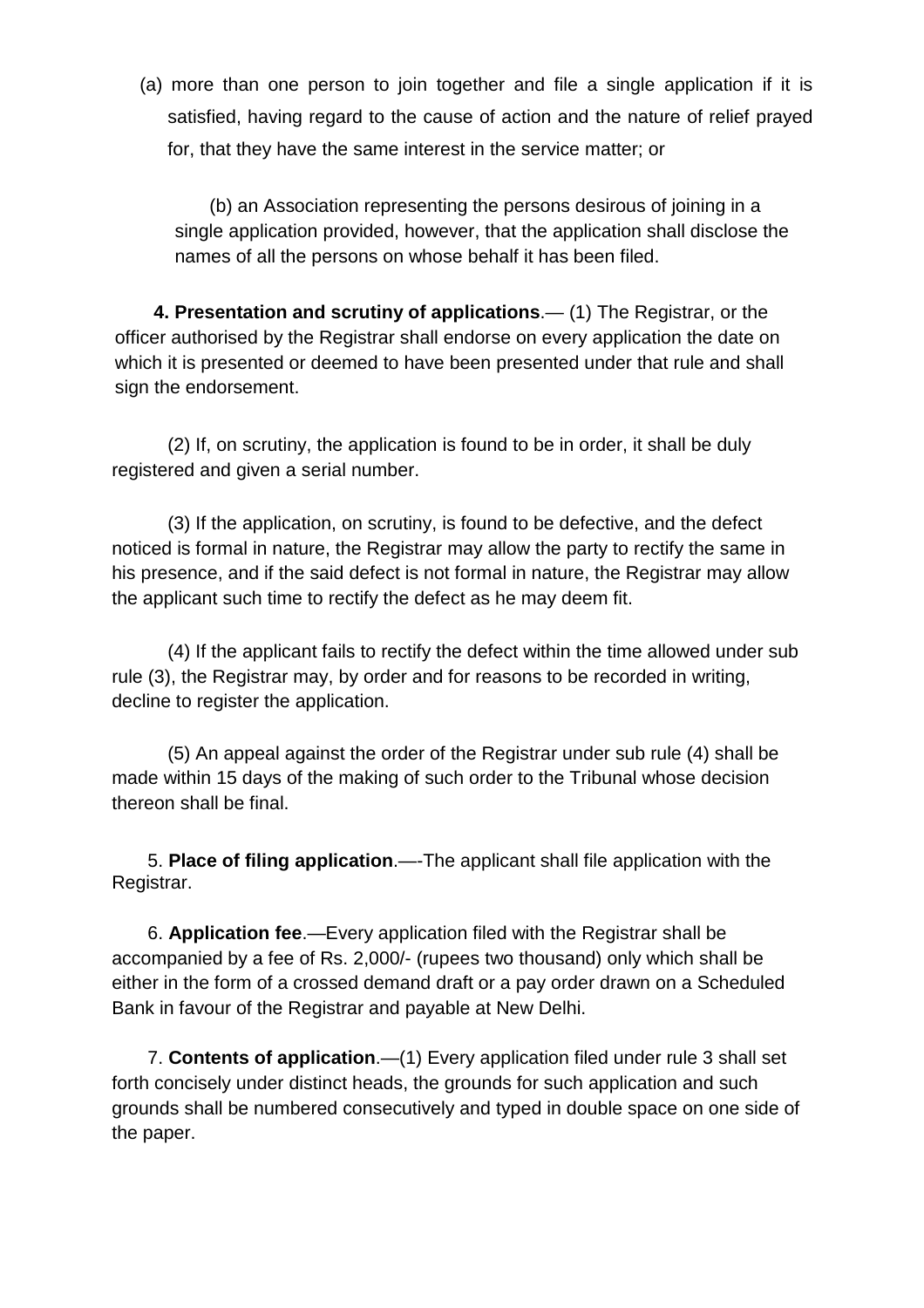(a) more than one person to join together and file a single application if it is satisfied, having regard to the cause of action and the nature of relief prayed for, that they have the same interest in the service matter; or

(b) an Association representing the persons desirous of joining in a single application provided, however, that the application shall disclose the names of all the persons on whose behalf it has been filed.

**4. Presentation and scrutiny of applications**.— (1) The Registrar, or the officer authorised by the Registrar shall endorse on every application the date on which it is presented or deemed to have been presented under that rule and shall sign the endorsement.

(2) If, on scrutiny, the application is found to be in order, it shall be duly registered and given a serial number.

(3) If the application, on scrutiny, is found to be defective, and the defect noticed is formal in nature, the Registrar may allow the party to rectify the same in his presence, and if the said defect is not formal in nature, the Registrar may allow the applicant such time to rectify the defect as he may deem fit.

(4) If the applicant fails to rectify the defect within the time allowed under sub rule (3), the Registrar may, by order and for reasons to be recorded in writing, decline to register the application.

(5) An appeal against the order of the Registrar under sub rule (4) shall be made within 15 days of the making of such order to the Tribunal whose decision thereon shall be final.

5. **Place of filing application**.—-The applicant shall file application with the Registrar.

6. **Application fee**.—Every application filed with the Registrar shall be accompanied by a fee of Rs. 2,000/- (rupees two thousand) only which shall be either in the form of a crossed demand draft or a pay order drawn on a Scheduled Bank in favour of the Registrar and payable at New Delhi.

7. **Contents of application**.—(1) Every application filed under rule 3 shall set forth concisely under distinct heads, the grounds for such application and such grounds shall be numbered consecutively and typed in double space on one side of the paper.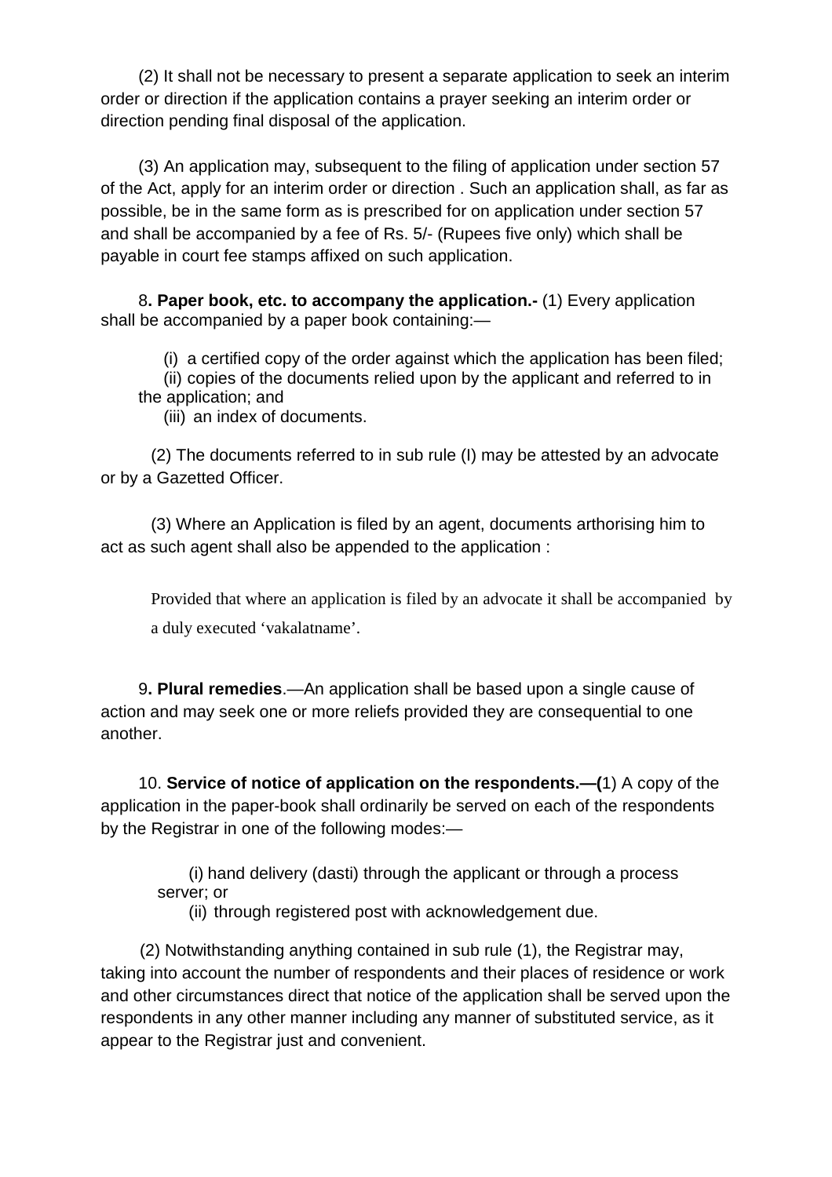(2) It shall not be necessary to present a separate application to seek an interim order or direction if the application contains a prayer seeking an interim order or direction pending final disposal of the application.

(3) An application may, subsequent to the filing of application under section 57 of the Act, apply for an interim order or direction . Such an application shall, as far as possible, be in the same form as is prescribed for on application under section 57 and shall be accompanied by a fee of Rs. 5/- (Rupees five only) which shall be payable in court fee stamps affixed on such application.

8**. Paper book, etc. to accompany the application.-** (1) Every application shall be accompanied by a paper book containing:—

(i) a certified copy of the order against which the application has been filed;
(ii) copies of the documents relied upon by the applicant and referred to in the application; and
(iii) an index of documents.

(2) The documents referred to in sub rule (I) may be attested by an advocate or by a Gazetted Officer.

(3) Where an Application is filed by an agent, documents arthorising him to act as such agent shall also be appended to the application :

Provided that where an application is filed by an advocate it shall be accompanied by a duly executed 'vakalatname'.

9**. Plural remedies**.—An application shall be based upon a single cause of action and may seek one or more reliefs provided they are consequential to one another.

10. **Service of notice of application on the respondents.—(**1) A copy of the application in the paper-book shall ordinarily be served on each of the respondents by the Registrar in one of the following modes:—

(i) hand delivery (dasti) through the applicant or through a process server; or
(ii) through registered post with acknowledgement due.

(2) Notwithstanding anything contained in sub rule (1), the Registrar may, taking into account the number of respondents and their places of residence or work and other circumstances direct that notice of the application shall be served upon the respondents in any other manner including any manner of substituted service, as it appear to the Registrar just and convenient.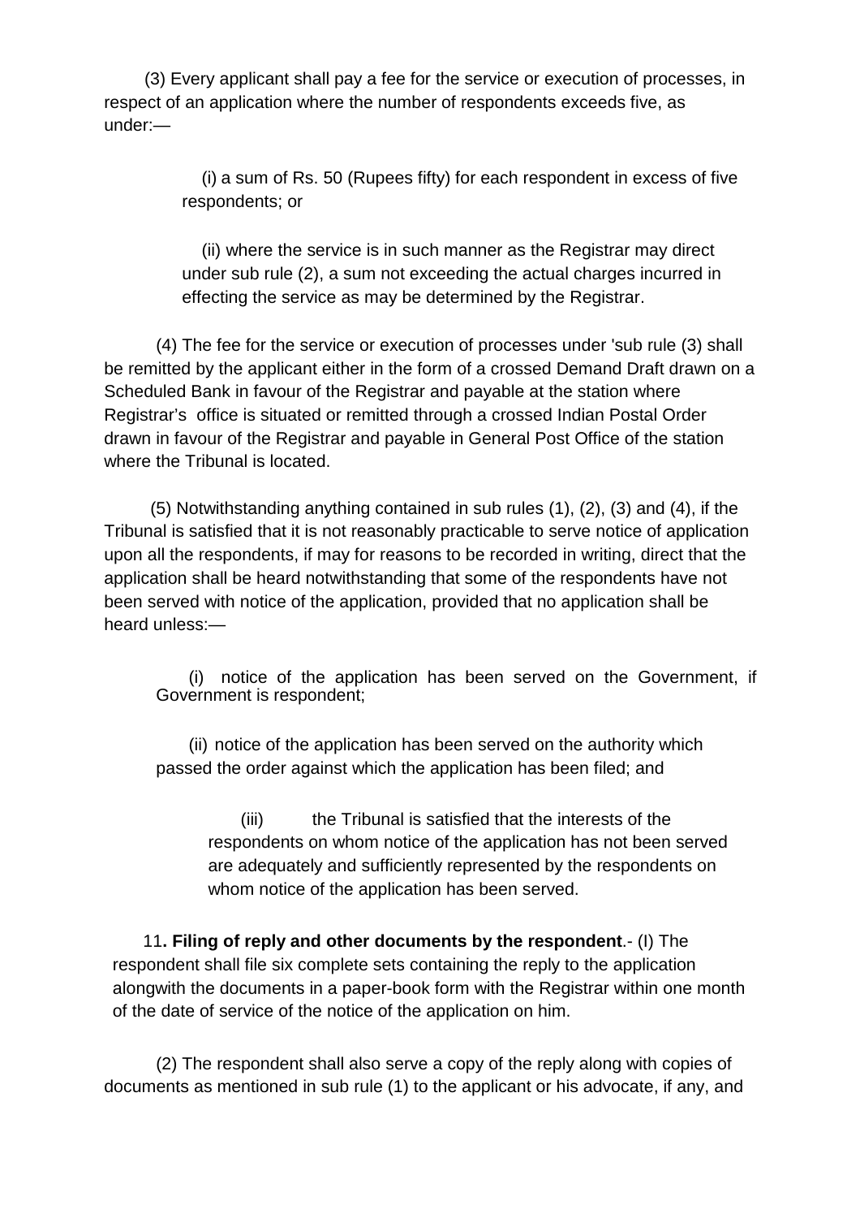(3) Every applicant shall pay a fee for the service or execution of processes, in respect of an application where the number of respondents exceeds five, as under:—

(i) a sum of Rs. 50 (Rupees fifty) for each respondent in excess of five respondents; or

(ii) where the service is in such manner as the Registrar may direct under sub rule (2), a sum not exceeding the actual charges incurred in effecting the service as may be determined by the Registrar.

(4) The fee for the service or execution of processes under 'sub rule (3) shall be remitted by the applicant either in the form of a crossed Demand Draft drawn on a Scheduled Bank in favour of the Registrar and payable at the station where Registrar's office is situated or remitted through a crossed Indian Postal Order drawn in favour of the Registrar and payable in General Post Office of the station where the Tribunal is located.

(5) Notwithstanding anything contained in sub rules (1), (2), (3) and (4), if the Tribunal is satisfied that it is not reasonably practicable to serve notice of application upon all the respondents, if may for reasons to be recorded in writing, direct that the application shall be heard notwithstanding that some of the respondents have not been served with notice of the application, provided that no application shall be heard unless:—

(i) notice of the application has been served on the Government, if Government is respondent;

(ii) notice of the application has been served on the authority which passed the order against which the application has been filed; and

(iii) the Tribunal is satisfied that the interests of the respondents on whom notice of the application has not been served are adequately and sufficiently represented by the respondents on whom notice of the application has been served.

11**. Filing of reply and other documents by the respondent**.- (I) The respondent shall file six complete sets containing the reply to the application alongwith the documents in a paper-book form with the Registrar within one month of the date of service of the notice of the application on him.

(2) The respondent shall also serve a copy of the reply along with copies of documents as mentioned in sub rule (1) to the applicant or his advocate, if any, and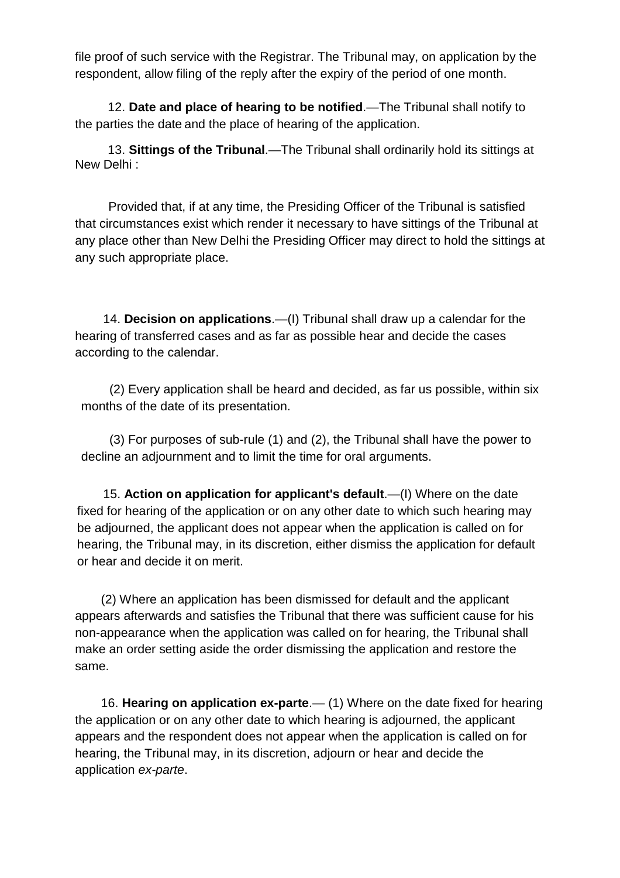file proof of such service with the Registrar. The Tribunal may, on application by the respondent, allow filing of the reply after the expiry of the period of one month.

12. **Date and place of hearing to be notified**.—The Tribunal shall notify to the parties the date and the place of hearing of the application.

13. **Sittings of the Tribunal**.—The Tribunal shall ordinarily hold its sittings at New Delhi :

Provided that, if at any time, the Presiding Officer of the Tribunal is satisfied that circumstances exist which render it necessary to have sittings of the Tribunal at any place other than New Delhi the Presiding Officer may direct to hold the sittings at any such appropriate place.

14. **Decision on applications**.—(I) Tribunal shall draw up a calendar for the hearing of transferred cases and as far as possible hear and decide the cases according to the calendar.

(2) Every application shall be heard and decided, as far us possible, within six months of the date of its presentation.

(3) For purposes of sub-rule (1) and (2), the Tribunal shall have the power to decline an adjournment and to limit the time for oral arguments.

15. **Action on application for applicant's default**.—(I) Where on the date fixed for hearing of the application or on any other date to which such hearing may be adjourned, the applicant does not appear when the application is called on for hearing, the Tribunal may, in its discretion, either dismiss the application for default or hear and decide it on merit.

(2) Where an application has been dismissed for default and the applicant appears afterwards and satisfies the Tribunal that there was sufficient cause for his non-appearance when the application was called on for hearing, the Tribunal shall make an order setting aside the order dismissing the application and restore the same.

16. **Hearing on application ex-parte**.— (1) Where on the date fixed for hearing the application or on any other date to which hearing is adjourned, the applicant appears and the respondent does not appear when the application is called on for hearing, the Tribunal may, in its discretion, adjourn or hear and decide the application *ex-parte*.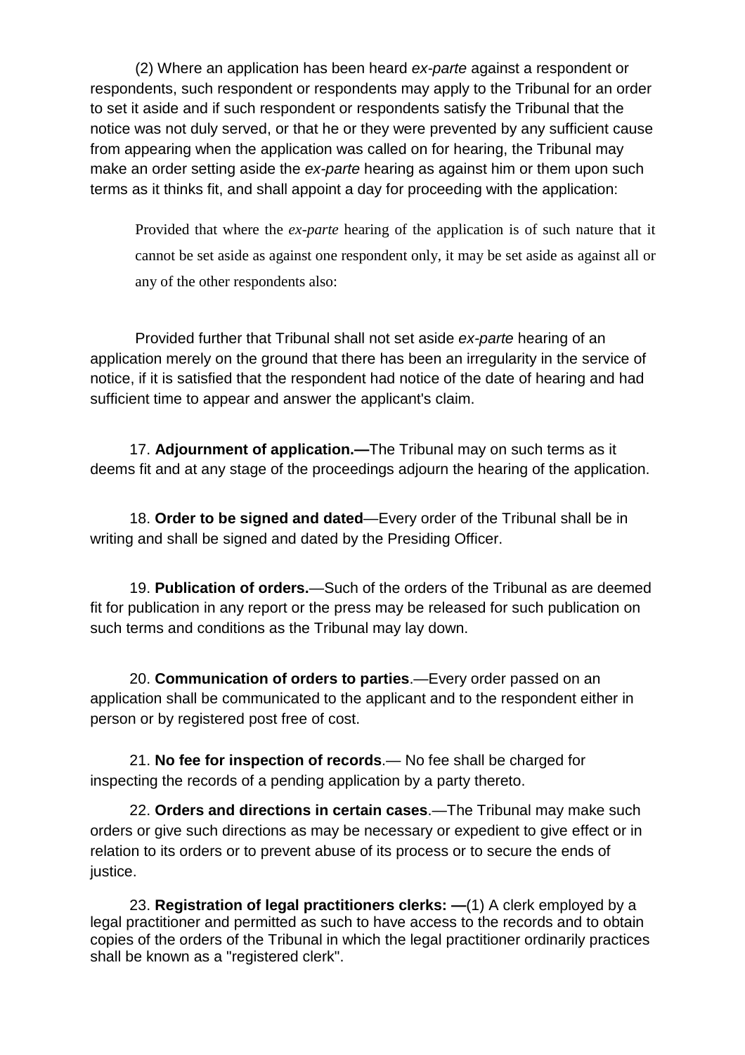(2) Where an application has been heard *ex-parte* against a respondent or respondents, such respondent or respondents may apply to the Tribunal for an order to set it aside and if such respondent or respondents satisfy the Tribunal that the notice was not duly served, or that he or they were prevented by any sufficient cause from appearing when the application was called on for hearing, the Tribunal may make an order setting aside the *ex-parte* hearing as against him or them upon such terms as it thinks fit, and shall appoint a day for proceeding with the application:

Provided that where the *ex-parte* hearing of the application is of such nature that it cannot be set aside as against one respondent only, it may be set aside as against all or any of the other respondents also:

Provided further that Tribunal shall not set aside *ex-parte* hearing of an application merely on the ground that there has been an irregularity in the service of notice, if it is satisfied that the respondent had notice of the date of hearing and had sufficient time to appear and answer the applicant's claim.

17. **Adjournment of application.—**The Tribunal may on such terms as it deems fit and at any stage of the proceedings adjourn the hearing of the application.

18. **Order to be signed and dated**—Every order of the Tribunal shall be in writing and shall be signed and dated by the Presiding Officer.

19. **Publication of orders.**—Such of the orders of the Tribunal as are deemed fit for publication in any report or the press may be released for such publication on such terms and conditions as the Tribunal may lay down.

20. **Communication of orders to parties**.—Every order passed on an application shall be communicated to the applicant and to the respondent either in person or by registered post free of cost.

21. **No fee for inspection of records**.— No fee shall be charged for inspecting the records of a pending application by a party thereto.

22. **Orders and directions in certain cases**.—The Tribunal may make such orders or give such directions as may be necessary or expedient to give effect or in relation to its orders or to prevent abuse of its process or to secure the ends of justice.

23. **Registration of legal practitioners clerks: —**(1) A clerk employed by a legal practitioner and permitted as such to have access to the records and to obtain copies of the orders of the Tribunal in which the legal practitioner ordinarily practices shall be known as a "registered clerk".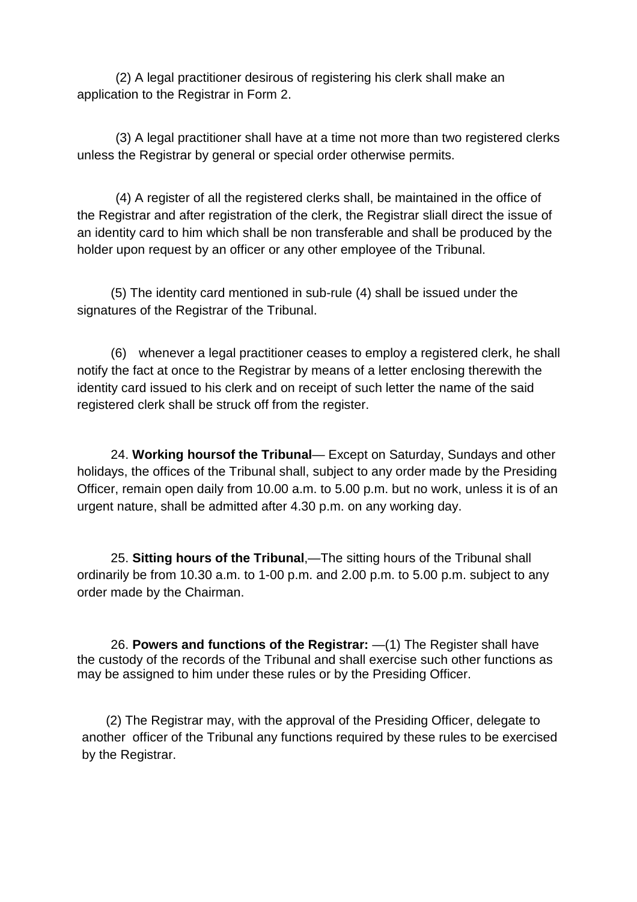(2) A legal practitioner desirous of registering his clerk shall make an application to the Registrar in Form 2.

(3) A legal practitioner shall have at a time not more than two registered clerks unless the Registrar by general or special order otherwise permits.

(4) A register of all the registered clerks shall, be maintained in the office of the Registrar and after registration of the clerk, the Registrar sliall direct the issue of an identity card to him which shall be non transferable and shall be produced by the holder upon request by an officer or any other employee of the Tribunal.

(5) The identity card mentioned in sub-rule (4) shall be issued under the signatures of the Registrar of the Tribunal.

(6) whenever a legal practitioner ceases to employ a registered clerk, he shall notify the fact at once to the Registrar by means of a letter enclosing therewith the identity card issued to his clerk and on receipt of such letter the name of the said registered clerk shall be struck off from the register.

24. **Working hoursof the Tribunal**— Except on Saturday, Sundays and other holidays, the offices of the Tribunal shall, subject to any order made by the Presiding Officer, remain open daily from 10.00 a.m. to 5.00 p.m. but no work, unless it is of an urgent nature, shall be admitted after 4.30 p.m. on any working day.

25. **Sitting hours of the Tribunal**,—The sitting hours of the Tribunal shall ordinarily be from 10.30 a.m. to 1-00 p.m. and 2.00 p.m. to 5.00 p.m. subject to any order made by the Chairman.

26. **Powers and functions of the Registrar:** —(1) The Register shall have the custody of the records of the Tribunal and shall exercise such other functions as may be assigned to him under these rules or by the Presiding Officer.

(2) The Registrar may, with the approval of the Presiding Officer, delegate to another officer of the Tribunal any functions required by these rules to be exercised by the Registrar.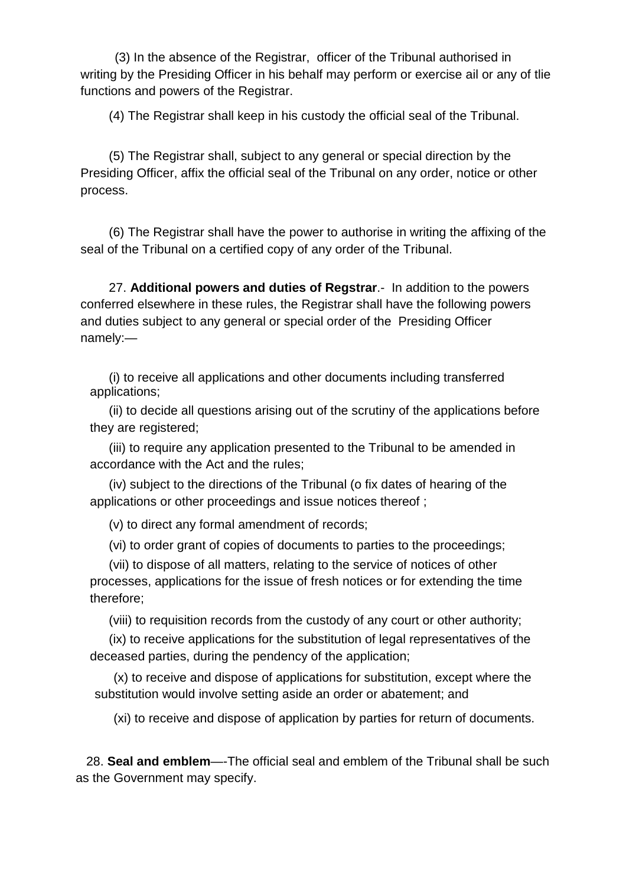(3) In the absence of the Registrar, officer of the Tribunal authorised in writing by the Presiding Officer in his behalf may perform or exercise ail or any of tlie functions and powers of the Registrar.

(4) The Registrar shall keep in his custody the official seal of the Tribunal.

(5) The Registrar shall, subject to any general or special direction by the Presiding Officer, affix the official seal of the Tribunal on any order, notice or other process.

(6) The Registrar shall have the power to authorise in writing the affixing of the seal of the Tribunal on a certified copy of any order of the Tribunal.

27. **Additional powers and duties of Regstrar**.- In addition to the powers conferred elsewhere in these rules, the Registrar shall have the following powers and duties subject to any general or special order of the Presiding Officer namely:—

(i) to receive all applications and other documents including transferred applications;

(ii) to decide all questions arising out of the scrutiny of the applications before they are registered;

(iii) to require any application presented to the Tribunal to be amended in accordance with the Act and the rules;

(iv) subject to the directions of the Tribunal (o fix dates of hearing of the applications or other proceedings and issue notices thereof ;

(v) to direct any formal amendment of records;

(vi) to order grant of copies of documents to parties to the proceedings;

(vii) to dispose of all matters, relating to the service of notices of other processes, applications for the issue of fresh notices or for extending the time therefore;

(viii) to requisition records from the custody of any court or other authority;

(ix) to receive applications for the substitution of legal representatives of the deceased parties, during the pendency of the application;

(x) to receive and dispose of applications for substitution, except where the substitution would involve setting aside an order or abatement; and

(xi) to receive and dispose of application by parties for return of documents.

28. **Seal and emblem**—-The official seal and emblem of the Tribunal shall be such as the Government may specify.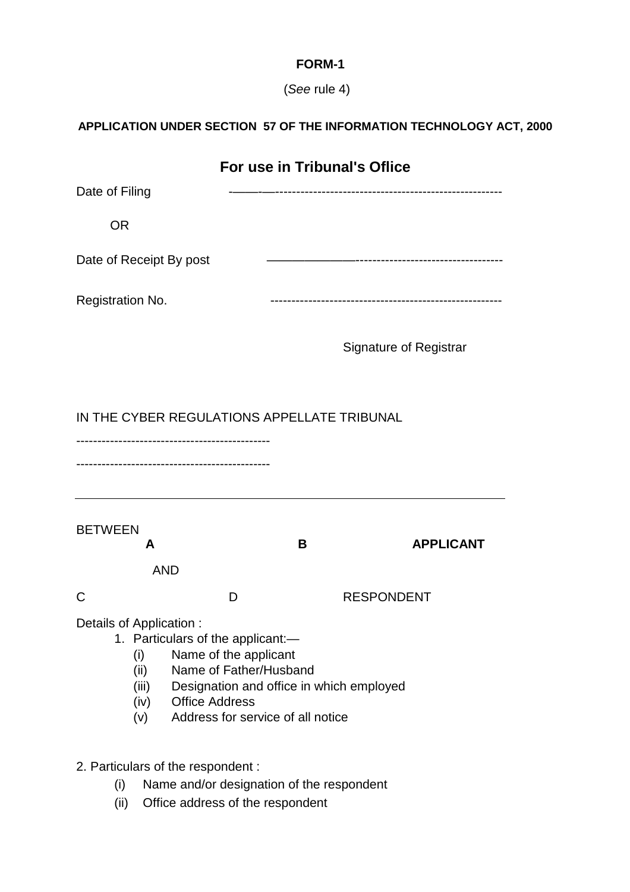**FORM-1**

(*See* rule 4)

**APPLICATION UNDER SECTION 57 OF THE INFORMATION TECHNOLOGY ACT, 2000**

## For use in Tribunal's Office

Date of Filing ——————————————————————————

OR

Date of Receipt By post ——————————————————————————

Registration No. ——————————————————————————

Signature of Registrar

IN THE CYBER REGULATIONS APPELLATE TRIBUNAL

----------------------------------------------

----------------------------------------------

---

BETWEEN

**A** **B** **APPLICANT**

AND

C D RESPONDENT

Details of Application :

1. Particulars of the applicant:—
   - (i) Name of the applicant
   - (ii) Name of Father/Husband
   - (iii) Designation and office in which employed
   - (iv) Office Address
   - (v) Address for service of all notice

2. Particulars of the respondent :
   - (i) Name and/or designation of the respondent
   - (ii) Office address of the respondent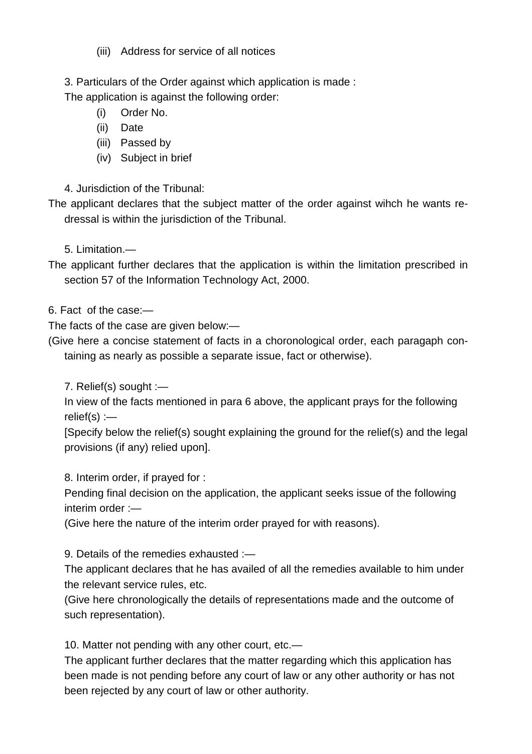(iii) Address for service of all notices

3. Particulars of the Order against which application is made :

The application is against the following order:

(i) Order No.
(ii) Date
(iii) Passed by
(iv) Subject in brief

4. Jurisdiction of the Tribunal:

The applicant declares that the subject matter of the order against wihch he wants redressal is within the jurisdiction of the Tribunal.

5. Limitation.—

The applicant further declares that the application is within the limitation prescribed in section 57 of the Information Technology Act, 2000.

6. Fact of the case:—

The facts of the case are given below:—

(Give here a concise statement of facts in a choronological order, each paragaph containing as nearly as possible a separate issue, fact or otherwise).

7. Relief(s) sought :—

In view of the facts mentioned in para 6 above, the applicant prays for the following relief(s) :—

[Specify below the relief(s) sought explaining the ground for the relief(s) and the legal provisions (if any) relied upon].

8. Interim order, if prayed for :

Pending final decision on the application, the applicant seeks issue of the following interim order :—

(Give here the nature of the interim order prayed for with reasons).

9. Details of the remedies exhausted :—

The applicant declares that he has availed of all the remedies available to him under the relevant service rules, etc.

(Give here chronologically the details of representations made and the outcome of such representation).

10. Matter not pending with any other court, etc.—

The applicant further declares that the matter regarding which this application has been made is not pending before any court of law or any other authority or has not been rejected by any court of law or other authority.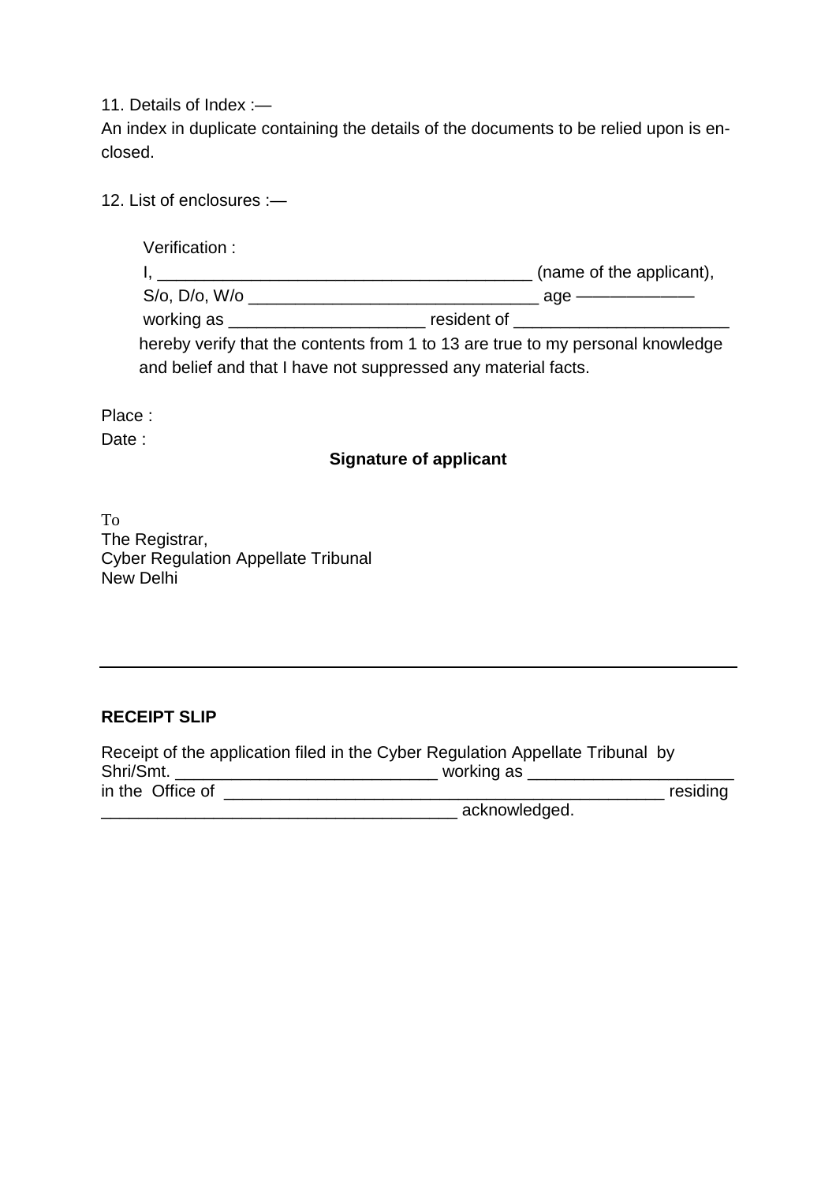11. Details of Index :—

An index in duplicate containing the details of the documents to be relied upon is enclosed.

12. List of enclosures :—

Verification :

I, ________________________________________ (name of the applicant),
S/o, D/o, W/o ______________________________ age ——————
working as ____________________ resident of ______________________
hereby verify that the contents from 1 to 13 are true to my personal knowledge and belief and that I have not suppressed any material facts.

Place :

Date :

**Signature of applicant**

To
The Registrar,
Cyber Regulation Appellate Tribunal
New Delhi

---

**RECEIPT SLIP**

Receipt of the application filed in the Cyber Regulation Appellate Tribunal by Shri/Smt. ___________________________ working as _____________________ in the Office of _____________________________________________ residing _____________________________________ acknowledged.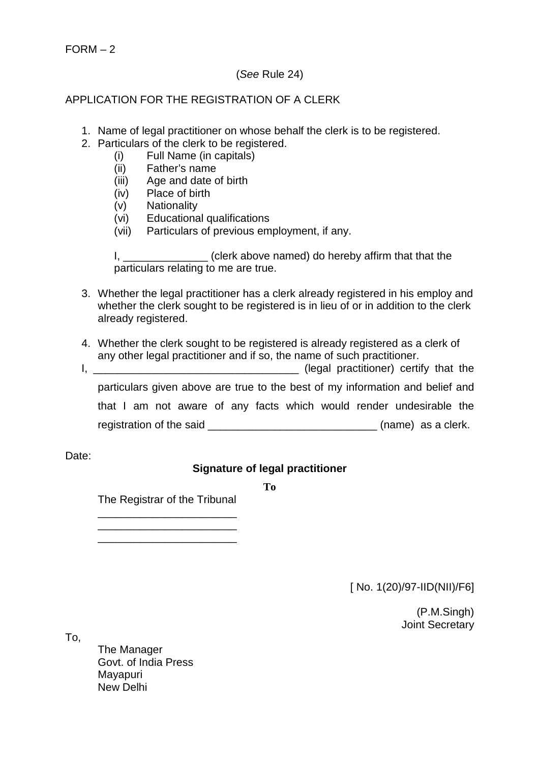FORM – 2

(*See* Rule 24)

APPLICATION FOR THE REGISTRATION OF A CLERK

1. Name of legal practitioner on whose behalf the clerk is to be registered.
2. Particulars of the clerk to be registered.
   (i) Full Name (in capitals)
   (ii) Father's name
   (iii) Age and date of birth
   (iv) Place of birth
   (v) Nationality
   (vi) Educational qualifications
   (vii) Particulars of previous employment, if any.

   I, ______________ (clerk above named) do hereby affirm that that the particulars relating to me are true.

3. Whether the legal practitioner has a clerk already registered in his employ and whether the clerk sought to be registered is in lieu of or in addition to the clerk already registered.

4. Whether the clerk sought to be registered is already registered as a clerk of any other legal practitioner and if so, the name of such practitioner.

I, __________________________________ (legal practitioner) certify that the particulars given above are true to the best of my information and belief and that I am not aware of any facts which would render undesirable the registration of the said ____________________________ (name) as a clerk.

Date:

**Signature of legal practitioner**

**To**

The Registrar of the Tribunal
_______________________
_______________________
_______________________

[ No. 1(20)/97-IID(NII)/F6]

(P.M.Singh)
Joint Secretary

To,
The Manager
Govt. of India Press
Mayapuri
New Delhi